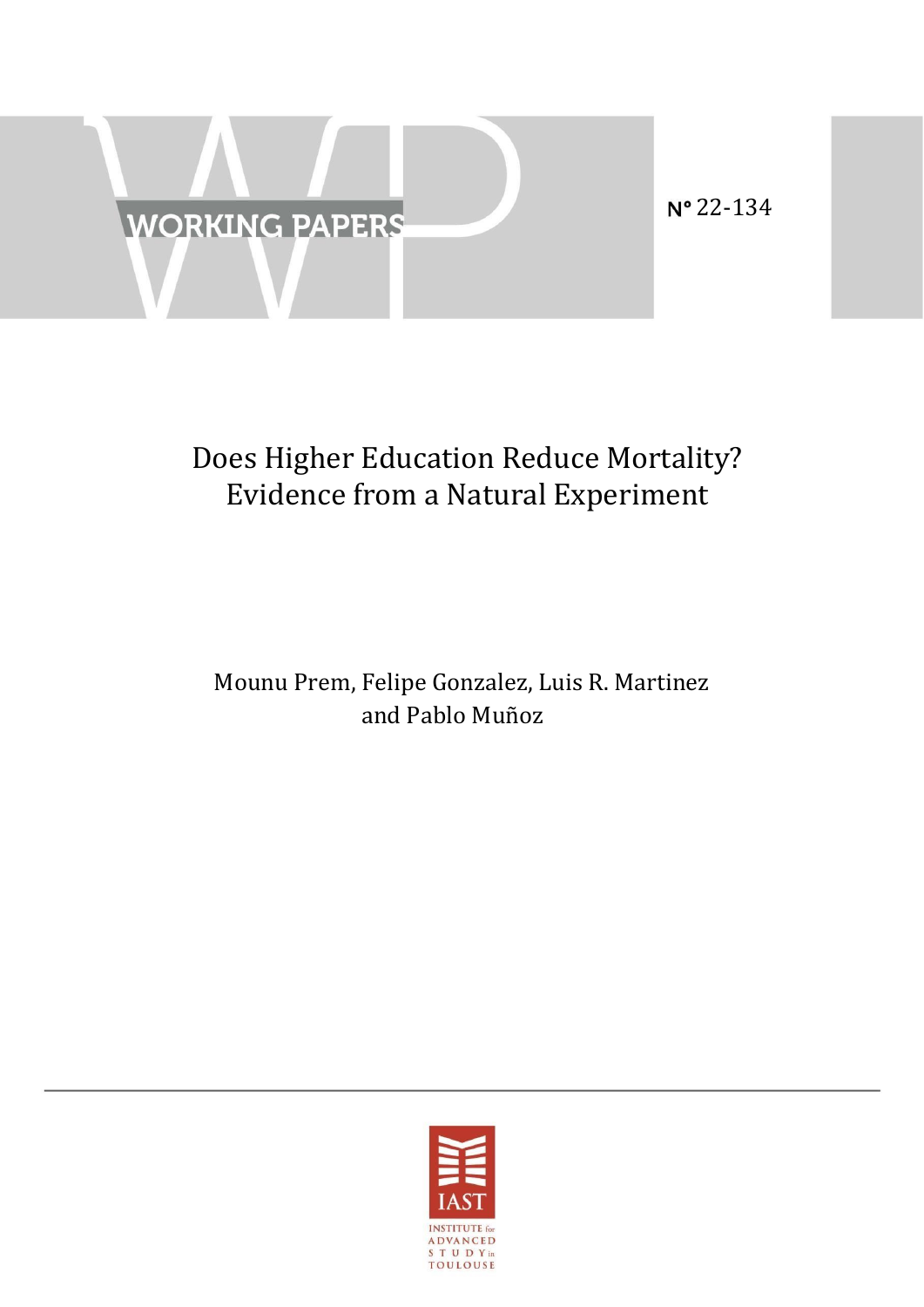WORKING PAPERS

N° 22-134

# Does Higher Education Reduce Mortality? Evidence from a Natural Experiment

Mounu Prem, Felipe Gonzalez, Luis R. Martinez and Pablo Muñoz

IAST

INSTITUTE for ADVANCED STUDY in TOULOUSE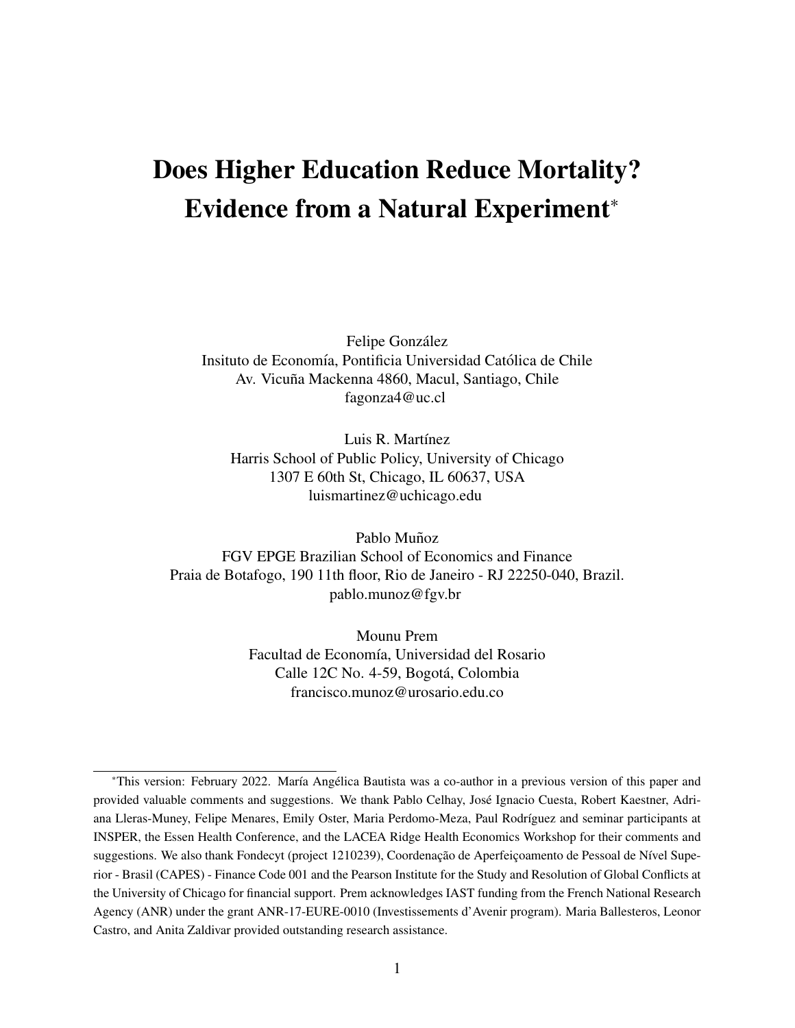# Does Higher Education Reduce Mortality? Evidence from a Natural Experiment*

Felipe González
Insituto de Economía, Pontificia Universidad Católica de Chile
Av. Vicuña Mackenna 4860, Macul, Santiago, Chile
fagonza4@uc.cl

Luis R. Martínez
Harris School of Public Policy, University of Chicago
1307 E 60th St, Chicago, IL 60637, USA
luismartinez@uchicago.edu

Pablo Muñoz
FGV EPGE Brazilian School of Economics and Finance
Praia de Botafogo, 190 11th floor, Rio de Janeiro - RJ 22250-040, Brazil.
pablo.munoz@fgv.br

Mounu Prem
Facultad de Economía, Universidad del Rosario
Calle 12C No. 4-59, Bogotá, Colombia
francisco.munoz@urosario.edu.co

*This version: February 2022. María Angélica Bautista was a co-author in a previous version of this paper and provided valuable comments and suggestions. We thank Pablo Celhay, José Ignacio Cuesta, Robert Kaestner, Adriana Lleras-Muney, Felipe Menares, Emily Oster, Maria Perdomo-Meza, Paul Rodríguez and seminar participants at INSPER, the Essen Health Conference, and the LACEA Ridge Health Economics Workshop for their comments and suggestions. We also thank Fondecyt (project 1210239), Coordenação de Aperfeiçoamento de Pessoal de Nível Superior - Brasil (CAPES) - Finance Code 001 and the Pearson Institute for the Study and Resolution of Global Conflicts at the University of Chicago for financial support. Prem acknowledges IAST funding from the French National Research Agency (ANR) under the grant ANR-17-EURE-0010 (Investissements d'Avenir program). Maria Ballesteros, Leonor Castro, and Anita Zaldivar provided outstanding research assistance.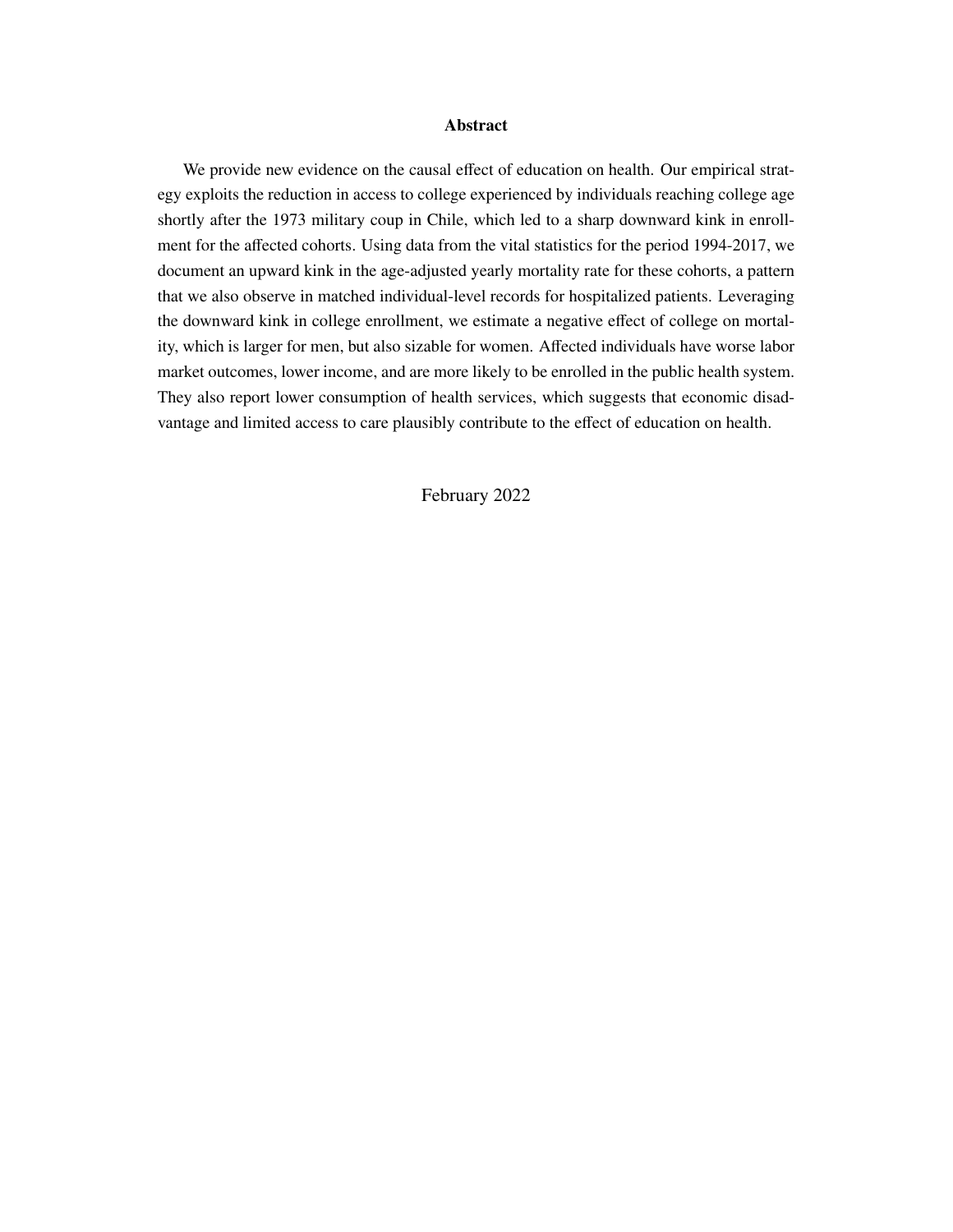## Abstract

We provide new evidence on the causal effect of education on health. Our empirical strategy exploits the reduction in access to college experienced by individuals reaching college age shortly after the 1973 military coup in Chile, which led to a sharp downward kink in enrollment for the affected cohorts. Using data from the vital statistics for the period 1994-2017, we document an upward kink in the age-adjusted yearly mortality rate for these cohorts, a pattern that we also observe in matched individual-level records for hospitalized patients. Leveraging the downward kink in college enrollment, we estimate a negative effect of college on mortality, which is larger for men, but also sizable for women. Affected individuals have worse labor market outcomes, lower income, and are more likely to be enrolled in the public health system. They also report lower consumption of health services, which suggests that economic disadvantage and limited access to care plausibly contribute to the effect of education on health.

February 2022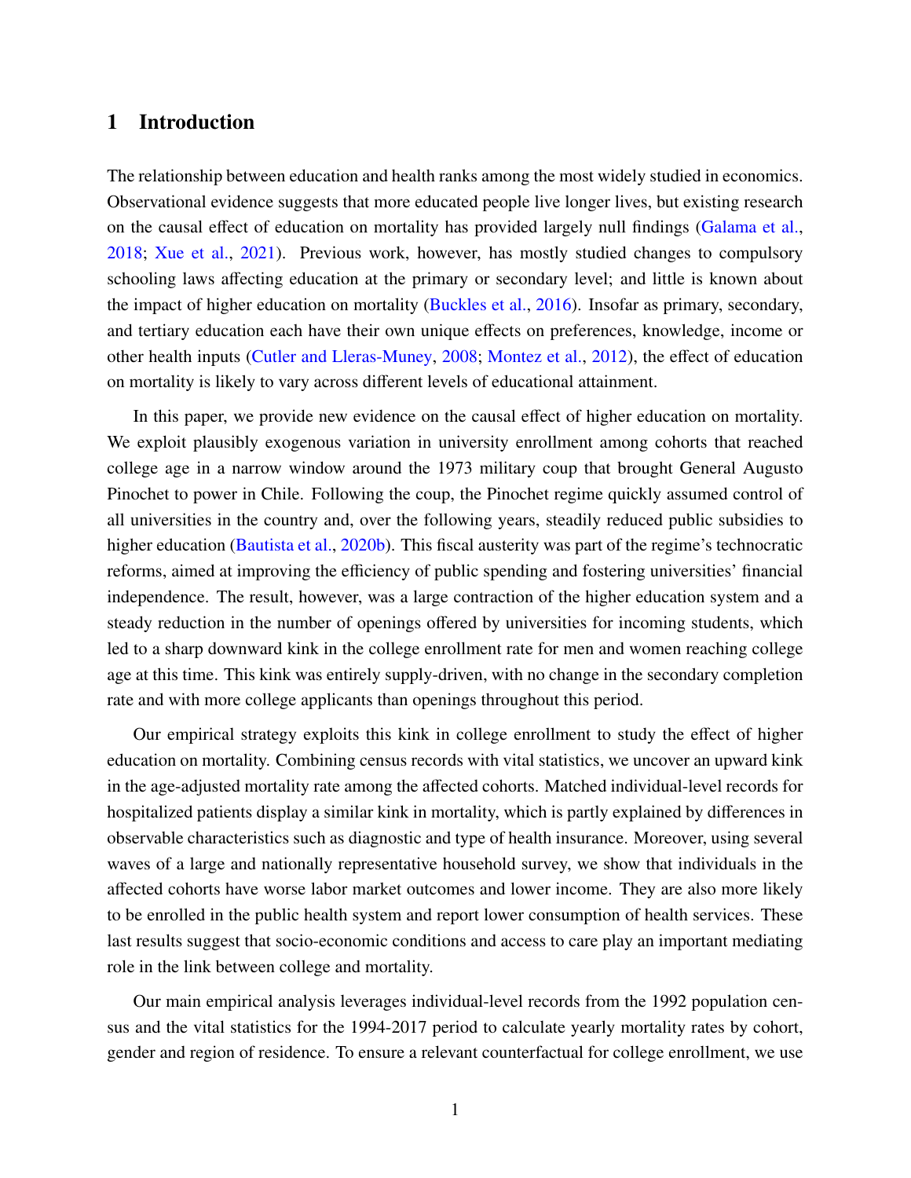## 1 Introduction

The relationship between education and health ranks among the most widely studied in economics. Observational evidence suggests that more educated people live longer lives, but existing research on the causal effect of education on mortality has provided largely null findings (Galama et al., 2018; Xue et al., 2021). Previous work, however, has mostly studied changes to compulsory schooling laws affecting education at the primary or secondary level; and little is known about the impact of higher education on mortality (Buckles et al., 2016). Insofar as primary, secondary, and tertiary education each have their own unique effects on preferences, knowledge, income or other health inputs (Cutler and Lleras-Muney, 2008; Montez et al., 2012), the effect of education on mortality is likely to vary across different levels of educational attainment.

In this paper, we provide new evidence on the causal effect of higher education on mortality. We exploit plausibly exogenous variation in university enrollment among cohorts that reached college age in a narrow window around the 1973 military coup that brought General Augusto Pinochet to power in Chile. Following the coup, the Pinochet regime quickly assumed control of all universities in the country and, over the following years, steadily reduced public subsidies to higher education (Bautista et al., 2020b). This fiscal austerity was part of the regime's technocratic reforms, aimed at improving the efficiency of public spending and fostering universities' financial independence. The result, however, was a large contraction of the higher education system and a steady reduction in the number of openings offered by universities for incoming students, which led to a sharp downward kink in the college enrollment rate for men and women reaching college age at this time. This kink was entirely supply-driven, with no change in the secondary completion rate and with more college applicants than openings throughout this period.

Our empirical strategy exploits this kink in college enrollment to study the effect of higher education on mortality. Combining census records with vital statistics, we uncover an upward kink in the age-adjusted mortality rate among the affected cohorts. Matched individual-level records for hospitalized patients display a similar kink in mortality, which is partly explained by differences in observable characteristics such as diagnostic and type of health insurance. Moreover, using several waves of a large and nationally representative household survey, we show that individuals in the affected cohorts have worse labor market outcomes and lower income. They are also more likely to be enrolled in the public health system and report lower consumption of health services. These last results suggest that socio-economic conditions and access to care play an important mediating role in the link between college and mortality.

Our main empirical analysis leverages individual-level records from the 1992 population census and the vital statistics for the 1994-2017 period to calculate yearly mortality rates by cohort, gender and region of residence. To ensure a relevant counterfactual for college enrollment, we use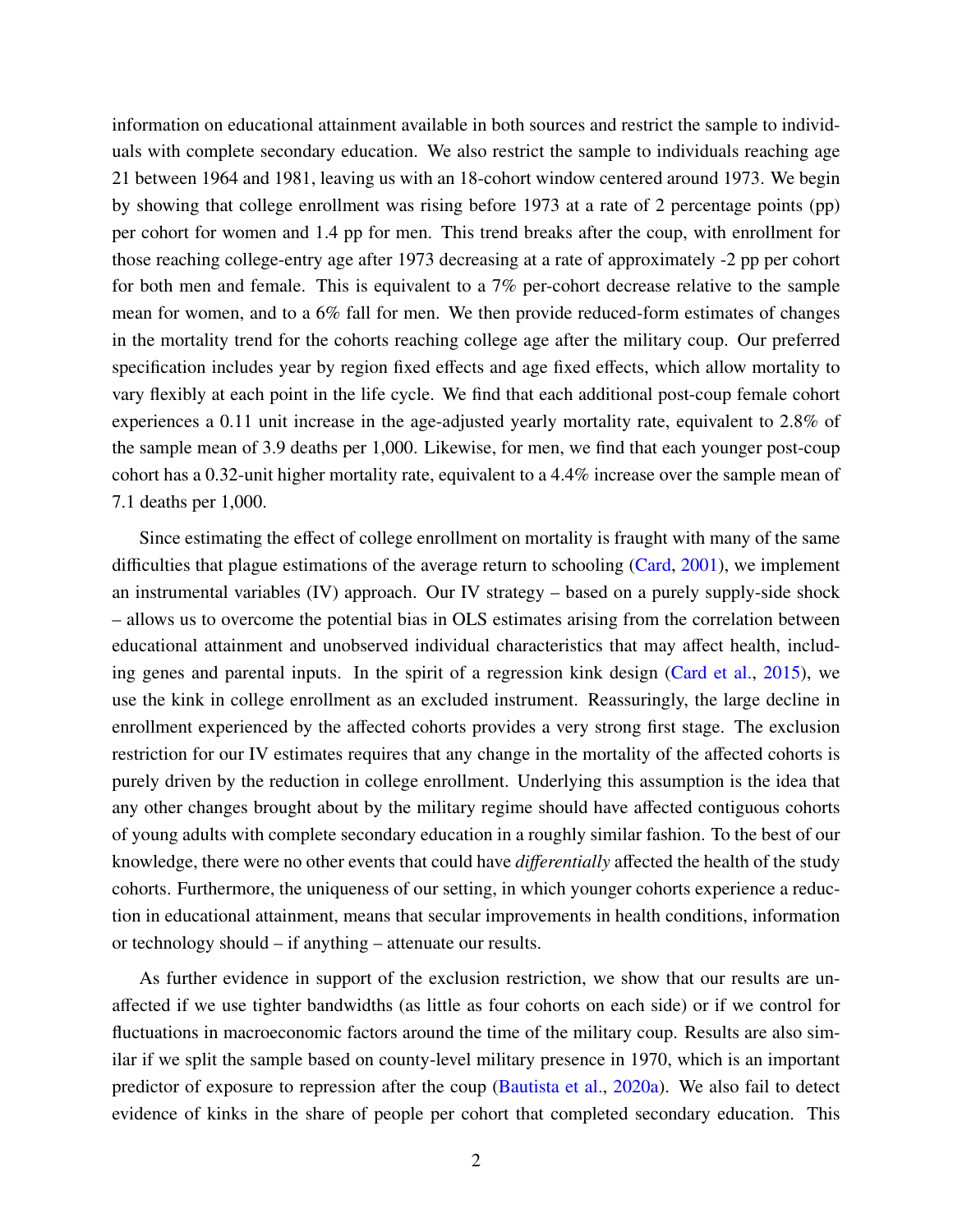information on educational attainment available in both sources and restrict the sample to individuals with complete secondary education. We also restrict the sample to individuals reaching age 21 between 1964 and 1981, leaving us with an 18-cohort window centered around 1973. We begin by showing that college enrollment was rising before 1973 at a rate of 2 percentage points (pp) per cohort for women and 1.4 pp for men. This trend breaks after the coup, with enrollment for those reaching college-entry age after 1973 decreasing at a rate of approximately -2 pp per cohort for both men and female. This is equivalent to a 7% per-cohort decrease relative to the sample mean for women, and to a 6% fall for men. We then provide reduced-form estimates of changes in the mortality trend for the cohorts reaching college age after the military coup. Our preferred specification includes year by region fixed effects and age fixed effects, which allow mortality to vary flexibly at each point in the life cycle. We find that each additional post-coup female cohort experiences a 0.11 unit increase in the age-adjusted yearly mortality rate, equivalent to 2.8% of the sample mean of 3.9 deaths per 1,000. Likewise, for men, we find that each younger post-coup cohort has a 0.32-unit higher mortality rate, equivalent to a 4.4% increase over the sample mean of 7.1 deaths per 1,000.

Since estimating the effect of college enrollment on mortality is fraught with many of the same difficulties that plague estimations of the average return to schooling (Card, 2001), we implement an instrumental variables (IV) approach. Our IV strategy – based on a purely supply-side shock – allows us to overcome the potential bias in OLS estimates arising from the correlation between educational attainment and unobserved individual characteristics that may affect health, including genes and parental inputs. In the spirit of a regression kink design (Card et al., 2015), we use the kink in college enrollment as an excluded instrument. Reassuringly, the large decline in enrollment experienced by the affected cohorts provides a very strong first stage. The exclusion restriction for our IV estimates requires that any change in the mortality of the affected cohorts is purely driven by the reduction in college enrollment. Underlying this assumption is the idea that any other changes brought about by the military regime should have affected contiguous cohorts of young adults with complete secondary education in a roughly similar fashion. To the best of our knowledge, there were no other events that could have *differentially* affected the health of the study cohorts. Furthermore, the uniqueness of our setting, in which younger cohorts experience a reduction in educational attainment, means that secular improvements in health conditions, information or technology should – if anything – attenuate our results.

As further evidence in support of the exclusion restriction, we show that our results are unaffected if we use tighter bandwidths (as little as four cohorts on each side) or if we control for fluctuations in macroeconomic factors around the time of the military coup. Results are also similar if we split the sample based on county-level military presence in 1970, which is an important predictor of exposure to repression after the coup (Bautista et al., 2020a). We also fail to detect evidence of kinks in the share of people per cohort that completed secondary education. This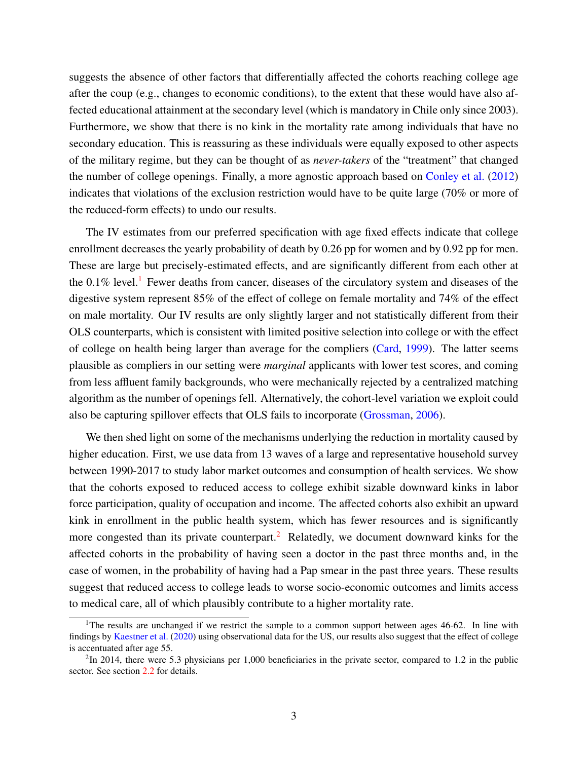suggests the absence of other factors that differentially affected the cohorts reaching college age after the coup (e.g., changes to economic conditions), to the extent that these would have also affected educational attainment at the secondary level (which is mandatory in Chile only since 2003). Furthermore, we show that there is no kink in the mortality rate among individuals that have no secondary education. This is reassuring as these individuals were equally exposed to other aspects of the military regime, but they can be thought of as *never-takers* of the "treatment" that changed the number of college openings. Finally, a more agnostic approach based on Conley et al. (2012) indicates that violations of the exclusion restriction would have to be quite large (70% or more of the reduced-form effects) to undo our results.

The IV estimates from our preferred specification with age fixed effects indicate that college enrollment decreases the yearly probability of death by 0.26 pp for women and by 0.92 pp for men. These are large but precisely-estimated effects, and are significantly different from each other at the 0.1% level.[1] Fewer deaths from cancer, diseases of the circulatory system and diseases of the digestive system represent 85% of the effect of college on female mortality and 74% of the effect on male mortality. Our IV results are only slightly larger and not statistically different from their OLS counterparts, which is consistent with limited positive selection into college or with the effect of college on health being larger than average for the compliers (Card, 1999). The latter seems plausible as compliers in our setting were *marginal* applicants with lower test scores, and coming from less affluent family backgrounds, who were mechanically rejected by a centralized matching algorithm as the number of openings fell. Alternatively, the cohort-level variation we exploit could also be capturing spillover effects that OLS fails to incorporate (Grossman, 2006).

We then shed light on some of the mechanisms underlying the reduction in mortality caused by higher education. First, we use data from 13 waves of a large and representative household survey between 1990-2017 to study labor market outcomes and consumption of health services. We show that the cohorts exposed to reduced access to college exhibit sizable downward kinks in labor force participation, quality of occupation and income. The affected cohorts also exhibit an upward kink in enrollment in the public health system, which has fewer resources and is significantly more congested than its private counterpart.[2] Relatedly, we document downward kinks for the affected cohorts in the probability of having seen a doctor in the past three months and, in the case of women, in the probability of having had a Pap smear in the past three years. These results suggest that reduced access to college leads to worse socio-economic outcomes and limits access to medical care, all of which plausibly contribute to a higher mortality rate.

[1] The results are unchanged if we restrict the sample to a common support between ages 46-62. In line with findings by Kaestner et al. (2020) using observational data for the US, our results also suggest that the effect of college is accentuated after age 55.

[2] In 2014, there were 5.3 physicians per 1,000 beneficiaries in the private sector, compared to 1.2 in the public sector. See section 2.2 for details.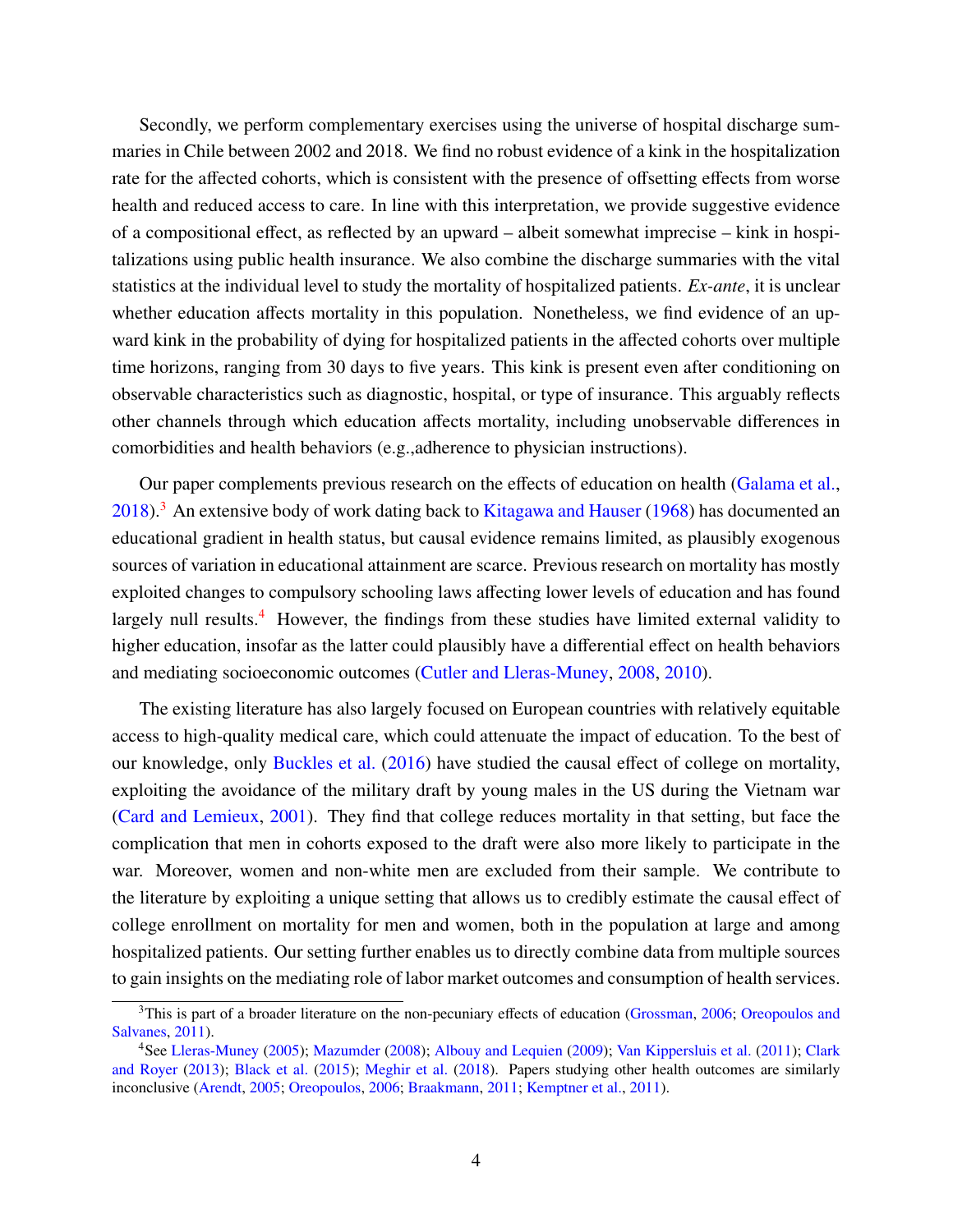Secondly, we perform complementary exercises using the universe of hospital discharge summaries in Chile between 2002 and 2018. We find no robust evidence of a kink in the hospitalization rate for the affected cohorts, which is consistent with the presence of offsetting effects from worse health and reduced access to care. In line with this interpretation, we provide suggestive evidence of a compositional effect, as reflected by an upward – albeit somewhat imprecise – kink in hospitalizations using public health insurance. We also combine the discharge summaries with the vital statistics at the individual level to study the mortality of hospitalized patients. *Ex-ante*, it is unclear whether education affects mortality in this population. Nonetheless, we find evidence of an upward kink in the probability of dying for hospitalized patients in the affected cohorts over multiple time horizons, ranging from 30 days to five years. This kink is present even after conditioning on observable characteristics such as diagnostic, hospital, or type of insurance. This arguably reflects other channels through which education affects mortality, including unobservable differences in comorbidities and health behaviors (e.g.,adherence to physician instructions).

Our paper complements previous research on the effects of education on health (Galama et al., 2018).[3] An extensive body of work dating back to Kitagawa and Hauser (1968) has documented an educational gradient in health status, but causal evidence remains limited, as plausibly exogenous sources of variation in educational attainment are scarce. Previous research on mortality has mostly exploited changes to compulsory schooling laws affecting lower levels of education and has found largely null results.[4] However, the findings from these studies have limited external validity to higher education, insofar as the latter could plausibly have a differential effect on health behaviors and mediating socioeconomic outcomes (Cutler and Lleras-Muney, 2008, 2010).

The existing literature has also largely focused on European countries with relatively equitable access to high-quality medical care, which could attenuate the impact of education. To the best of our knowledge, only Buckles et al. (2016) have studied the causal effect of college on mortality, exploiting the avoidance of the military draft by young males in the US during the Vietnam war (Card and Lemieux, 2001). They find that college reduces mortality in that setting, but face the complication that men in cohorts exposed to the draft were also more likely to participate in the war. Moreover, women and non-white men are excluded from their sample. We contribute to the literature by exploiting a unique setting that allows us to credibly estimate the causal effect of college enrollment on mortality for men and women, both in the population at large and among hospitalized patients. Our setting further enables us to directly combine data from multiple sources to gain insights on the mediating role of labor market outcomes and consumption of health services.

[3] This is part of a broader literature on the non-pecuniary effects of education (Grossman, 2006; Oreopoulos and Salvanes, 2011).

[4] See Lleras-Muney (2005); Mazumder (2008); Albouy and Lequien (2009); Van Kippersluis et al. (2011); Clark and Royer (2013); Black et al. (2015); Meghir et al. (2018). Papers studying other health outcomes are similarly inconclusive (Arendt, 2005; Oreopoulos, 2006; Braakmann, 2011; Kemptner et al., 2011).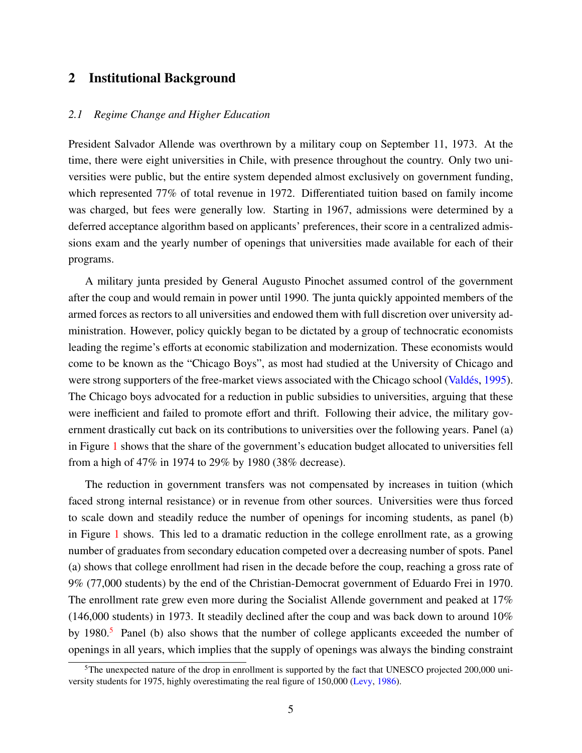## 2 Institutional Background

### *2.1 Regime Change and Higher Education*

President Salvador Allende was overthrown by a military coup on September 11, 1973. At the time, there were eight universities in Chile, with presence throughout the country. Only two universities were public, but the entire system depended almost exclusively on government funding, which represented 77% of total revenue in 1972. Differentiated tuition based on family income was charged, but fees were generally low. Starting in 1967, admissions were determined by a deferred acceptance algorithm based on applicants' preferences, their score in a centralized admissions exam and the yearly number of openings that universities made available for each of their programs.

A military junta presided by General Augusto Pinochet assumed control of the government after the coup and would remain in power until 1990. The junta quickly appointed members of the armed forces as rectors to all universities and endowed them with full discretion over university administration. However, policy quickly began to be dictated by a group of technocratic economists leading the regime's efforts at economic stabilization and modernization. These economists would come to be known as the "Chicago Boys", as most had studied at the University of Chicago and were strong supporters of the free-market views associated with the Chicago school (Valdés, 1995). The Chicago boys advocated for a reduction in public subsidies to universities, arguing that these were inefficient and failed to promote effort and thrift. Following their advice, the military government drastically cut back on its contributions to universities over the following years. Panel (a) in Figure 1 shows that the share of the government's education budget allocated to universities fell from a high of 47% in 1974 to 29% by 1980 (38% decrease).

The reduction in government transfers was not compensated by increases in tuition (which faced strong internal resistance) or in revenue from other sources. Universities were thus forced to scale down and steadily reduce the number of openings for incoming students, as panel (b) in Figure 1 shows. This led to a dramatic reduction in the college enrollment rate, as a growing number of graduates from secondary education competed over a decreasing number of spots. Panel (a) shows that college enrollment had risen in the decade before the coup, reaching a gross rate of 9% (77,000 students) by the end of the Christian-Democrat government of Eduardo Frei in 1970. The enrollment rate grew even more during the Socialist Allende government and peaked at 17% (146,000 students) in 1973. It steadily declined after the coup and was back down to around 10% by 1980.[5] Panel (b) also shows that the number of college applicants exceeded the number of openings in all years, which implies that the supply of openings was always the binding constraint

[5] The unexpected nature of the drop in enrollment is supported by the fact that UNESCO projected 200,000 university students for 1975, highly overestimating the real figure of 150,000 (Levy, 1986).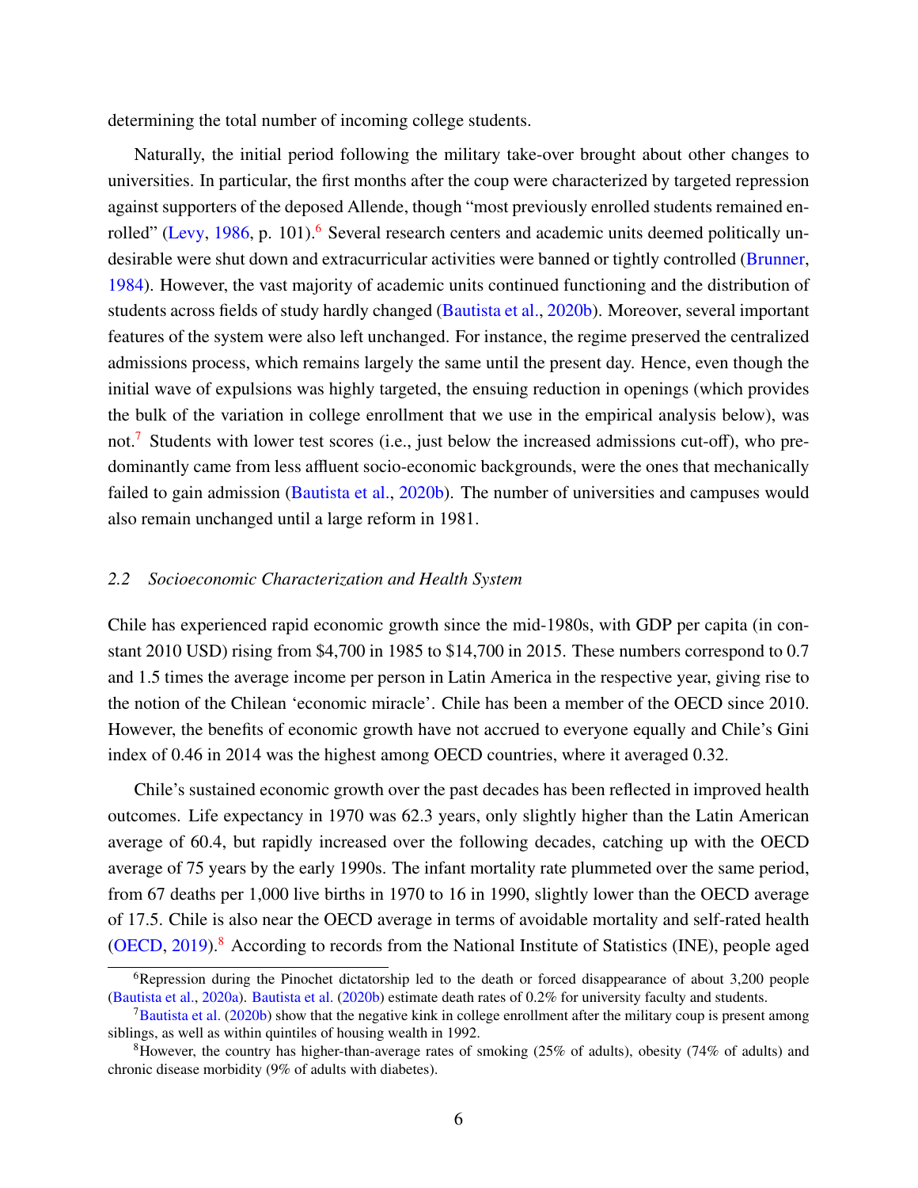determining the total number of incoming college students.

Naturally, the initial period following the military take-over brought about other changes to universities. In particular, the first months after the coup were characterized by targeted repression against supporters of the deposed Allende, though "most previously enrolled students remained enrolled" (Levy, 1986, p. 101).[6] Several research centers and academic units deemed politically undesirable were shut down and extracurricular activities were banned or tightly controlled (Brunner, 1984). However, the vast majority of academic units continued functioning and the distribution of students across fields of study hardly changed (Bautista et al., 2020b). Moreover, several important features of the system were also left unchanged. For instance, the regime preserved the centralized admissions process, which remains largely the same until the present day. Hence, even though the initial wave of expulsions was highly targeted, the ensuing reduction in openings (which provides the bulk of the variation in college enrollment that we use in the empirical analysis below), was not.[7] Students with lower test scores (i.e., just below the increased admissions cut-off), who predominantly came from less affluent socio-economic backgrounds, were the ones that mechanically failed to gain admission (Bautista et al., 2020b). The number of universities and campuses would also remain unchanged until a large reform in 1981.

### 2.2 *Socioeconomic Characterization and Health System*

Chile has experienced rapid economic growth since the mid-1980s, with GDP per capita (in constant 2010 USD) rising from $4,700 in 1985 to $14,700 in 2015. These numbers correspond to 0.7 and 1.5 times the average income per person in Latin America in the respective year, giving rise to the notion of the Chilean 'economic miracle'. Chile has been a member of the OECD since 2010. However, the benefits of economic growth have not accrued to everyone equally and Chile's Gini index of 0.46 in 2014 was the highest among OECD countries, where it averaged 0.32.

Chile's sustained economic growth over the past decades has been reflected in improved health outcomes. Life expectancy in 1970 was 62.3 years, only slightly higher than the Latin American average of 60.4, but rapidly increased over the following decades, catching up with the OECD average of 75 years by the early 1990s. The infant mortality rate plummeted over the same period, from 67 deaths per 1,000 live births in 1970 to 16 in 1990, slightly lower than the OECD average of 17.5. Chile is also near the OECD average in terms of avoidable mortality and self-rated health (OECD, 2019).[8] According to records from the National Institute of Statistics (INE), people aged

[6] Repression during the Pinochet dictatorship led to the death or forced disappearance of about 3,200 people (Bautista et al., 2020a). Bautista et al. (2020b) estimate death rates of 0.2% for university faculty and students.

[7] Bautista et al. (2020b) show that the negative kink in college enrollment after the military coup is present among siblings, as well as within quintiles of housing wealth in 1992.

[8] However, the country has higher-than-average rates of smoking (25% of adults), obesity (74% of adults) and chronic disease morbidity (9% of adults with diabetes).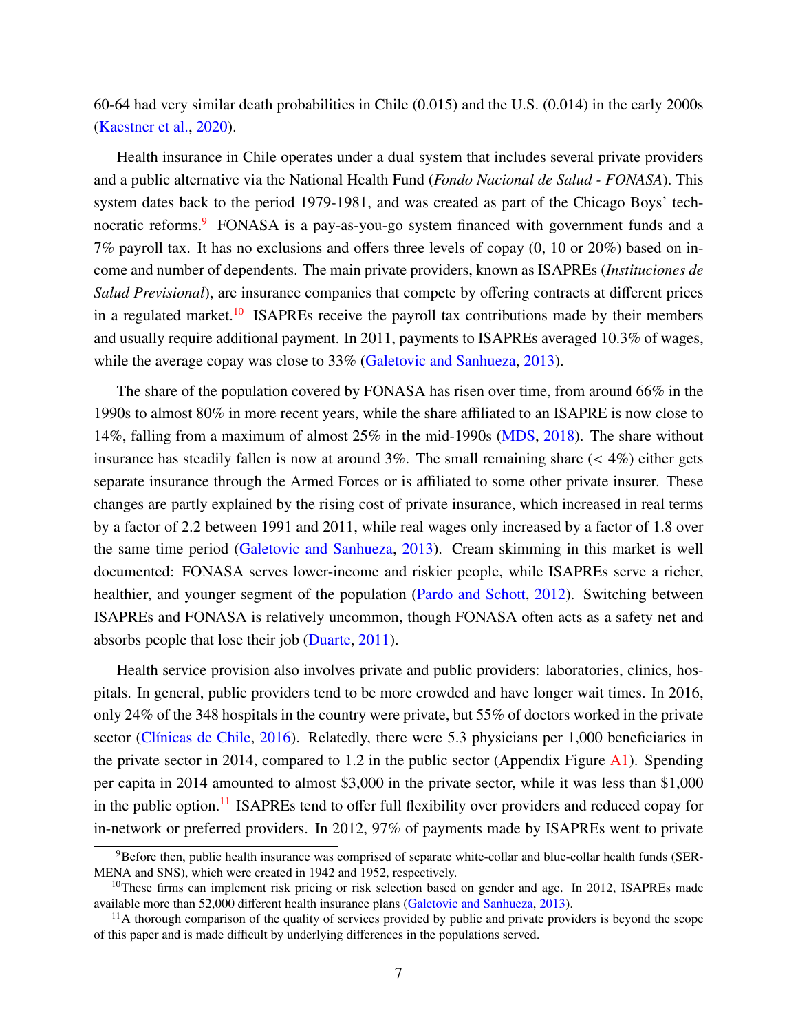60-64 had very similar death probabilities in Chile (0.015) and the U.S. (0.014) in the early 2000s (Kaestner et al., 2020).

Health insurance in Chile operates under a dual system that includes several private providers and a public alternative via the National Health Fund (*Fondo Nacional de Salud - FONASA*). This system dates back to the period 1979-1981, and was created as part of the Chicago Boys' technocratic reforms.[9] FONASA is a pay-as-you-go system financed with government funds and a 7% payroll tax. It has no exclusions and offers three levels of copay (0, 10 or 20%) based on income and number of dependents. The main private providers, known as ISAPREs (*Instituciones de Salud Previsional*), are insurance companies that compete by offering contracts at different prices in a regulated market.[10] ISAPREs receive the payroll tax contributions made by their members and usually require additional payment. In 2011, payments to ISAPREs averaged 10.3% of wages, while the average copay was close to 33% (Galetovic and Sanhueza, 2013).

The share of the population covered by FONASA has risen over time, from around 66% in the 1990s to almost 80% in more recent years, while the share affiliated to an ISAPRE is now close to 14%, falling from a maximum of almost 25% in the mid-1990s (MDS, 2018). The share without insurance has steadily fallen is now at around 3%. The small remaining share (< 4%) either gets separate insurance through the Armed Forces or is affiliated to some other private insurer. These changes are partly explained by the rising cost of private insurance, which increased in real terms by a factor of 2.2 between 1991 and 2011, while real wages only increased by a factor of 1.8 over the same time period (Galetovic and Sanhueza, 2013). Cream skimming in this market is well documented: FONASA serves lower-income and riskier people, while ISAPREs serve a richer, healthier, and younger segment of the population (Pardo and Schott, 2012). Switching between ISAPREs and FONASA is relatively uncommon, though FONASA often acts as a safety net and absorbs people that lose their job (Duarte, 2011).

Health service provision also involves private and public providers: laboratories, clinics, hospitals. In general, public providers tend to be more crowded and have longer wait times. In 2016, only 24% of the 348 hospitals in the country were private, but 55% of doctors worked in the private sector (Clínicas de Chile, 2016). Relatedly, there were 5.3 physicians per 1,000 beneficiaries in the private sector in 2014, compared to 1.2 in the public sector (Appendix Figure A1). Spending per capita in 2014 amounted to almost $3,000 in the private sector, while it was less than $1,000 in the public option.[11] ISAPREs tend to offer full flexibility over providers and reduced copay for in-network or preferred providers. In 2012, 97% of payments made by ISAPREs went to private

[9]Before then, public health insurance was comprised of separate white-collar and blue-collar health funds (SERMENA and SNS), which were created in 1942 and 1952, respectively.

[10]These firms can implement risk pricing or risk selection based on gender and age. In 2012, ISAPREs made available more than 52,000 different health insurance plans (Galetovic and Sanhueza, 2013).

[11]A thorough comparison of the quality of services provided by public and private providers is beyond the scope of this paper and is made difficult by underlying differences in the populations served.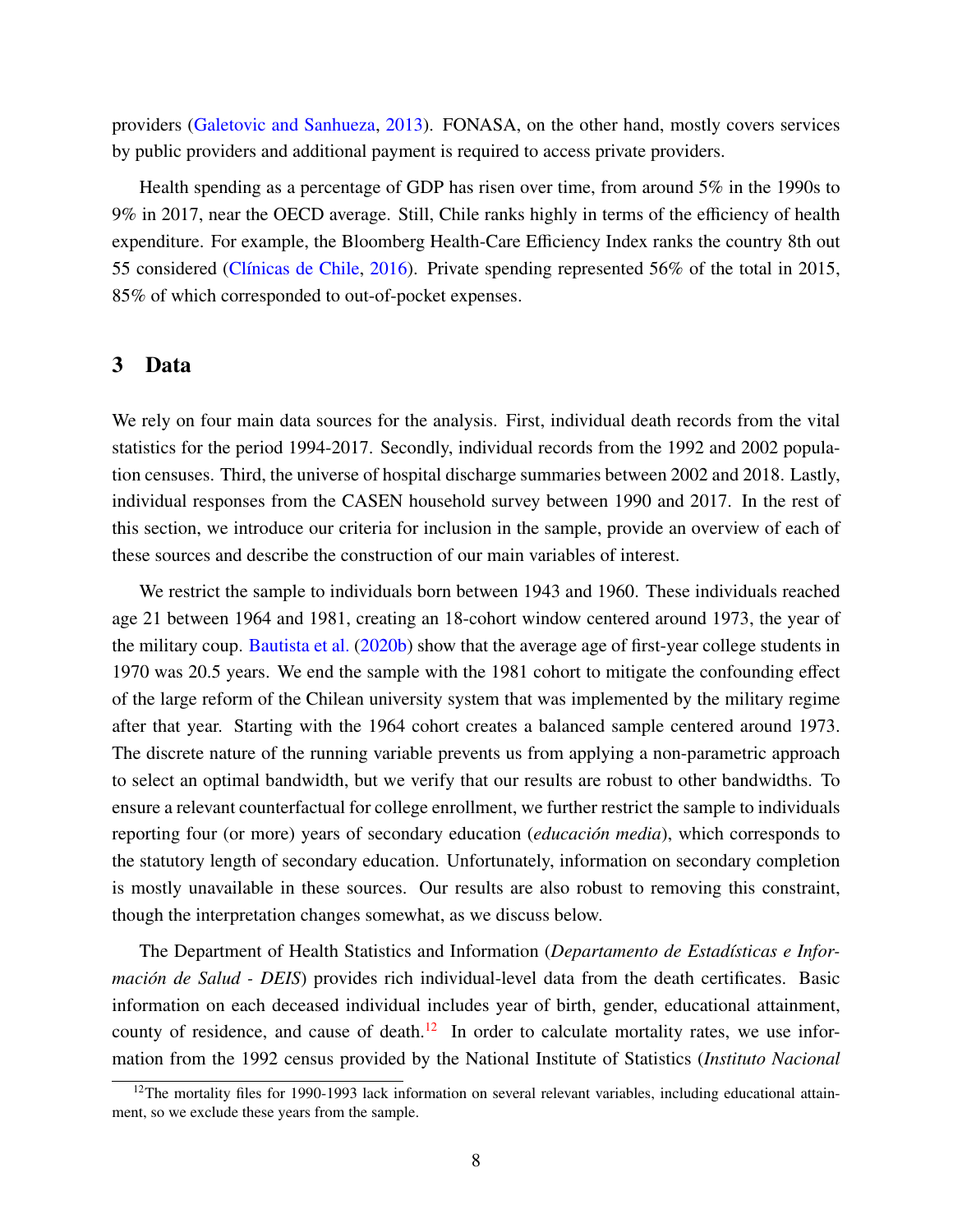providers (Galetovic and Sanhueza, 2013). FONASA, on the other hand, mostly covers services by public providers and additional payment is required to access private providers.

Health spending as a percentage of GDP has risen over time, from around 5% in the 1990s to 9% in 2017, near the OECD average. Still, Chile ranks highly in terms of the efficiency of health expenditure. For example, the Bloomberg Health-Care Efficiency Index ranks the country 8th out 55 considered (Clínicas de Chile, 2016). Private spending represented 56% of the total in 2015, 85% of which corresponded to out-of-pocket expenses.

## 3 Data

We rely on four main data sources for the analysis. First, individual death records from the vital statistics for the period 1994-2017. Secondly, individual records from the 1992 and 2002 population censuses. Third, the universe of hospital discharge summaries between 2002 and 2018. Lastly, individual responses from the CASEN household survey between 1990 and 2017. In the rest of this section, we introduce our criteria for inclusion in the sample, provide an overview of each of these sources and describe the construction of our main variables of interest.

We restrict the sample to individuals born between 1943 and 1960. These individuals reached age 21 between 1964 and 1981, creating an 18-cohort window centered around 1973, the year of the military coup. Bautista et al. (2020b) show that the average age of first-year college students in 1970 was 20.5 years. We end the sample with the 1981 cohort to mitigate the confounding effect of the large reform of the Chilean university system that was implemented by the military regime after that year. Starting with the 1964 cohort creates a balanced sample centered around 1973. The discrete nature of the running variable prevents us from applying a non-parametric approach to select an optimal bandwidth, but we verify that our results are robust to other bandwidths. To ensure a relevant counterfactual for college enrollment, we further restrict the sample to individuals reporting four (or more) years of secondary education (*educación media*), which corresponds to the statutory length of secondary education. Unfortunately, information on secondary completion is mostly unavailable in these sources. Our results are also robust to removing this constraint, though the interpretation changes somewhat, as we discuss below.

The Department of Health Statistics and Information (*Departamento de Estadísticas e Información de Salud - DEIS*) provides rich individual-level data from the death certificates. Basic information on each deceased individual includes year of birth, gender, educational attainment, county of residence, and cause of death.[12] In order to calculate mortality rates, we use information from the 1992 census provided by the National Institute of Statistics (*Instituto Nacional*

[12] The mortality files for 1990-1993 lack information on several relevant variables, including educational attainment, so we exclude these years from the sample.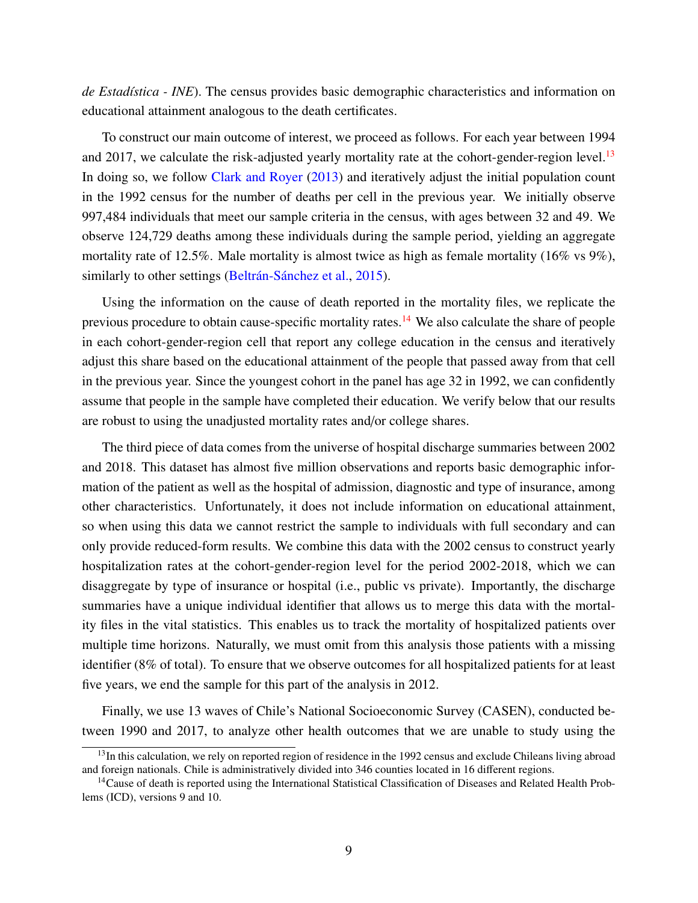*de Estadística - INE*). The census provides basic demographic characteristics and information on educational attainment analogous to the death certificates.

To construct our main outcome of interest, we proceed as follows. For each year between 1994 and 2017, we calculate the risk-adjusted yearly mortality rate at the cohort-gender-region level.[13] In doing so, we follow Clark and Royer (2013) and iteratively adjust the initial population count in the 1992 census for the number of deaths per cell in the previous year. We initially observe 997,484 individuals that meet our sample criteria in the census, with ages between 32 and 49. We observe 124,729 deaths among these individuals during the sample period, yielding an aggregate mortality rate of 12.5%. Male mortality is almost twice as high as female mortality (16% vs 9%), similarly to other settings (Beltrán-Sánchez et al., 2015).

Using the information on the cause of death reported in the mortality files, we replicate the previous procedure to obtain cause-specific mortality rates.[14] We also calculate the share of people in each cohort-gender-region cell that report any college education in the census and iteratively adjust this share based on the educational attainment of the people that passed away from that cell in the previous year. Since the youngest cohort in the panel has age 32 in 1992, we can confidently assume that people in the sample have completed their education. We verify below that our results are robust to using the unadjusted mortality rates and/or college shares.

The third piece of data comes from the universe of hospital discharge summaries between 2002 and 2018. This dataset has almost five million observations and reports basic demographic information of the patient as well as the hospital of admission, diagnostic and type of insurance, among other characteristics. Unfortunately, it does not include information on educational attainment, so when using this data we cannot restrict the sample to individuals with full secondary and can only provide reduced-form results. We combine this data with the 2002 census to construct yearly hospitalization rates at the cohort-gender-region level for the period 2002-2018, which we can disaggregate by type of insurance or hospital (i.e., public vs private). Importantly, the discharge summaries have a unique individual identifier that allows us to merge this data with the mortality files in the vital statistics. This enables us to track the mortality of hospitalized patients over multiple time horizons. Naturally, we must omit from this analysis those patients with a missing identifier (8% of total). To ensure that we observe outcomes for all hospitalized patients for at least five years, we end the sample for this part of the analysis in 2012.

Finally, we use 13 waves of Chile's National Socioeconomic Survey (CASEN), conducted between 1990 and 2017, to analyze other health outcomes that we are unable to study using the

[13] In this calculation, we rely on reported region of residence in the 1992 census and exclude Chileans living abroad and foreign nationals. Chile is administratively divided into 346 counties located in 16 different regions.

[14] Cause of death is reported using the International Statistical Classification of Diseases and Related Health Problems (ICD), versions 9 and 10.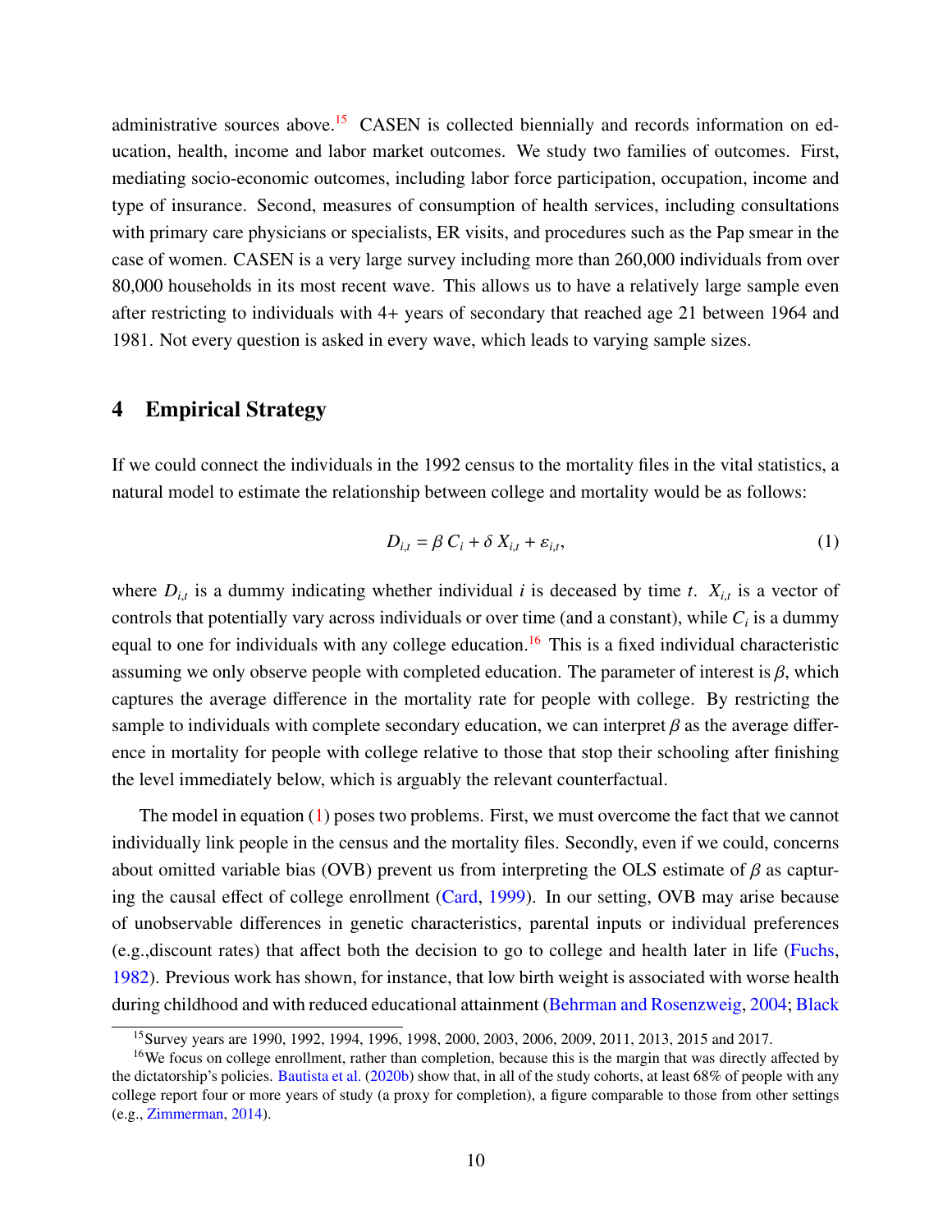administrative sources above.[15] CASEN is collected biennially and records information on education, health, income and labor market outcomes. We study two families of outcomes. First, mediating socio-economic outcomes, including labor force participation, occupation, income and type of insurance. Second, measures of consumption of health services, including consultations with primary care physicians or specialists, ER visits, and procedures such as the Pap smear in the case of women. CASEN is a very large survey including more than 260,000 individuals from over 80,000 households in its most recent wave. This allows us to have a relatively large sample even after restricting to individuals with 4+ years of secondary that reached age 21 between 1964 and 1981. Not every question is asked in every wave, which leads to varying sample sizes.

# 4 Empirical Strategy

If we could connect the individuals in the 1992 census to the mortality files in the vital statistics, a natural model to estimate the relationship between college and mortality would be as follows:

$$D_{i,t} = \beta \, C_i + \delta \, X_{i,t} + \varepsilon_{i,t}, \tag{1}$$

where $D_{i,t}$ is a dummy indicating whether individual $i$ is deceased by time $t$. $X_{i,t}$ is a vector of controls that potentially vary across individuals or over time (and a constant), while $C_i$ is a dummy equal to one for individuals with any college education.[16] This is a fixed individual characteristic assuming we only observe people with completed education. The parameter of interest is $\beta$, which captures the average difference in the mortality rate for people with college. By restricting the sample to individuals with complete secondary education, we can interpret $\beta$ as the average difference in mortality for people with college relative to those that stop their schooling after finishing the level immediately below, which is arguably the relevant counterfactual.

The model in equation (1) poses two problems. First, we must overcome the fact that we cannot individually link people in the census and the mortality files. Secondly, even if we could, concerns about omitted variable bias (OVB) prevent us from interpreting the OLS estimate of $\beta$ as capturing the causal effect of college enrollment (Card, 1999). In our setting, OVB may arise because of unobservable differences in genetic characteristics, parental inputs or individual preferences (e.g.,discount rates) that affect both the decision to go to college and health later in life (Fuchs, 1982). Previous work has shown, for instance, that low birth weight is associated with worse health during childhood and with reduced educational attainment (Behrman and Rosenzweig, 2004; Black

[15] Survey years are 1990, 1992, 1994, 1996, 1998, 2000, 2003, 2006, 2009, 2011, 2013, 2015 and 2017.

[16] We focus on college enrollment, rather than completion, because this is the margin that was directly affected by the dictatorship's policies. Bautista et al. (2020b) show that, in all of the study cohorts, at least 68% of people with any college report four or more years of study (a proxy for completion), a figure comparable to those from other settings (e.g., Zimmerman, 2014).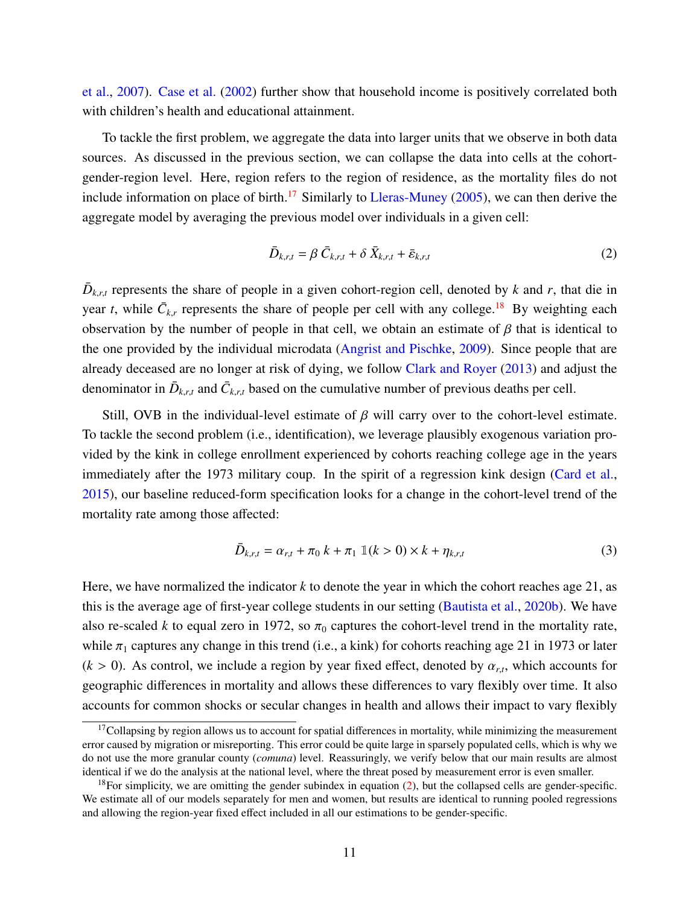et al., 2007). Case et al. (2002) further show that household income is positively correlated both with children's health and educational attainment.

To tackle the first problem, we aggregate the data into larger units that we observe in both data sources. As discussed in the previous section, we can collapse the data into cells at the cohort-gender-region level. Here, region refers to the region of residence, as the mortality files do not include information on place of birth.[17] Similarly to Lleras-Muney (2005), we can then derive the aggregate model by averaging the previous model over individuals in a given cell:

$$\bar{D}_{k,r,t} = \beta\, \bar{C}_{k,r,t} + \delta\, \bar{X}_{k,r,t} + \bar{\varepsilon}_{k,r,t} \tag{2}$$

$\bar{D}_{k,r,t}$ represents the share of people in a given cohort-region cell, denoted by $k$ and $r$, that die in year $t$, while $\bar{C}_{k,r}$ represents the share of people per cell with any college.[18] By weighting each observation by the number of people in that cell, we obtain an estimate of $\beta$ that is identical to the one provided by the individual microdata (Angrist and Pischke, 2009). Since people that are already deceased are no longer at risk of dying, we follow Clark and Royer (2013) and adjust the denominator in $\bar{D}_{k,r,t}$ and $\bar{C}_{k,r,t}$ based on the cumulative number of previous deaths per cell.

Still, OVB in the individual-level estimate of $\beta$ will carry over to the cohort-level estimate. To tackle the second problem (i.e., identification), we leverage plausibly exogenous variation provided by the kink in college enrollment experienced by cohorts reaching college age in the years immediately after the 1973 military coup. In the spirit of a regression kink design (Card et al., 2015), our baseline reduced-form specification looks for a change in the cohort-level trend of the mortality rate among those affected:

$$\bar{D}_{k,r,t} = \alpha_{r,t} + \pi_0\, k + \pi_1\, \mathbb{1}(k > 0) \times k + \eta_{k,r,t} \tag{3}$$

Here, we have normalized the indicator $k$ to denote the year in which the cohort reaches age 21, as this is the average age of first-year college students in our setting (Bautista et al., 2020b). We have also re-scaled $k$ to equal zero in 1972, so $\pi_0$ captures the cohort-level trend in the mortality rate, while $\pi_1$ captures any change in this trend (i.e., a kink) for cohorts reaching age 21 in 1973 or later ($k > 0$). As control, we include a region by year fixed effect, denoted by $\alpha_{r,t}$, which accounts for geographic differences in mortality and allows these differences to vary flexibly over time. It also accounts for common shocks or secular changes in health and allows their impact to vary flexibly

[17] Collapsing by region allows us to account for spatial differences in mortality, while minimizing the measurement error caused by migration or misreporting. This error could be quite large in sparsely populated cells, which is why we do not use the more granular county (*comuna*) level. Reassuringly, we verify below that our main results are almost identical if we do the analysis at the national level, where the threat posed by measurement error is even smaller.

[18] For simplicity, we are omitting the gender subindex in equation (2), but the collapsed cells are gender-specific. We estimate all of our models separately for men and women, but results are identical to running pooled regressions and allowing the region-year fixed effect included in all our estimations to be gender-specific.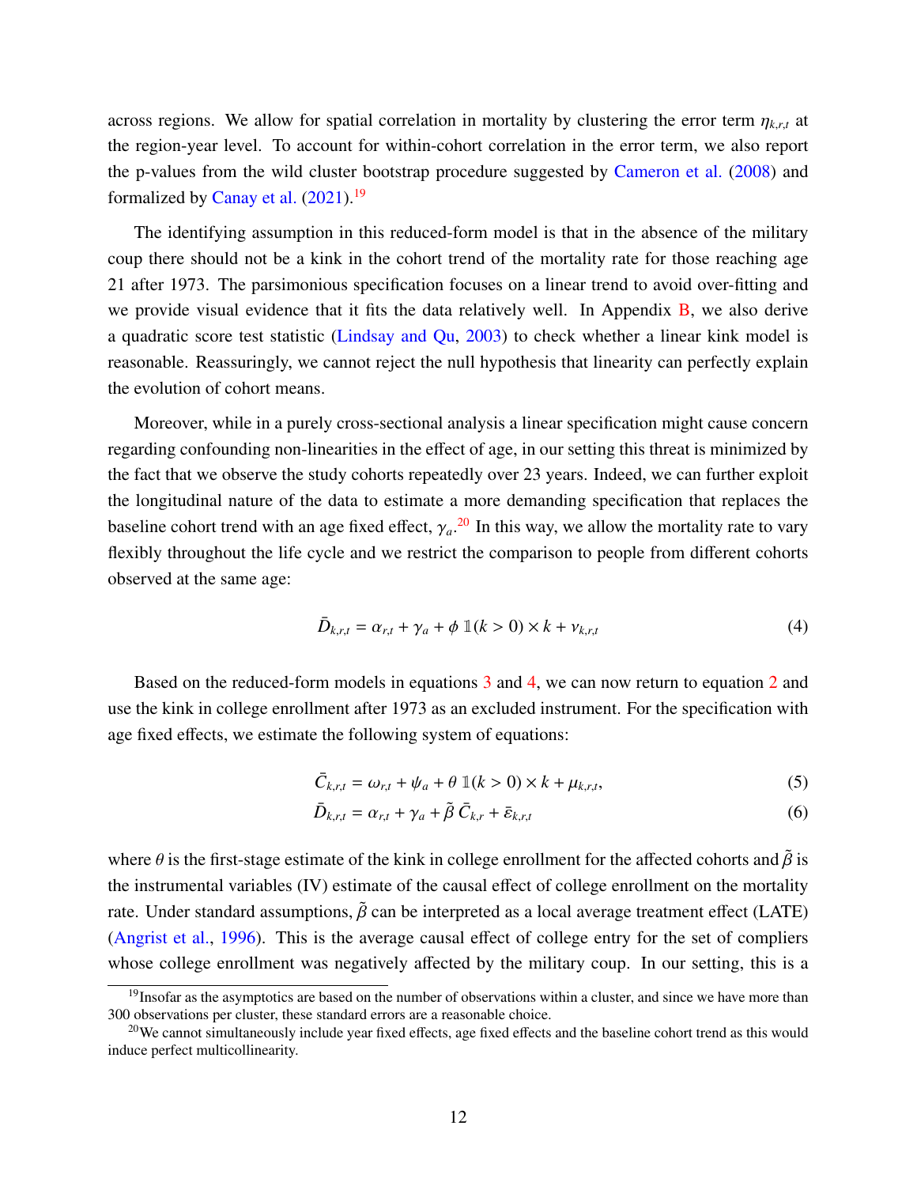across regions. We allow for spatial correlation in mortality by clustering the error term $\eta_{k,r,t}$ at the region-year level. To account for within-cohort correlation in the error term, we also report the p-values from the wild cluster bootstrap procedure suggested by Cameron et al. (2008) and formalized by Canay et al. (2021).[19]

The identifying assumption in this reduced-form model is that in the absence of the military coup there should not be a kink in the cohort trend of the mortality rate for those reaching age 21 after 1973. The parsimonious specification focuses on a linear trend to avoid over-fitting and we provide visual evidence that it fits the data relatively well. In Appendix B, we also derive a quadratic score test statistic (Lindsay and Qu, 2003) to check whether a linear kink model is reasonable. Reassuringly, we cannot reject the null hypothesis that linearity can perfectly explain the evolution of cohort means.

Moreover, while in a purely cross-sectional analysis a linear specification might cause concern regarding confounding non-linearities in the effect of age, in our setting this threat is minimized by the fact that we observe the study cohorts repeatedly over 23 years. Indeed, we can further exploit the longitudinal nature of the data to estimate a more demanding specification that replaces the baseline cohort trend with an age fixed effect, $\gamma_a$.[20] In this way, we allow the mortality rate to vary flexibly throughout the life cycle and we restrict the comparison to people from different cohorts observed at the same age:

$$\bar{D}_{k,r,t} = \alpha_{r,t} + \gamma_a + \phi \, \mathbb{1}(k > 0) \times k + \nu_{k,r,t} \tag{4}$$

Based on the reduced-form models in equations 3 and 4, we can now return to equation 2 and use the kink in college enrollment after 1973 as an excluded instrument. For the specification with age fixed effects, we estimate the following system of equations:

$$\bar{C}_{k,r,t} = \omega_{r,t} + \psi_a + \theta \, \mathbb{1}(k > 0) \times k + \mu_{k,r,t}, \tag{5}$$

$$\bar{D}_{k,r,t} = \alpha_{r,t} + \gamma_a + \tilde{\beta} \, \bar{C}_{k,r} + \bar{\varepsilon}_{k,r,t} \tag{6}$$

where $\theta$ is the first-stage estimate of the kink in college enrollment for the affected cohorts and $\tilde{\beta}$ is the instrumental variables (IV) estimate of the causal effect of college enrollment on the mortality rate. Under standard assumptions, $\tilde{\beta}$ can be interpreted as a local average treatment effect (LATE) (Angrist et al., 1996). This is the average causal effect of college entry for the set of compliers whose college enrollment was negatively affected by the military coup. In our setting, this is a

[19] Insofar as the asymptotics are based on the number of observations within a cluster, and since we have more than 300 observations per cluster, these standard errors are a reasonable choice.

[20] We cannot simultaneously include year fixed effects, age fixed effects and the baseline cohort trend as this would induce perfect multicollinearity.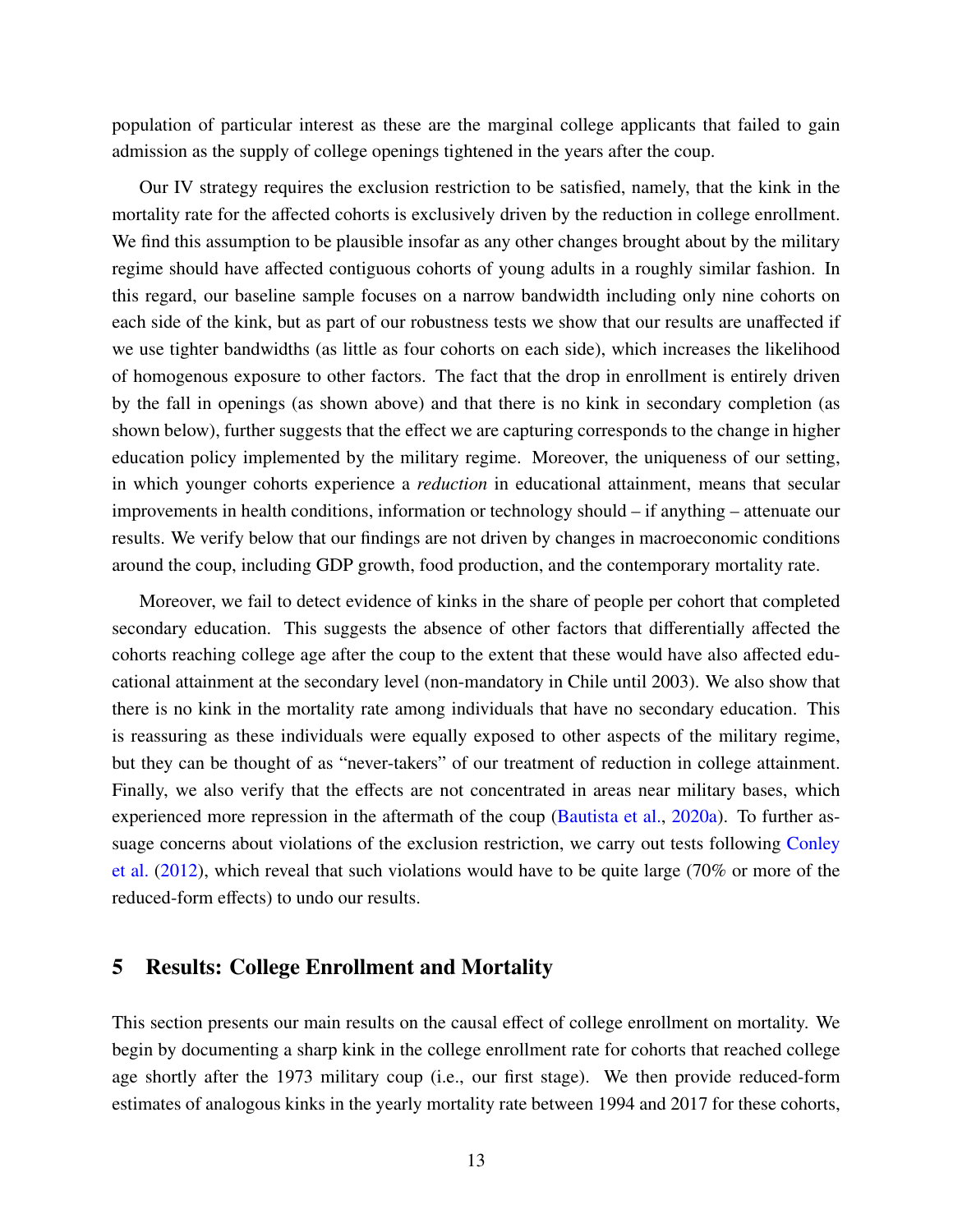population of particular interest as these are the marginal college applicants that failed to gain admission as the supply of college openings tightened in the years after the coup.

Our IV strategy requires the exclusion restriction to be satisfied, namely, that the kink in the mortality rate for the affected cohorts is exclusively driven by the reduction in college enrollment. We find this assumption to be plausible insofar as any other changes brought about by the military regime should have affected contiguous cohorts of young adults in a roughly similar fashion. In this regard, our baseline sample focuses on a narrow bandwidth including only nine cohorts on each side of the kink, but as part of our robustness tests we show that our results are unaffected if we use tighter bandwidths (as little as four cohorts on each side), which increases the likelihood of homogenous exposure to other factors. The fact that the drop in enrollment is entirely driven by the fall in openings (as shown above) and that there is no kink in secondary completion (as shown below), further suggests that the effect we are capturing corresponds to the change in higher education policy implemented by the military regime. Moreover, the uniqueness of our setting, in which younger cohorts experience a *reduction* in educational attainment, means that secular improvements in health conditions, information or technology should – if anything – attenuate our results. We verify below that our findings are not driven by changes in macroeconomic conditions around the coup, including GDP growth, food production, and the contemporary mortality rate.

Moreover, we fail to detect evidence of kinks in the share of people per cohort that completed secondary education. This suggests the absence of other factors that differentially affected the cohorts reaching college age after the coup to the extent that these would have also affected educational attainment at the secondary level (non-mandatory in Chile until 2003). We also show that there is no kink in the mortality rate among individuals that have no secondary education. This is reassuring as these individuals were equally exposed to other aspects of the military regime, but they can be thought of as "never-takers" of our treatment of reduction in college attainment. Finally, we also verify that the effects are not concentrated in areas near military bases, which experienced more repression in the aftermath of the coup (Bautista et al., 2020a). To further assuage concerns about violations of the exclusion restriction, we carry out tests following Conley et al. (2012), which reveal that such violations would have to be quite large (70% or more of the reduced-form effects) to undo our results.

## 5 Results: College Enrollment and Mortality

This section presents our main results on the causal effect of college enrollment on mortality. We begin by documenting a sharp kink in the college enrollment rate for cohorts that reached college age shortly after the 1973 military coup (i.e., our first stage). We then provide reduced-form estimates of analogous kinks in the yearly mortality rate between 1994 and 2017 for these cohorts,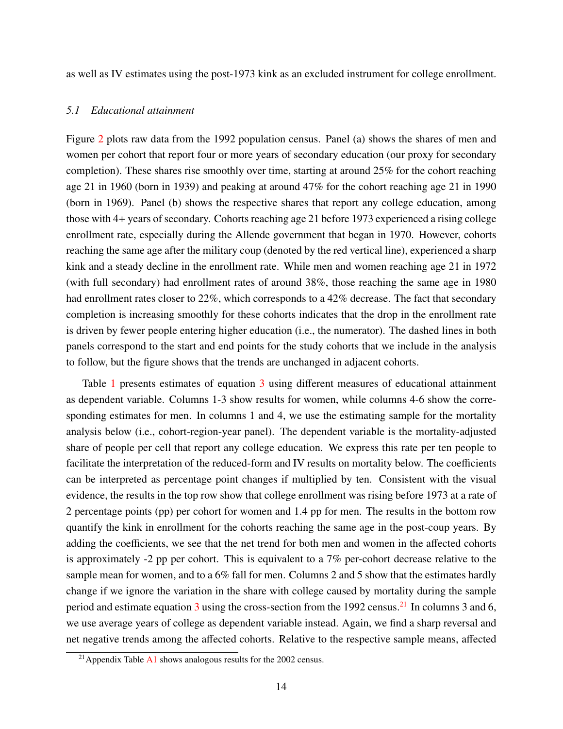as well as IV estimates using the post-1973 kink as an excluded instrument for college enrollment.

### *5.1 Educational attainment*

Figure 2 plots raw data from the 1992 population census. Panel (a) shows the shares of men and women per cohort that report four or more years of secondary education (our proxy for secondary completion). These shares rise smoothly over time, starting at around 25% for the cohort reaching age 21 in 1960 (born in 1939) and peaking at around 47% for the cohort reaching age 21 in 1990 (born in 1969). Panel (b) shows the respective shares that report any college education, among those with 4+ years of secondary. Cohorts reaching age 21 before 1973 experienced a rising college enrollment rate, especially during the Allende government that began in 1970. However, cohorts reaching the same age after the military coup (denoted by the red vertical line), experienced a sharp kink and a steady decline in the enrollment rate. While men and women reaching age 21 in 1972 (with full secondary) had enrollment rates of around 38%, those reaching the same age in 1980 had enrollment rates closer to 22%, which corresponds to a 42% decrease. The fact that secondary completion is increasing smoothly for these cohorts indicates that the drop in the enrollment rate is driven by fewer people entering higher education (i.e., the numerator). The dashed lines in both panels correspond to the start and end points for the study cohorts that we include in the analysis to follow, but the figure shows that the trends are unchanged in adjacent cohorts.

Table 1 presents estimates of equation 3 using different measures of educational attainment as dependent variable. Columns 1-3 show results for women, while columns 4-6 show the corresponding estimates for men. In columns 1 and 4, we use the estimating sample for the mortality analysis below (i.e., cohort-region-year panel). The dependent variable is the mortality-adjusted share of people per cell that report any college education. We express this rate per ten people to facilitate the interpretation of the reduced-form and IV results on mortality below. The coefficients can be interpreted as percentage point changes if multiplied by ten. Consistent with the visual evidence, the results in the top row show that college enrollment was rising before 1973 at a rate of 2 percentage points (pp) per cohort for women and 1.4 pp for men. The results in the bottom row quantify the kink in enrollment for the cohorts reaching the same age in the post-coup years. By adding the coefficients, we see that the net trend for both men and women in the affected cohorts is approximately -2 pp per cohort. This is equivalent to a 7% per-cohort decrease relative to the sample mean for women, and to a 6% fall for men. Columns 2 and 5 show that the estimates hardly change if we ignore the variation in the share with college caused by mortality during the sample period and estimate equation 3 using the cross-section from the 1992 census.[21] In columns 3 and 6, we use average years of college as dependent variable instead. Again, we find a sharp reversal and net negative trends among the affected cohorts. Relative to the respective sample means, affected

[21] Appendix Table A1 shows analogous results for the 2002 census.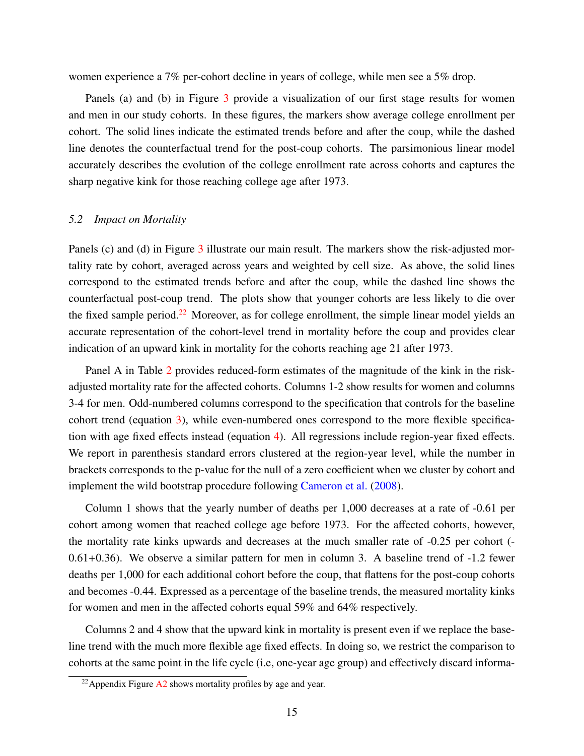women experience a 7% per-cohort decline in years of college, while men see a 5% drop.

Panels (a) and (b) in Figure 3 provide a visualization of our first stage results for women and men in our study cohorts. In these figures, the markers show average college enrollment per cohort. The solid lines indicate the estimated trends before and after the coup, while the dashed line denotes the counterfactual trend for the post-coup cohorts. The parsimonious linear model accurately describes the evolution of the college enrollment rate across cohorts and captures the sharp negative kink for those reaching college age after 1973.

### 5.2 *Impact on Mortality*

Panels (c) and (d) in Figure 3 illustrate our main result. The markers show the risk-adjusted mortality rate by cohort, averaged across years and weighted by cell size. As above, the solid lines correspond to the estimated trends before and after the coup, while the dashed line shows the counterfactual post-coup trend. The plots show that younger cohorts are less likely to die over the fixed sample period.[22] Moreover, as for college enrollment, the simple linear model yields an accurate representation of the cohort-level trend in mortality before the coup and provides clear indication of an upward kink in mortality for the cohorts reaching age 21 after 1973.

Panel A in Table 2 provides reduced-form estimates of the magnitude of the kink in the risk-adjusted mortality rate for the affected cohorts. Columns 1-2 show results for women and columns 3-4 for men. Odd-numbered columns correspond to the specification that controls for the baseline cohort trend (equation 3), while even-numbered ones correspond to the more flexible specification with age fixed effects instead (equation 4). All regressions include region-year fixed effects. We report in parenthesis standard errors clustered at the region-year level, while the number in brackets corresponds to the p-value for the null of a zero coefficient when we cluster by cohort and implement the wild bootstrap procedure following Cameron et al. (2008).

Column 1 shows that the yearly number of deaths per 1,000 decreases at a rate of -0.61 per cohort among women that reached college age before 1973. For the affected cohorts, however, the mortality rate kinks upwards and decreases at the much smaller rate of -0.25 per cohort (-0.61+0.36). We observe a similar pattern for men in column 3. A baseline trend of -1.2 fewer deaths per 1,000 for each additional cohort before the coup, that flattens for the post-coup cohorts and becomes -0.44. Expressed as a percentage of the baseline trends, the measured mortality kinks for women and men in the affected cohorts equal 59% and 64% respectively.

Columns 2 and 4 show that the upward kink in mortality is present even if we replace the baseline trend with the much more flexible age fixed effects. In doing so, we restrict the comparison to cohorts at the same point in the life cycle (i.e, one-year age group) and effectively discard informa-

[22] Appendix Figure A2 shows mortality profiles by age and year.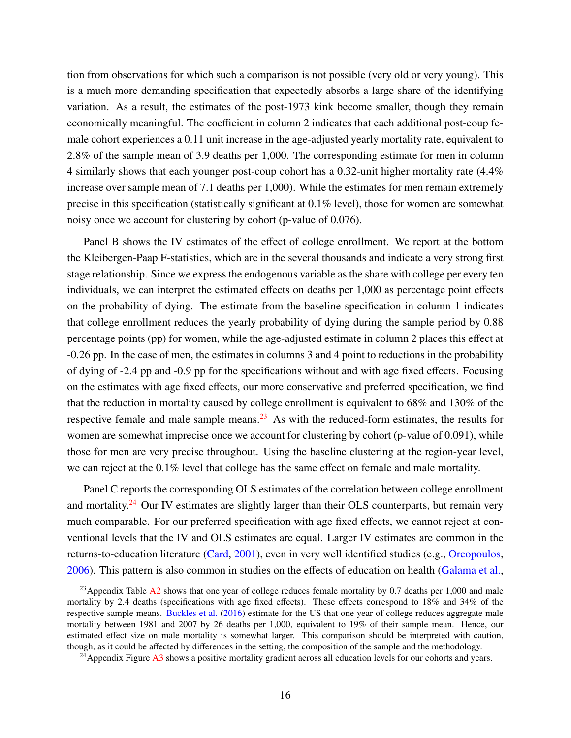tion from observations for which such a comparison is not possible (very old or very young). This is a much more demanding specification that expectedly absorbs a large share of the identifying variation. As a result, the estimates of the post-1973 kink become smaller, though they remain economically meaningful. The coefficient in column 2 indicates that each additional post-coup female cohort experiences a 0.11 unit increase in the age-adjusted yearly mortality rate, equivalent to 2.8% of the sample mean of 3.9 deaths per 1,000. The corresponding estimate for men in column 4 similarly shows that each younger post-coup cohort has a 0.32-unit higher mortality rate (4.4% increase over sample mean of 7.1 deaths per 1,000). While the estimates for men remain extremely precise in this specification (statistically significant at 0.1% level), those for women are somewhat noisy once we account for clustering by cohort (p-value of 0.076).

Panel B shows the IV estimates of the effect of college enrollment. We report at the bottom the Kleibergen-Paap F-statistics, which are in the several thousands and indicate a very strong first stage relationship. Since we express the endogenous variable as the share with college per every ten individuals, we can interpret the estimated effects on deaths per 1,000 as percentage point effects on the probability of dying. The estimate from the baseline specification in column 1 indicates that college enrollment reduces the yearly probability of dying during the sample period by 0.88 percentage points (pp) for women, while the age-adjusted estimate in column 2 places this effect at -0.26 pp. In the case of men, the estimates in columns 3 and 4 point to reductions in the probability of dying of -2.4 pp and -0.9 pp for the specifications without and with age fixed effects. Focusing on the estimates with age fixed effects, our more conservative and preferred specification, we find that the reduction in mortality caused by college enrollment is equivalent to 68% and 130% of the respective female and male sample means.[23] As with the reduced-form estimates, the results for women are somewhat imprecise once we account for clustering by cohort (p-value of 0.091), while those for men are very precise throughout. Using the baseline clustering at the region-year level, we can reject at the 0.1% level that college has the same effect on female and male mortality.

Panel C reports the corresponding OLS estimates of the correlation between college enrollment and mortality.[24] Our IV estimates are slightly larger than their OLS counterparts, but remain very much comparable. For our preferred specification with age fixed effects, we cannot reject at conventional levels that the IV and OLS estimates are equal. Larger IV estimates are common in the returns-to-education literature (Card, 2001), even in very well identified studies (e.g., Oreopoulos, 2006). This pattern is also common in studies on the effects of education on health (Galama et al.,

[23] Appendix Table A2 shows that one year of college reduces female mortality by 0.7 deaths per 1,000 and male mortality by 2.4 deaths (specifications with age fixed effects). These effects correspond to 18% and 34% of the respective sample means. Buckles et al. (2016) estimate for the US that one year of college reduces aggregate male mortality between 1981 and 2007 by 26 deaths per 1,000, equivalent to 19% of their sample mean. Hence, our estimated effect size on male mortality is somewhat larger. This comparison should be interpreted with caution, though, as it could be affected by differences in the setting, the composition of the sample and the methodology.

[24] Appendix Figure A3 shows a positive mortality gradient across all education levels for our cohorts and years.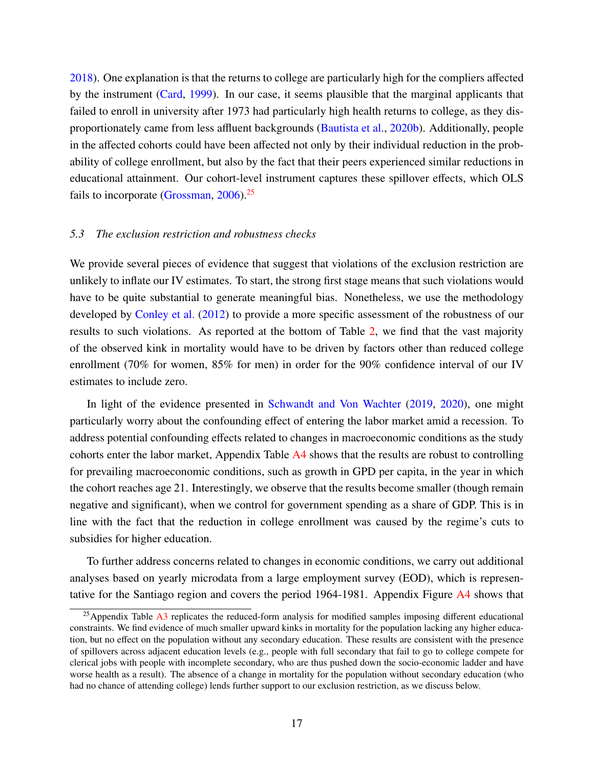2018). One explanation is that the returns to college are particularly high for the compliers affected by the instrument (Card, 1999). In our case, it seems plausible that the marginal applicants that failed to enroll in university after 1973 had particularly high health returns to college, as they disproportionately came from less affluent backgrounds (Bautista et al., 2020b). Additionally, people in the affected cohorts could have been affected not only by their individual reduction in the probability of college enrollment, but also by the fact that their peers experienced similar reductions in educational attainment. Our cohort-level instrument captures these spillover effects, which OLS fails to incorporate (Grossman, 2006).[25]

### *5.3 The exclusion restriction and robustness checks*

We provide several pieces of evidence that suggest that violations of the exclusion restriction are unlikely to inflate our IV estimates. To start, the strong first stage means that such violations would have to be quite substantial to generate meaningful bias. Nonetheless, we use the methodology developed by Conley et al. (2012) to provide a more specific assessment of the robustness of our results to such violations. As reported at the bottom of Table 2, we find that the vast majority of the observed kink in mortality would have to be driven by factors other than reduced college enrollment (70% for women, 85% for men) in order for the 90% confidence interval of our IV estimates to include zero.

In light of the evidence presented in Schwandt and Von Wachter (2019, 2020), one might particularly worry about the confounding effect of entering the labor market amid a recession. To address potential confounding effects related to changes in macroeconomic conditions as the study cohorts enter the labor market, Appendix Table A4 shows that the results are robust to controlling for prevailing macroeconomic conditions, such as growth in GPD per capita, in the year in which the cohort reaches age 21. Interestingly, we observe that the results become smaller (though remain negative and significant), when we control for government spending as a share of GDP. This is in line with the fact that the reduction in college enrollment was caused by the regime's cuts to subsidies for higher education.

To further address concerns related to changes in economic conditions, we carry out additional analyses based on yearly microdata from a large employment survey (EOD), which is representative for the Santiago region and covers the period 1964-1981. Appendix Figure A4 shows that

[25] Appendix Table A3 replicates the reduced-form analysis for modified samples imposing different educational constraints. We find evidence of much smaller upward kinks in mortality for the population lacking any higher education, but no effect on the population without any secondary education. These results are consistent with the presence of spillovers across adjacent education levels (e.g., people with full secondary that fail to go to college compete for clerical jobs with people with incomplete secondary, who are thus pushed down the socio-economic ladder and have worse health as a result). The absence of a change in mortality for the population without secondary education (who had no chance of attending college) lends further support to our exclusion restriction, as we discuss below.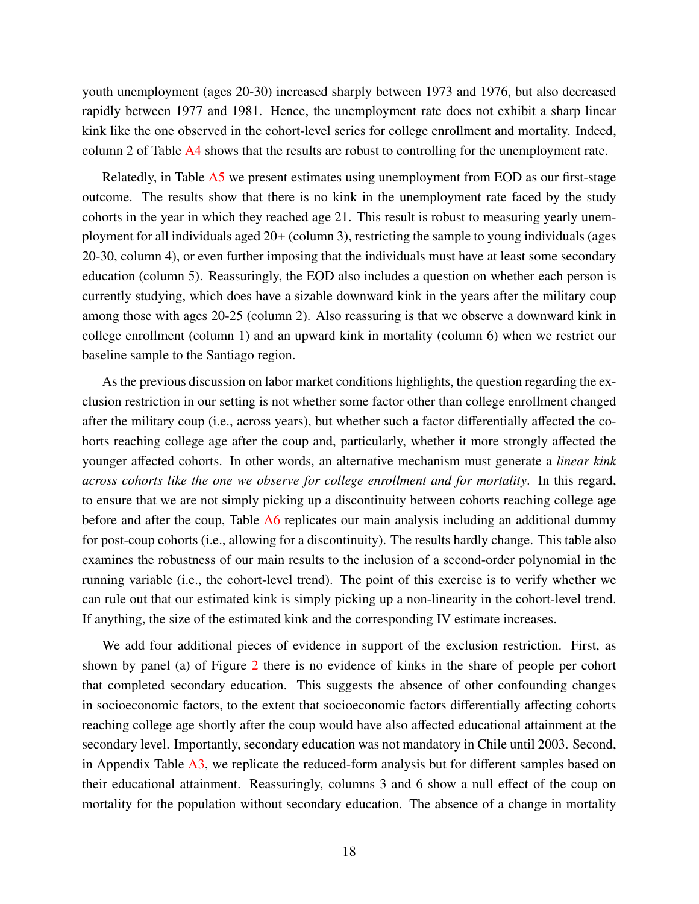youth unemployment (ages 20-30) increased sharply between 1973 and 1976, but also decreased rapidly between 1977 and 1981. Hence, the unemployment rate does not exhibit a sharp linear kink like the one observed in the cohort-level series for college enrollment and mortality. Indeed, column 2 of Table A4 shows that the results are robust to controlling for the unemployment rate.

Relatedly, in Table A5 we present estimates using unemployment from EOD as our first-stage outcome. The results show that there is no kink in the unemployment rate faced by the study cohorts in the year in which they reached age 21. This result is robust to measuring yearly unemployment for all individuals aged 20+ (column 3), restricting the sample to young individuals (ages 20-30, column 4), or even further imposing that the individuals must have at least some secondary education (column 5). Reassuringly, the EOD also includes a question on whether each person is currently studying, which does have a sizable downward kink in the years after the military coup among those with ages 20-25 (column 2). Also reassuring is that we observe a downward kink in college enrollment (column 1) and an upward kink in mortality (column 6) when we restrict our baseline sample to the Santiago region.

As the previous discussion on labor market conditions highlights, the question regarding the exclusion restriction in our setting is not whether some factor other than college enrollment changed after the military coup (i.e., across years), but whether such a factor differentially affected the cohorts reaching college age after the coup and, particularly, whether it more strongly affected the younger affected cohorts. In other words, an alternative mechanism must generate a *linear kink across cohorts like the one we observe for college enrollment and for mortality*. In this regard, to ensure that we are not simply picking up a discontinuity between cohorts reaching college age before and after the coup, Table A6 replicates our main analysis including an additional dummy for post-coup cohorts (i.e., allowing for a discontinuity). The results hardly change. This table also examines the robustness of our main results to the inclusion of a second-order polynomial in the running variable (i.e., the cohort-level trend). The point of this exercise is to verify whether we can rule out that our estimated kink is simply picking up a non-linearity in the cohort-level trend. If anything, the size of the estimated kink and the corresponding IV estimate increases.

We add four additional pieces of evidence in support of the exclusion restriction. First, as shown by panel (a) of Figure 2 there is no evidence of kinks in the share of people per cohort that completed secondary education. This suggests the absence of other confounding changes in socioeconomic factors, to the extent that socioeconomic factors differentially affecting cohorts reaching college age shortly after the coup would have also affected educational attainment at the secondary level. Importantly, secondary education was not mandatory in Chile until 2003. Second, in Appendix Table A3, we replicate the reduced-form analysis but for different samples based on their educational attainment. Reassuringly, columns 3 and 6 show a null effect of the coup on mortality for the population without secondary education. The absence of a change in mortality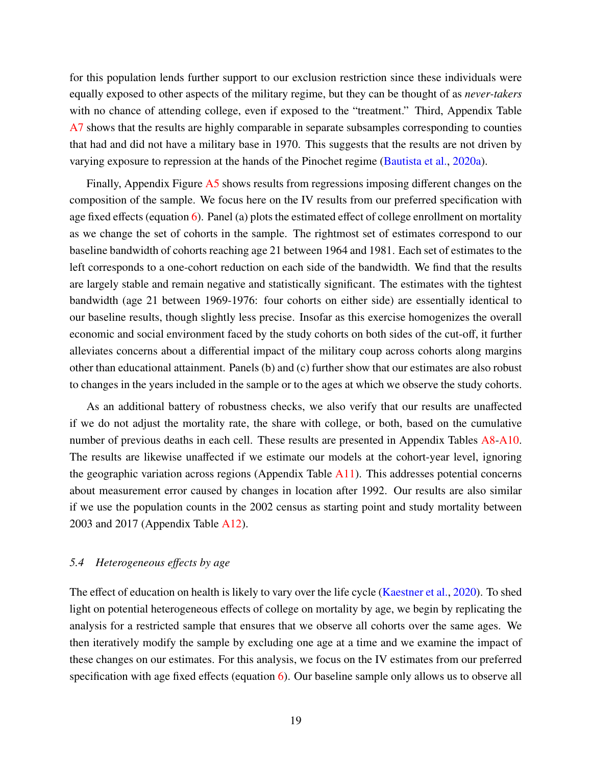for this population lends further support to our exclusion restriction since these individuals were equally exposed to other aspects of the military regime, but they can be thought of as *never-takers* with no chance of attending college, even if exposed to the "treatment." Third, Appendix Table A7 shows that the results are highly comparable in separate subsamples corresponding to counties that had and did not have a military base in 1970. This suggests that the results are not driven by varying exposure to repression at the hands of the Pinochet regime (Bautista et al., 2020a).

Finally, Appendix Figure A5 shows results from regressions imposing different changes on the composition of the sample. We focus here on the IV results from our preferred specification with age fixed effects (equation 6). Panel (a) plots the estimated effect of college enrollment on mortality as we change the set of cohorts in the sample. The rightmost set of estimates correspond to our baseline bandwidth of cohorts reaching age 21 between 1964 and 1981. Each set of estimates to the left corresponds to a one-cohort reduction on each side of the bandwidth. We find that the results are largely stable and remain negative and statistically significant. The estimates with the tightest bandwidth (age 21 between 1969-1976: four cohorts on either side) are essentially identical to our baseline results, though slightly less precise. Insofar as this exercise homogenizes the overall economic and social environment faced by the study cohorts on both sides of the cut-off, it further alleviates concerns about a differential impact of the military coup across cohorts along margins other than educational attainment. Panels (b) and (c) further show that our estimates are also robust to changes in the years included in the sample or to the ages at which we observe the study cohorts.

As an additional battery of robustness checks, we also verify that our results are unaffected if we do not adjust the mortality rate, the share with college, or both, based on the cumulative number of previous deaths in each cell. These results are presented in Appendix Tables A8-A10. The results are likewise unaffected if we estimate our models at the cohort-year level, ignoring the geographic variation across regions (Appendix Table A11). This addresses potential concerns about measurement error caused by changes in location after 1992. Our results are also similar if we use the population counts in the 2002 census as starting point and study mortality between 2003 and 2017 (Appendix Table A12).

### 5.4 *Heterogeneous effects by age*

The effect of education on health is likely to vary over the life cycle (Kaestner et al., 2020). To shed light on potential heterogeneous effects of college on mortality by age, we begin by replicating the analysis for a restricted sample that ensures that we observe all cohorts over the same ages. We then iteratively modify the sample by excluding one age at a time and we examine the impact of these changes on our estimates. For this analysis, we focus on the IV estimates from our preferred specification with age fixed effects (equation 6). Our baseline sample only allows us to observe all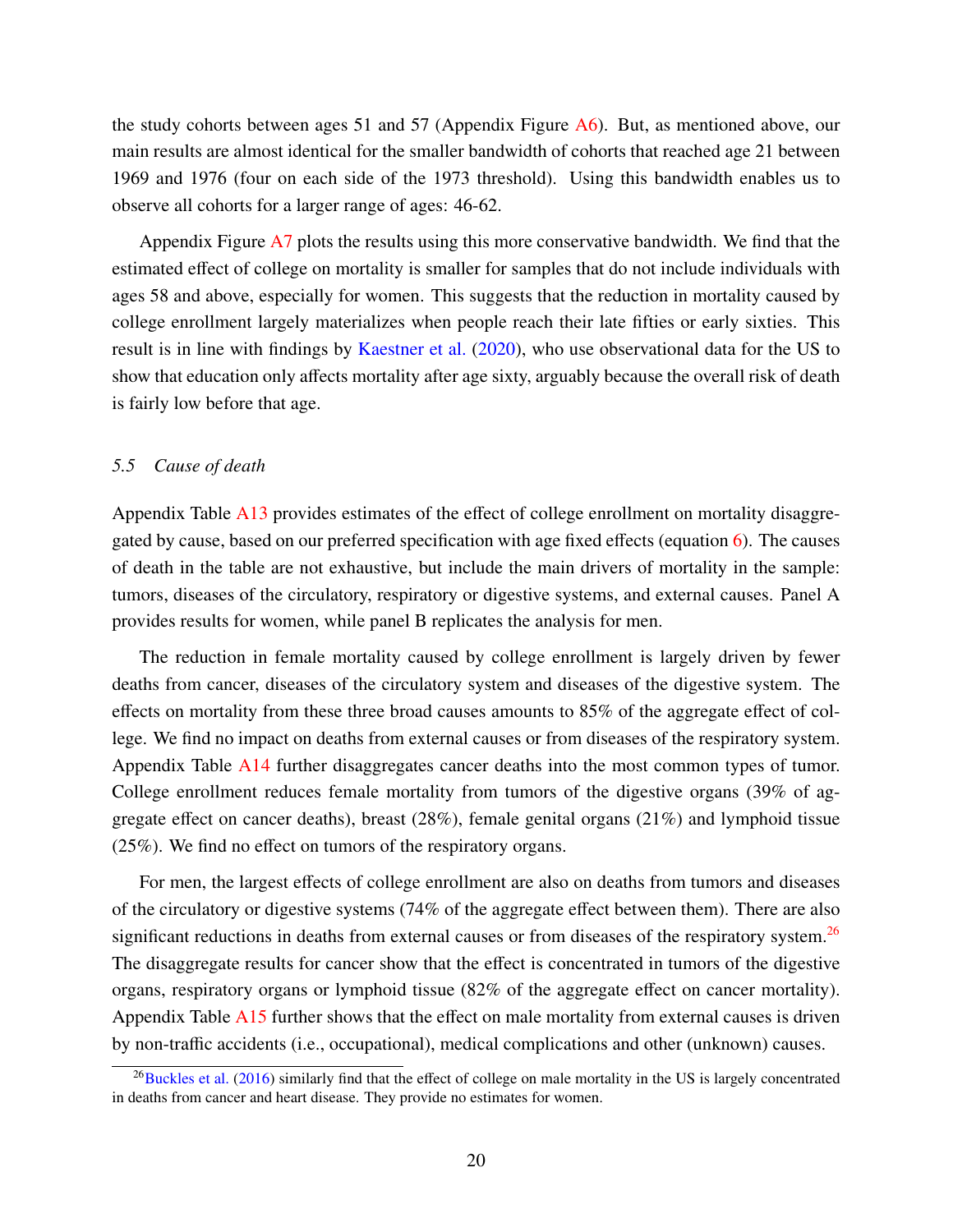the study cohorts between ages 51 and 57 (Appendix Figure A6). But, as mentioned above, our main results are almost identical for the smaller bandwidth of cohorts that reached age 21 between 1969 and 1976 (four on each side of the 1973 threshold). Using this bandwidth enables us to observe all cohorts for a larger range of ages: 46-62.

Appendix Figure A7 plots the results using this more conservative bandwidth. We find that the estimated effect of college on mortality is smaller for samples that do not include individuals with ages 58 and above, especially for women. This suggests that the reduction in mortality caused by college enrollment largely materializes when people reach their late fifties or early sixties. This result is in line with findings by Kaestner et al. (2020), who use observational data for the US to show that education only affects mortality after age sixty, arguably because the overall risk of death is fairly low before that age.

### *5.5 Cause of death*

Appendix Table A13 provides estimates of the effect of college enrollment on mortality disaggregated by cause, based on our preferred specification with age fixed effects (equation 6). The causes of death in the table are not exhaustive, but include the main drivers of mortality in the sample: tumors, diseases of the circulatory, respiratory or digestive systems, and external causes. Panel A provides results for women, while panel B replicates the analysis for men.

The reduction in female mortality caused by college enrollment is largely driven by fewer deaths from cancer, diseases of the circulatory system and diseases of the digestive system. The effects on mortality from these three broad causes amounts to 85% of the aggregate effect of college. We find no impact on deaths from external causes or from diseases of the respiratory system. Appendix Table A14 further disaggregates cancer deaths into the most common types of tumor. College enrollment reduces female mortality from tumors of the digestive organs (39% of aggregate effect on cancer deaths), breast (28%), female genital organs (21%) and lymphoid tissue (25%). We find no effect on tumors of the respiratory organs.

For men, the largest effects of college enrollment are also on deaths from tumors and diseases of the circulatory or digestive systems (74% of the aggregate effect between them). There are also significant reductions in deaths from external causes or from diseases of the respiratory system.[26] The disaggregate results for cancer show that the effect is concentrated in tumors of the digestive organs, respiratory organs or lymphoid tissue (82% of the aggregate effect on cancer mortality). Appendix Table A15 further shows that the effect on male mortality from external causes is driven by non-traffic accidents (i.e., occupational), medical complications and other (unknown) causes.

[26] Buckles et al. (2016) similarly find that the effect of college on male mortality in the US is largely concentrated in deaths from cancer and heart disease. They provide no estimates for women.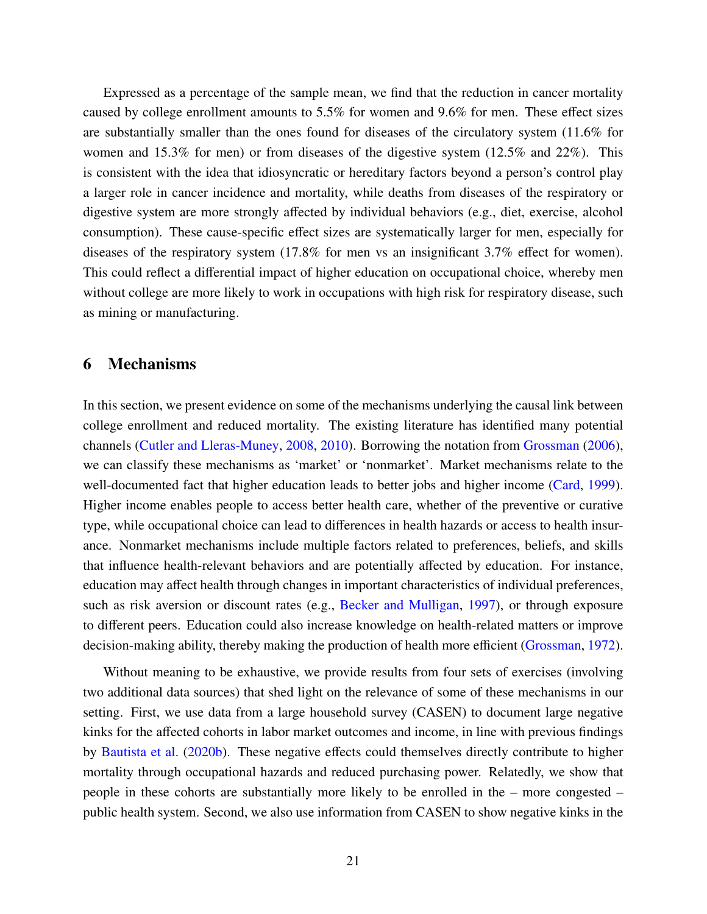Expressed as a percentage of the sample mean, we find that the reduction in cancer mortality caused by college enrollment amounts to 5.5% for women and 9.6% for men. These effect sizes are substantially smaller than the ones found for diseases of the circulatory system (11.6% for women and 15.3% for men) or from diseases of the digestive system (12.5% and 22%). This is consistent with the idea that idiosyncratic or hereditary factors beyond a person's control play a larger role in cancer incidence and mortality, while deaths from diseases of the respiratory or digestive system are more strongly affected by individual behaviors (e.g., diet, exercise, alcohol consumption). These cause-specific effect sizes are systematically larger for men, especially for diseases of the respiratory system (17.8% for men vs an insignificant 3.7% effect for women). This could reflect a differential impact of higher education on occupational choice, whereby men without college are more likely to work in occupations with high risk for respiratory disease, such as mining or manufacturing.

## 6 Mechanisms

In this section, we present evidence on some of the mechanisms underlying the causal link between college enrollment and reduced mortality. The existing literature has identified many potential channels (Cutler and Lleras-Muney, 2008, 2010). Borrowing the notation from Grossman (2006), we can classify these mechanisms as 'market' or 'nonmarket'. Market mechanisms relate to the well-documented fact that higher education leads to better jobs and higher income (Card, 1999). Higher income enables people to access better health care, whether of the preventive or curative type, while occupational choice can lead to differences in health hazards or access to health insurance. Nonmarket mechanisms include multiple factors related to preferences, beliefs, and skills that influence health-relevant behaviors and are potentially affected by education. For instance, education may affect health through changes in important characteristics of individual preferences, such as risk aversion or discount rates (e.g., Becker and Mulligan, 1997), or through exposure to different peers. Education could also increase knowledge on health-related matters or improve decision-making ability, thereby making the production of health more efficient (Grossman, 1972).

Without meaning to be exhaustive, we provide results from four sets of exercises (involving two additional data sources) that shed light on the relevance of some of these mechanisms in our setting. First, we use data from a large household survey (CASEN) to document large negative kinks for the affected cohorts in labor market outcomes and income, in line with previous findings by Bautista et al. (2020b). These negative effects could themselves directly contribute to higher mortality through occupational hazards and reduced purchasing power. Relatedly, we show that people in these cohorts are substantially more likely to be enrolled in the – more congested – public health system. Second, we also use information from CASEN to show negative kinks in the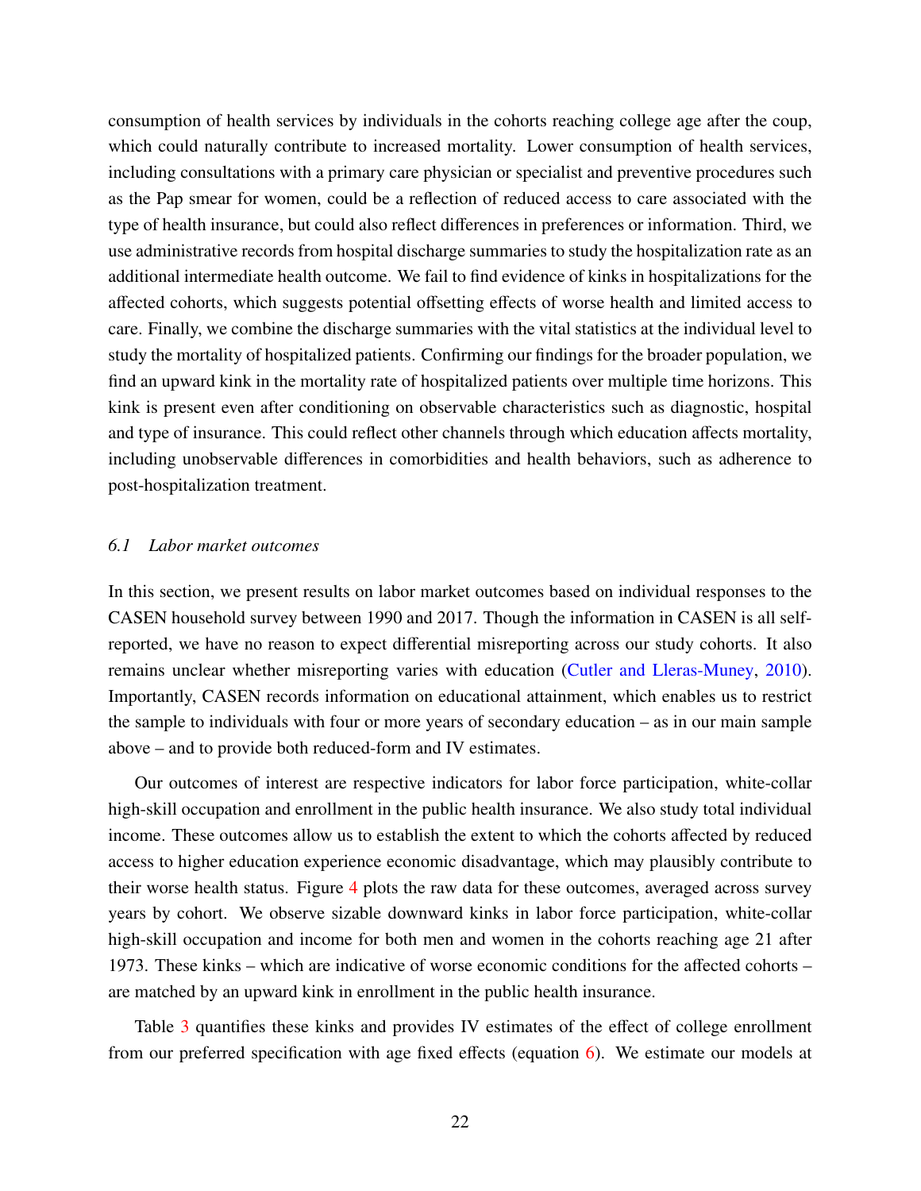consumption of health services by individuals in the cohorts reaching college age after the coup, which could naturally contribute to increased mortality. Lower consumption of health services, including consultations with a primary care physician or specialist and preventive procedures such as the Pap smear for women, could be a reflection of reduced access to care associated with the type of health insurance, but could also reflect differences in preferences or information. Third, we use administrative records from hospital discharge summaries to study the hospitalization rate as an additional intermediate health outcome. We fail to find evidence of kinks in hospitalizations for the affected cohorts, which suggests potential offsetting effects of worse health and limited access to care. Finally, we combine the discharge summaries with the vital statistics at the individual level to study the mortality of hospitalized patients. Confirming our findings for the broader population, we find an upward kink in the mortality rate of hospitalized patients over multiple time horizons. This kink is present even after conditioning on observable characteristics such as diagnostic, hospital and type of insurance. This could reflect other channels through which education affects mortality, including unobservable differences in comorbidities and health behaviors, such as adherence to post-hospitalization treatment.

### *6.1 Labor market outcomes*

In this section, we present results on labor market outcomes based on individual responses to the CASEN household survey between 1990 and 2017. Though the information in CASEN is all self-reported, we have no reason to expect differential misreporting across our study cohorts. It also remains unclear whether misreporting varies with education (Cutler and Lleras-Muney, 2010). Importantly, CASEN records information on educational attainment, which enables us to restrict the sample to individuals with four or more years of secondary education – as in our main sample above – and to provide both reduced-form and IV estimates.

Our outcomes of interest are respective indicators for labor force participation, white-collar high-skill occupation and enrollment in the public health insurance. We also study total individual income. These outcomes allow us to establish the extent to which the cohorts affected by reduced access to higher education experience economic disadvantage, which may plausibly contribute to their worse health status. Figure 4 plots the raw data for these outcomes, averaged across survey years by cohort. We observe sizable downward kinks in labor force participation, white-collar high-skill occupation and income for both men and women in the cohorts reaching age 21 after 1973. These kinks – which are indicative of worse economic conditions for the affected cohorts – are matched by an upward kink in enrollment in the public health insurance.

Table 3 quantifies these kinks and provides IV estimates of the effect of college enrollment from our preferred specification with age fixed effects (equation 6). We estimate our models at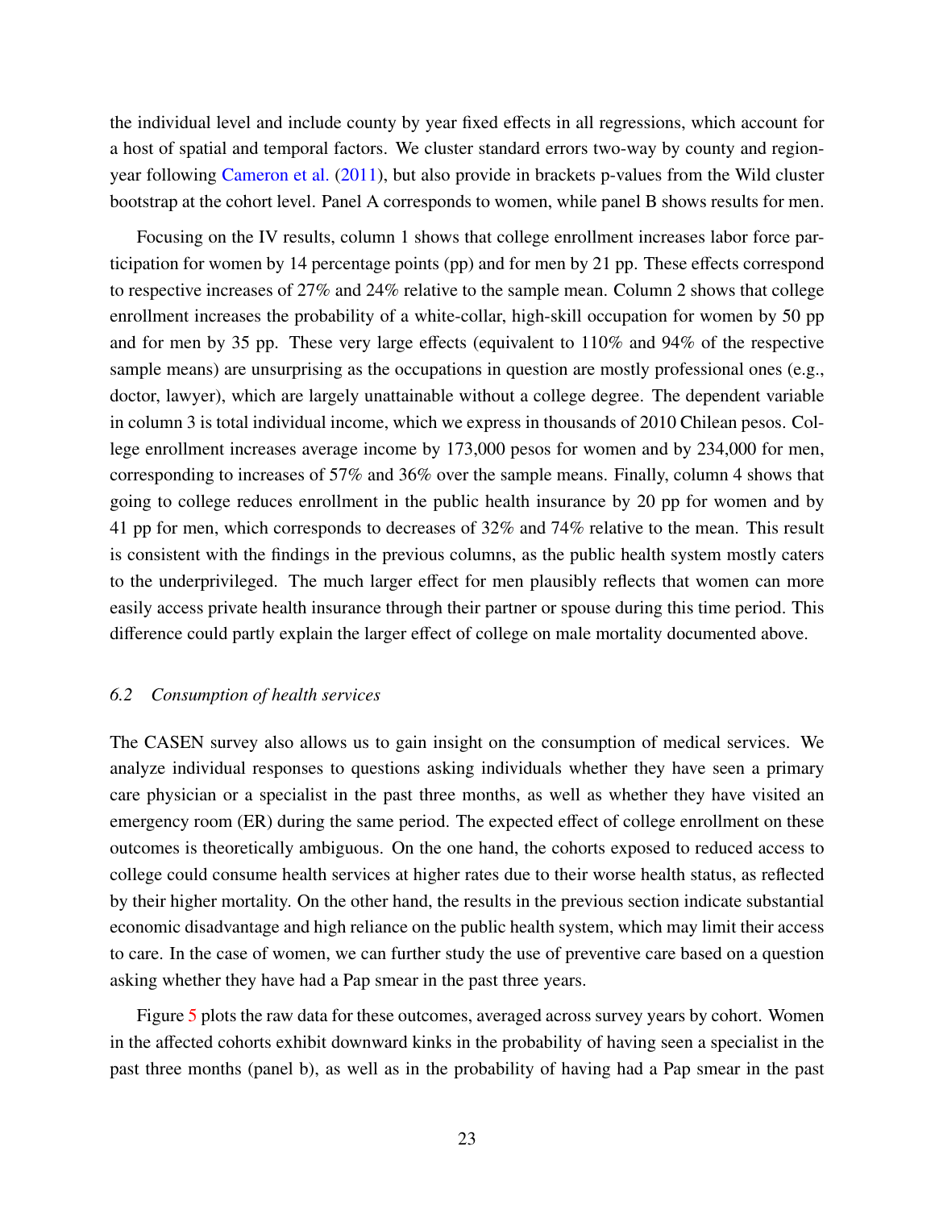the individual level and include county by year fixed effects in all regressions, which account for a host of spatial and temporal factors. We cluster standard errors two-way by county and region-year following Cameron et al. (2011), but also provide in brackets p-values from the Wild cluster bootstrap at the cohort level. Panel A corresponds to women, while panel B shows results for men.

Focusing on the IV results, column 1 shows that college enrollment increases labor force participation for women by 14 percentage points (pp) and for men by 21 pp. These effects correspond to respective increases of 27% and 24% relative to the sample mean. Column 2 shows that college enrollment increases the probability of a white-collar, high-skill occupation for women by 50 pp and for men by 35 pp. These very large effects (equivalent to 110% and 94% of the respective sample means) are unsurprising as the occupations in question are mostly professional ones (e.g., doctor, lawyer), which are largely unattainable without a college degree. The dependent variable in column 3 is total individual income, which we express in thousands of 2010 Chilean pesos. College enrollment increases average income by 173,000 pesos for women and by 234,000 for men, corresponding to increases of 57% and 36% over the sample means. Finally, column 4 shows that going to college reduces enrollment in the public health insurance by 20 pp for women and by 41 pp for men, which corresponds to decreases of 32% and 74% relative to the mean. This result is consistent with the findings in the previous columns, as the public health system mostly caters to the underprivileged. The much larger effect for men plausibly reflects that women can more easily access private health insurance through their partner or spouse during this time period. This difference could partly explain the larger effect of college on male mortality documented above.

### *6.2 Consumption of health services*

The CASEN survey also allows us to gain insight on the consumption of medical services. We analyze individual responses to questions asking individuals whether they have seen a primary care physician or a specialist in the past three months, as well as whether they have visited an emergency room (ER) during the same period. The expected effect of college enrollment on these outcomes is theoretically ambiguous. On the one hand, the cohorts exposed to reduced access to college could consume health services at higher rates due to their worse health status, as reflected by their higher mortality. On the other hand, the results in the previous section indicate substantial economic disadvantage and high reliance on the public health system, which may limit their access to care. In the case of women, we can further study the use of preventive care based on a question asking whether they have had a Pap smear in the past three years.

Figure 5 plots the raw data for these outcomes, averaged across survey years by cohort. Women in the affected cohorts exhibit downward kinks in the probability of having seen a specialist in the past three months (panel b), as well as in the probability of having had a Pap smear in the past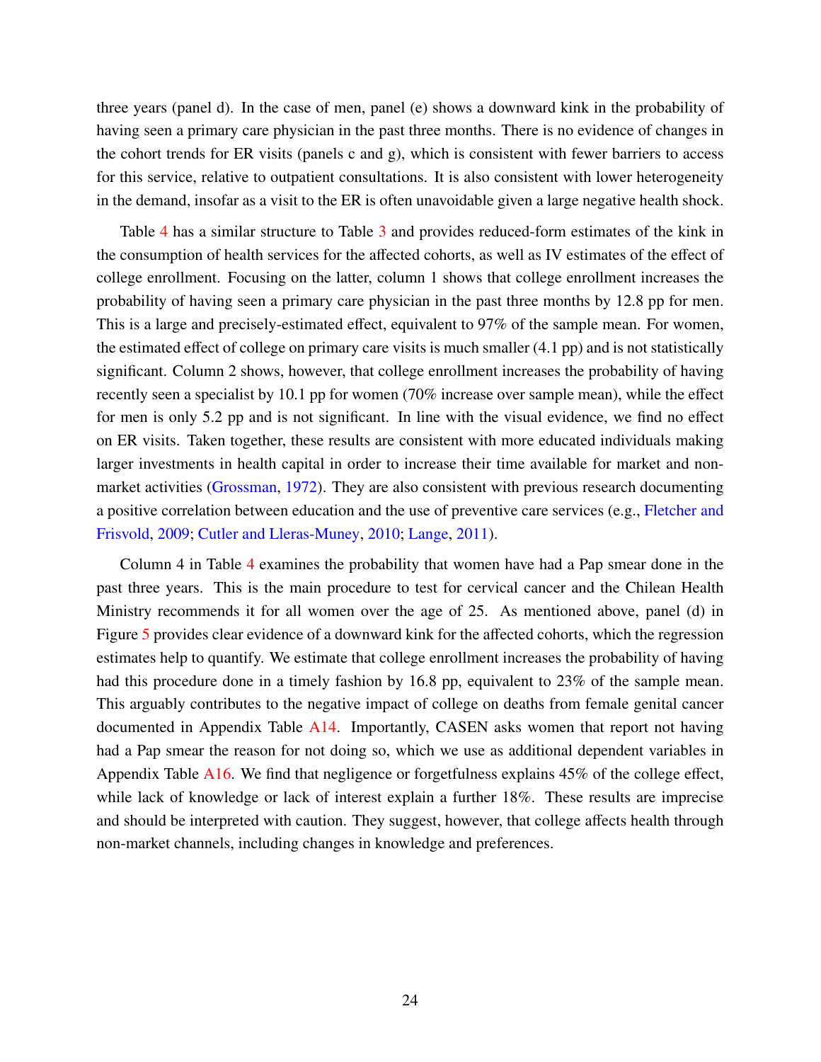three years (panel d). In the case of men, panel (e) shows a downward kink in the probability of having seen a primary care physician in the past three months. There is no evidence of changes in the cohort trends for ER visits (panels c and g), which is consistent with fewer barriers to access for this service, relative to outpatient consultations. It is also consistent with lower heterogeneity in the demand, insofar as a visit to the ER is often unavoidable given a large negative health shock.

Table 4 has a similar structure to Table 3 and provides reduced-form estimates of the kink in the consumption of health services for the affected cohorts, as well as IV estimates of the effect of college enrollment. Focusing on the latter, column 1 shows that college enrollment increases the probability of having seen a primary care physician in the past three months by 12.8 pp for men. This is a large and precisely-estimated effect, equivalent to 97% of the sample mean. For women, the estimated effect of college on primary care visits is much smaller (4.1 pp) and is not statistically significant. Column 2 shows, however, that college enrollment increases the probability of having recently seen a specialist by 10.1 pp for women (70% increase over sample mean), while the effect for men is only 5.2 pp and is not significant. In line with the visual evidence, we find no effect on ER visits. Taken together, these results are consistent with more educated individuals making larger investments in health capital in order to increase their time available for market and non-market activities (Grossman, 1972). They are also consistent with previous research documenting a positive correlation between education and the use of preventive care services (e.g., Fletcher and Frisvold, 2009; Cutler and Lleras-Muney, 2010; Lange, 2011).

Column 4 in Table 4 examines the probability that women have had a Pap smear done in the past three years. This is the main procedure to test for cervical cancer and the Chilean Health Ministry recommends it for all women over the age of 25. As mentioned above, panel (d) in Figure 5 provides clear evidence of a downward kink for the affected cohorts, which the regression estimates help to quantify. We estimate that college enrollment increases the probability of having had this procedure done in a timely fashion by 16.8 pp, equivalent to 23% of the sample mean. This arguably contributes to the negative impact of college on deaths from female genital cancer documented in Appendix Table A14. Importantly, CASEN asks women that report not having had a Pap smear the reason for not doing so, which we use as additional dependent variables in Appendix Table A16. We find that negligence or forgetfulness explains 45% of the college effect, while lack of knowledge or lack of interest explain a further 18%. These results are imprecise and should be interpreted with caution. They suggest, however, that college affects health through non-market channels, including changes in knowledge and preferences.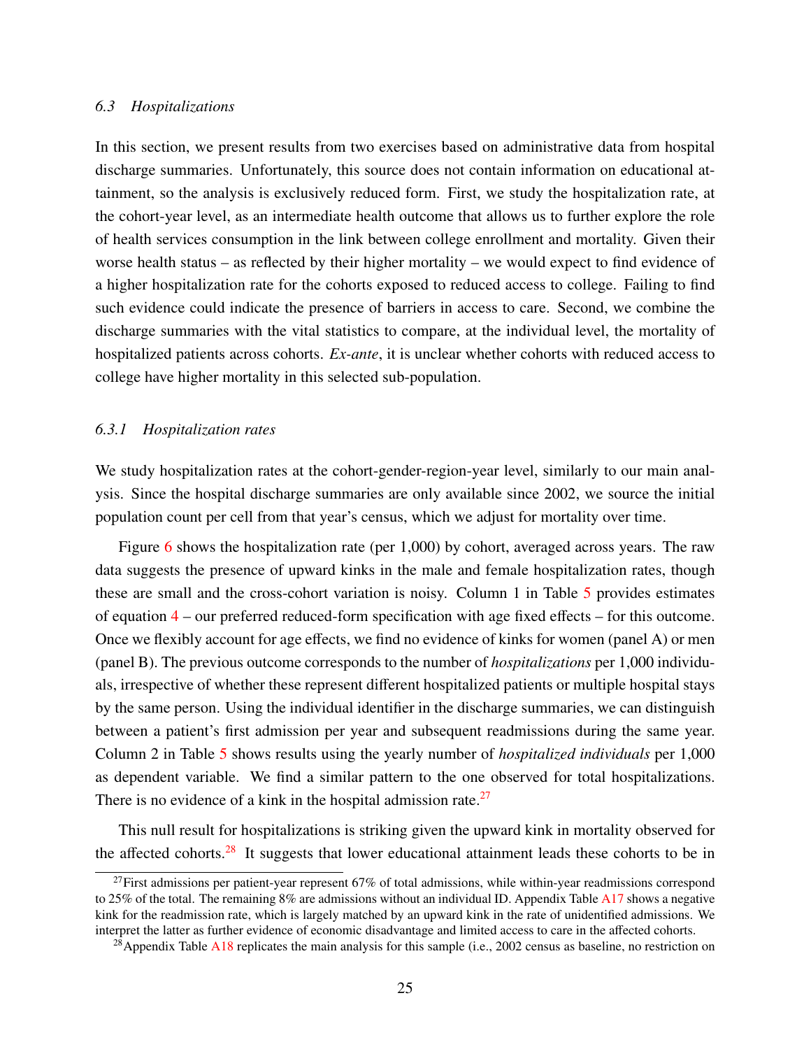### 6.3 *Hospitalizations*

In this section, we present results from two exercises based on administrative data from hospital discharge summaries. Unfortunately, this source does not contain information on educational attainment, so the analysis is exclusively reduced form. First, we study the hospitalization rate, at the cohort-year level, as an intermediate health outcome that allows us to further explore the role of health services consumption in the link between college enrollment and mortality. Given their worse health status – as reflected by their higher mortality – we would expect to find evidence of a higher hospitalization rate for the cohorts exposed to reduced access to college. Failing to find such evidence could indicate the presence of barriers in access to care. Second, we combine the discharge summaries with the vital statistics to compare, at the individual level, the mortality of hospitalized patients across cohorts. *Ex-ante*, it is unclear whether cohorts with reduced access to college have higher mortality in this selected sub-population.

#### 6.3.1 *Hospitalization rates*

We study hospitalization rates at the cohort-gender-region-year level, similarly to our main analysis. Since the hospital discharge summaries are only available since 2002, we source the initial population count per cell from that year's census, which we adjust for mortality over time.

Figure 6 shows the hospitalization rate (per 1,000) by cohort, averaged across years. The raw data suggests the presence of upward kinks in the male and female hospitalization rates, though these are small and the cross-cohort variation is noisy. Column 1 in Table 5 provides estimates of equation 4 – our preferred reduced-form specification with age fixed effects – for this outcome. Once we flexibly account for age effects, we find no evidence of kinks for women (panel A) or men (panel B). The previous outcome corresponds to the number of *hospitalizations* per 1,000 individuals, irrespective of whether these represent different hospitalized patients or multiple hospital stays by the same person. Using the individual identifier in the discharge summaries, we can distinguish between a patient's first admission per year and subsequent readmissions during the same year. Column 2 in Table 5 shows results using the yearly number of *hospitalized individuals* per 1,000 as dependent variable. We find a similar pattern to the one observed for total hospitalizations. There is no evidence of a kink in the hospital admission rate.[27]

This null result for hospitalizations is striking given the upward kink in mortality observed for the affected cohorts.[28] It suggests that lower educational attainment leads these cohorts to be in

[27] First admissions per patient-year represent 67% of total admissions, while within-year readmissions correspond to 25% of the total. The remaining 8% are admissions without an individual ID. Appendix Table A17 shows a negative kink for the readmission rate, which is largely matched by an upward kink in the rate of unidentified admissions. We interpret the latter as further evidence of economic disadvantage and limited access to care in the affected cohorts.

[28] Appendix Table A18 replicates the main analysis for this sample (i.e., 2002 census as baseline, no restriction on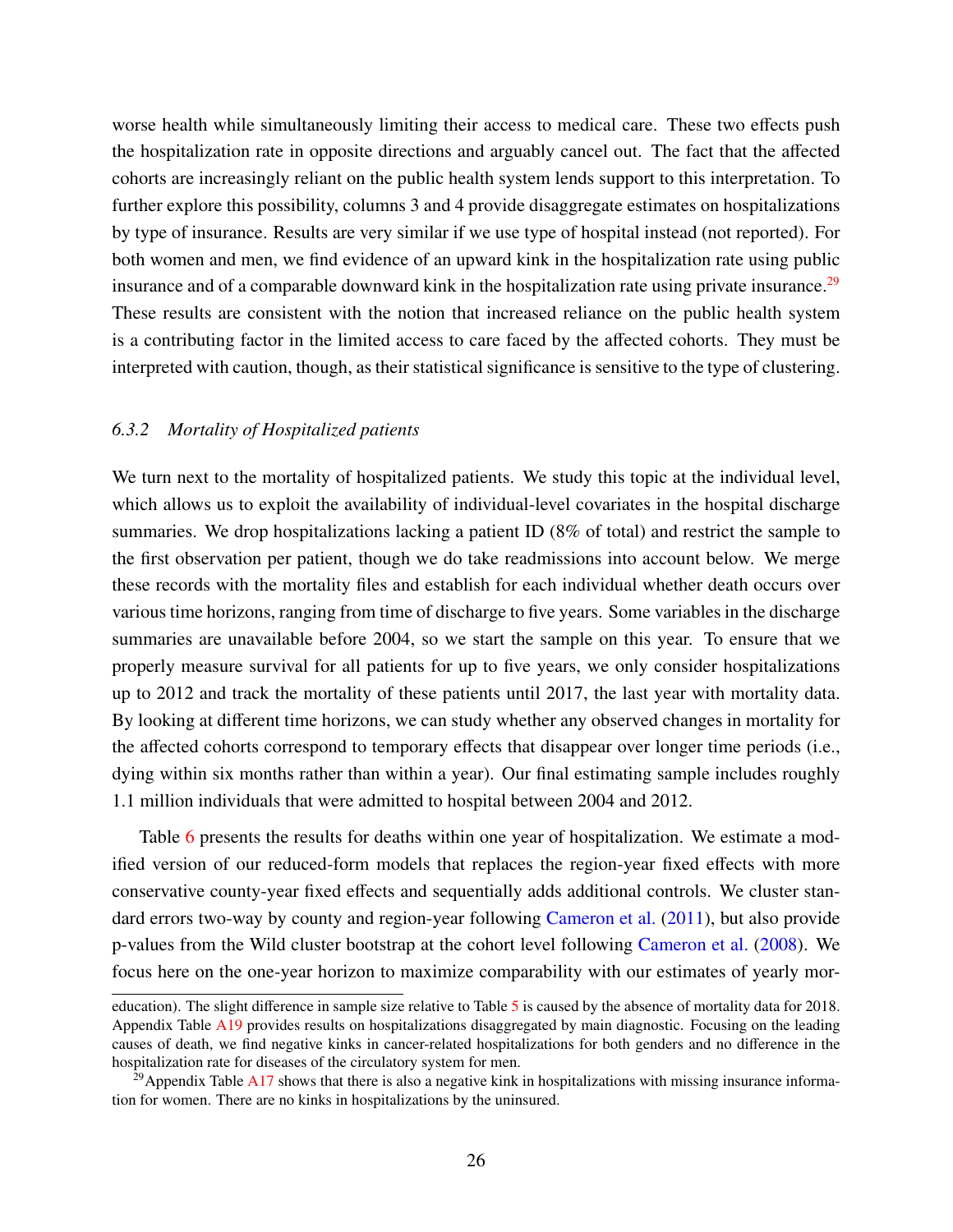worse health while simultaneously limiting their access to medical care. These two effects push the hospitalization rate in opposite directions and arguably cancel out. The fact that the affected cohorts are increasingly reliant on the public health system lends support to this interpretation. To further explore this possibility, columns 3 and 4 provide disaggregate estimates on hospitalizations by type of insurance. Results are very similar if we use type of hospital instead (not reported). For both women and men, we find evidence of an upward kink in the hospitalization rate using public insurance and of a comparable downward kink in the hospitalization rate using private insurance.[29] These results are consistent with the notion that increased reliance on the public health system is a contributing factor in the limited access to care faced by the affected cohorts. They must be interpreted with caution, though, as their statistical significance is sensitive to the type of clustering.

### *6.3.2 Mortality of Hospitalized patients*

We turn next to the mortality of hospitalized patients. We study this topic at the individual level, which allows us to exploit the availability of individual-level covariates in the hospital discharge summaries. We drop hospitalizations lacking a patient ID (8% of total) and restrict the sample to the first observation per patient, though we do take readmissions into account below. We merge these records with the mortality files and establish for each individual whether death occurs over various time horizons, ranging from time of discharge to five years. Some variables in the discharge summaries are unavailable before 2004, so we start the sample on this year. To ensure that we properly measure survival for all patients for up to five years, we only consider hospitalizations up to 2012 and track the mortality of these patients until 2017, the last year with mortality data. By looking at different time horizons, we can study whether any observed changes in mortality for the affected cohorts correspond to temporary effects that disappear over longer time periods (i.e., dying within six months rather than within a year). Our final estimating sample includes roughly 1.1 million individuals that were admitted to hospital between 2004 and 2012.

Table 6 presents the results for deaths within one year of hospitalization. We estimate a modified version of our reduced-form models that replaces the region-year fixed effects with more conservative county-year fixed effects and sequentially adds additional controls. We cluster standard errors two-way by county and region-year following Cameron et al. (2011), but also provide p-values from the Wild cluster bootstrap at the cohort level following Cameron et al. (2008). We focus here on the one-year horizon to maximize comparability with our estimates of yearly mor-

education). The slight difference in sample size relative to Table 5 is caused by the absence of mortality data for 2018. Appendix Table A19 provides results on hospitalizations disaggregated by main diagnostic. Focusing on the leading causes of death, we find negative kinks in cancer-related hospitalizations for both genders and no difference in the hospitalization rate for diseases of the circulatory system for men.

[29] Appendix Table A17 shows that there is also a negative kink in hospitalizations with missing insurance information for women. There are no kinks in hospitalizations by the uninsured.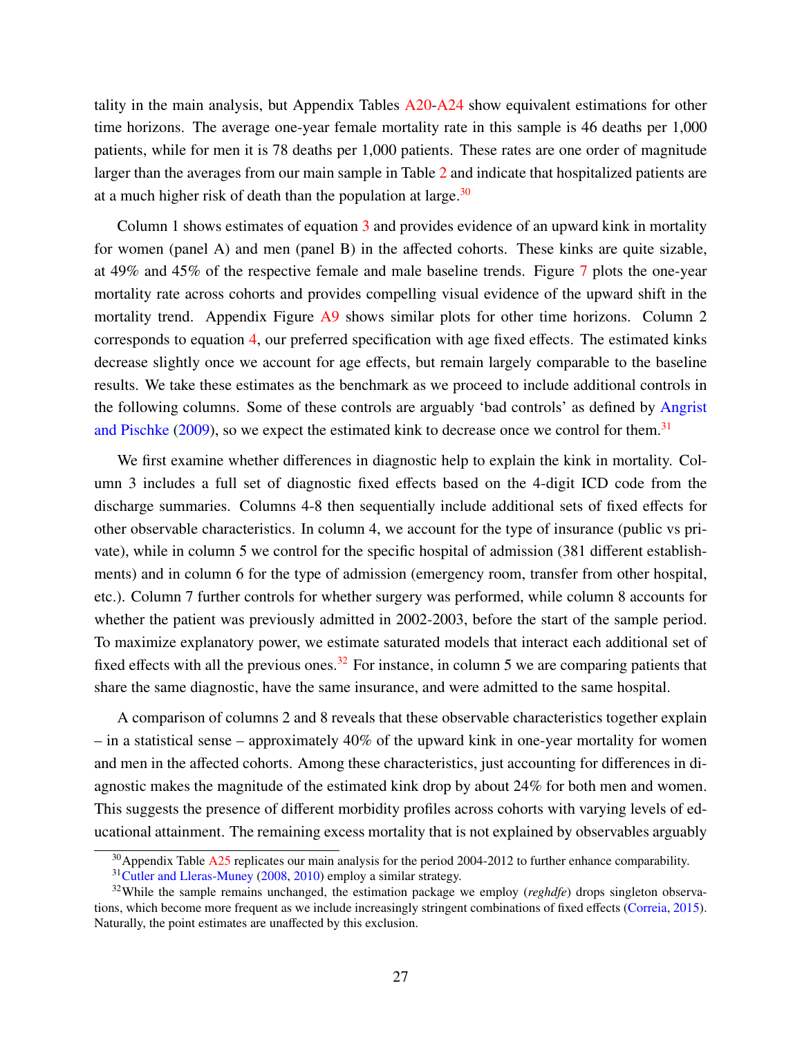tality in the main analysis, but Appendix Tables A20-A24 show equivalent estimations for other time horizons. The average one-year female mortality rate in this sample is 46 deaths per 1,000 patients, while for men it is 78 deaths per 1,000 patients. These rates are one order of magnitude larger than the averages from our main sample in Table 2 and indicate that hospitalized patients are at a much higher risk of death than the population at large.[30]

Column 1 shows estimates of equation 3 and provides evidence of an upward kink in mortality for women (panel A) and men (panel B) in the affected cohorts. These kinks are quite sizable, at 49% and 45% of the respective female and male baseline trends. Figure 7 plots the one-year mortality rate across cohorts and provides compelling visual evidence of the upward shift in the mortality trend. Appendix Figure A9 shows similar plots for other time horizons. Column 2 corresponds to equation 4, our preferred specification with age fixed effects. The estimated kinks decrease slightly once we account for age effects, but remain largely comparable to the baseline results. We take these estimates as the benchmark as we proceed to include additional controls in the following columns. Some of these controls are arguably 'bad controls' as defined by Angrist and Pischke (2009), so we expect the estimated kink to decrease once we control for them.[31]

We first examine whether differences in diagnostic help to explain the kink in mortality. Column 3 includes a full set of diagnostic fixed effects based on the 4-digit ICD code from the discharge summaries. Columns 4-8 then sequentially include additional sets of fixed effects for other observable characteristics. In column 4, we account for the type of insurance (public vs private), while in column 5 we control for the specific hospital of admission (381 different establishments) and in column 6 for the type of admission (emergency room, transfer from other hospital, etc.). Column 7 further controls for whether surgery was performed, while column 8 accounts for whether the patient was previously admitted in 2002-2003, before the start of the sample period. To maximize explanatory power, we estimate saturated models that interact each additional set of fixed effects with all the previous ones.[32] For instance, in column 5 we are comparing patients that share the same diagnostic, have the same insurance, and were admitted to the same hospital.

A comparison of columns 2 and 8 reveals that these observable characteristics together explain – in a statistical sense – approximately 40% of the upward kink in one-year mortality for women and men in the affected cohorts. Among these characteristics, just accounting for differences in diagnostic makes the magnitude of the estimated kink drop by about 24% for both men and women. This suggests the presence of different morbidity profiles across cohorts with varying levels of educational attainment. The remaining excess mortality that is not explained by observables arguably

[30] Appendix Table A25 replicates our main analysis for the period 2004-2012 to further enhance comparability.

[31] Cutler and Lleras-Muney (2008, 2010) employ a similar strategy.

[32] While the sample remains unchanged, the estimation package we employ (*reghdfe*) drops singleton observations, which become more frequent as we include increasingly stringent combinations of fixed effects (Correia, 2015). Naturally, the point estimates are unaffected by this exclusion.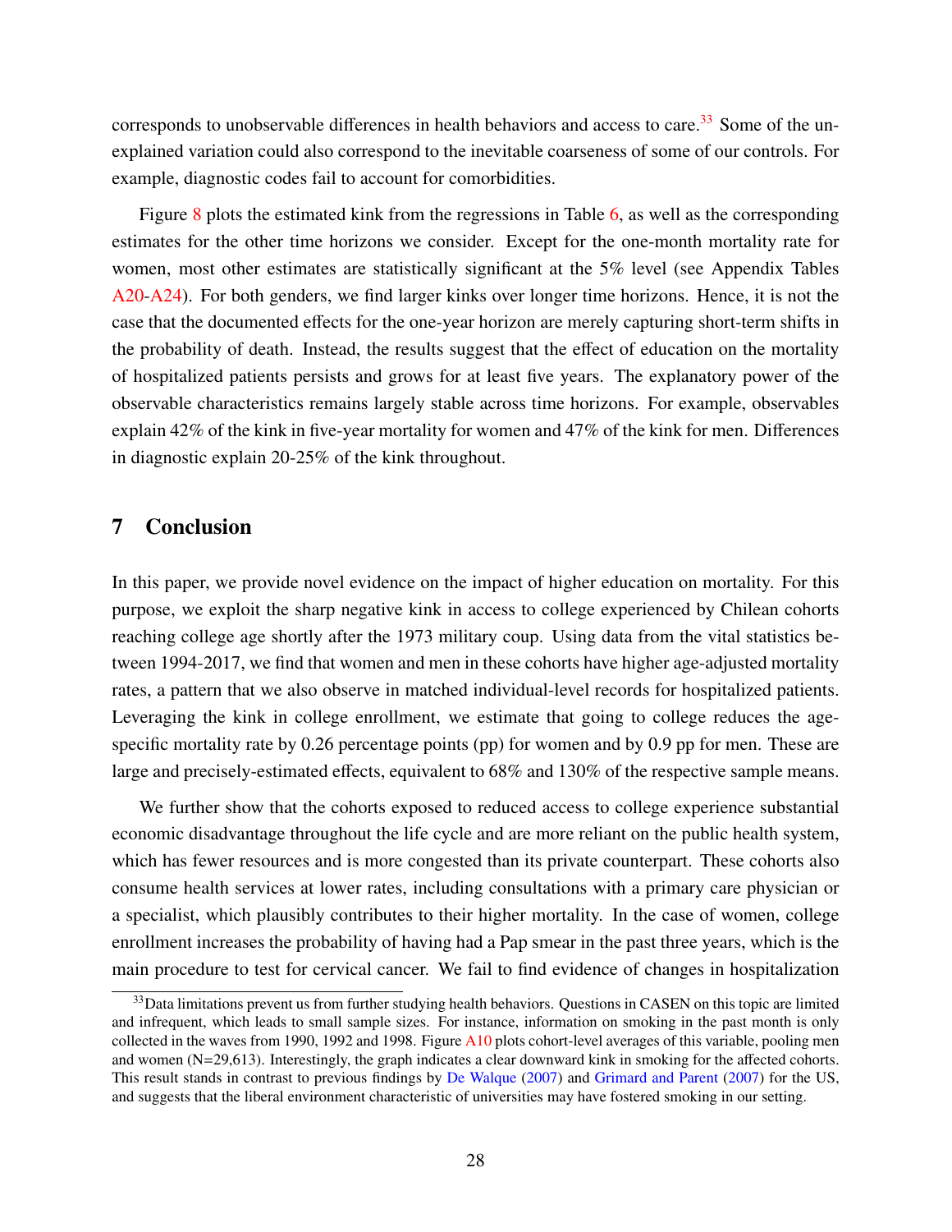corresponds to unobservable differences in health behaviors and access to care.[33] Some of the unexplained variation could also correspond to the inevitable coarseness of some of our controls. For example, diagnostic codes fail to account for comorbidities.

Figure 8 plots the estimated kink from the regressions in Table 6, as well as the corresponding estimates for the other time horizons we consider. Except for the one-month mortality rate for women, most other estimates are statistically significant at the 5% level (see Appendix Tables A20-A24). For both genders, we find larger kinks over longer time horizons. Hence, it is not the case that the documented effects for the one-year horizon are merely capturing short-term shifts in the probability of death. Instead, the results suggest that the effect of education on the mortality of hospitalized patients persists and grows for at least five years. The explanatory power of the observable characteristics remains largely stable across time horizons. For example, observables explain 42% of the kink in five-year mortality for women and 47% of the kink for men. Differences in diagnostic explain 20-25% of the kink throughout.

## 7 Conclusion

In this paper, we provide novel evidence on the impact of higher education on mortality. For this purpose, we exploit the sharp negative kink in access to college experienced by Chilean cohorts reaching college age shortly after the 1973 military coup. Using data from the vital statistics between 1994-2017, we find that women and men in these cohorts have higher age-adjusted mortality rates, a pattern that we also observe in matched individual-level records for hospitalized patients. Leveraging the kink in college enrollment, we estimate that going to college reduces the age-specific mortality rate by 0.26 percentage points (pp) for women and by 0.9 pp for men. These are large and precisely-estimated effects, equivalent to 68% and 130% of the respective sample means.

We further show that the cohorts exposed to reduced access to college experience substantial economic disadvantage throughout the life cycle and are more reliant on the public health system, which has fewer resources and is more congested than its private counterpart. These cohorts also consume health services at lower rates, including consultations with a primary care physician or a specialist, which plausibly contributes to their higher mortality. In the case of women, college enrollment increases the probability of having had a Pap smear in the past three years, which is the main procedure to test for cervical cancer. We fail to find evidence of changes in hospitalization

[33] Data limitations prevent us from further studying health behaviors. Questions in CASEN on this topic are limited and infrequent, which leads to small sample sizes. For instance, information on smoking in the past month is only collected in the waves from 1990, 1992 and 1998. Figure A10 plots cohort-level averages of this variable, pooling men and women (N=29,613). Interestingly, the graph indicates a clear downward kink in smoking for the affected cohorts. This result stands in contrast to previous findings by De Walque (2007) and Grimard and Parent (2007) for the US, and suggests that the liberal environment characteristic of universities may have fostered smoking in our setting.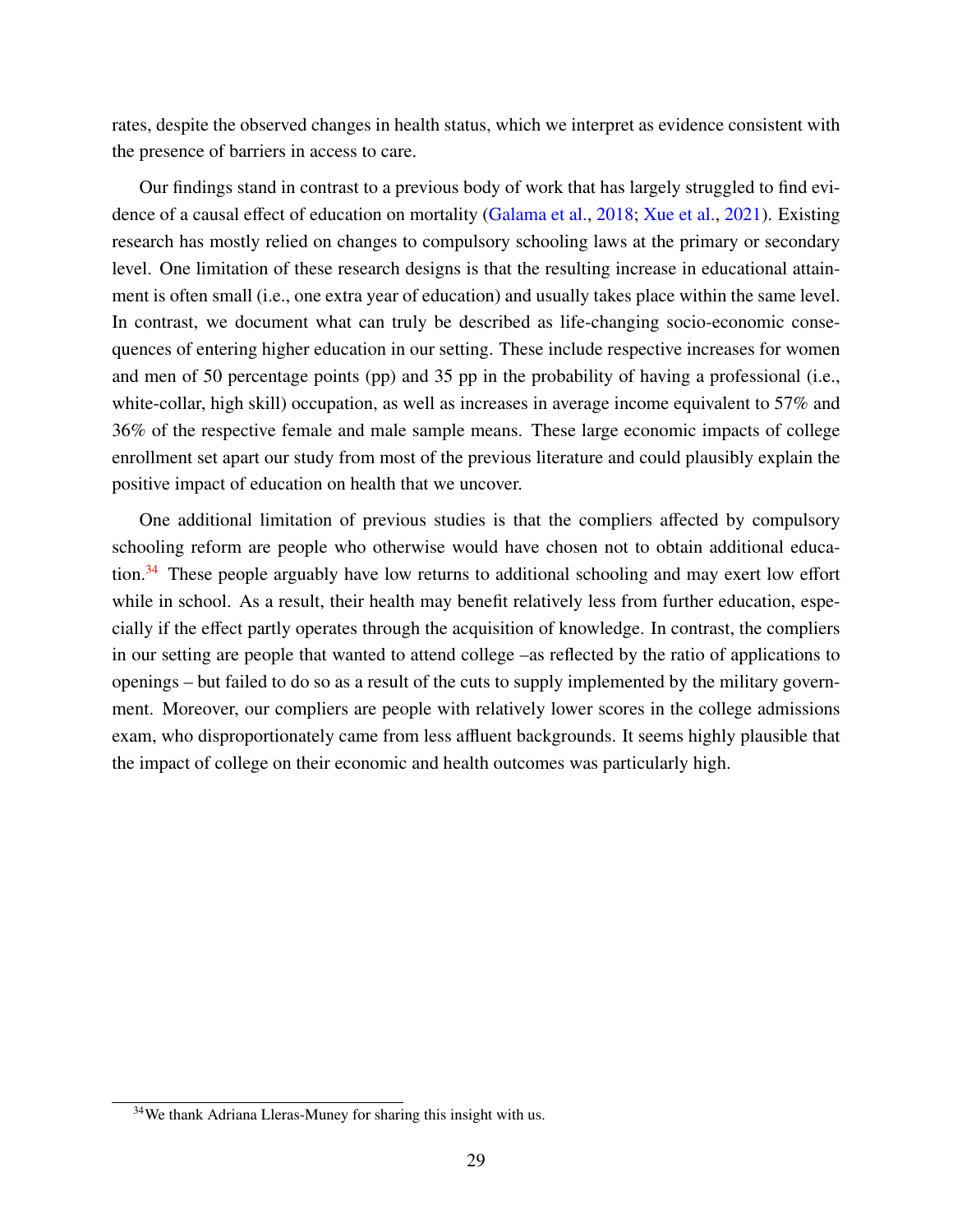rates, despite the observed changes in health status, which we interpret as evidence consistent with the presence of barriers in access to care.

Our findings stand in contrast to a previous body of work that has largely struggled to find evidence of a causal effect of education on mortality (Galama et al., 2018; Xue et al., 2021). Existing research has mostly relied on changes to compulsory schooling laws at the primary or secondary level. One limitation of these research designs is that the resulting increase in educational attainment is often small (i.e., one extra year of education) and usually takes place within the same level. In contrast, we document what can truly be described as life-changing socio-economic consequences of entering higher education in our setting. These include respective increases for women and men of 50 percentage points (pp) and 35 pp in the probability of having a professional (i.e., white-collar, high skill) occupation, as well as increases in average income equivalent to 57% and 36% of the respective female and male sample means. These large economic impacts of college enrollment set apart our study from most of the previous literature and could plausibly explain the positive impact of education on health that we uncover.

One additional limitation of previous studies is that the compliers affected by compulsory schooling reform are people who otherwise would have chosen not to obtain additional education.[34] These people arguably have low returns to additional schooling and may exert low effort while in school. As a result, their health may benefit relatively less from further education, especially if the effect partly operates through the acquisition of knowledge. In contrast, the compliers in our setting are people that wanted to attend college –as reflected by the ratio of applications to openings – but failed to do so as a result of the cuts to supply implemented by the military government. Moreover, our compliers are people with relatively lower scores in the college admissions exam, who disproportionately came from less affluent backgrounds. It seems highly plausible that the impact of college on their economic and health outcomes was particularly high.

[34] We thank Adriana Lleras-Muney for sharing this insight with us.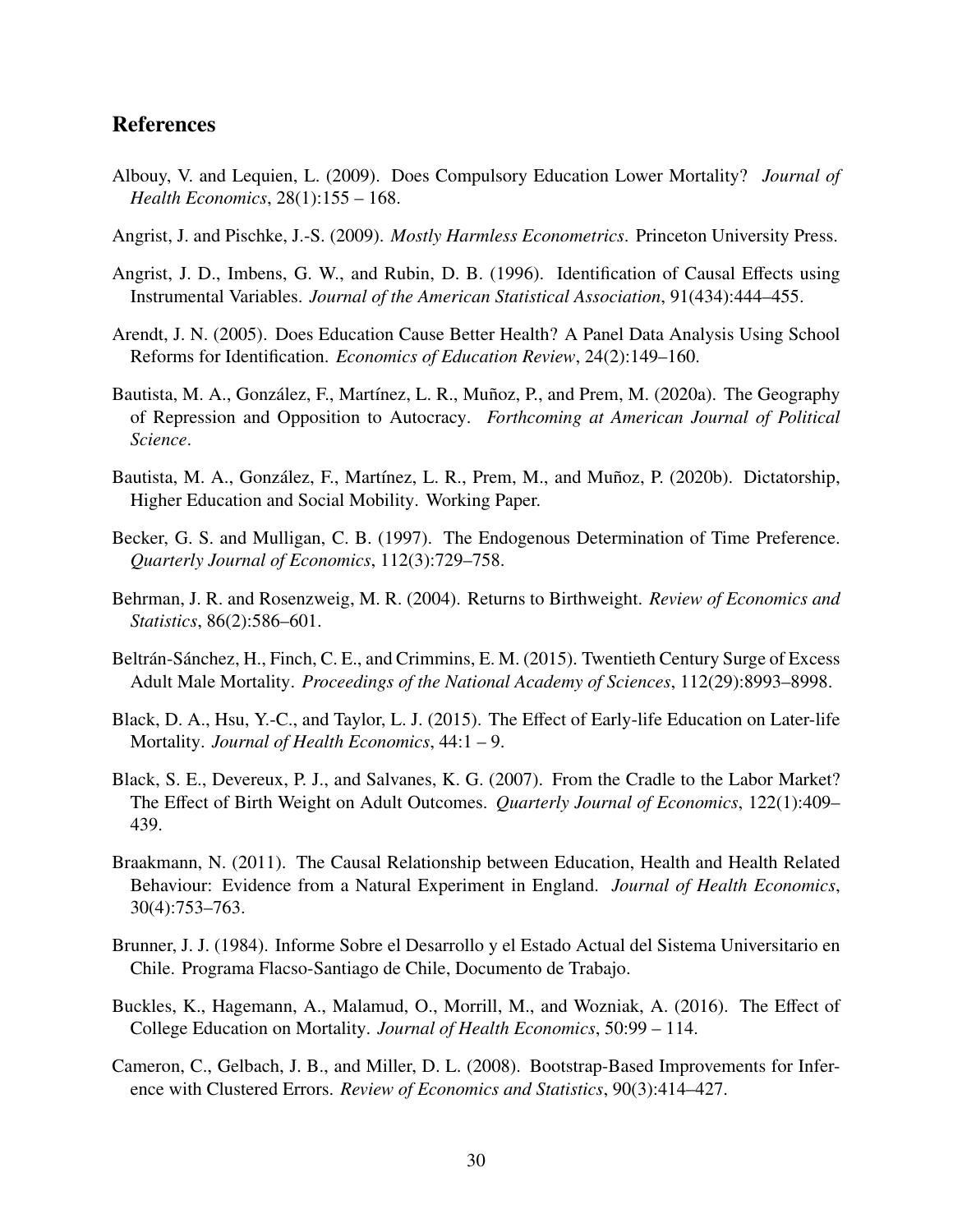## References

Albouy, V. and Lequien, L. (2009). Does Compulsory Education Lower Mortality? *Journal of Health Economics*, 28(1):155 – 168.

Angrist, J. and Pischke, J.-S. (2009). *Mostly Harmless Econometrics*. Princeton University Press.

Angrist, J. D., Imbens, G. W., and Rubin, D. B. (1996). Identification of Causal Effects using Instrumental Variables. *Journal of the American Statistical Association*, 91(434):444–455.

Arendt, J. N. (2005). Does Education Cause Better Health? A Panel Data Analysis Using School Reforms for Identification. *Economics of Education Review*, 24(2):149–160.

Bautista, M. A., González, F., Martínez, L. R., Muñoz, P., and Prem, M. (2020a). The Geography of Repression and Opposition to Autocracy. *Forthcoming at American Journal of Political Science*.

Bautista, M. A., González, F., Martínez, L. R., Prem, M., and Muñoz, P. (2020b). Dictatorship, Higher Education and Social Mobility. Working Paper.

Becker, G. S. and Mulligan, C. B. (1997). The Endogenous Determination of Time Preference. *Quarterly Journal of Economics*, 112(3):729–758.

Behrman, J. R. and Rosenzweig, M. R. (2004). Returns to Birthweight. *Review of Economics and Statistics*, 86(2):586–601.

Beltrán-Sánchez, H., Finch, C. E., and Crimmins, E. M. (2015). Twentieth Century Surge of Excess Adult Male Mortality. *Proceedings of the National Academy of Sciences*, 112(29):8993–8998.

Black, D. A., Hsu, Y.-C., and Taylor, L. J. (2015). The Effect of Early-life Education on Later-life Mortality. *Journal of Health Economics*, 44:1 – 9.

Black, S. E., Devereux, P. J., and Salvanes, K. G. (2007). From the Cradle to the Labor Market? The Effect of Birth Weight on Adult Outcomes. *Quarterly Journal of Economics*, 122(1):409–439.

Braakmann, N. (2011). The Causal Relationship between Education, Health and Health Related Behaviour: Evidence from a Natural Experiment in England. *Journal of Health Economics*, 30(4):753–763.

Brunner, J. J. (1984). Informe Sobre el Desarrollo y el Estado Actual del Sistema Universitario en Chile. Programa Flacso-Santiago de Chile, Documento de Trabajo.

Buckles, K., Hagemann, A., Malamud, O., Morrill, M., and Wozniak, A. (2016). The Effect of College Education on Mortality. *Journal of Health Economics*, 50:99 – 114.

Cameron, C., Gelbach, J. B., and Miller, D. L. (2008). Bootstrap-Based Improvements for Inference with Clustered Errors. *Review of Economics and Statistics*, 90(3):414–427.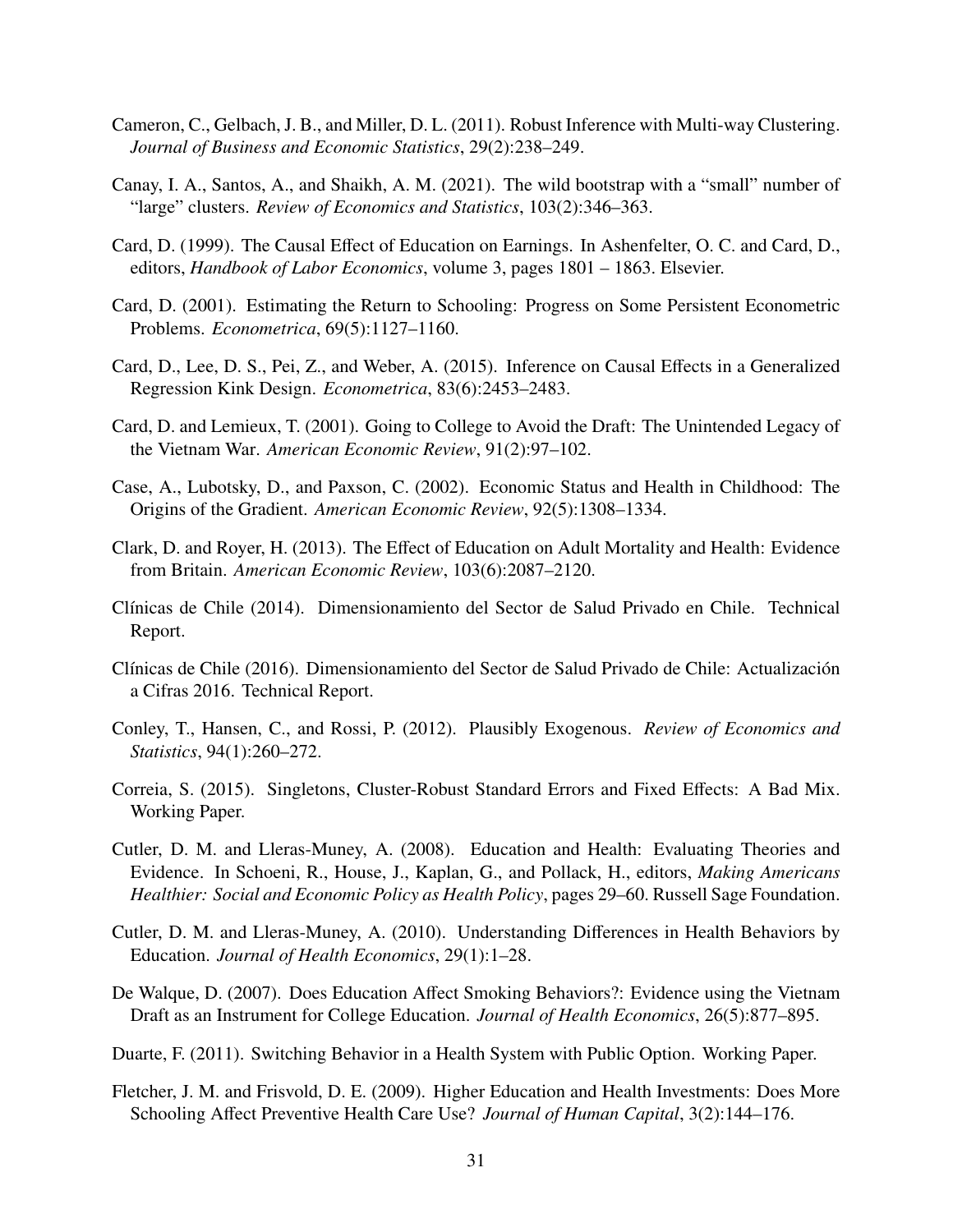Cameron, C., Gelbach, J. B., and Miller, D. L. (2011). Robust Inference with Multi-way Clustering. *Journal of Business and Economic Statistics*, 29(2):238–249.

Canay, I. A., Santos, A., and Shaikh, A. M. (2021). The wild bootstrap with a "small" number of "large" clusters. *Review of Economics and Statistics*, 103(2):346–363.

Card, D. (1999). The Causal Effect of Education on Earnings. In Ashenfelter, O. C. and Card, D., editors, *Handbook of Labor Economics*, volume 3, pages 1801 – 1863. Elsevier.

Card, D. (2001). Estimating the Return to Schooling: Progress on Some Persistent Econometric Problems. *Econometrica*, 69(5):1127–1160.

Card, D., Lee, D. S., Pei, Z., and Weber, A. (2015). Inference on Causal Effects in a Generalized Regression Kink Design. *Econometrica*, 83(6):2453–2483.

Card, D. and Lemieux, T. (2001). Going to College to Avoid the Draft: The Unintended Legacy of the Vietnam War. *American Economic Review*, 91(2):97–102.

Case, A., Lubotsky, D., and Paxson, C. (2002). Economic Status and Health in Childhood: The Origins of the Gradient. *American Economic Review*, 92(5):1308–1334.

Clark, D. and Royer, H. (2013). The Effect of Education on Adult Mortality and Health: Evidence from Britain. *American Economic Review*, 103(6):2087–2120.

Clínicas de Chile (2014). Dimensionamiento del Sector de Salud Privado en Chile. Technical Report.

Clínicas de Chile (2016). Dimensionamiento del Sector de Salud Privado de Chile: Actualización a Cifras 2016. Technical Report.

Conley, T., Hansen, C., and Rossi, P. (2012). Plausibly Exogenous. *Review of Economics and Statistics*, 94(1):260–272.

Correia, S. (2015). Singletons, Cluster-Robust Standard Errors and Fixed Effects: A Bad Mix. Working Paper.

Cutler, D. M. and Lleras-Muney, A. (2008). Education and Health: Evaluating Theories and Evidence. In Schoeni, R., House, J., Kaplan, G., and Pollack, H., editors, *Making Americans Healthier: Social and Economic Policy as Health Policy*, pages 29–60. Russell Sage Foundation.

Cutler, D. M. and Lleras-Muney, A. (2010). Understanding Differences in Health Behaviors by Education. *Journal of Health Economics*, 29(1):1–28.

De Walque, D. (2007). Does Education Affect Smoking Behaviors?: Evidence using the Vietnam Draft as an Instrument for College Education. *Journal of Health Economics*, 26(5):877–895.

Duarte, F. (2011). Switching Behavior in a Health System with Public Option. Working Paper.

Fletcher, J. M. and Frisvold, D. E. (2009). Higher Education and Health Investments: Does More Schooling Affect Preventive Health Care Use? *Journal of Human Capital*, 3(2):144–176.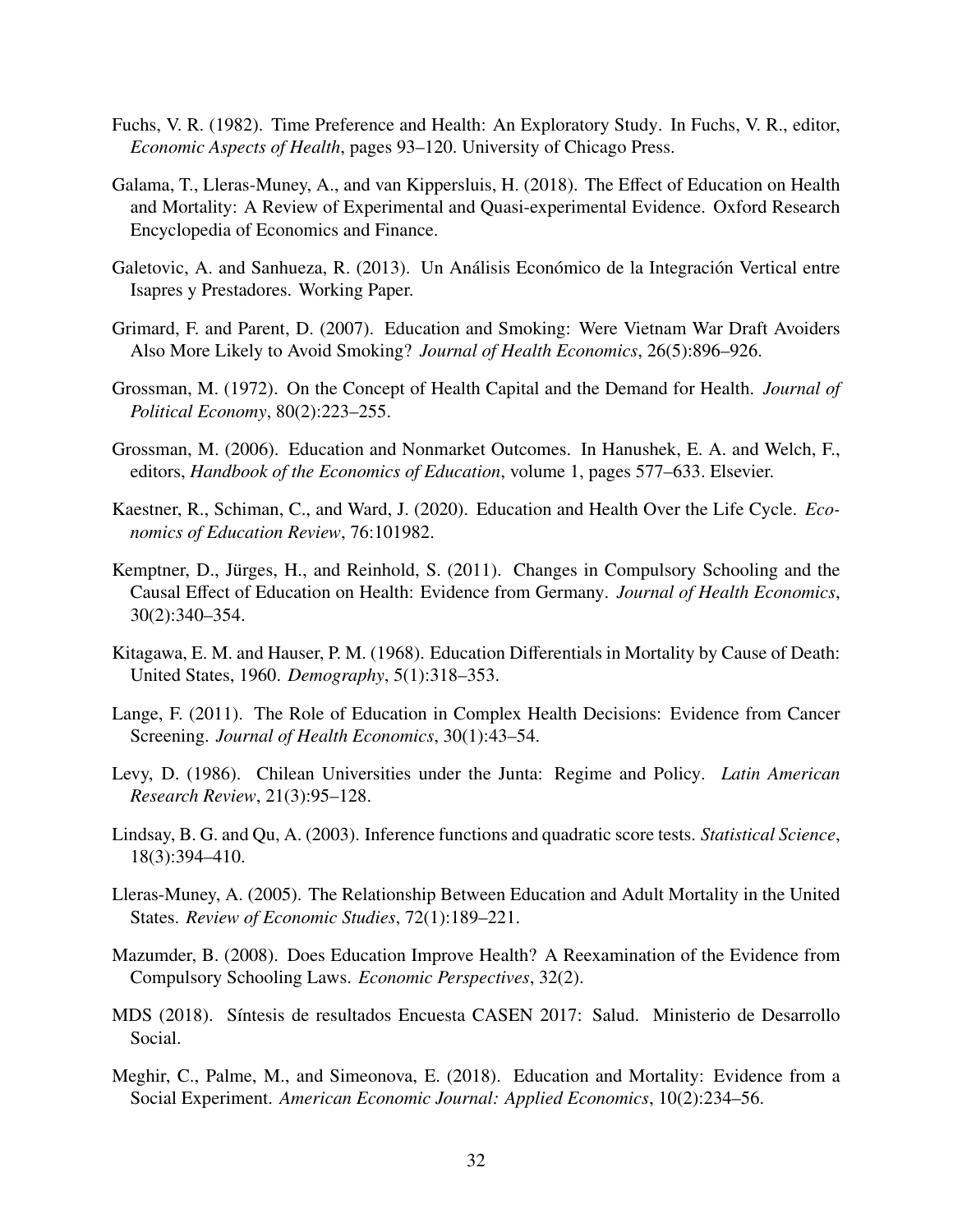Fuchs, V. R. (1982). Time Preference and Health: An Exploratory Study. In Fuchs, V. R., editor, *Economic Aspects of Health*, pages 93–120. University of Chicago Press.

Galama, T., Lleras-Muney, A., and van Kippersluis, H. (2018). The Effect of Education on Health and Mortality: A Review of Experimental and Quasi-experimental Evidence. Oxford Research Encyclopedia of Economics and Finance.

Galetovic, A. and Sanhueza, R. (2013). Un Análisis Económico de la Integración Vertical entre Isapres y Prestadores. Working Paper.

Grimard, F. and Parent, D. (2007). Education and Smoking: Were Vietnam War Draft Avoiders Also More Likely to Avoid Smoking? *Journal of Health Economics*, 26(5):896–926.

Grossman, M. (1972). On the Concept of Health Capital and the Demand for Health. *Journal of Political Economy*, 80(2):223–255.

Grossman, M. (2006). Education and Nonmarket Outcomes. In Hanushek, E. A. and Welch, F., editors, *Handbook of the Economics of Education*, volume 1, pages 577–633. Elsevier.

Kaestner, R., Schiman, C., and Ward, J. (2020). Education and Health Over the Life Cycle. *Economics of Education Review*, 76:101982.

Kemptner, D., Jürges, H., and Reinhold, S. (2011). Changes in Compulsory Schooling and the Causal Effect of Education on Health: Evidence from Germany. *Journal of Health Economics*, 30(2):340–354.

Kitagawa, E. M. and Hauser, P. M. (1968). Education Differentials in Mortality by Cause of Death: United States, 1960. *Demography*, 5(1):318–353.

Lange, F. (2011). The Role of Education in Complex Health Decisions: Evidence from Cancer Screening. *Journal of Health Economics*, 30(1):43–54.

Levy, D. (1986). Chilean Universities under the Junta: Regime and Policy. *Latin American Research Review*, 21(3):95–128.

Lindsay, B. G. and Qu, A. (2003). Inference functions and quadratic score tests. *Statistical Science*, 18(3):394–410.

Lleras-Muney, A. (2005). The Relationship Between Education and Adult Mortality in the United States. *Review of Economic Studies*, 72(1):189–221.

Mazumder, B. (2008). Does Education Improve Health? A Reexamination of the Evidence from Compulsory Schooling Laws. *Economic Perspectives*, 32(2).

MDS (2018). Síntesis de resultados Encuesta CASEN 2017: Salud. Ministerio de Desarrollo Social.

Meghir, C., Palme, M., and Simeonova, E. (2018). Education and Mortality: Evidence from a Social Experiment. *American Economic Journal: Applied Economics*, 10(2):234–56.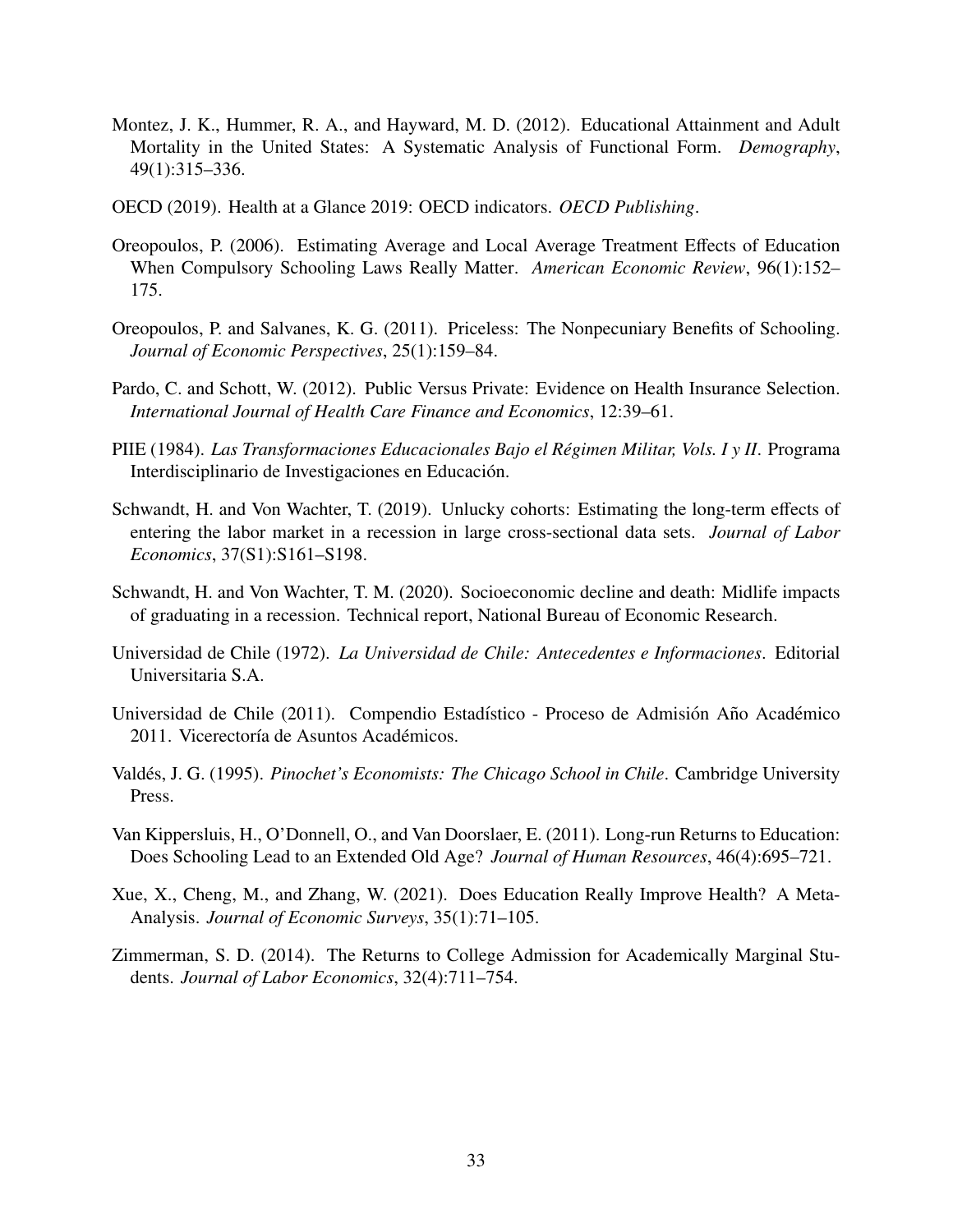Montez, J. K., Hummer, R. A., and Hayward, M. D. (2012). Educational Attainment and Adult Mortality in the United States: A Systematic Analysis of Functional Form. *Demography*, 49(1):315–336.

OECD (2019). Health at a Glance 2019: OECD indicators. *OECD Publishing*.

Oreopoulos, P. (2006). Estimating Average and Local Average Treatment Effects of Education When Compulsory Schooling Laws Really Matter. *American Economic Review*, 96(1):152–175.

Oreopoulos, P. and Salvanes, K. G. (2011). Priceless: The Nonpecuniary Benefits of Schooling. *Journal of Economic Perspectives*, 25(1):159–84.

Pardo, C. and Schott, W. (2012). Public Versus Private: Evidence on Health Insurance Selection. *International Journal of Health Care Finance and Economics*, 12:39–61.

PIIE (1984). *Las Transformaciones Educacionales Bajo el Régimen Militar, Vols. I y II*. Programa Interdisciplinario de Investigaciones en Educación.

Schwandt, H. and Von Wachter, T. (2019). Unlucky cohorts: Estimating the long-term effects of entering the labor market in a recession in large cross-sectional data sets. *Journal of Labor Economics*, 37(S1):S161–S198.

Schwandt, H. and Von Wachter, T. M. (2020). Socioeconomic decline and death: Midlife impacts of graduating in a recession. Technical report, National Bureau of Economic Research.

Universidad de Chile (1972). *La Universidad de Chile: Antecedentes e Informaciones*. Editorial Universitaria S.A.

Universidad de Chile (2011). Compendio Estadístico - Proceso de Admisión Año Académico 2011. Vicerectoría de Asuntos Académicos.

Valdés, J. G. (1995). *Pinochet's Economists: The Chicago School in Chile*. Cambridge University Press.

Van Kippersluis, H., O'Donnell, O., and Van Doorslaer, E. (2011). Long-run Returns to Education: Does Schooling Lead to an Extended Old Age? *Journal of Human Resources*, 46(4):695–721.

Xue, X., Cheng, M., and Zhang, W. (2021). Does Education Really Improve Health? A Meta-Analysis. *Journal of Economic Surveys*, 35(1):71–105.

Zimmerman, S. D. (2014). The Returns to College Admission for Academically Marginal Students. *Journal of Labor Economics*, 32(4):711–754.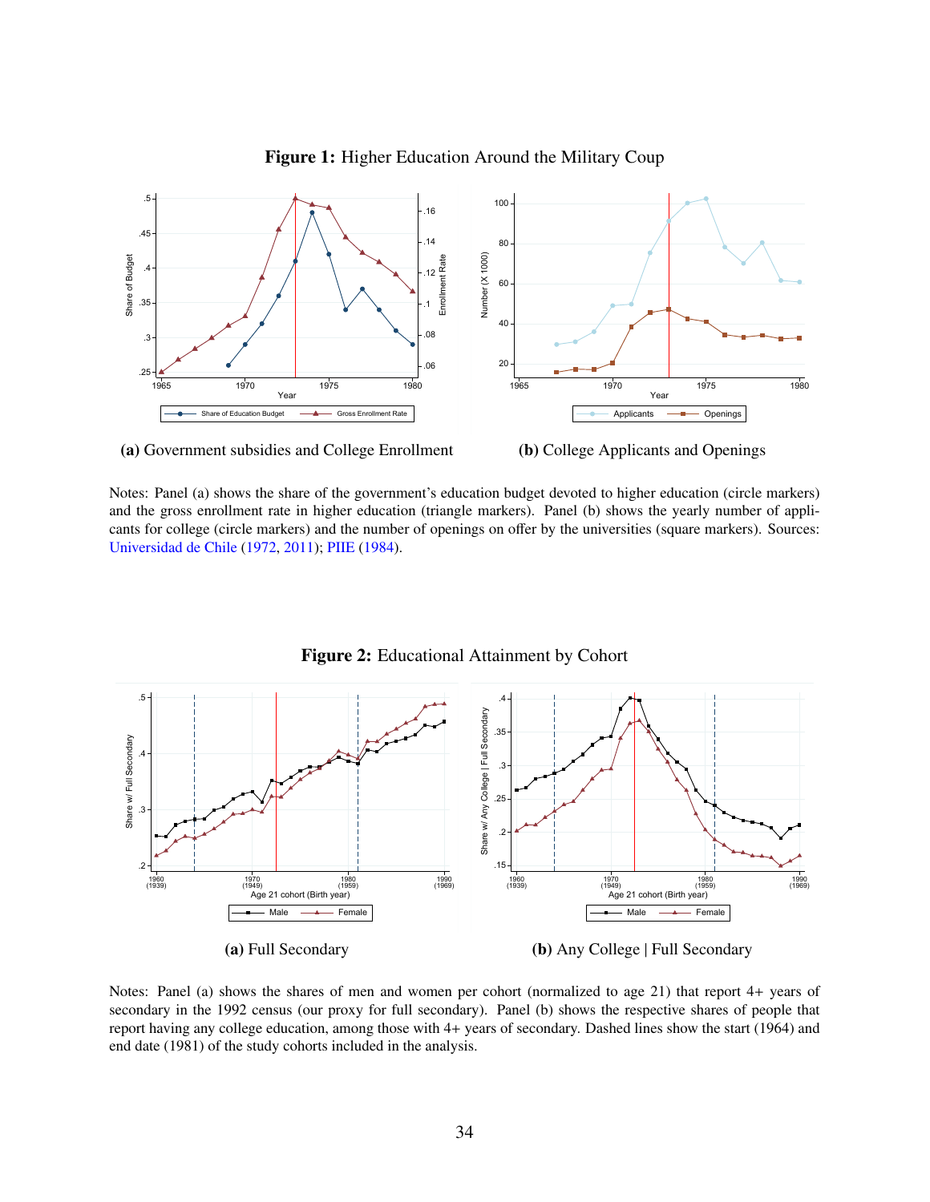**Figure 1:** Higher Education Around the Military Coup

**(a)** Government subsidies and College Enrollment

**(b)** College Applicants and Openings

Notes: Panel (a) shows the share of the government's education budget devoted to higher education (circle markers) and the gross enrollment rate in higher education (triangle markers). Panel (b) shows the yearly number of applicants for college (circle markers) and the number of openings on offer by the universities (square markers). Sources: Universidad de Chile (1972, 2011); PIIE (1984).

**Figure 2:** Educational Attainment by Cohort

**(a)** Full Secondary

**(b)** Any College | Full Secondary

Notes: Panel (a) shows the shares of men and women per cohort (normalized to age 21) that report 4+ years of secondary in the 1992 census (our proxy for full secondary). Panel (b) shows the respective shares of people that report having any college education, among those with 4+ years of secondary. Dashed lines show the start (1964) and end date (1981) of the study cohorts included in the analysis.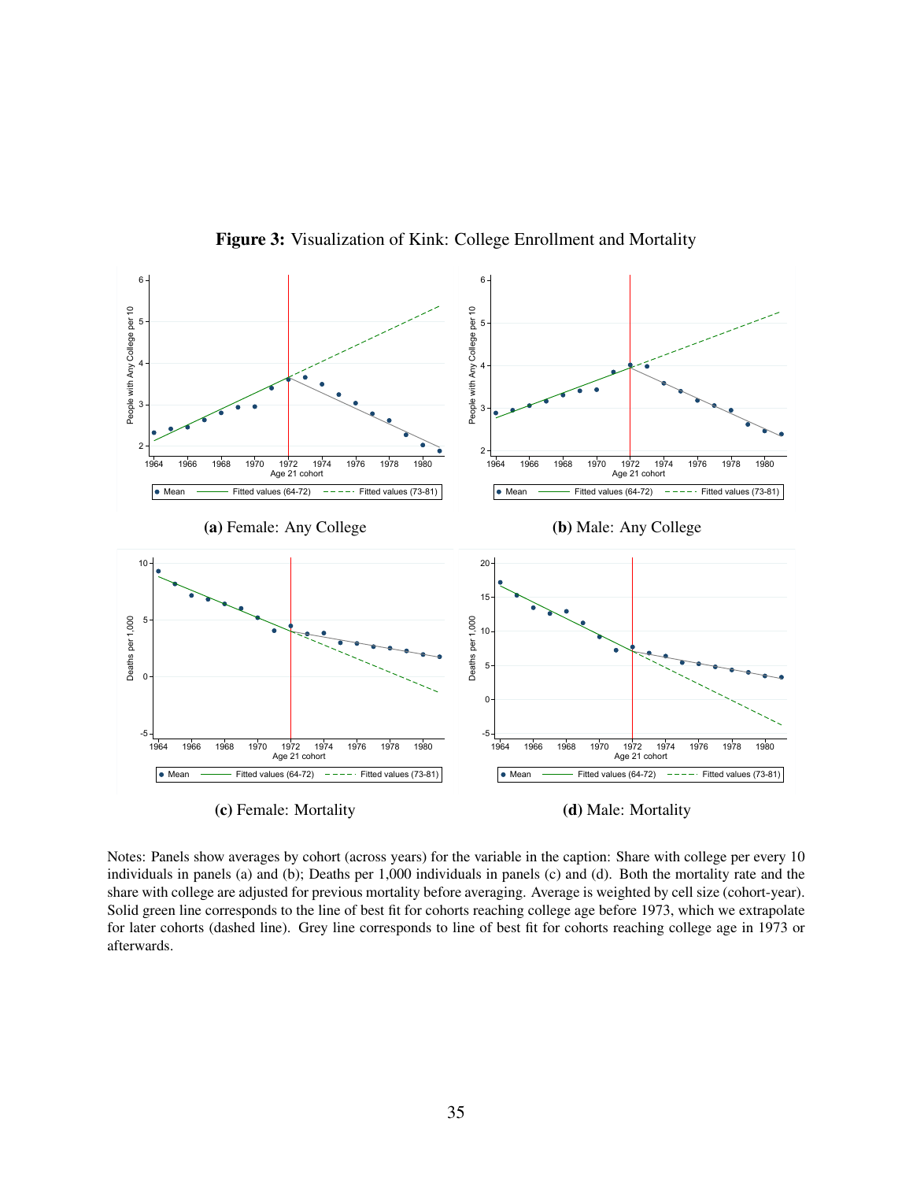**Figure 3:** Visualization of Kink: College Enrollment and Mortality

People with Any College per 10

6
5
4
3
2

1964 1966 1968 1970 1972 1974 1976 1978 1980

Age 21 cohort

Mean — Fitted values (64-72) - - - Fitted values (73-81)

**(a)** Female: Any College

People with Any College per 10

6
5
4
3
2

1964 1966 1968 1970 1972 1974 1976 1978 1980

Age 21 cohort

Mean — Fitted values (64-72) - - - Fitted values (73-81)

**(b)** Male: Any College

Deaths per 1,000

10
5
0
-5

1964 1966 1968 1970 1972 1974 1976 1978 1980

Age 21 cohort

Mean — Fitted values (64-72) - - - Fitted values (73-81)

**(c)** Female: Mortality

Deaths per 1,000

20
15
10
5
0
-5

1964 1966 1968 1970 1972 1974 1976 1978 1980

Age 21 cohort

Mean — Fitted values (64-72) - - - Fitted values (73-81)

**(d)** Male: Mortality

Notes: Panels show averages by cohort (across years) for the variable in the caption: Share with college per every 10 individuals in panels (a) and (b); Deaths per 1,000 individuals in panels (c) and (d). Both the mortality rate and the share with college are adjusted for previous mortality before averaging. Average is weighted by cell size (cohort-year). Solid green line corresponds to the line of best fit for cohorts reaching college age before 1973, which we extrapolate for later cohorts (dashed line). Grey line corresponds to line of best fit for cohorts reaching college age in 1973 or afterwards.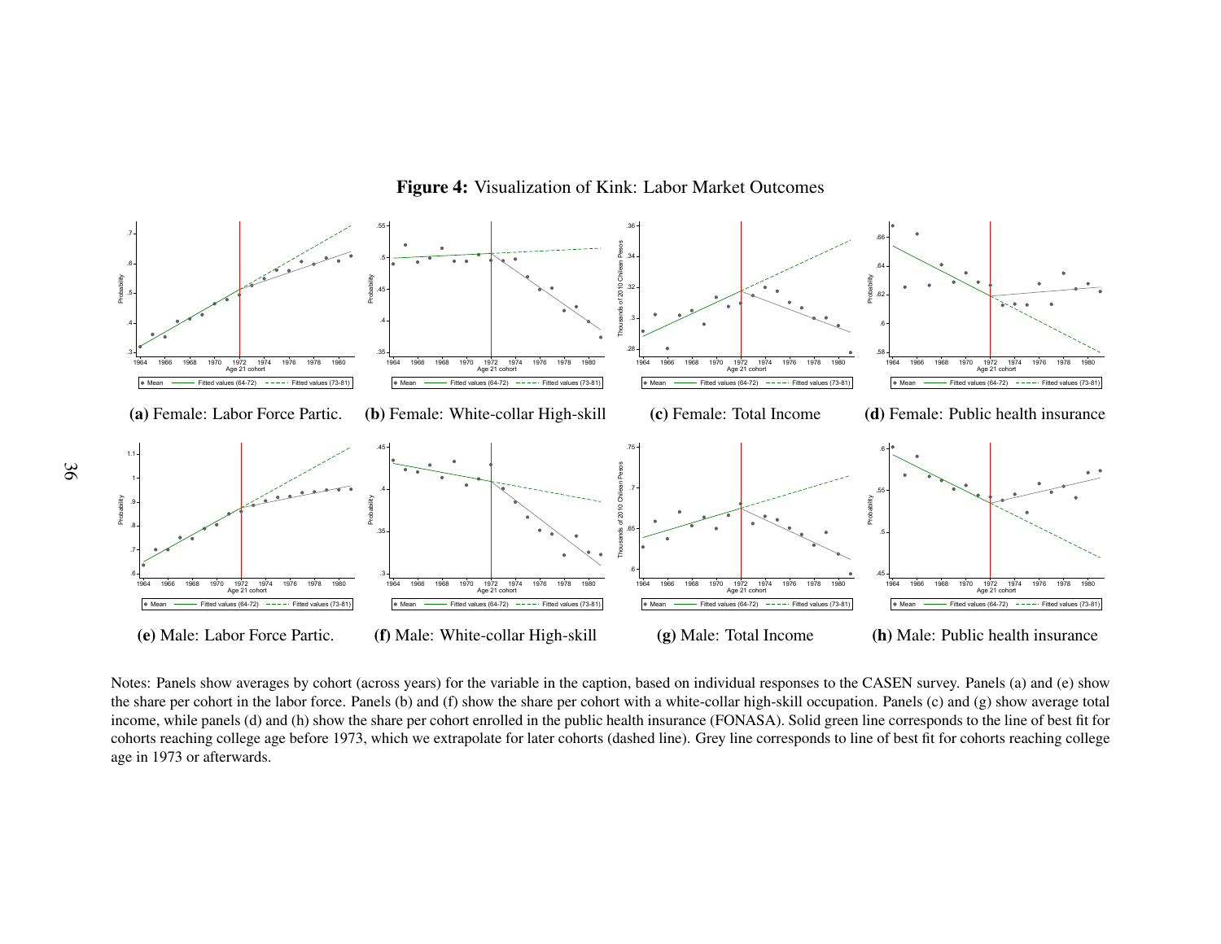**Figure 4:** Visualization of Kink: Labor Market Outcomes

Probability

Age 21 cohort

1964 1966 1968 1970 1972 1974 1976 1978 1980

Mean — Fitted values (64-72) - - - Fitted values (73-81)

**(a)** Female: Labor Force Partic.

**(b)** Female: White-collar High-skill

Thousands of 2010 Chilean Pesos

**(c)** Female: Total Income

**(d)** Female: Public health insurance

**(e)** Male: Labor Force Partic.

**(f)** Male: White-collar High-skill

**(g)** Male: Total Income

**(h)** Male: Public health insurance

Notes: Panels show averages by cohort (across years) for the variable in the caption, based on individual responses to the CASEN survey. Panels (a) and (e) show the share per cohort in the labor force. Panels (b) and (f) show the share per cohort with a white-collar high-skill occupation. Panels (c) and (g) show average total income, while panels (d) and (h) show the share per cohort enrolled in the public health insurance (FONASA). Solid green line corresponds to the line of best fit for cohorts reaching college age before 1973, which we extrapolate for later cohorts (dashed line). Grey line corresponds to line of best fit for cohorts reaching college age in 1973 or afterwards.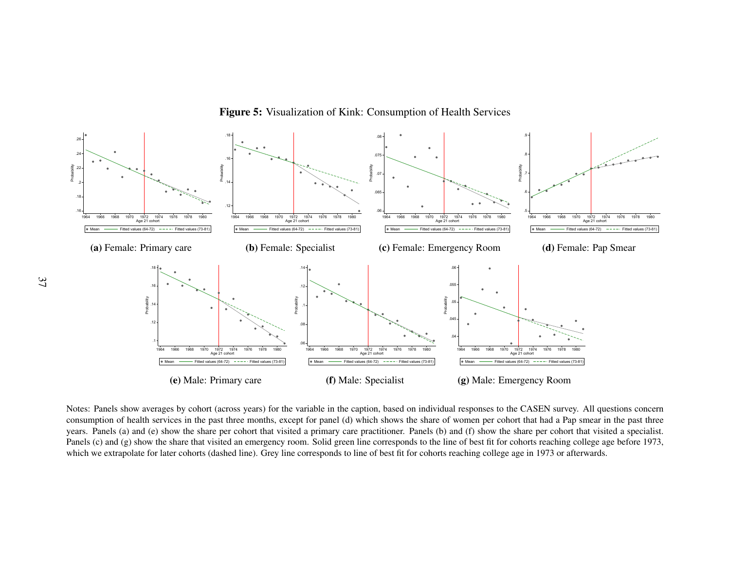**Figure 5:** Visualization of Kink: Consumption of Health Services

Probability
.26
.24
.22
.2
.18
.16
1964 1966 1968 1970 1972 1974 1976 1978 1980
Age 21 cohort
Mean Fitted values (64-72) Fitted values (73-81)

**(a)** Female: Primary care

Probability
.18
.16
.14
.12
1964 1966 1968 1970 1972 1974 1976 1978 1980
Age 21 cohort
Mean Fitted values (64-72) Fitted values (73-81)

**(b)** Female: Specialist

Probability
.08
.075
.07
.065
.06
1964 1966 1968 1970 1972 1974 1976 1978 1980
Age 21 cohort
Mean Fitted values (64-72) Fitted values (73-81)

**(c)** Female: Emergency Room

Probability
.9
.8
.7
.6
.5
1964 1966 1968 1970 1972 1974 1976 1978 1980
Age 21 cohort
Mean Fitted values (64-72) Fitted values (73-81)

**(d)** Female: Pap Smear

Probability
.18
.16
.14
.12
.1
1964 1966 1968 1970 1972 1974 1976 1978 1980
Age 21 cohort
Mean Fitted values (64-72) Fitted values (73-81)

**(e)** Male: Primary care

Probability
.14
.12
.1
.08
.06
1964 1966 1968 1970 1972 1974 1976 1978 1980
Age 21 cohort
Mean Fitted values (64-72) Fitted values (73-81)

**(f)** Male: Specialist

Probability
.06
.055
.05
.045
.04
1964 1966 1968 1970 1972 1974 1976 1978 1980
Age 21 cohort
Mean Fitted values (64-72) Fitted values (73-81)

**(g)** Male: Emergency Room

Notes: Panels show averages by cohort (across years) for the variable in the caption, based on individual responses to the CASEN survey. All questions concern consumption of health services in the past three months, except for panel (d) which shows the share of women per cohort that had a Pap smear in the past three years. Panels (a) and (e) show the share per cohort that visited a primary care practitioner. Panels (b) and (f) show the share per cohort that visited a specialist. Panels (c) and (g) show the share that visited an emergency room. Solid green line corresponds to the line of best fit for cohorts reaching college age before 1973, which we extrapolate for later cohorts (dashed line). Grey line corresponds to line of best fit for cohorts reaching college age in 1973 or afterwards.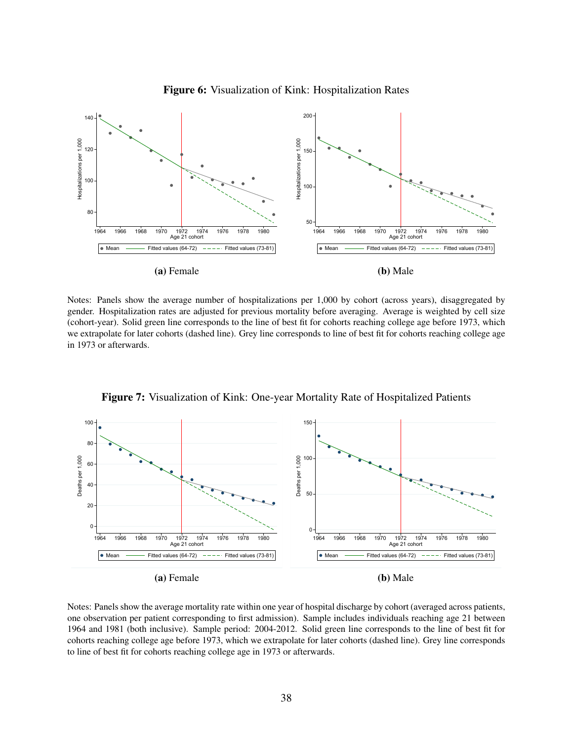**Figure 6:** Visualization of Kink: Hospitalization Rates

Hospitalizations per 1,000

140
120
100
80

1964 1966 1968 1970 1972 1974 1976 1978 1980

Age 21 cohort

Mean — Fitted values (64-72) - - - Fitted values (73-81)

**(a)** Female

Hospitalizations per 1,000

200
150
100
50

1964 1966 1968 1970 1972 1974 1976 1978 1980

Age 21 cohort

Mean — Fitted values (64-72) - - - Fitted values (73-81)

**(b)** Male

Notes: Panels show the average number of hospitalizations per 1,000 by cohort (across years), disaggregated by gender. Hospitalization rates are adjusted for previous mortality before averaging. Average is weighted by cell size (cohort-year). Solid green line corresponds to the line of best fit for cohorts reaching college age before 1973, which we extrapolate for later cohorts (dashed line). Grey line corresponds to line of best fit for cohorts reaching college age in 1973 or afterwards.

**Figure 7:** Visualization of Kink: One-year Mortality Rate of Hospitalized Patients

Deaths per 1,000

100
80
60
40
20
0

1964 1966 1968 1970 1972 1974 1976 1978 1980

Age 21 cohort

Mean — Fitted values (64-72) - - - Fitted values (73-81)

**(a)** Female

Deaths per 1,000

150
100
50
0

1964 1966 1968 1970 1972 1974 1976 1978 1980

Age 21 cohort

Mean — Fitted values (64-72) - - - Fitted values (73-81)

**(b)** Male

Notes: Panels show the average mortality rate within one year of hospital discharge by cohort (averaged across patients, one observation per patient corresponding to first admission). Sample includes individuals reaching age 21 between 1964 and 1981 (both inclusive). Sample period: 2004-2012. Solid green line corresponds to the line of best fit for cohorts reaching college age before 1973, which we extrapolate for later cohorts (dashed line). Grey line corresponds to line of best fit for cohorts reaching college age in 1973 or afterwards.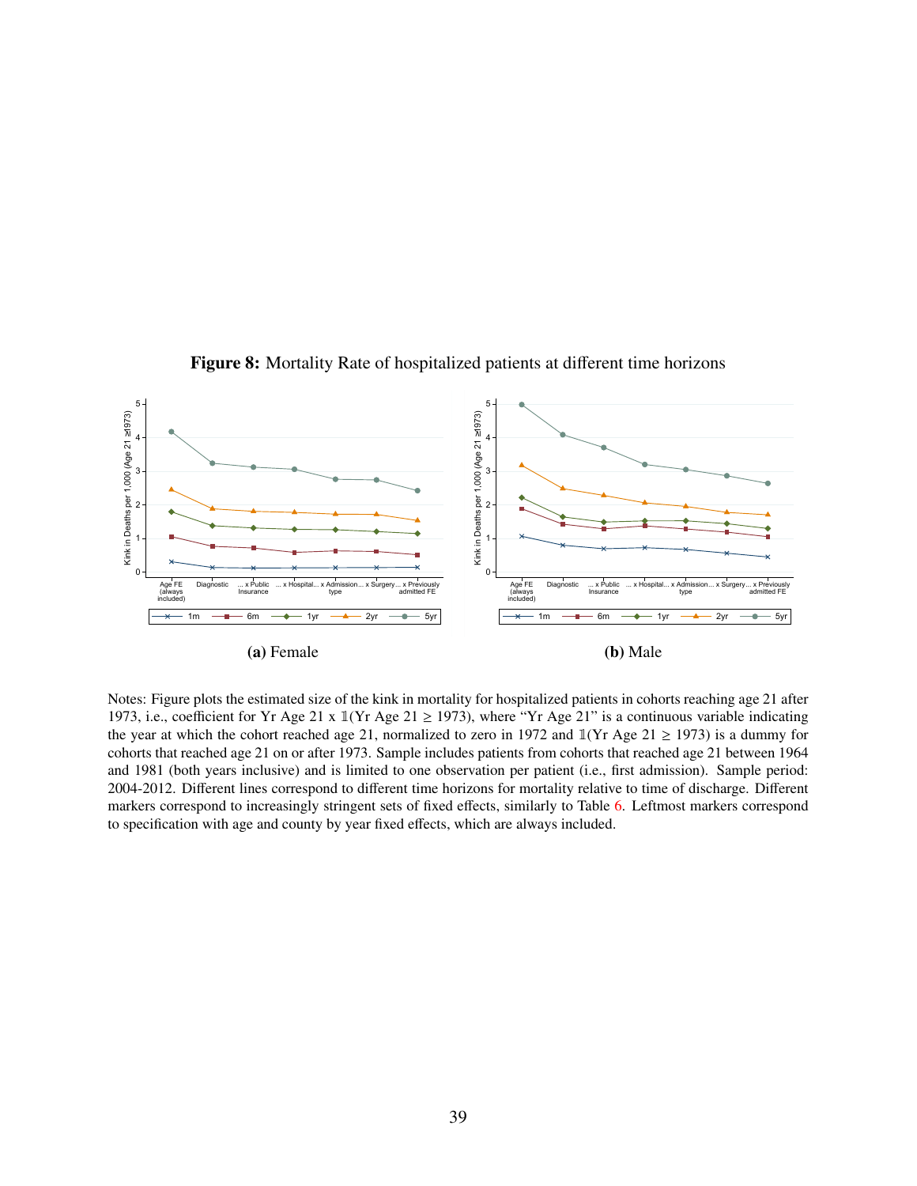**Figure 8:** Mortality Rate of hospitalized patients at different time horizons

Kink in Deaths per 1,000 (Age 21 ≥1973)

5
4
3
2
1
0

Age FE (always included) | Diagnostic | ... x Public Insurance | ... x Hospital... | x Admission... type | x Surgery... | x Previously admitted FE

1m | 6m | 1yr | 2yr | 5yr

**(a)** Female

Kink in Deaths per 1,000 (Age 21 ≥1973)

5
4
3
2
1
0

Age FE (always included) | Diagnostic | ... x Public Insurance | ... x Hospital... | x Admission... type | x Surgery... | x Previously admitted FE

1m | 6m | 1yr | 2yr | 5yr

**(b)** Male

Notes: Figure plots the estimated size of the kink in mortality for hospitalized patients in cohorts reaching age 21 after 1973, i.e., coefficient for Yr Age 21 x $\mathbb{1}$(Yr Age 21 $\geq$ 1973), where "Yr Age 21" is a continuous variable indicating the year at which the cohort reached age 21, normalized to zero in 1972 and $\mathbb{1}$(Yr Age 21 $\geq$ 1973) is a dummy for cohorts that reached age 21 on or after 1973. Sample includes patients from cohorts that reached age 21 between 1964 and 1981 (both years inclusive) and is limited to one observation per patient (i.e., first admission). Sample period: 2004-2012. Different lines correspond to different time horizons for mortality relative to time of discharge. Different markers correspond to increasingly stringent sets of fixed effects, similarly to Table 6. Leftmost markers correspond to specification with age and county by year fixed effects, which are always included.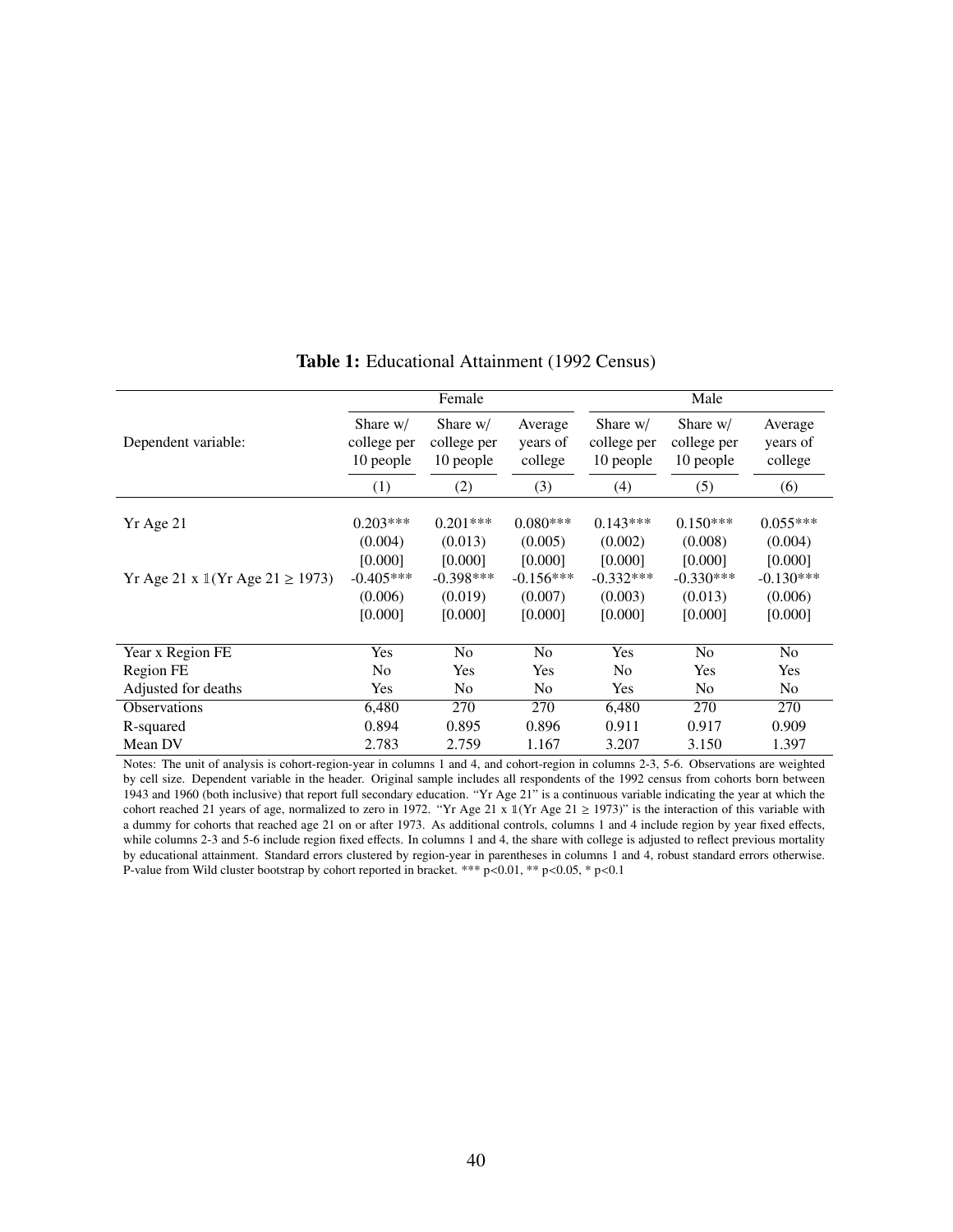**Table 1:** Educational Attainment (1992 Census)

| | Female | | | Male | | |
|---|---|---|---|---|---|---|
| Dependent variable: | Share w/ college per 10 people | Share w/ college per 10 people | Average years of college | Share w/ college per 10 people | Share w/ college per 10 people | Average years of college |
| | (1) | (2) | (3) | (4) | (5) | (6) |
| Yr Age 21 | 0.203*** | 0.201*** | 0.080*** | 0.143*** | 0.150*** | 0.055*** |
| | (0.004) | (0.013) | (0.005) | (0.002) | (0.008) | (0.004) |
| | [0.000] | [0.000] | [0.000] | [0.000] | [0.000] | [0.000] |
| Yr Age 21 x $\mathbb{1}$(Yr Age 21 $\geq$ 1973) | -0.405*** | -0.398*** | -0.156*** | -0.332*** | -0.330*** | -0.130*** |
| | (0.006) | (0.019) | (0.007) | (0.003) | (0.013) | (0.006) |
| | [0.000] | [0.000] | [0.000] | [0.000] | [0.000] | [0.000] |
| Year x Region FE | Yes | No | No | Yes | No | No |
| Region FE | No | Yes | Yes | No | Yes | Yes |
| Adjusted for deaths | Yes | No | No | Yes | No | No |
| Observations | 6,480 | 270 | 270 | 6,480 | 270 | 270 |
| R-squared | 0.894 | 0.895 | 0.896 | 0.911 | 0.917 | 0.909 |
| Mean DV | 2.783 | 2.759 | 1.167 | 3.207 | 3.150 | 1.397 |

Notes: The unit of analysis is cohort-region-year in columns 1 and 4, and cohort-region in columns 2-3, 5-6. Observations are weighted by cell size. Dependent variable in the header. Original sample includes all respondents of the 1992 census from cohorts born between 1943 and 1960 (both inclusive) that report full secondary education. "Yr Age 21" is a continuous variable indicating the year at which the cohort reached 21 years of age, normalized to zero in 1972. "Yr Age 21 x $\mathbb{1}$(Yr Age 21 $\geq$ 1973)" is the interaction of this variable with a dummy for cohorts that reached age 21 on or after 1973. As additional controls, columns 1 and 4 include region by year fixed effects, while columns 2-3 and 5-6 include region fixed effects. In columns 1 and 4, the share with college is adjusted to reflect previous mortality by educational attainment. Standard errors clustered by region-year in parentheses in columns 1 and 4, robust standard errors otherwise. P-value from Wild cluster bootstrap by cohort reported in bracket. *** p<0.01, ** p<0.05, * p<0.1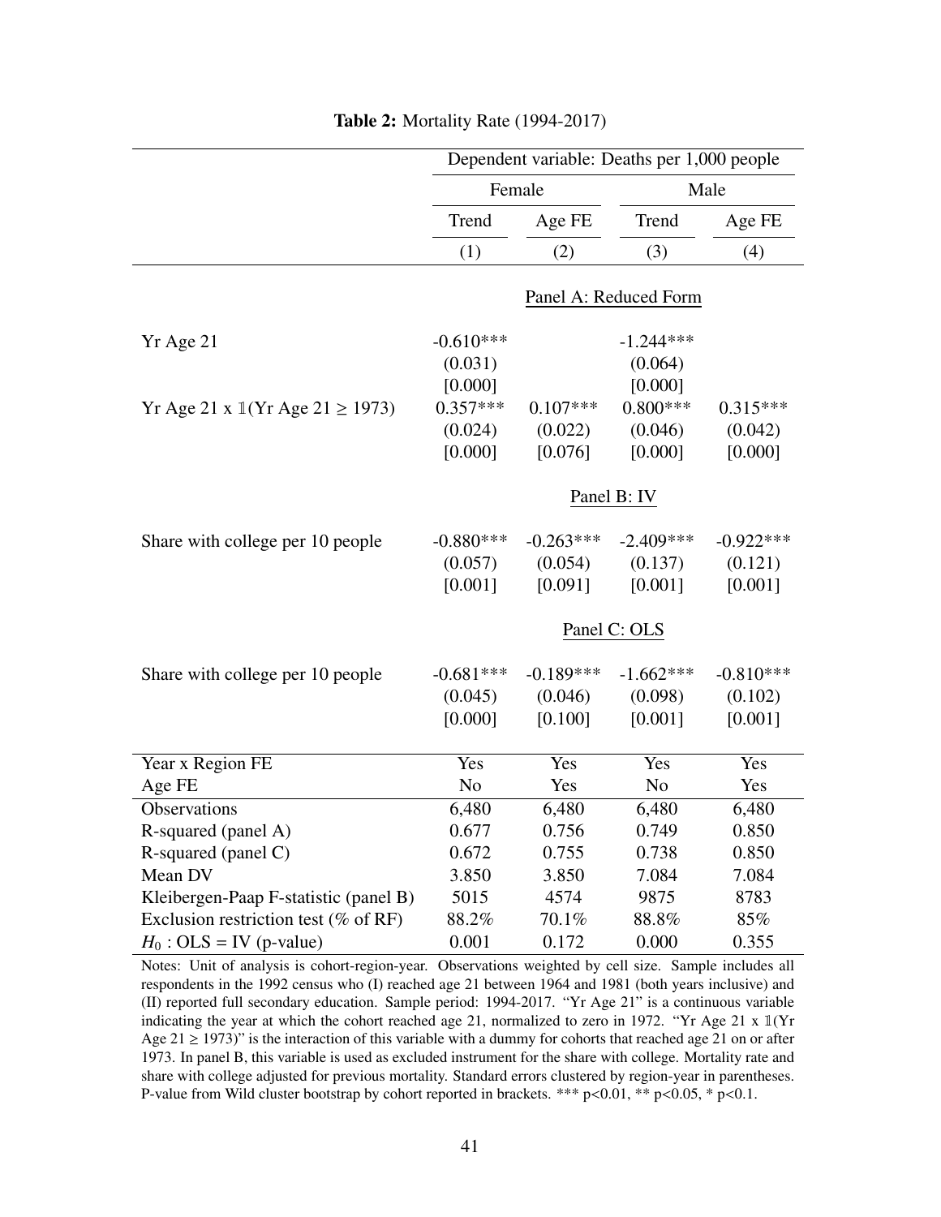**Table 2:** Mortality Rate (1994-2017)

| | Dependent variable: Deaths per 1,000 people | | | |
|---|---|---|---|---|
| | Female | | Male | |
| | Trend | Age FE | Trend | Age FE |
| | (1) | (2) | (3) | (4) |
| | **Panel A: Reduced Form** | | | |
| Yr Age 21 | -0.610*** | | -1.244*** | |
| | (0.031) | | (0.064) | |
| | [0.000] | | [0.000] | |
| Yr Age 21 x $\mathbb{1}$(Yr Age 21 ≥ 1973) | 0.357*** | 0.107*** | 0.800*** | 0.315*** |
| | (0.024) | (0.022) | (0.046) | (0.042) |
| | [0.000] | [0.076] | [0.000] | [0.000] |
| | **Panel B: IV** | | | |
| Share with college per 10 people | -0.880*** | -0.263*** | -2.409*** | -0.922*** |
| | (0.057) | (0.054) | (0.137) | (0.121) |
| | [0.001] | [0.091] | [0.001] | [0.001] |
| | **Panel C: OLS** | | | |
| Share with college per 10 people | -0.681*** | -0.189*** | -1.662*** | -0.810*** |
| | (0.045) | (0.046) | (0.098) | (0.102) |
| | [0.000] | [0.100] | [0.001] | [0.001] |
| Year x Region FE | Yes | Yes | Yes | Yes |
| Age FE | No | Yes | No | Yes |
| Observations | 6,480 | 6,480 | 6,480 | 6,480 |
| R-squared (panel A) | 0.677 | 0.756 | 0.749 | 0.850 |
| R-squared (panel C) | 0.672 | 0.755 | 0.738 | 0.850 |
| Mean DV | 3.850 | 3.850 | 7.084 | 7.084 |
| Kleibergen-Paap F-statistic (panel B) | 5015 | 4574 | 9875 | 8783 |
| Exclusion restriction test (% of RF) | 88.2% | 70.1% | 88.8% | 85% |
| $H_0$ : OLS = IV (p-value) | 0.001 | 0.172 | 0.000 | 0.355 |

Notes: Unit of analysis is cohort-region-year. Observations weighted by cell size. Sample includes all respondents in the 1992 census who (I) reached age 21 between 1964 and 1981 (both years inclusive) and (II) reported full secondary education. Sample period: 1994-2017. "Yr Age 21" is a continuous variable indicating the year at which the cohort reached age 21, normalized to zero in 1972. "Yr Age 21 x $\mathbb{1}$(Yr Age 21 ≥ 1973)" is the interaction of this variable with a dummy for cohorts that reached age 21 on or after 1973. In panel B, this variable is used as excluded instrument for the share with college. Mortality rate and share with college adjusted for previous mortality. Standard errors clustered by region-year in parentheses. P-value from Wild cluster bootstrap by cohort reported in brackets. *** p<0.01, ** p<0.05, * p<0.1.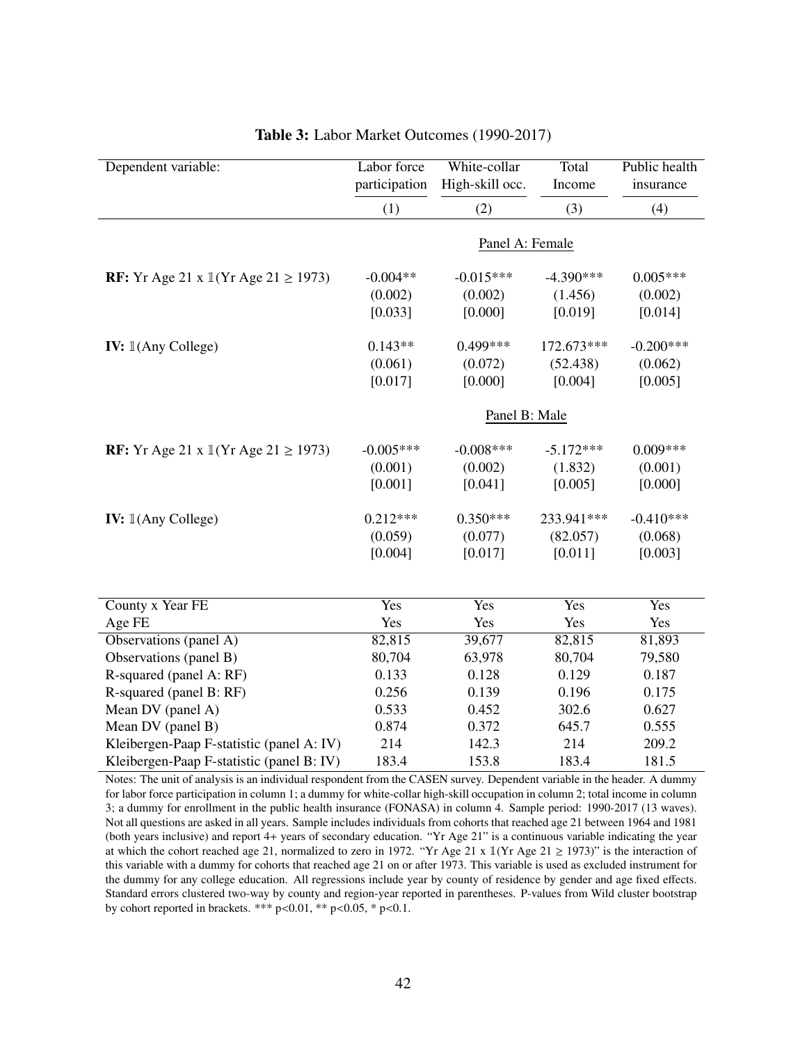**Table 3:** Labor Market Outcomes (1990-2017)

| Dependent variable: | Labor force participation | White-collar High-skill occ. | Total Income | Public health insurance |
|---|---|---|---|---|
| | (1) | (2) | (3) | (4) |
| | Panel A: Female | | | |
| **RF:** Yr Age 21 x 𝟙(Yr Age 21 ≥ 1973) | -0.004** | -0.015*** | -4.390*** | 0.005*** |
| | (0.002) | (0.002) | (1.456) | (0.002) |
| | [0.033] | [0.000] | [0.019] | [0.014] |
| **IV:** 𝟙(Any College) | 0.143** | 0.499*** | 172.673*** | -0.200*** |
| | (0.061) | (0.072) | (52.438) | (0.062) |
| | [0.017] | [0.000] | [0.004] | [0.005] |
| | Panel B: Male | | | |
| **RF:** Yr Age 21 x 𝟙(Yr Age 21 ≥ 1973) | -0.005*** | -0.008*** | -5.172*** | 0.009*** |
| | (0.001) | (0.002) | (1.832) | (0.001) |
| | [0.001] | [0.041] | [0.005] | [0.000] |
| **IV:** 𝟙(Any College) | 0.212*** | 0.350*** | 233.941*** | -0.410*** |
| | (0.059) | (0.077) | (82.057) | (0.068) |
| | [0.004] | [0.017] | [0.011] | [0.003] |
| County x Year FE | Yes | Yes | Yes | Yes |
| Age FE | Yes | Yes | Yes | Yes |
| Observations (panel A) | 82,815 | 39,677 | 82,815 | 81,893 |
| Observations (panel B) | 80,704 | 63,978 | 80,704 | 79,580 |
| R-squared (panel A: RF) | 0.133 | 0.128 | 0.129 | 0.187 |
| R-squared (panel B: RF) | 0.256 | 0.139 | 0.196 | 0.175 |
| Mean DV (panel A) | 0.533 | 0.452 | 302.6 | 0.627 |
| Mean DV (panel B) | 0.874 | 0.372 | 645.7 | 0.555 |
| Kleibergen-Paap F-statistic (panel A: IV) | 214 | 142.3 | 214 | 209.2 |
| Kleibergen-Paap F-statistic (panel B: IV) | 183.4 | 153.8 | 183.4 | 181.5 |

Notes: The unit of analysis is an individual respondent from the CASEN survey. Dependent variable in the header. A dummy for labor force participation in column 1; a dummy for white-collar high-skill occupation in column 2; total income in column 3; a dummy for enrollment in the public health insurance (FONASA) in column 4. Sample period: 1990-2017 (13 waves). Not all questions are asked in all years. Sample includes individuals from cohorts that reached age 21 between 1964 and 1981 (both years inclusive) and report 4+ years of secondary education. "Yr Age 21" is a continuous variable indicating the year at which the cohort reached age 21, normalized to zero in 1972. "Yr Age 21 x 𝟙(Yr Age 21 ≥ 1973)" is the interaction of this variable with a dummy for cohorts that reached age 21 on or after 1973. This variable is used as excluded instrument for the dummy for any college education. All regressions include year by county of residence by gender and age fixed effects. Standard errors clustered two-way by county and region-year reported in parentheses. P-values from Wild cluster bootstrap by cohort reported in brackets. *** $p<0.01$, ** $p<0.05$, * $p<0.1$.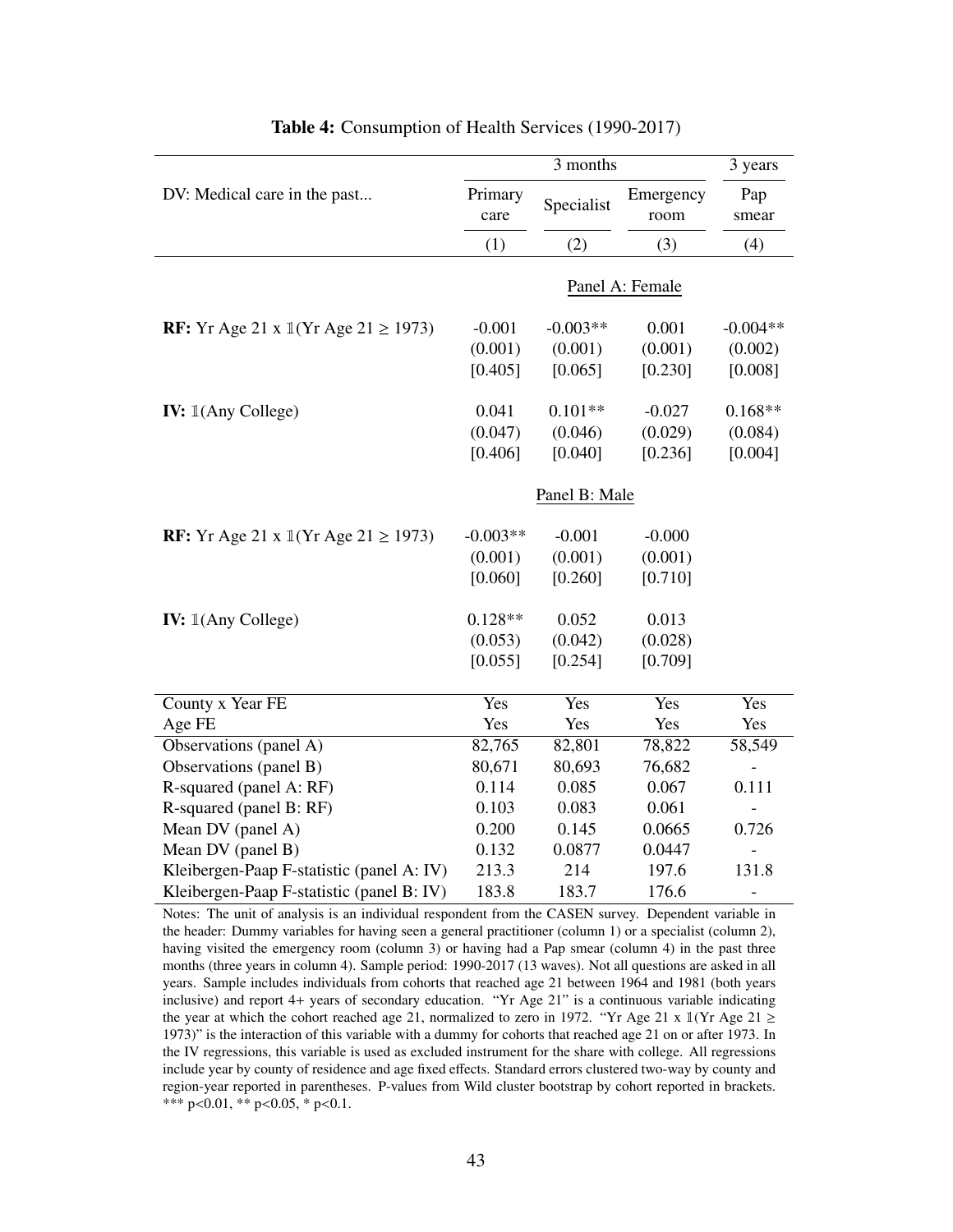**Table 4:** Consumption of Health Services (1990-2017)

| DV: Medical care in the past... | 3 months | | | 3 years |
|---|---|---|---|---|
| | Primary care | Specialist | Emergency room | Pap smear |
| | (1) | (2) | (3) | (4) |
| | | Panel A: Female | | |
| **RF:** Yr Age 21 x 𝟙(Yr Age 21 ≥ 1973) | -0.001 | -0.003** | 0.001 | -0.004** |
| | (0.001) | (0.001) | (0.001) | (0.002) |
| | [0.405] | [0.065] | [0.230] | [0.008] |
| **IV:** 𝟙(Any College) | 0.041 | 0.101** | -0.027 | 0.168** |
| | (0.047) | (0.046) | (0.029) | (0.084) |
| | [0.406] | [0.040] | [0.236] | [0.004] |
| | | Panel B: Male | | |
| **RF:** Yr Age 21 x 𝟙(Yr Age 21 ≥ 1973) | -0.003** | -0.001 | -0.000 | |
| | (0.001) | (0.001) | (0.001) | |
| | [0.060] | [0.260] | [0.710] | |
| **IV:** 𝟙(Any College) | 0.128** | 0.052 | 0.013 | |
| | (0.053) | (0.042) | (0.028) | |
| | [0.055] | [0.254] | [0.709] | |
| County x Year FE | Yes | Yes | Yes | Yes |
| Age FE | Yes | Yes | Yes | Yes |
| Observations (panel A) | 82,765 | 82,801 | 78,822 | 58,549 |
| Observations (panel B) | 80,671 | 80,693 | 76,682 | - |
| R-squared (panel A: RF) | 0.114 | 0.085 | 0.067 | 0.111 |
| R-squared (panel B: RF) | 0.103 | 0.083 | 0.061 | - |
| Mean DV (panel A) | 0.200 | 0.145 | 0.0665 | 0.726 |
| Mean DV (panel B) | 0.132 | 0.0877 | 0.0447 | - |
| Kleibergen-Paap F-statistic (panel A: IV) | 213.3 | 214 | 197.6 | 131.8 |
| Kleibergen-Paap F-statistic (panel B: IV) | 183.8 | 183.7 | 176.6 | - |

Notes: The unit of analysis is an individual respondent from the CASEN survey. Dependent variable in the header: Dummy variables for having seen a general practitioner (column 1) or a specialist (column 2), having visited the emergency room (column 3) or having had a Pap smear (column 4) in the past three months (three years in column 4). Sample period: 1990-2017 (13 waves). Not all questions are asked in all years. Sample includes individuals from cohorts that reached age 21 between 1964 and 1981 (both years inclusive) and report 4+ years of secondary education. "Yr Age 21" is a continuous variable indicating the year at which the cohort reached age 21, normalized to zero in 1972. "Yr Age 21 x 𝟙(Yr Age 21 ≥ 1973)" is the interaction of this variable with a dummy for cohorts that reached age 21 on or after 1973. In the IV regressions, this variable is used as excluded instrument for the share with college. All regressions include year by county of residence and age fixed effects. Standard errors clustered two-way by county and region-year reported in parentheses. P-values from Wild cluster bootstrap by cohort reported in brackets. *** p<0.01, ** p<0.05, * p<0.1.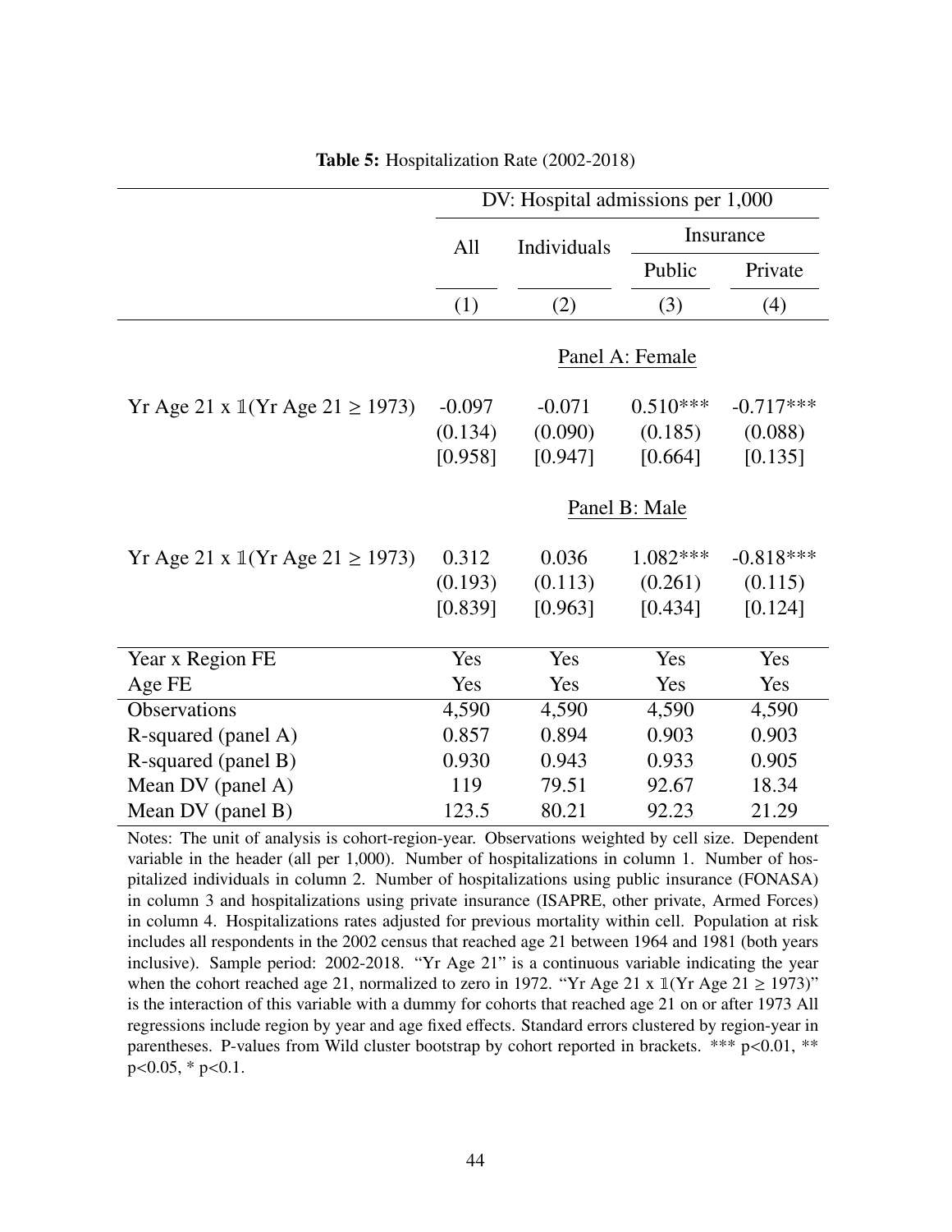**Table 5:** Hospitalization Rate (2002-2018)

| | DV: Hospital admissions per 1,000 | | | |
|---|---|---|---|---|
| | All | Individuals | Insurance | |
| | | | Public | Private |
| | (1) | (2) | (3) | (4) |
| | | Panel A: Female | | |
| Yr Age 21 x $\mathbb{1}$(Yr Age 21 $\geq$ 1973) | -0.097 | -0.071 | 0.510*** | -0.717*** |
| | (0.134) | (0.090) | (0.185) | (0.088) |
| | [0.958] | [0.947] | [0.664] | [0.135] |
| | | Panel B: Male | | |
| Yr Age 21 x $\mathbb{1}$(Yr Age 21 $\geq$ 1973) | 0.312 | 0.036 | 1.082*** | -0.818*** |
| | (0.193) | (0.113) | (0.261) | (0.115) |
| | [0.839] | [0.963] | [0.434] | [0.124] |
| Year x Region FE | Yes | Yes | Yes | Yes |
| Age FE | Yes | Yes | Yes | Yes |
| Observations | 4,590 | 4,590 | 4,590 | 4,590 |
| R-squared (panel A) | 0.857 | 0.894 | 0.903 | 0.903 |
| R-squared (panel B) | 0.930 | 0.943 | 0.933 | 0.905 |
| Mean DV (panel A) | 119 | 79.51 | 92.67 | 18.34 |
| Mean DV (panel B) | 123.5 | 80.21 | 92.23 | 21.29 |

Notes: The unit of analysis is cohort-region-year. Observations weighted by cell size. Dependent variable in the header (all per 1,000). Number of hospitalizations in column 1. Number of hospitalized individuals in column 2. Number of hospitalizations using public insurance (FONASA) in column 3 and hospitalizations using private insurance (ISAPRE, other private, Armed Forces) in column 4. Hospitalizations rates adjusted for previous mortality within cell. Population at risk includes all respondents in the 2002 census that reached age 21 between 1964 and 1981 (both years inclusive). Sample period: 2002-2018. "Yr Age 21" is a continuous variable indicating the year when the cohort reached age 21, normalized to zero in 1972. "Yr Age 21 x $\mathbb{1}$(Yr Age 21 $\geq$ 1973)" is the interaction of this variable with a dummy for cohorts that reached age 21 on or after 1973 All regressions include region by year and age fixed effects. Standard errors clustered by region-year in parentheses. P-values from Wild cluster bootstrap by cohort reported in brackets. *** p<0.01, ** p<0.05, * p<0.1.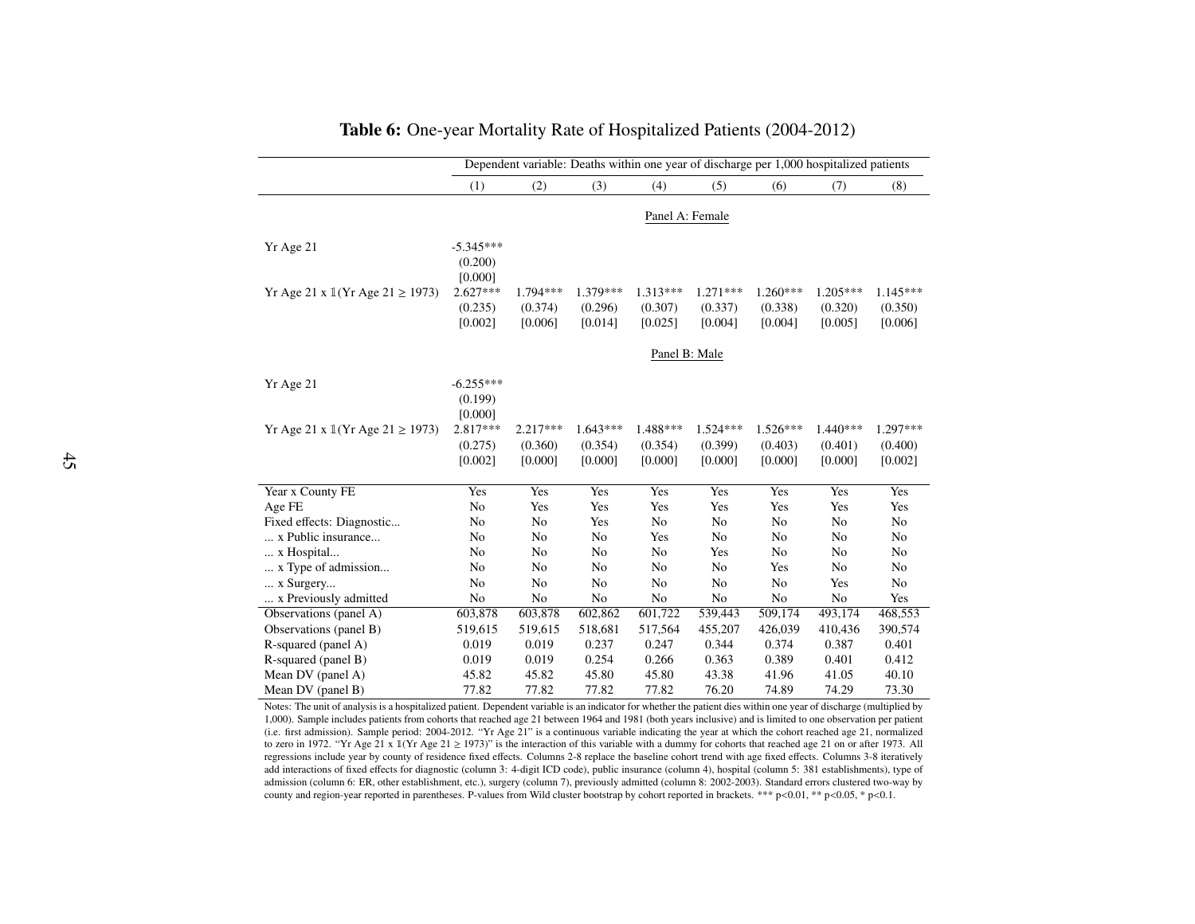**Table 6:** One-year Mortality Rate of Hospitalized Patients (2004-2012)

| | Dependent variable: Deaths within one year of discharge per 1,000 hospitalized patients | | | | | | | |
|---|---|---|---|---|---|---|---|---|
| | (1) | (2) | (3) | (4) | (5) | (6) | (7) | (8) |
| | | | | Panel A: Female | | | | |
| Yr Age 21 | -5.345*** | | | | | | | |
| | (0.200) | | | | | | | |
| | [0.000] | | | | | | | |
| Yr Age 21 x $\mathbb{1}$(Yr Age 21 ≥ 1973) | 2.627*** | 1.794*** | 1.379*** | 1.313*** | 1.271*** | 1.260*** | 1.205*** | 1.145*** |
| | (0.235) | (0.374) | (0.296) | (0.307) | (0.337) | (0.338) | (0.320) | (0.350) |
| | [0.002] | [0.006] | [0.014] | [0.025] | [0.004] | [0.004] | [0.005] | [0.006] |
| | | | | Panel B: Male | | | | |
| Yr Age 21 | -6.255*** | | | | | | | |
| | (0.199) | | | | | | | |
| | [0.000] | | | | | | | |
| Yr Age 21 x $\mathbb{1}$(Yr Age 21 ≥ 1973) | 2.817*** | 2.217*** | 1.643*** | 1.488*** | 1.524*** | 1.526*** | 1.440*** | 1.297*** |
| | (0.275) | (0.360) | (0.354) | (0.354) | (0.399) | (0.403) | (0.401) | (0.400) |
| | [0.002] | [0.000] | [0.000] | [0.000] | [0.000] | [0.000] | [0.000] | [0.002] |
| Year x County FE | Yes | Yes | Yes | Yes | Yes | Yes | Yes | Yes |
| Age FE | No | Yes | Yes | Yes | Yes | Yes | Yes | Yes |
| Fixed effects: Diagnostic... | No | No | Yes | No | No | No | No | No |
| ... x Public insurance... | No | No | No | Yes | No | No | No | No |
| ... x Hospital... | No | No | No | No | Yes | No | No | No |
| ... x Type of admission... | No | No | No | No | No | Yes | No | No |
| ... x Surgery... | No | No | No | No | No | No | Yes | No |
| ... x Previously admitted | No | No | No | No | No | No | No | Yes |
| Observations (panel A) | 603,878 | 603,878 | 602,862 | 601,722 | 539,443 | 509,174 | 493,174 | 468,553 |
| Observations (panel B) | 519,615 | 519,615 | 518,681 | 517,564 | 455,207 | 426,039 | 410,436 | 390,574 |
| R-squared (panel A) | 0.019 | 0.019 | 0.237 | 0.247 | 0.344 | 0.374 | 0.387 | 0.401 |
| R-squared (panel B) | 0.019 | 0.019 | 0.254 | 0.266 | 0.363 | 0.389 | 0.401 | 0.412 |
| Mean DV (panel A) | 45.82 | 45.82 | 45.80 | 45.80 | 43.38 | 41.96 | 41.05 | 40.10 |
| Mean DV (panel B) | 77.82 | 77.82 | 77.82 | 77.82 | 76.20 | 74.89 | 74.29 | 73.30 |

Notes: The unit of analysis is a hospitalized patient. Dependent variable is an indicator for whether the patient dies within one year of discharge (multiplied by 1,000). Sample includes patients from cohorts that reached age 21 between 1964 and 1981 (both years inclusive) and is limited to one observation per patient (i.e. first admission). Sample period: 2004-2012. "Yr Age 21" is a continuous variable indicating the year at which the cohort reached age 21, normalized to zero in 1972. "Yr Age 21 x $\mathbb{1}$(Yr Age 21 ≥ 1973)" is the interaction of this variable with a dummy for cohorts that reached age 21 on or after 1973. All regressions include year by county of residence fixed effects. Columns 2-8 replace the baseline cohort trend with age fixed effects. Columns 3-8 iteratively add interactions of fixed effects for diagnostic (column 3: 4-digit ICD code), public insurance (column 4), hospital (column 5: 381 establishments), type of admission (column 6: ER, other establishment, etc.), surgery (column 7), previously admitted (column 8: 2002-2003). Standard errors clustered two-way by county and region-year reported in parentheses. P-values from Wild cluster bootstrap by cohort reported in brackets. *** p<0.01, ** p<0.05, * p<0.1.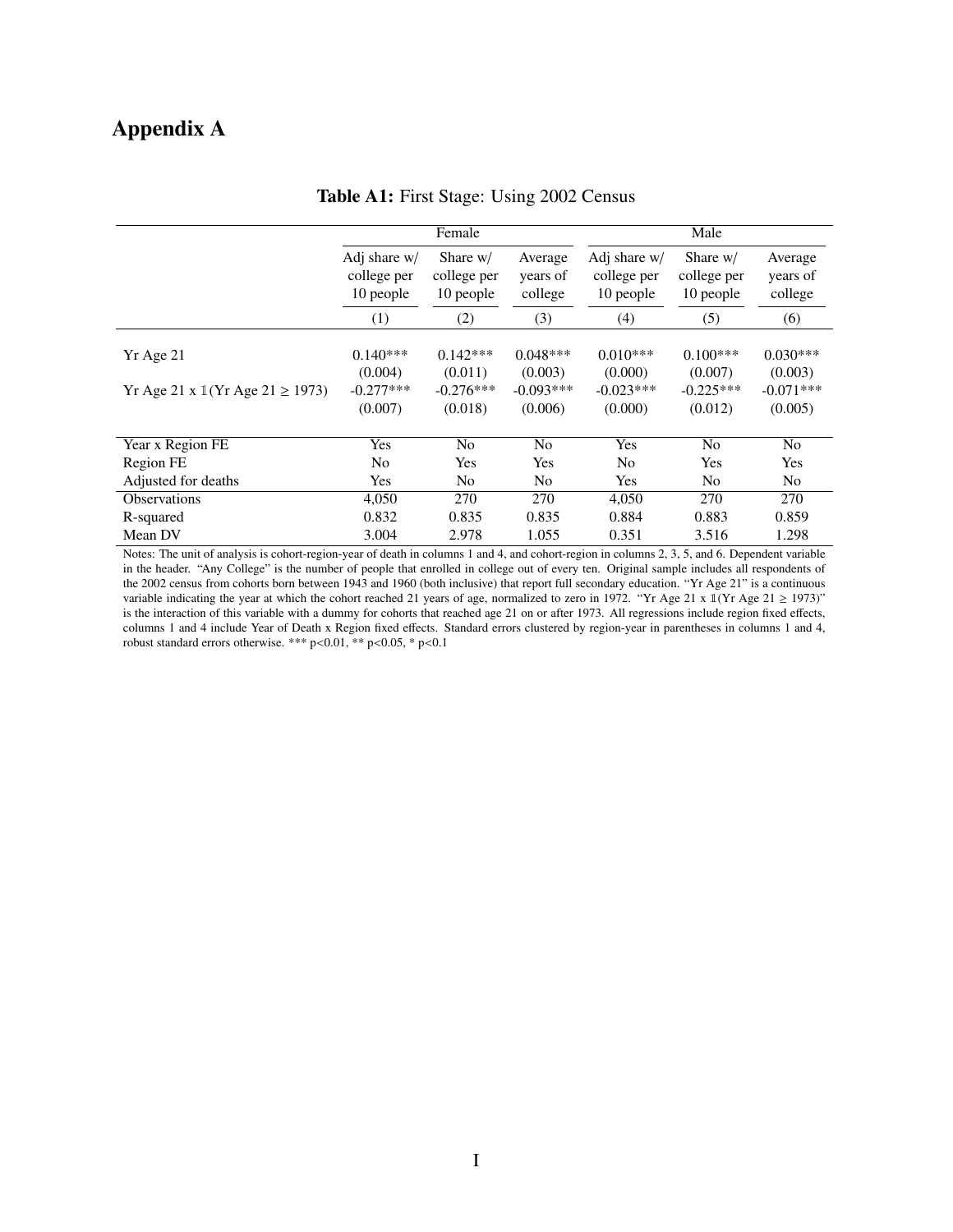# Appendix A

**Table A1:** First Stage: Using 2002 Census

| | Female | | | Male | | |
|---|---|---|---|---|---|---|
| | Adj share w/ college per 10 people | Share w/ college per 10 people | Average years of college | Adj share w/ college per 10 people | Share w/ college per 10 people | Average years of college |
| | (1) | (2) | (3) | (4) | (5) | (6) |
| Yr Age 21 | 0.140*** | 0.142*** | 0.048*** | 0.010*** | 0.100*** | 0.030*** |
| | (0.004) | (0.011) | (0.003) | (0.000) | (0.007) | (0.003) |
| Yr Age 21 x $\mathbb{1}$(Yr Age 21 ≥ 1973) | -0.277*** | -0.276*** | -0.093*** | -0.023*** | -0.225*** | -0.071*** |
| | (0.007) | (0.018) | (0.006) | (0.000) | (0.012) | (0.005) |
| Year x Region FE | Yes | No | No | Yes | No | No |
| Region FE | No | Yes | Yes | No | Yes | Yes |
| Adjusted for deaths | Yes | No | No | Yes | No | No |
| Observations | 4,050 | 270 | 270 | 4,050 | 270 | 270 |
| R-squared | 0.832 | 0.835 | 0.835 | 0.884 | 0.883 | 0.859 |
| Mean DV | 3.004 | 2.978 | 1.055 | 0.351 | 3.516 | 1.298 |

Notes: The unit of analysis is cohort-region-year of death in columns 1 and 4, and cohort-region in columns 2, 3, 5, and 6. Dependent variable in the header. "Any College" is the number of people that enrolled in college out of every ten. Original sample includes all respondents of the 2002 census from cohorts born between 1943 and 1960 (both inclusive) that report full secondary education. "Yr Age 21" is a continuous variable indicating the year at which the cohort reached 21 years of age, normalized to zero in 1972. "Yr Age 21 x $\mathbb{1}$(Yr Age 21 ≥ 1973)" is the interaction of this variable with a dummy for cohorts that reached age 21 on or after 1973. All regressions include region fixed effects, columns 1 and 4 include Year of Death x Region fixed effects. Standard errors clustered by region-year in parentheses in columns 1 and 4, robust standard errors otherwise. *** p<0.01, ** p<0.05, * p<0.1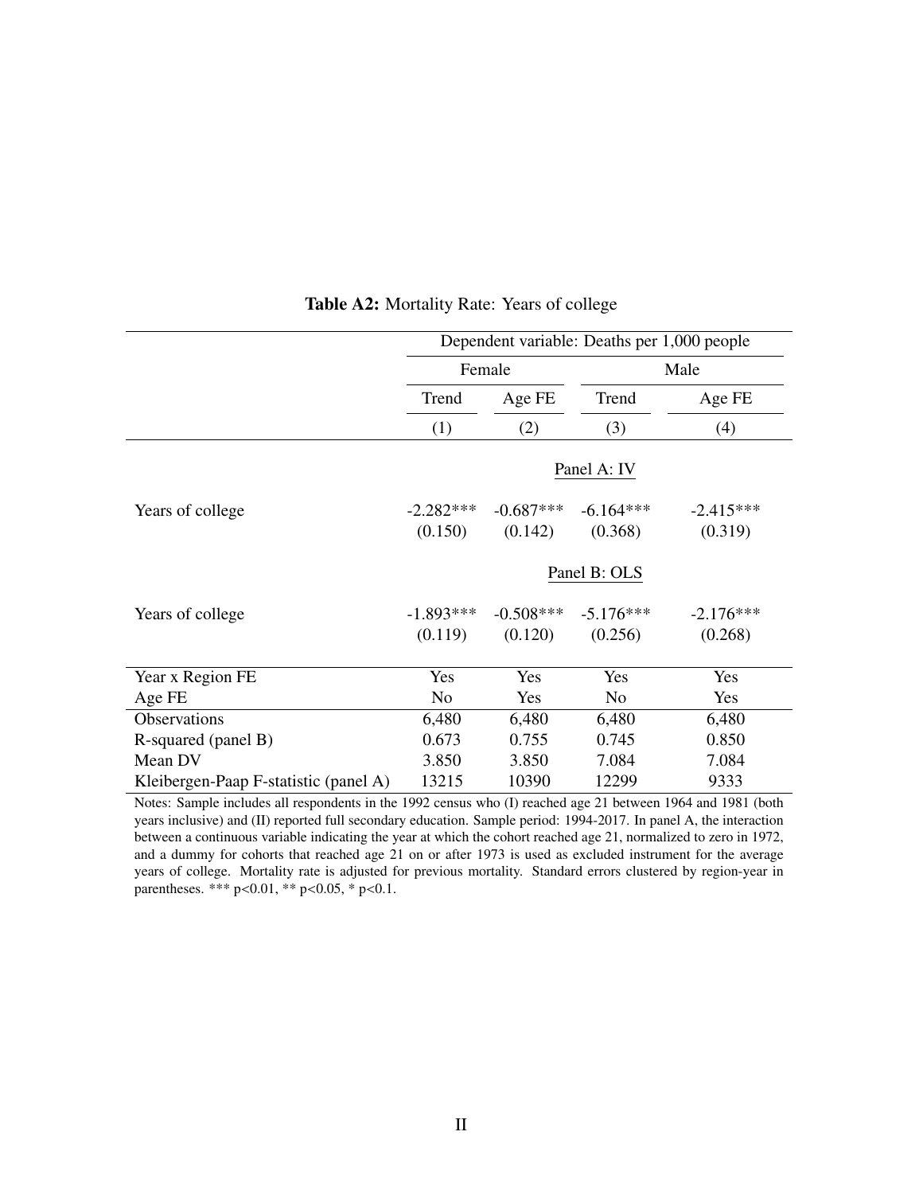**Table A2:** Mortality Rate: Years of college

| | Dependent variable: Deaths per 1,000 people | | | |
|---|---|---|---|---|
| | Female | | Male | |
| | Trend | Age FE | Trend | Age FE |
| | (1) | (2) | (3) | (4) |
| | Panel A: IV | | | |
| Years of college | -2.282*** | -0.687*** | -6.164*** | -2.415*** |
| | (0.150) | (0.142) | (0.368) | (0.319) |
| | Panel B: OLS | | | |
| Years of college | -1.893*** | -0.508*** | -5.176*** | -2.176*** |
| | (0.119) | (0.120) | (0.256) | (0.268) |
| Year x Region FE | Yes | Yes | Yes | Yes |
| Age FE | No | Yes | No | Yes |
| Observations | 6,480 | 6,480 | 6,480 | 6,480 |
| R-squared (panel B) | 0.673 | 0.755 | 0.745 | 0.850 |
| Mean DV | 3.850 | 3.850 | 7.084 | 7.084 |
| Kleibergen-Paap F-statistic (panel A) | 13215 | 10390 | 12299 | 9333 |

Notes: Sample includes all respondents in the 1992 census who (I) reached age 21 between 1964 and 1981 (both years inclusive) and (II) reported full secondary education. Sample period: 1994-2017. In panel A, the interaction between a continuous variable indicating the year at which the cohort reached age 21, normalized to zero in 1972, and a dummy for cohorts that reached age 21 on or after 1973 is used as excluded instrument for the average years of college. Mortality rate is adjusted for previous mortality. Standard errors clustered by region-year in parentheses. *** p<0.01, ** p<0.05, * p<0.1.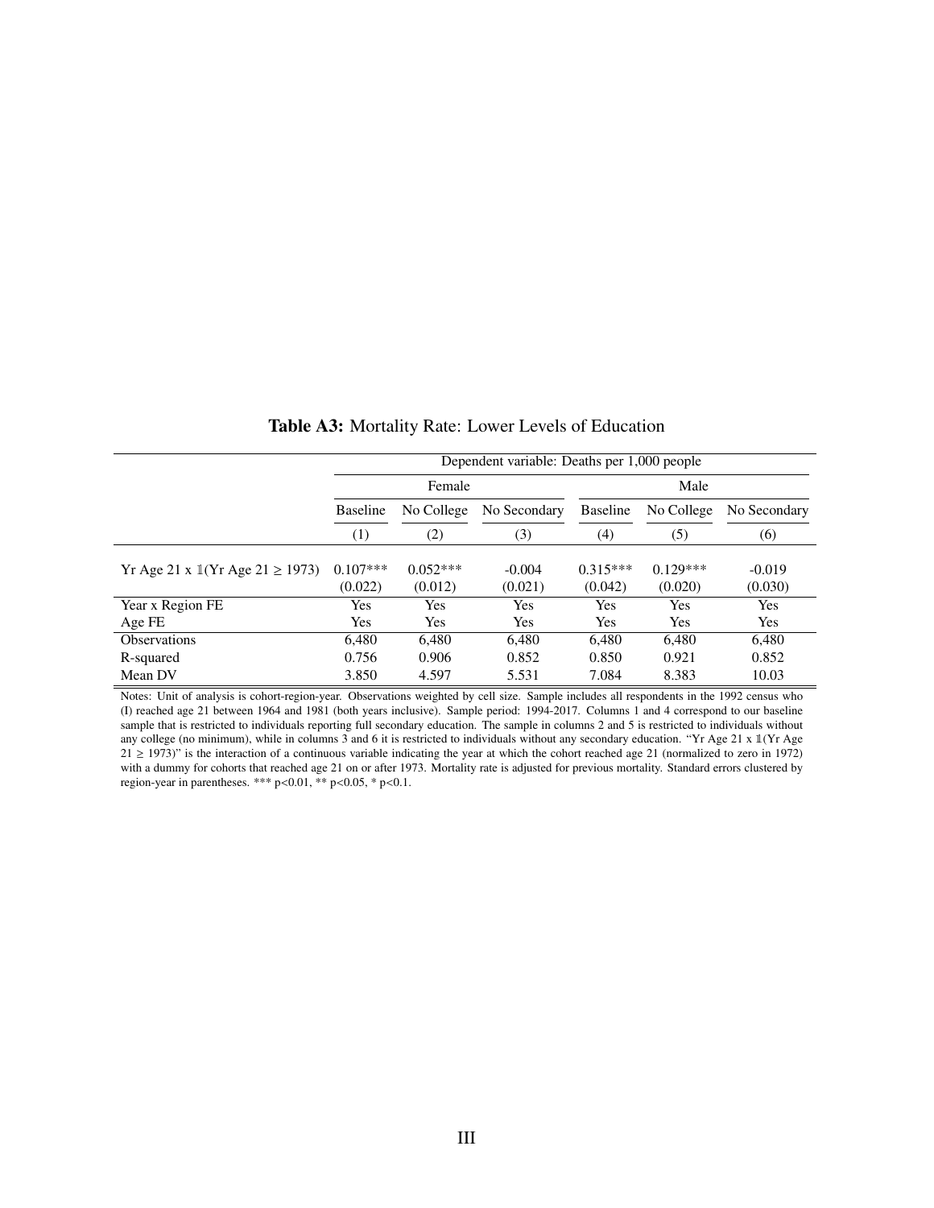**Table A3:** Mortality Rate: Lower Levels of Education

| | Dependent variable: Deaths per 1,000 people | | | | | |
|---|---|---|---|---|---|---|
| | Female | | | Male | | |
| | Baseline | No College | No Secondary | Baseline | No College | No Secondary |
| | (1) | (2) | (3) | (4) | (5) | (6) |
| Yr Age 21 x $\mathbb{1}$(Yr Age 21 $\geq$ 1973) | 0.107*** | 0.052*** | -0.004 | 0.315*** | 0.129*** | -0.019 |
| | (0.022) | (0.012) | (0.021) | (0.042) | (0.020) | (0.030) |
| Year x Region FE | Yes | Yes | Yes | Yes | Yes | Yes |
| Age FE | Yes | Yes | Yes | Yes | Yes | Yes |
| Observations | 6,480 | 6,480 | 6,480 | 6,480 | 6,480 | 6,480 |
| R-squared | 0.756 | 0.906 | 0.852 | 0.850 | 0.921 | 0.852 |
| Mean DV | 3.850 | 4.597 | 5.531 | 7.084 | 8.383 | 10.03 |

Notes: Unit of analysis is cohort-region-year. Observations weighted by cell size. Sample includes all respondents in the 1992 census who (I) reached age 21 between 1964 and 1981 (both years inclusive). Sample period: 1994-2017. Columns 1 and 4 correspond to our baseline sample that is restricted to individuals reporting full secondary education. The sample in columns 2 and 5 is restricted to individuals without any college (no minimum), while in columns 3 and 6 it is restricted to individuals without any secondary education. "Yr Age 21 x $\mathbb{1}$(Yr Age 21 $\geq$ 1973)" is the interaction of a continuous variable indicating the year at which the cohort reached age 21 (normalized to zero in 1972) with a dummy for cohorts that reached age 21 on or after 1973. Mortality rate is adjusted for previous mortality. Standard errors clustered by region-year in parentheses. *** p<0.01, ** p<0.05, * p<0.1.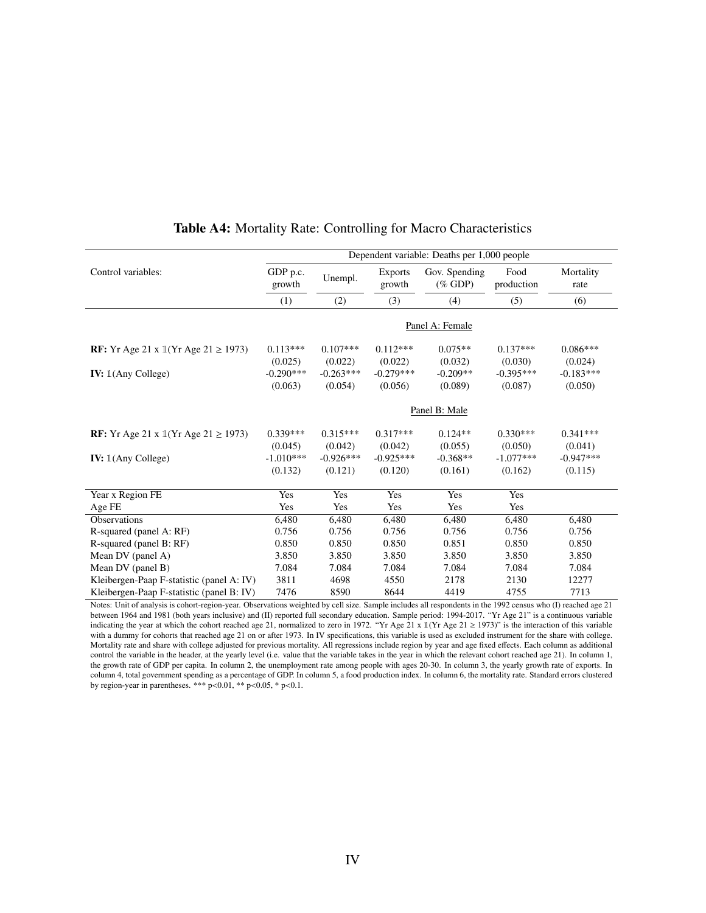**Table A4:** Mortality Rate: Controlling for Macro Characteristics

| | Dependent variable: Deaths per 1,000 people | | | | | |
|---|---|---|---|---|---|---|
| Control variables: | GDP p.c. growth | Unempl. | Exports growth | Gov. Spending (% GDP) | Food production | Mortality rate |
| | (1) | (2) | (3) | (4) | (5) | (6) |
| | Panel A: Female | | | | | |
| **RF:** Yr Age 21 x 𝟙(Yr Age 21 ≥ 1973) | 0.113*** | 0.107*** | 0.112*** | 0.075** | 0.137*** | 0.086*** |
| | (0.025) | (0.022) | (0.022) | (0.032) | (0.030) | (0.024) |
| **IV:** 𝟙(Any College) | -0.290*** | -0.263*** | -0.279*** | -0.209** | -0.395*** | -0.183*** |
| | (0.063) | (0.054) | (0.056) | (0.089) | (0.087) | (0.050) |
| | Panel B: Male | | | | | |
| **RF:** Yr Age 21 x 𝟙(Yr Age 21 ≥ 1973) | 0.339*** | 0.315*** | 0.317*** | 0.124** | 0.330*** | 0.341*** |
| | (0.045) | (0.042) | (0.042) | (0.055) | (0.050) | (0.041) |
| **IV:** 𝟙(Any College) | -1.010*** | -0.926*** | -0.925*** | -0.368** | -1.077*** | -0.947*** |
| | (0.132) | (0.121) | (0.120) | (0.161) | (0.162) | (0.115) |
| Year x Region FE | Yes | Yes | Yes | Yes | Yes | |
| Age FE | Yes | Yes | Yes | Yes | Yes | |
| Observations | 6,480 | 6,480 | 6,480 | 6,480 | 6,480 | 6,480 |
| R-squared (panel A: RF) | 0.756 | 0.756 | 0.756 | 0.756 | 0.756 | 0.756 |
| R-squared (panel B: RF) | 0.850 | 0.850 | 0.850 | 0.851 | 0.850 | 0.850 |
| Mean DV (panel A) | 3.850 | 3.850 | 3.850 | 3.850 | 3.850 | 3.850 |
| Mean DV (panel B) | 7.084 | 7.084 | 7.084 | 7.084 | 7.084 | 7.084 |
| Kleibergen-Paap F-statistic (panel A: IV) | 3811 | 4698 | 4550 | 2178 | 2130 | 12277 |
| Kleibergen-Paap F-statistic (panel B: IV) | 7476 | 8590 | 8644 | 4419 | 4755 | 7713 |

Notes: Unit of analysis is cohort-region-year. Observations weighted by cell size. Sample includes all respondents in the 1992 census who (I) reached age 21 between 1964 and 1981 (both years inclusive) and (II) reported full secondary education. Sample period: 1994-2017. "Yr Age 21" is a continuous variable indicating the year at which the cohort reached age 21, normalized to zero in 1972. "Yr Age 21 x 𝟙(Yr Age 21 ≥ 1973)" is the interaction of this variable with a dummy for cohorts that reached age 21 on or after 1973. In IV specifications, this variable is used as excluded instrument for the share with college. Mortality rate and share with college adjusted for previous mortality. All regressions include region by year and age fixed effects. Each column as additional control the variable in the header, at the yearly level (i.e. value that the variable takes in the year in which the relevant cohort reached age 21). In column 1, the growth rate of GDP per capita. In column 2, the unemployment rate among people with ages 20-30. In column 3, the yearly growth rate of exports. In column 4, total government spending as a percentage of GDP. In column 5, a food production index. In column 6, the mortality rate. Standard errors clustered by region-year in parentheses. *** p<0.01, ** p<0.05, * p<0.1.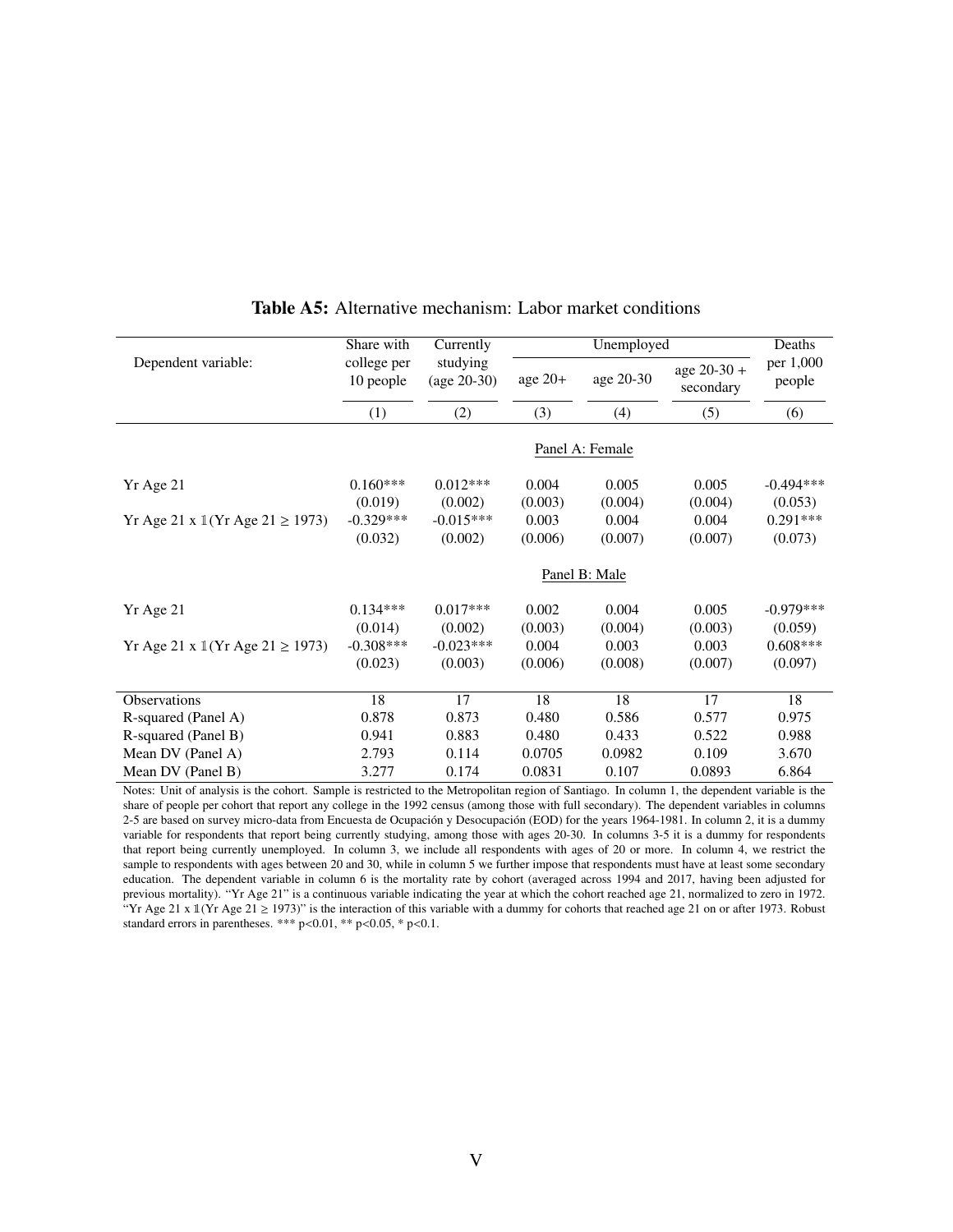**Table A5:** Alternative mechanism: Labor market conditions

| Dependent variable: | Share with college per 10 people | Currently studying (age 20-30) | Unemployed | | | Deaths per 1,000 people |
|---|---|---|---|---|---|---|
| | | | age 20+ | age 20-30 | age 20-30 + secondary | |
| | (1) | (2) | (3) | (4) | (5) | (6) |
| | | | Panel A: Female | | | |
| Yr Age 21 | 0.160*** | 0.012*** | 0.004 | 0.005 | 0.005 | -0.494*** |
| | (0.019) | (0.002) | (0.003) | (0.004) | (0.004) | (0.053) |
| Yr Age 21 x $\mathbb{1}$(Yr Age 21 $\geq$ 1973) | -0.329*** | -0.015*** | 0.003 | 0.004 | 0.004 | 0.291*** |
| | (0.032) | (0.002) | (0.006) | (0.007) | (0.007) | (0.073) |
| | | | Panel B: Male | | | |
| Yr Age 21 | 0.134*** | 0.017*** | 0.002 | 0.004 | 0.005 | -0.979*** |
| | (0.014) | (0.002) | (0.003) | (0.004) | (0.003) | (0.059) |
| Yr Age 21 x $\mathbb{1}$(Yr Age 21 $\geq$ 1973) | -0.308*** | -0.023*** | 0.004 | 0.003 | 0.003 | 0.608*** |
| | (0.023) | (0.003) | (0.006) | (0.008) | (0.007) | (0.097) |
| Observations | 18 | 17 | 18 | 18 | 17 | 18 |
| R-squared (Panel A) | 0.878 | 0.873 | 0.480 | 0.586 | 0.577 | 0.975 |
| R-squared (Panel B) | 0.941 | 0.883 | 0.480 | 0.433 | 0.522 | 0.988 |
| Mean DV (Panel A) | 2.793 | 0.114 | 0.0705 | 0.0982 | 0.109 | 3.670 |
| Mean DV (Panel B) | 3.277 | 0.174 | 0.0831 | 0.107 | 0.0893 | 6.864 |

Notes: Unit of analysis is the cohort. Sample is restricted to the Metropolitan region of Santiago. In column 1, the dependent variable is the share of people per cohort that report any college in the 1992 census (among those with full secondary). The dependent variables in columns 2-5 are based on survey micro-data from Encuesta de Ocupación y Desocupación (EOD) for the years 1964-1981. In column 2, it is a dummy variable for respondents that report being currently studying, among those with ages 20-30. In columns 3-5 it is a dummy for respondents that report being currently unemployed. In column 3, we include all respondents with ages of 20 or more. In column 4, we restrict the sample to respondents with ages between 20 and 30, while in column 5 we further impose that respondents must have at least some secondary education. The dependent variable in column 6 is the mortality rate by cohort (averaged across 1994 and 2017, having been adjusted for previous mortality). "Yr Age 21" is a continuous variable indicating the year at which the cohort reached age 21, normalized to zero in 1972. "Yr Age 21 x $\mathbb{1}$(Yr Age 21 $\geq$ 1973)" is the interaction of this variable with a dummy for cohorts that reached age 21 on or after 1973. Robust standard errors in parentheses. *** p<0.01, ** p<0.05, * p<0.1.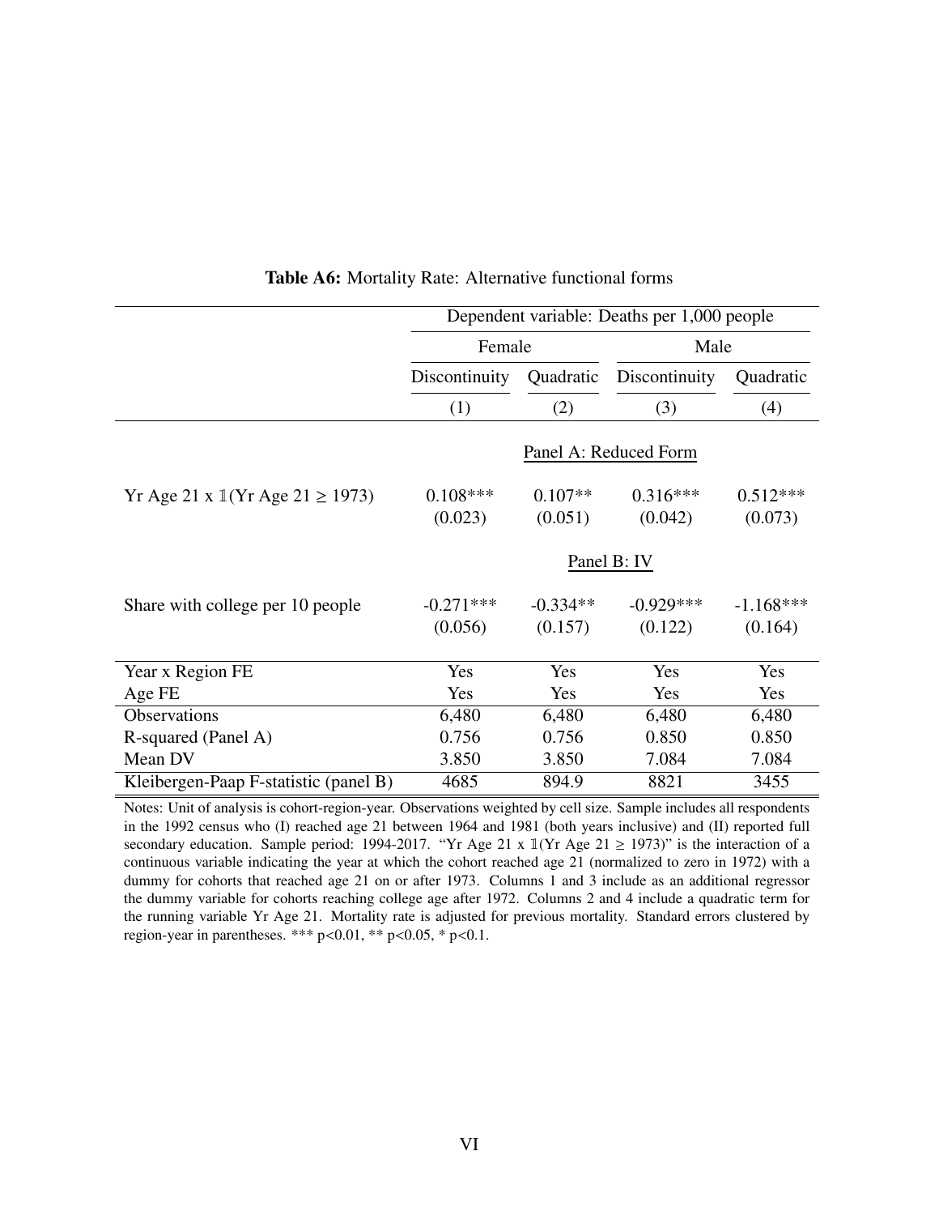**Table A6:** Mortality Rate: Alternative functional forms

| | Dependent variable: Deaths per 1,000 people | | | |
|---|---|---|---|---|
| | Female | | Male | |
| | Discontinuity | Quadratic | Discontinuity | Quadratic |
| | (1) | (2) | (3) | (4) |
| | Panel A: Reduced Form | | | |
| Yr Age 21 x 𝟙(Yr Age 21 ≥ 1973) | 0.108*** | 0.107** | 0.316*** | 0.512*** |
| | (0.023) | (0.051) | (0.042) | (0.073) |
| | Panel B: IV | | | |
| Share with college per 10 people | -0.271*** | -0.334** | -0.929*** | -1.168*** |
| | (0.056) | (0.157) | (0.122) | (0.164) |
| Year x Region FE | Yes | Yes | Yes | Yes |
| Age FE | Yes | Yes | Yes | Yes |
| Observations | 6,480 | 6,480 | 6,480 | 6,480 |
| R-squared (Panel A) | 0.756 | 0.756 | 0.850 | 0.850 |
| Mean DV | 3.850 | 3.850 | 7.084 | 7.084 |
| Kleibergen-Paap F-statistic (panel B) | 4685 | 894.9 | 8821 | 3455 |

Notes: Unit of analysis is cohort-region-year. Observations weighted by cell size. Sample includes all respondents in the 1992 census who (I) reached age 21 between 1964 and 1981 (both years inclusive) and (II) reported full secondary education. Sample period: 1994-2017. "Yr Age 21 x 𝟙(Yr Age 21 ≥ 1973)" is the interaction of a continuous variable indicating the year at which the cohort reached age 21 (normalized to zero in 1972) with a dummy for cohorts that reached age 21 on or after 1973. Columns 1 and 3 include as an additional regressor the dummy variable for cohorts reaching college age after 1972. Columns 2 and 4 include a quadratic term for the running variable Yr Age 21. Mortality rate is adjusted for previous mortality. Standard errors clustered by region-year in parentheses. *** p<0.01, ** p<0.05, * p<0.1.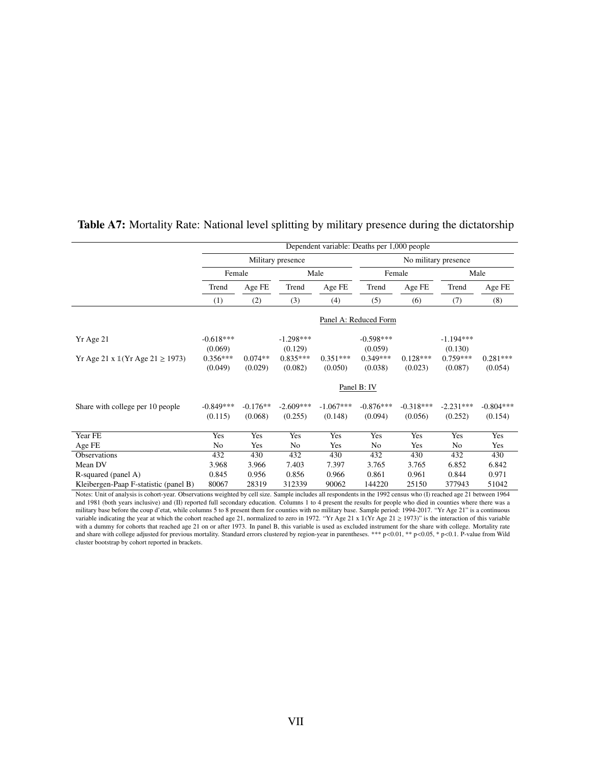**Table A7:** Mortality Rate: National level splitting by military presence during the dictatorship

| | Dependent variable: Deaths per 1,000 people | | | | | | | |
|---|---|---|---|---|---|---|---|---|
| | Military presence | | | | No military presence | | | |
| | Female | | Male | | Female | | Male | |
| | Trend | Age FE | Trend | Age FE | Trend | Age FE | Trend | Age FE |
| | (1) | (2) | (3) | (4) | (5) | (6) | (7) | (8) |
| | Panel A: Reduced Form | | | | | | | |
| Yr Age 21 | -0.618*** | | -1.298*** | | -0.598*** | | -1.194*** | |
| | (0.069) | | (0.129) | | (0.059) | | (0.130) | |
| Yr Age 21 x 𝟙(Yr Age 21 ≥ 1973) | 0.356*** | 0.074** | 0.835*** | 0.351*** | 0.349*** | 0.128*** | 0.759*** | 0.281*** |
| | (0.049) | (0.029) | (0.082) | (0.050) | (0.038) | (0.023) | (0.087) | (0.054) |
| | Panel B: IV | | | | | | | |
| Share with college per 10 people | -0.849*** | -0.176** | -2.609*** | -1.067*** | -0.876*** | -0.318*** | -2.231*** | -0.804*** |
| | (0.115) | (0.068) | (0.255) | (0.148) | (0.094) | (0.056) | (0.252) | (0.154) |
| Year FE | Yes | Yes | Yes | Yes | Yes | Yes | Yes | Yes |
| Age FE | No | Yes | No | Yes | No | Yes | No | Yes |
| Observations | 432 | 430 | 432 | 430 | 432 | 430 | 432 | 430 |
| Mean DV | 3.968 | 3.966 | 7.403 | 7.397 | 3.765 | 3.765 | 6.852 | 6.842 |
| R-squared (panel A) | 0.845 | 0.956 | 0.856 | 0.966 | 0.861 | 0.961 | 0.844 | 0.971 |
| Kleibergen-Paap F-statistic (panel B) | 80067 | 28319 | 312339 | 90062 | 144220 | 25150 | 377943 | 51042 |

Notes: Unit of analysis is cohort-year. Observations weighted by cell size. Sample includes all respondents in the 1992 census who (I) reached age 21 between 1964 and 1981 (both years inclusive) and (II) reported full secondary education. Columns 1 to 4 present the results for people who died in counties where there was a military base before the coup d'etat, while columns 5 to 8 present them for counties with no military base. Sample period: 1994-2017. "Yr Age 21" is a continuous variable indicating the year at which the cohort reached age 21, normalized to zero in 1972. "Yr Age 21 x 𝟙(Yr Age 21 ≥ 1973)" is the interaction of this variable with a dummy for cohorts that reached age 21 on or after 1973. In panel B, this variable is used as excluded instrument for the share with college. Mortality rate and share with college adjusted for previous mortality. Standard errors clustered by region-year in parentheses. *** p<0.01, ** p<0.05, * p<0.1. P-value from Wild cluster bootstrap by cohort reported in brackets.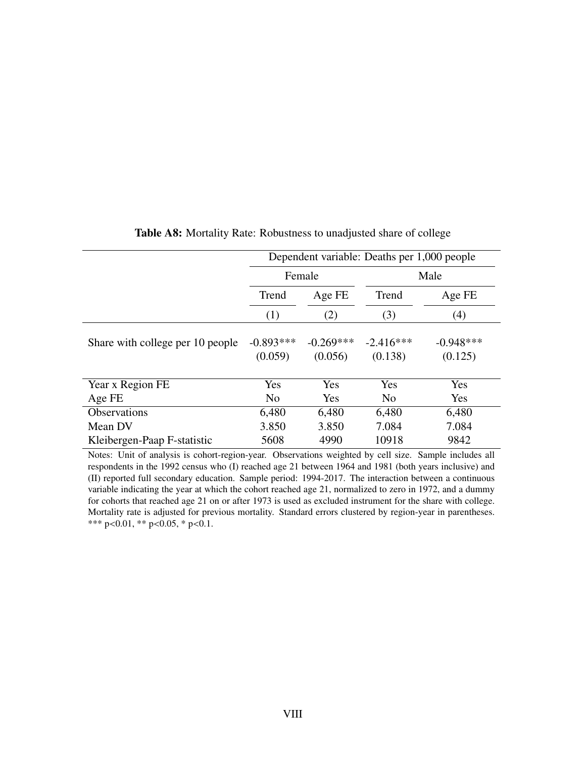**Table A8:** Mortality Rate: Robustness to unadjusted share of college

| | Dependent variable: Deaths per 1,000 people | | | |
|---|---|---|---|---|
| | Female | | Male | |
| | Trend | Age FE | Trend | Age FE |
| | (1) | (2) | (3) | (4) |
| Share with college per 10 people | -0.893*** | -0.269*** | -2.416*** | -0.948*** |
| | (0.059) | (0.056) | (0.138) | (0.125) |
| Year x Region FE | Yes | Yes | Yes | Yes |
| Age FE | No | Yes | No | Yes |
| Observations | 6,480 | 6,480 | 6,480 | 6,480 |
| Mean DV | 3.850 | 3.850 | 7.084 | 7.084 |
| Kleibergen-Paap F-statistic | 5608 | 4990 | 10918 | 9842 |

Notes: Unit of analysis is cohort-region-year. Observations weighted by cell size. Sample includes all respondents in the 1992 census who (I) reached age 21 between 1964 and 1981 (both years inclusive) and (II) reported full secondary education. Sample period: 1994-2017. The interaction between a continuous variable indicating the year at which the cohort reached age 21, normalized to zero in 1972, and a dummy for cohorts that reached age 21 on or after 1973 is used as excluded instrument for the share with college. Mortality rate is adjusted for previous mortality. Standard errors clustered by region-year in parentheses. *** p<0.01, ** p<0.05, * p<0.1.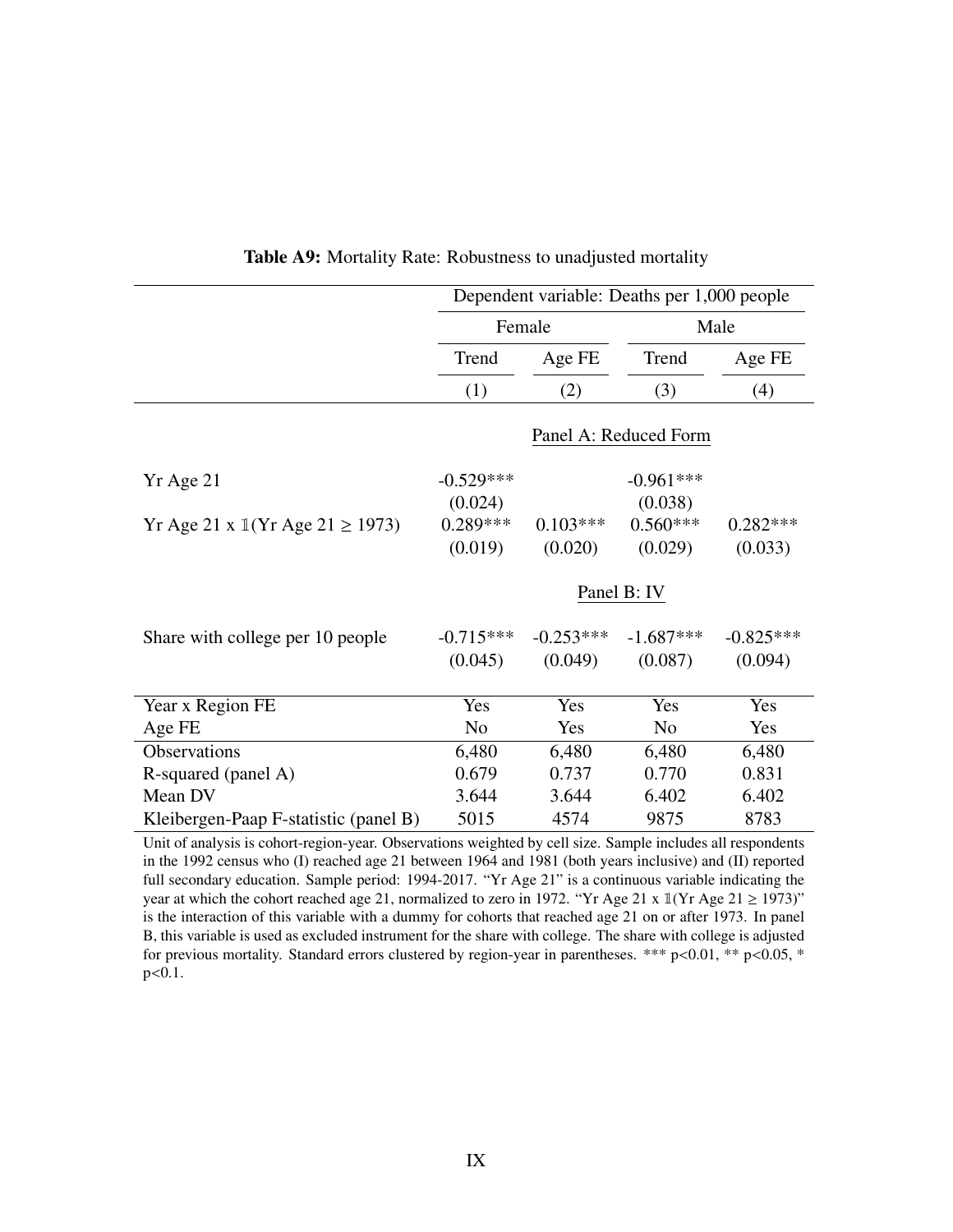**Table A9:** Mortality Rate: Robustness to unadjusted mortality

| | Dependent variable: Deaths per 1,000 people | | | |
|---|---|---|---|---|
| | Female | | Male | |
| | Trend | Age FE | Trend | Age FE |
| | (1) | (2) | (3) | (4) |
| | Panel A: Reduced Form | | | |
| Yr Age 21 | -0.529*** | | -0.961*** | |
| | (0.024) | | (0.038) | |
| Yr Age 21 x $\mathbb{1}$(Yr Age 21 ≥ 1973) | 0.289*** | 0.103*** | 0.560*** | 0.282*** |
| | (0.019) | (0.020) | (0.029) | (0.033) |
| | Panel B: IV | | | |
| Share with college per 10 people | -0.715*** | -0.253*** | -1.687*** | -0.825*** |
| | (0.045) | (0.049) | (0.087) | (0.094) |
| Year x Region FE | Yes | Yes | Yes | Yes |
| Age FE | No | Yes | No | Yes |
| Observations | 6,480 | 6,480 | 6,480 | 6,480 |
| R-squared (panel A) | 0.679 | 0.737 | 0.770 | 0.831 |
| Mean DV | 3.644 | 3.644 | 6.402 | 6.402 |
| Kleibergen-Paap F-statistic (panel B) | 5015 | 4574 | 9875 | 8783 |

Unit of analysis is cohort-region-year. Observations weighted by cell size. Sample includes all respondents in the 1992 census who (I) reached age 21 between 1964 and 1981 (both years inclusive) and (II) reported full secondary education. Sample period: 1994-2017. "Yr Age 21" is a continuous variable indicating the year at which the cohort reached age 21, normalized to zero in 1972. "Yr Age 21 x $\mathbb{1}$(Yr Age 21 ≥ 1973)" is the interaction of this variable with a dummy for cohorts that reached age 21 on or after 1973. In panel B, this variable is used as excluded instrument for the share with college. The share with college is adjusted for previous mortality. Standard errors clustered by region-year in parentheses. *** p<0.01, ** p<0.05, * p<0.1.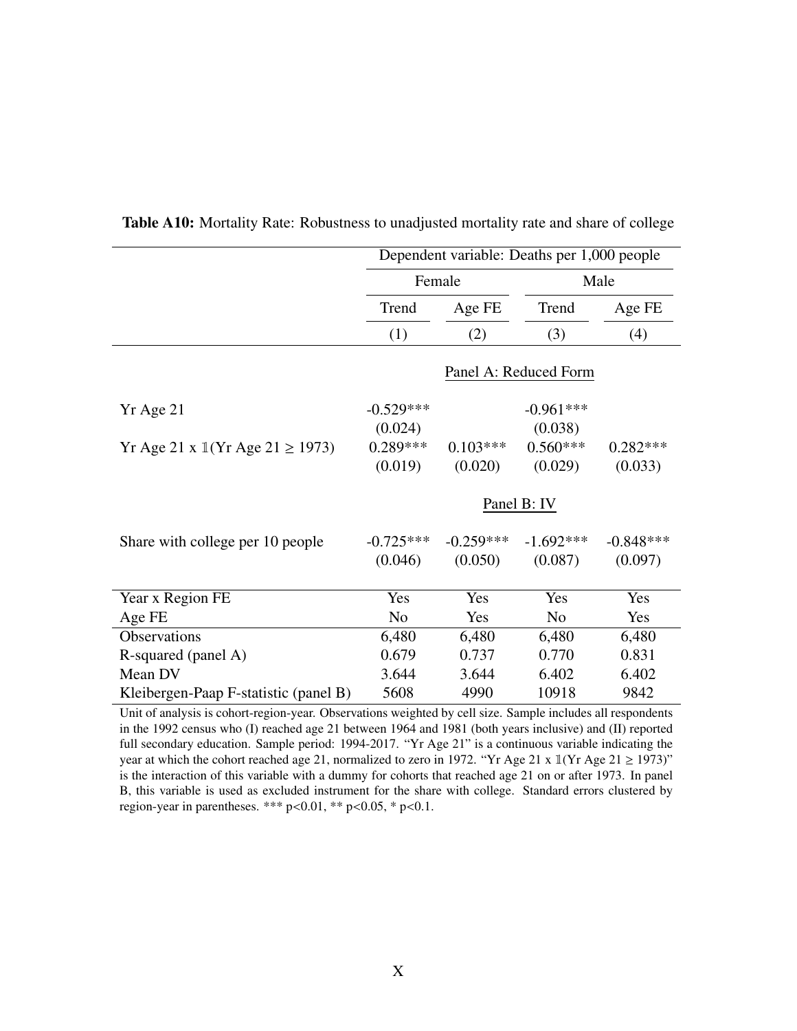**Table A10:** Mortality Rate: Robustness to unadjusted mortality rate and share of college

| | Dependent variable: Deaths per 1,000 people | | | |
|---|---|---|---|---|
| | Female | | Male | |
| | Trend | Age FE | Trend | Age FE |
| | (1) | (2) | (3) | (4) |
| | Panel A: Reduced Form | | | |
| Yr Age 21 | -0.529*** | | -0.961*** | |
| | (0.024) | | (0.038) | |
| Yr Age 21 x $\mathbb{1}$(Yr Age 21 $\geq$ 1973) | 0.289*** | 0.103*** | 0.560*** | 0.282*** |
| | (0.019) | (0.020) | (0.029) | (0.033) |
| | Panel B: IV | | | |
| Share with college per 10 people | -0.725*** | -0.259*** | -1.692*** | -0.848*** |
| | (0.046) | (0.050) | (0.087) | (0.097) |
| Year x Region FE | Yes | Yes | Yes | Yes |
| Age FE | No | Yes | No | Yes |
| Observations | 6,480 | 6,480 | 6,480 | 6,480 |
| R-squared (panel A) | 0.679 | 0.737 | 0.770 | 0.831 |
| Mean DV | 3.644 | 3.644 | 6.402 | 6.402 |
| Kleibergen-Paap F-statistic (panel B) | 5608 | 4990 | 10918 | 9842 |

Unit of analysis is cohort-region-year. Observations weighted by cell size. Sample includes all respondents in the 1992 census who (I) reached age 21 between 1964 and 1981 (both years inclusive) and (II) reported full secondary education. Sample period: 1994-2017. "Yr Age 21" is a continuous variable indicating the year at which the cohort reached age 21, normalized to zero in 1972. "Yr Age 21 x $\mathbb{1}$(Yr Age 21 $\geq$ 1973)" is the interaction of this variable with a dummy for cohorts that reached age 21 on or after 1973. In panel B, this variable is used as excluded instrument for the share with college. Standard errors clustered by region-year in parentheses. *** p<0.01, ** p<0.05, * p<0.1.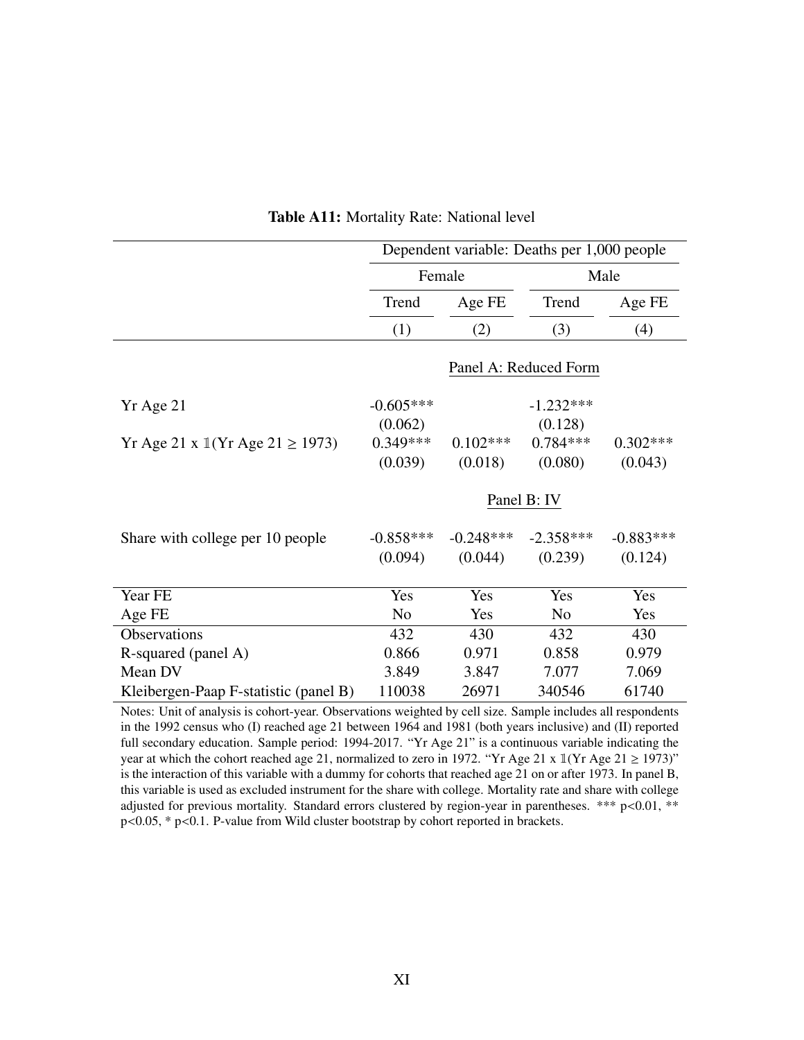**Table A11:** Mortality Rate: National level

| | Dependent variable: Deaths per 1,000 people | | | |
|---|---|---|---|---|
| | Female | | Male | |
| | Trend | Age FE | Trend | Age FE |
| | (1) | (2) | (3) | (4) |
| | Panel A: Reduced Form | | | |
| Yr Age 21 | -0.605*** | | -1.232*** | |
| | (0.062) | | (0.128) | |
| Yr Age 21 x $\mathbb{1}$(Yr Age 21 ≥ 1973) | 0.349*** | 0.102*** | 0.784*** | 0.302*** |
| | (0.039) | (0.018) | (0.080) | (0.043) |
| | Panel B: IV | | | |
| Share with college per 10 people | -0.858*** | -0.248*** | -2.358*** | -0.883*** |
| | (0.094) | (0.044) | (0.239) | (0.124) |
| Year FE | Yes | Yes | Yes | Yes |
| Age FE | No | Yes | No | Yes |
| Observations | 432 | 430 | 432 | 430 |
| R-squared (panel A) | 0.866 | 0.971 | 0.858 | 0.979 |
| Mean DV | 3.849 | 3.847 | 7.077 | 7.069 |
| Kleibergen-Paap F-statistic (panel B) | 110038 | 26971 | 340546 | 61740 |

Notes: Unit of analysis is cohort-year. Observations weighted by cell size. Sample includes all respondents in the 1992 census who (I) reached age 21 between 1964 and 1981 (both years inclusive) and (II) reported full secondary education. Sample period: 1994-2017. "Yr Age 21" is a continuous variable indicating the year at which the cohort reached age 21, normalized to zero in 1972. "Yr Age 21 x $\mathbb{1}$(Yr Age 21 ≥ 1973)" is the interaction of this variable with a dummy for cohorts that reached age 21 on or after 1973. In panel B, this variable is used as excluded instrument for the share with college. Mortality rate and share with college adjusted for previous mortality. Standard errors clustered by region-year in parentheses. *** p<0.01, ** p<0.05, * p<0.1. P-value from Wild cluster bootstrap by cohort reported in brackets.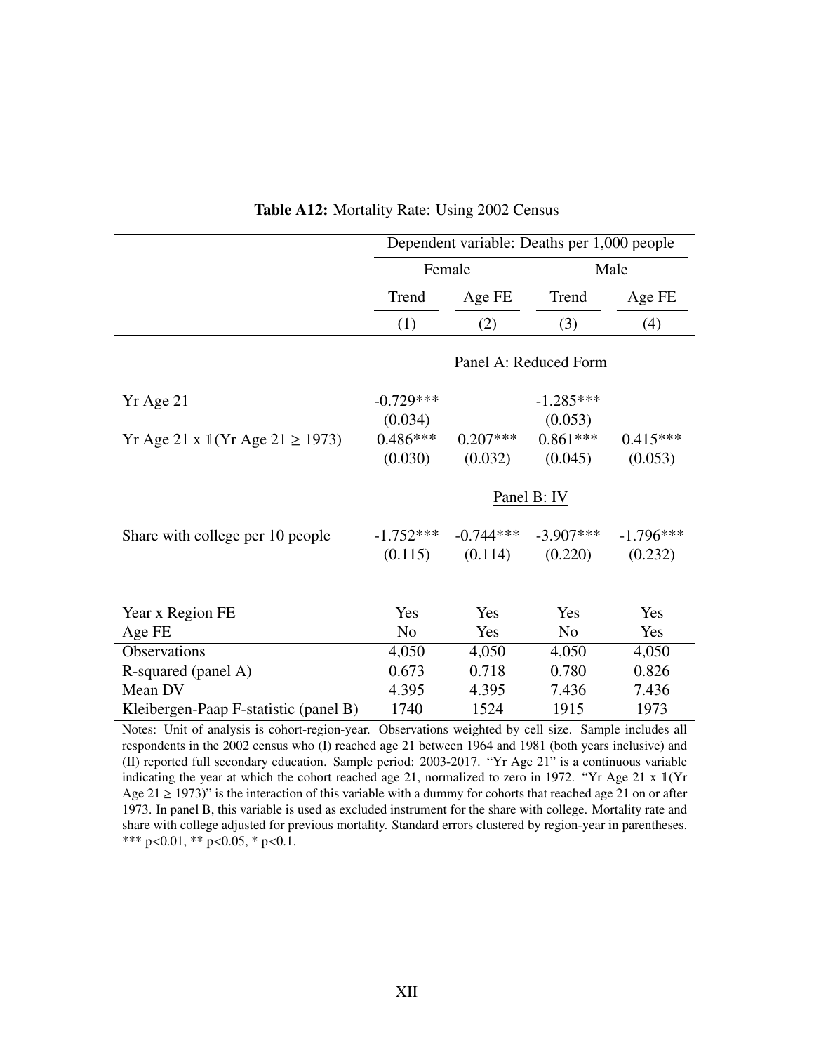**Table A12:** Mortality Rate: Using 2002 Census

| | Dependent variable: Deaths per 1,000 people | | | |
|---|---|---|---|---|
| | Female | | Male | |
| | Trend | Age FE | Trend | Age FE |
| | (1) | (2) | (3) | (4) |
| | Panel A: Reduced Form | | | |
| Yr Age 21 | -0.729*** | | -1.285*** | |
| | (0.034) | | (0.053) | |
| Yr Age 21 x $\mathbb{1}$(Yr Age 21 $\geq$ 1973) | 0.486*** | 0.207*** | 0.861*** | 0.415*** |
| | (0.030) | (0.032) | (0.045) | (0.053) |
| | Panel B: IV | | | |
| Share with college per 10 people | -1.752*** | -0.744*** | -3.907*** | -1.796*** |
| | (0.115) | (0.114) | (0.220) | (0.232) |
| Year x Region FE | Yes | Yes | Yes | Yes |
| Age FE | No | Yes | No | Yes |
| Observations | 4,050 | 4,050 | 4,050 | 4,050 |
| R-squared (panel A) | 0.673 | 0.718 | 0.780 | 0.826 |
| Mean DV | 4.395 | 4.395 | 7.436 | 7.436 |
| Kleibergen-Paap F-statistic (panel B) | 1740 | 1524 | 1915 | 1973 |

Notes: Unit of analysis is cohort-region-year. Observations weighted by cell size. Sample includes all respondents in the 2002 census who (I) reached age 21 between 1964 and 1981 (both years inclusive) and (II) reported full secondary education. Sample period: 2003-2017. "Yr Age 21" is a continuous variable indicating the year at which the cohort reached age 21, normalized to zero in 1972. "Yr Age 21 x $\mathbb{1}$(Yr Age 21 $\geq$ 1973)" is the interaction of this variable with a dummy for cohorts that reached age 21 on or after 1973. In panel B, this variable is used as excluded instrument for the share with college. Mortality rate and share with college adjusted for previous mortality. Standard errors clustered by region-year in parentheses. *** p<0.01, ** p<0.05, * p<0.1.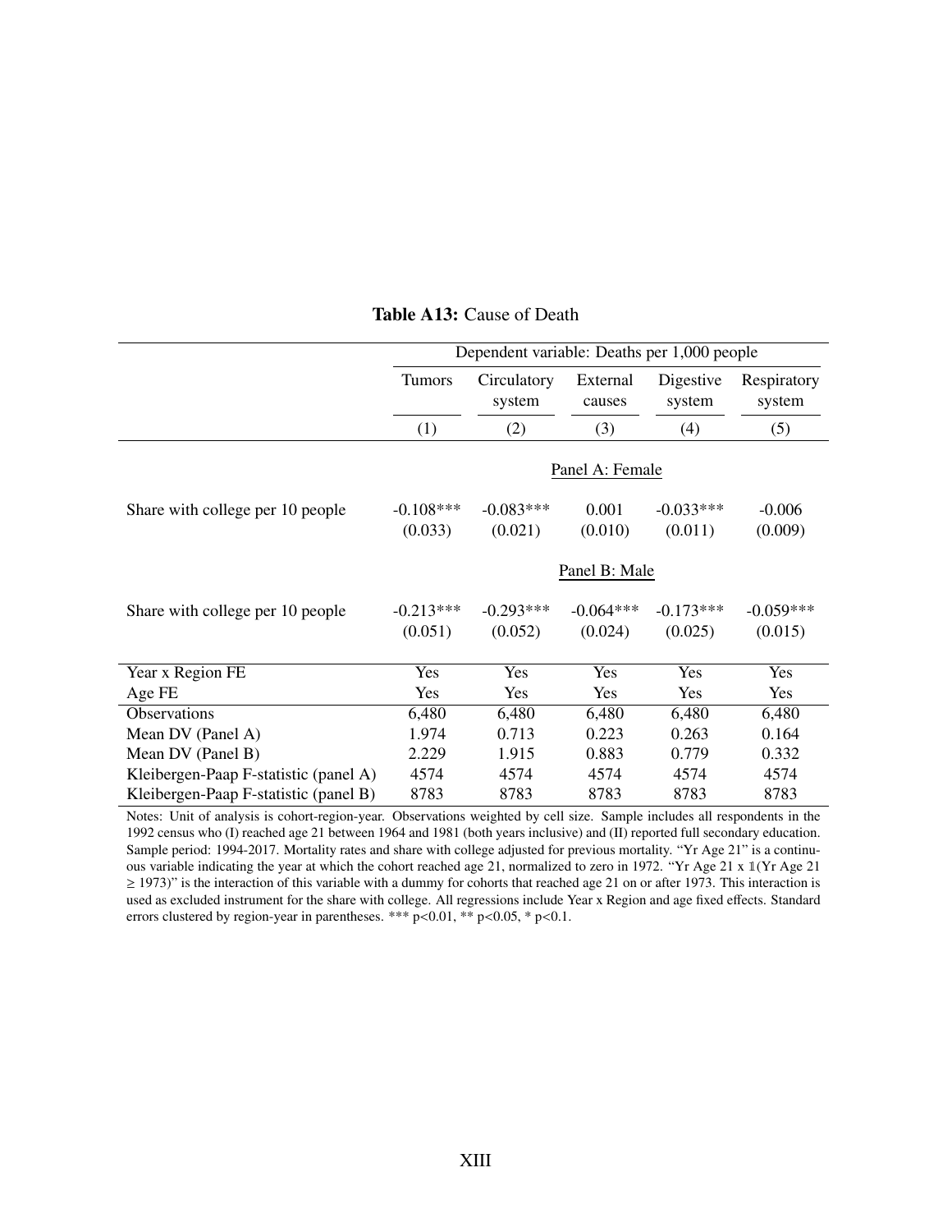**Table A13:** Cause of Death

| | Dependent variable: Deaths per 1,000 people | | | | |
|---|---|---|---|---|---|
| | Tumors | Circulatory system | External causes | Digestive system | Respiratory system |
| | (1) | (2) | (3) | (4) | (5) |
| | Panel A: Female | | | | |
| Share with college per 10 people | -0.108*** | -0.083*** | 0.001 | -0.033*** | -0.006 |
| | (0.033) | (0.021) | (0.010) | (0.011) | (0.009) |
| | Panel B: Male | | | | |
| Share with college per 10 people | -0.213*** | -0.293*** | -0.064*** | -0.173*** | -0.059*** |
| | (0.051) | (0.052) | (0.024) | (0.025) | (0.015) |
| Year x Region FE | Yes | Yes | Yes | Yes | Yes |
| Age FE | Yes | Yes | Yes | Yes | Yes |
| Observations | 6,480 | 6,480 | 6,480 | 6,480 | 6,480 |
| Mean DV (Panel A) | 1.974 | 0.713 | 0.223 | 0.263 | 0.164 |
| Mean DV (Panel B) | 2.229 | 1.915 | 0.883 | 0.779 | 0.332 |
| Kleibergen-Paap F-statistic (panel A) | 4574 | 4574 | 4574 | 4574 | 4574 |
| Kleibergen-Paap F-statistic (panel B) | 8783 | 8783 | 8783 | 8783 | 8783 |

Notes: Unit of analysis is cohort-region-year. Observations weighted by cell size. Sample includes all respondents in the 1992 census who (I) reached age 21 between 1964 and 1981 (both years inclusive) and (II) reported full secondary education. Sample period: 1994-2017. Mortality rates and share with college adjusted for previous mortality. "Yr Age 21" is a continuous variable indicating the year at which the cohort reached age 21, normalized to zero in 1972. "Yr Age 21 x $\mathbb{1}$(Yr Age 21 $\geq$ 1973)" is the interaction of this variable with a dummy for cohorts that reached age 21 on or after 1973. This interaction is used as excluded instrument for the share with college. All regressions include Year x Region and age fixed effects. Standard errors clustered by region-year in parentheses. *** p<0.01, ** p<0.05, * p<0.1.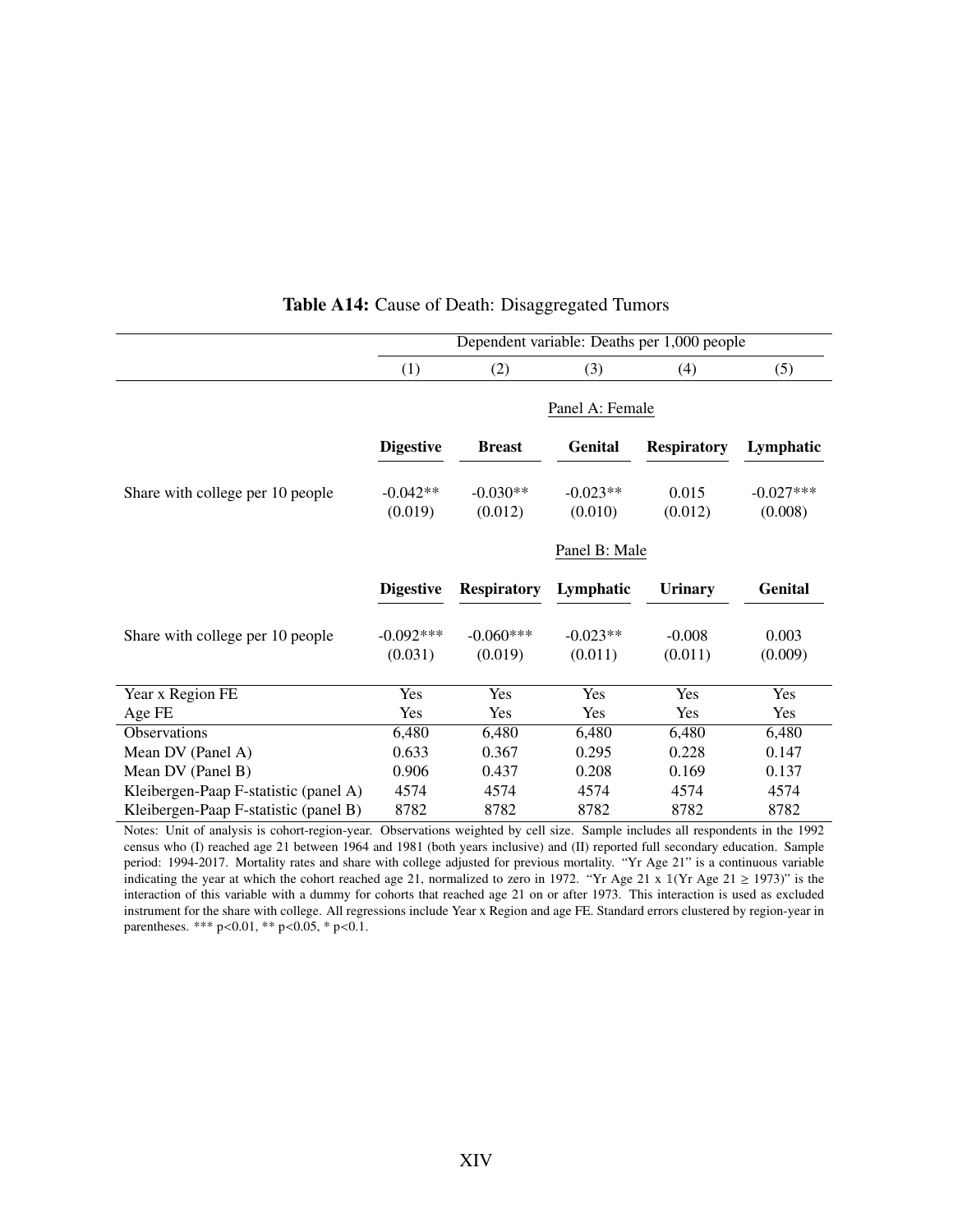**Table A14:** Cause of Death: Disaggregated Tumors

| | Dependent variable: Deaths per 1,000 people | | | | |
|---|---|---|---|---|---|
| | (1) | (2) | (3) | (4) | (5) |
| | Panel A: Female | | | | |
| | **Digestive** | **Breast** | **Genital** | **Respiratory** | **Lymphatic** |
| Share with college per 10 people | -0.042** | -0.030** | -0.023** | 0.015 | -0.027*** |
| | (0.019) | (0.012) | (0.010) | (0.012) | (0.008) |
| | Panel B: Male | | | | |
| | **Digestive** | **Respiratory** | **Lymphatic** | **Urinary** | **Genital** |
| Share with college per 10 people | -0.092*** | -0.060*** | -0.023** | -0.008 | 0.003 |
| | (0.031) | (0.019) | (0.011) | (0.011) | (0.009) |
| Year x Region FE | Yes | Yes | Yes | Yes | Yes |
| Age FE | Yes | Yes | Yes | Yes | Yes |
| Observations | 6,480 | 6,480 | 6,480 | 6,480 | 6,480 |
| Mean DV (Panel A) | 0.633 | 0.367 | 0.295 | 0.228 | 0.147 |
| Mean DV (Panel B) | 0.906 | 0.437 | 0.208 | 0.169 | 0.137 |
| Kleibergen-Paap F-statistic (panel A) | 4574 | 4574 | 4574 | 4574 | 4574 |
| Kleibergen-Paap F-statistic (panel B) | 8782 | 8782 | 8782 | 8782 | 8782 |

Notes: Unit of analysis is cohort-region-year. Observations weighted by cell size. Sample includes all respondents in the 1992 census who (I) reached age 21 between 1964 and 1981 (both years inclusive) and (II) reported full secondary education. Sample period: 1994-2017. Mortality rates and share with college adjusted for previous mortality. "Yr Age 21" is a continuous variable indicating the year at which the cohort reached age 21, normalized to zero in 1972. "Yr Age 21 x $\mathbb{1}$(Yr Age 21 $\geq$ 1973)" is the interaction of this variable with a dummy for cohorts that reached age 21 on or after 1973. This interaction is used as excluded instrument for the share with college. All regressions include Year x Region and age FE. Standard errors clustered by region-year in parentheses. *** p<0.01, ** p<0.05, * p<0.1.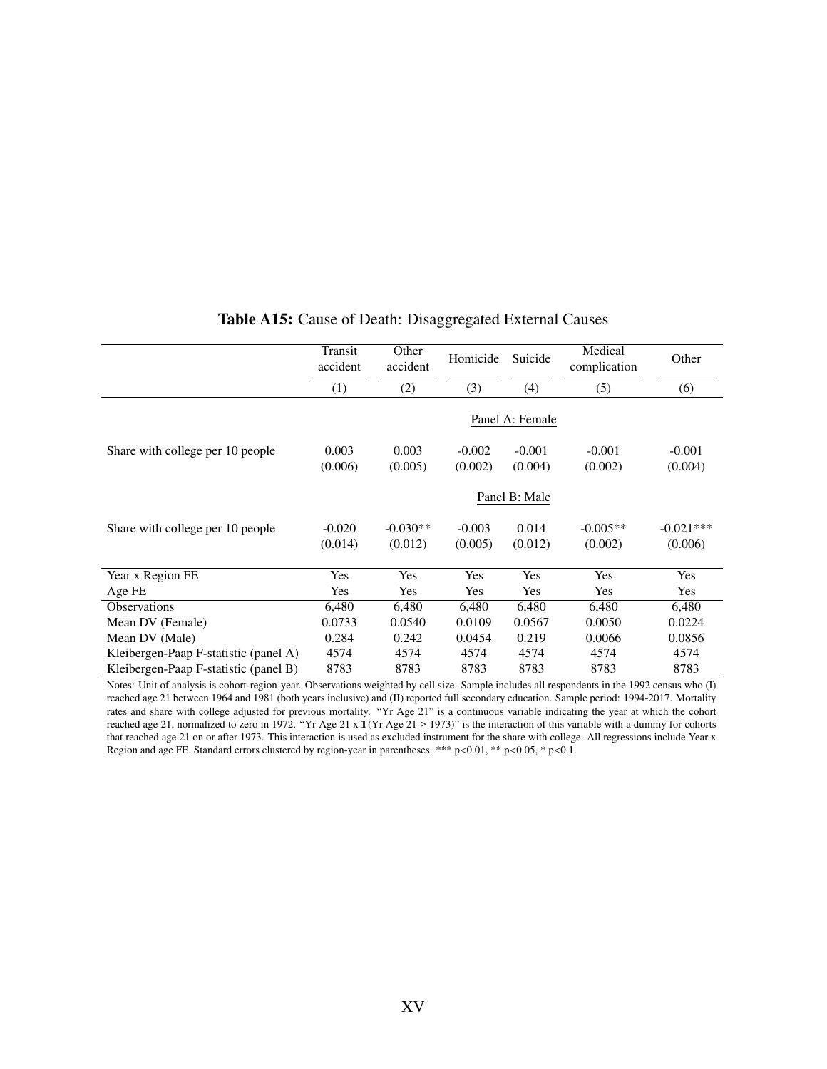**Table A15:** Cause of Death: Disaggregated External Causes

| | Transit accident | Other accident | Homicide | Suicide | Medical complication | Other |
|---|---|---|---|---|---|---|
| | (1) | (2) | (3) | (4) | (5) | (6) |
| | | | Panel A: Female | | | |
| Share with college per 10 people | 0.003 | 0.003 | -0.002 | -0.001 | -0.001 | -0.001 |
| | (0.006) | (0.005) | (0.002) | (0.004) | (0.002) | (0.004) |
| | | | Panel B: Male | | | |
| Share with college per 10 people | -0.020 | -0.030** | -0.003 | 0.014 | -0.005** | -0.021*** |
| | (0.014) | (0.012) | (0.005) | (0.012) | (0.002) | (0.006) |
| Year x Region FE | Yes | Yes | Yes | Yes | Yes | Yes |
| Age FE | Yes | Yes | Yes | Yes | Yes | Yes |
| Observations | 6,480 | 6,480 | 6,480 | 6,480 | 6,480 | 6,480 |
| Mean DV (Female) | 0.0733 | 0.0540 | 0.0109 | 0.0567 | 0.0050 | 0.0224 |
| Mean DV (Male) | 0.284 | 0.242 | 0.0454 | 0.219 | 0.0066 | 0.0856 |
| Kleibergen-Paap F-statistic (panel A) | 4574 | 4574 | 4574 | 4574 | 4574 | 4574 |
| Kleibergen-Paap F-statistic (panel B) | 8783 | 8783 | 8783 | 8783 | 8783 | 8783 |

Notes: Unit of analysis is cohort-region-year. Observations weighted by cell size. Sample includes all respondents in the 1992 census who (I) reached age 21 between 1964 and 1981 (both years inclusive) and (II) reported full secondary education. Sample period: 1994-2017. Mortality rates and share with college adjusted for previous mortality. "Yr Age 21" is a continuous variable indicating the year at which the cohort reached age 21, normalized to zero in 1972. "Yr Age 21 x $\mathbb{1}$(Yr Age 21 $\geq$ 1973)" is the interaction of this variable with a dummy for cohorts that reached age 21 on or after 1973. This interaction is used as excluded instrument for the share with college. All regressions include Year x Region and age FE. Standard errors clustered by region-year in parentheses. *** p<0.01, ** p<0.05, * p<0.1.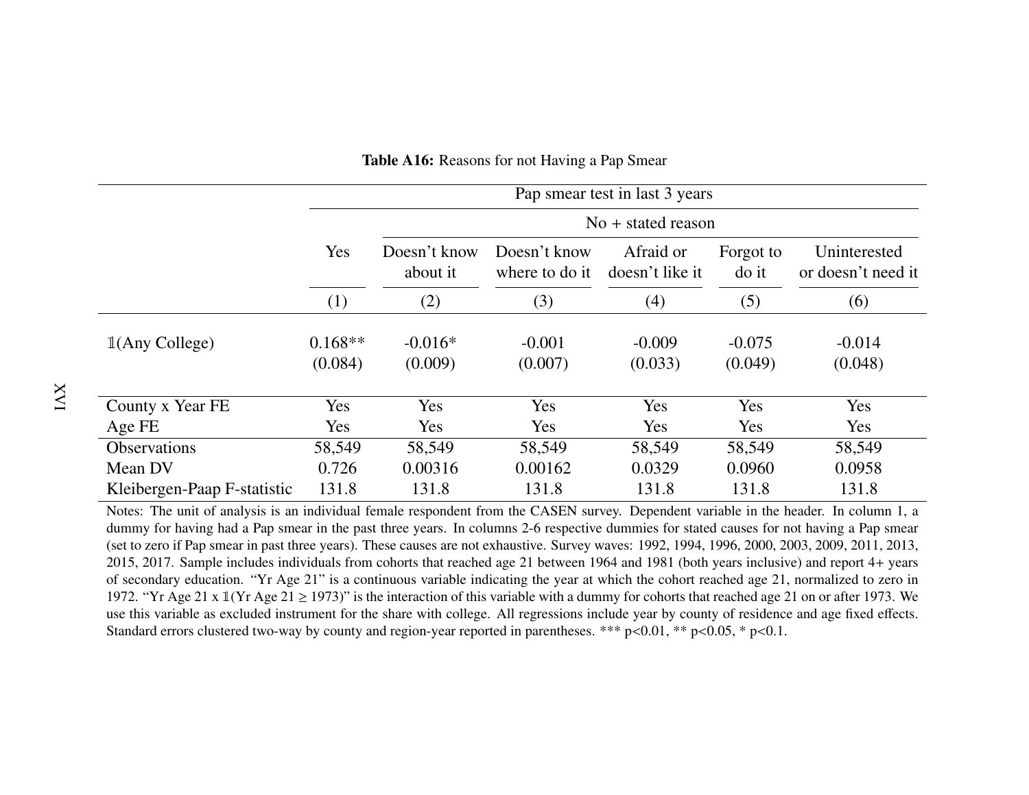**Table A16:** Reasons for not Having a Pap Smear

| | Pap smear test in last 3 years | | | | | |
|---|---|---|---|---|---|---|
| | | No + stated reason | | | | |
| | Yes | Doesn't know about it | Doesn't know where to do it | Afraid or doesn't like it | Forgot to do it | Uninterested or doesn't need it |
| | (1) | (2) | (3) | (4) | (5) | (6) |
| 𝟙(Any College) | 0.168** | -0.016* | -0.001 | -0.009 | -0.075 | -0.014 |
| | (0.084) | (0.009) | (0.007) | (0.033) | (0.049) | (0.048) |
| County x Year FE | Yes | Yes | Yes | Yes | Yes | Yes |
| Age FE | Yes | Yes | Yes | Yes | Yes | Yes |
| Observations | 58,549 | 58,549 | 58,549 | 58,549 | 58,549 | 58,549 |
| Mean DV | 0.726 | 0.00316 | 0.00162 | 0.0329 | 0.0960 | 0.0958 |
| Kleibergen-Paap F-statistic | 131.8 | 131.8 | 131.8 | 131.8 | 131.8 | 131.8 |

Notes: The unit of analysis is an individual female respondent from the CASEN survey. Dependent variable in the header. In column 1, a dummy for having had a Pap smear in the past three years. In columns 2-6 respective dummies for stated causes for not having a Pap smear (set to zero if Pap smear in past three years). These causes are not exhaustive. Survey waves: 1992, 1994, 1996, 2000, 2003, 2009, 2011, 2013, 2015, 2017. Sample includes individuals from cohorts that reached age 21 between 1964 and 1981 (both years inclusive) and report 4+ years of secondary education. "Yr Age 21" is a continuous variable indicating the year at which the cohort reached age 21, normalized to zero in 1972. "Yr Age 21 x 𝟙(Yr Age 21 ≥ 1973)" is the interaction of this variable with a dummy for cohorts that reached age 21 on or after 1973. We use this variable as excluded instrument for the share with college. All regressions include year by county of residence and age fixed effects. Standard errors clustered two-way by county and region-year reported in parentheses. *** p<0.01, ** p<0.05, * p<0.1.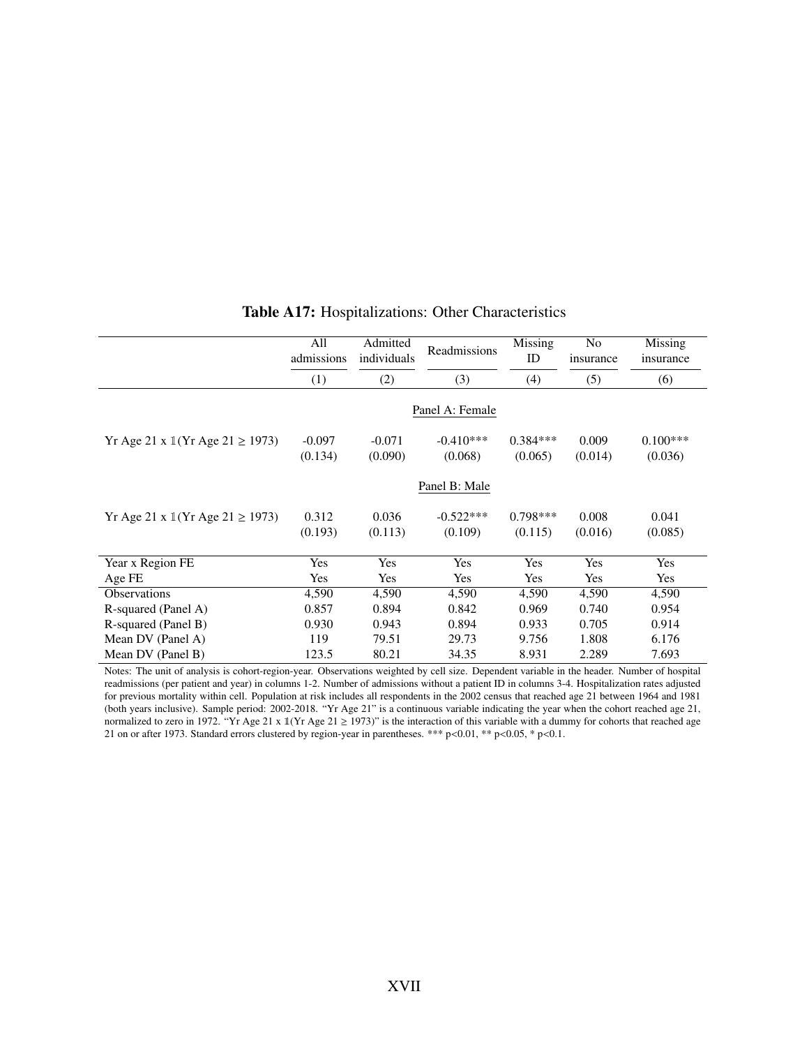**Table A17:** Hospitalizations: Other Characteristics

| | All admissions | Admitted individuals | Readmissions | Missing ID | No insurance | Missing insurance |
|---|---|---|---|---|---|---|
| | (1) | (2) | (3) | (4) | (5) | (6) |
| | | | Panel A: Female | | | |
| Yr Age 21 x $\mathbb{1}$(Yr Age 21 ≥ 1973) | -0.097 | -0.071 | -0.410*** | 0.384*** | 0.009 | 0.100*** |
| | (0.134) | (0.090) | (0.068) | (0.065) | (0.014) | (0.036) |
| | | | Panel B: Male | | | |
| Yr Age 21 x $\mathbb{1}$(Yr Age 21 ≥ 1973) | 0.312 | 0.036 | -0.522*** | 0.798*** | 0.008 | 0.041 |
| | (0.193) | (0.113) | (0.109) | (0.115) | (0.016) | (0.085) |
| Year x Region FE | Yes | Yes | Yes | Yes | Yes | Yes |
| Age FE | Yes | Yes | Yes | Yes | Yes | Yes |
| Observations | 4,590 | 4,590 | 4,590 | 4,590 | 4,590 | 4,590 |
| R-squared (Panel A) | 0.857 | 0.894 | 0.842 | 0.969 | 0.740 | 0.954 |
| R-squared (Panel B) | 0.930 | 0.943 | 0.894 | 0.933 | 0.705 | 0.914 |
| Mean DV (Panel A) | 119 | 79.51 | 29.73 | 9.756 | 1.808 | 6.176 |
| Mean DV (Panel B) | 123.5 | 80.21 | 34.35 | 8.931 | 2.289 | 7.693 |

Notes: The unit of analysis is cohort-region-year. Observations weighted by cell size. Dependent variable in the header. Number of hospital readmissions (per patient and year) in columns 1-2. Number of admissions without a patient ID in columns 3-4. Hospitalization rates adjusted for previous mortality within cell. Population at risk includes all respondents in the 2002 census that reached age 21 between 1964 and 1981 (both years inclusive). Sample period: 2002-2018. "Yr Age 21" is a continuous variable indicating the year when the cohort reached age 21, normalized to zero in 1972. "Yr Age 21 x $\mathbb{1}$(Yr Age 21 ≥ 1973)" is the interaction of this variable with a dummy for cohorts that reached age 21 on or after 1973. Standard errors clustered by region-year in parentheses. *** p<0.01, ** p<0.05, * p<0.1.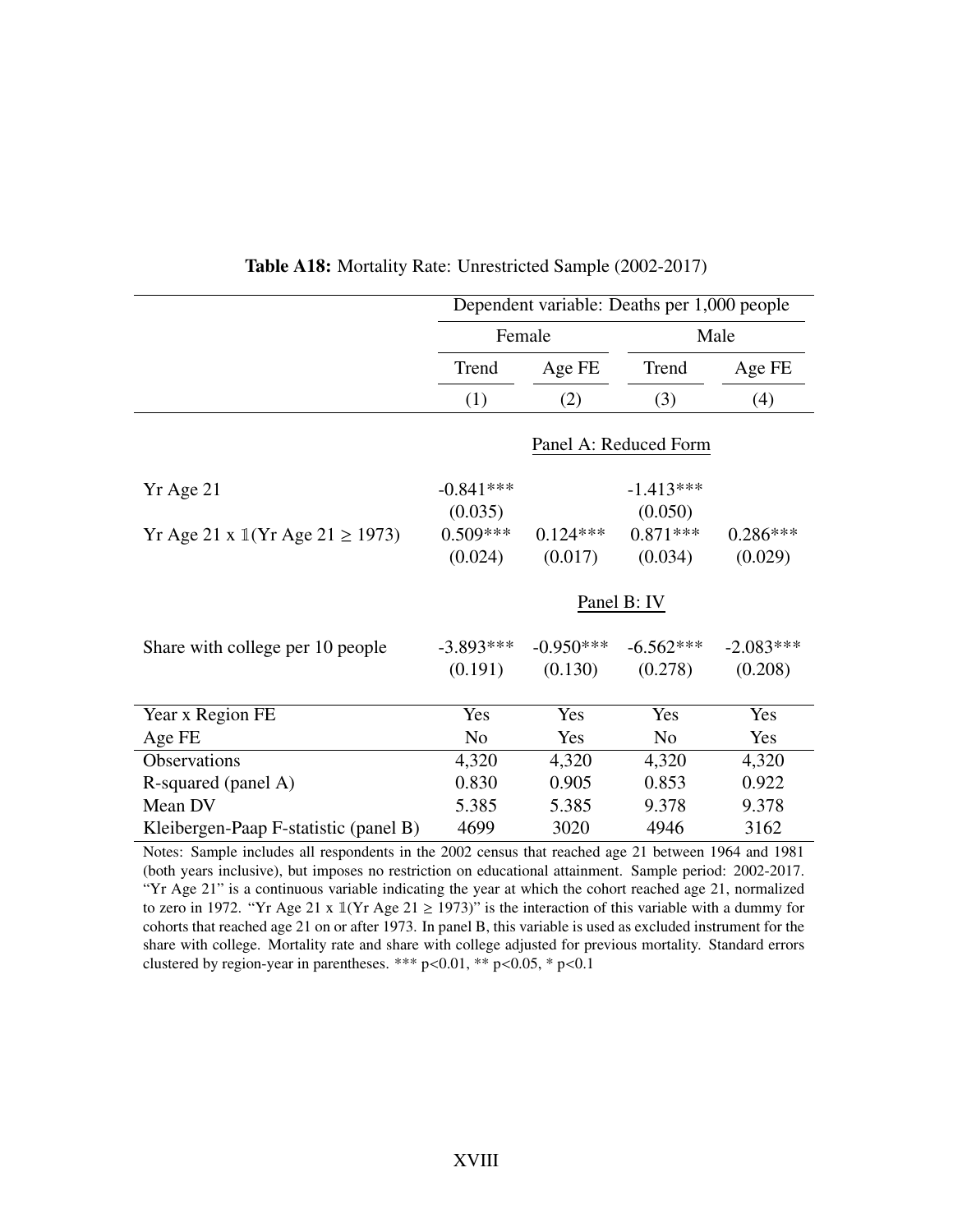**Table A18:** Mortality Rate: Unrestricted Sample (2002-2017)

| | Dependent variable: Deaths per 1,000 people | | | |
|---|---|---|---|---|
| | Female | | Male | |
| | Trend | Age FE | Trend | Age FE |
| | (1) | (2) | (3) | (4) |
| | Panel A: Reduced Form | | | |
| Yr Age 21 | -0.841*** | | -1.413*** | |
| | (0.035) | | (0.050) | |
| Yr Age 21 x $\mathbb{1}$(Yr Age 21 ≥ 1973) | 0.509*** | 0.124*** | 0.871*** | 0.286*** |
| | (0.024) | (0.017) | (0.034) | (0.029) |
| | Panel B: IV | | | |
| Share with college per 10 people | -3.893*** | -0.950*** | -6.562*** | -2.083*** |
| | (0.191) | (0.130) | (0.278) | (0.208) |
| Year x Region FE | Yes | Yes | Yes | Yes |
| Age FE | No | Yes | No | Yes |
| Observations | 4,320 | 4,320 | 4,320 | 4,320 |
| R-squared (panel A) | 0.830 | 0.905 | 0.853 | 0.922 |
| Mean DV | 5.385 | 5.385 | 9.378 | 9.378 |
| Kleibergen-Paap F-statistic (panel B) | 4699 | 3020 | 4946 | 3162 |

Notes: Sample includes all respondents in the 2002 census that reached age 21 between 1964 and 1981 (both years inclusive), but imposes no restriction on educational attainment. Sample period: 2002-2017. "Yr Age 21" is a continuous variable indicating the year at which the cohort reached age 21, normalized to zero in 1972. "Yr Age 21 x $\mathbb{1}$(Yr Age 21 ≥ 1973)" is the interaction of this variable with a dummy for cohorts that reached age 21 on or after 1973. In panel B, this variable is used as excluded instrument for the share with college. Mortality rate and share with college adjusted for previous mortality. Standard errors clustered by region-year in parentheses. *** p<0.01, ** p<0.05, * p<0.1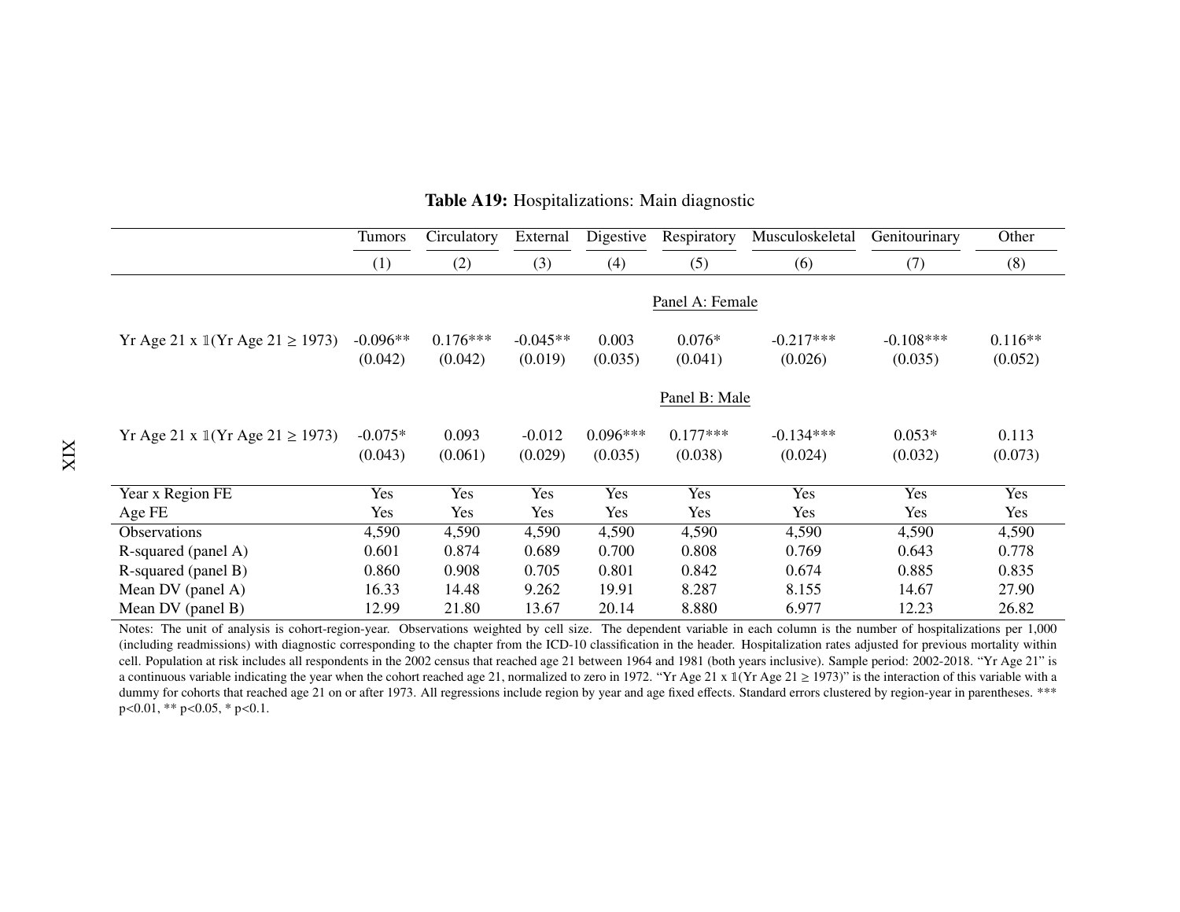**Table A19:** Hospitalizations: Main diagnostic

| | Tumors | Circulatory | External | Digestive | Respiratory | Musculoskeletal | Genitourinary | Other |
|---|---|---|---|---|---|---|---|---|
| | (1) | (2) | (3) | (4) | (5) | (6) | (7) | (8) |
| | | | | | Panel A: Female | | | |
| Yr Age 21 x 𝟙(Yr Age 21 ≥ 1973) | -0.096** | 0.176*** | -0.045** | 0.003 | 0.076* | -0.217*** | -0.108*** | 0.116** |
| | (0.042) | (0.042) | (0.019) | (0.035) | (0.041) | (0.026) | (0.035) | (0.052) |
| | | | | | Panel B: Male | | | |
| Yr Age 21 x 𝟙(Yr Age 21 ≥ 1973) | -0.075* | 0.093 | -0.012 | 0.096*** | 0.177*** | -0.134*** | 0.053* | 0.113 |
| | (0.043) | (0.061) | (0.029) | (0.035) | (0.038) | (0.024) | (0.032) | (0.073) |
| Year x Region FE | Yes | Yes | Yes | Yes | Yes | Yes | Yes | Yes |
| Age FE | Yes | Yes | Yes | Yes | Yes | Yes | Yes | Yes |
| Observations | 4,590 | 4,590 | 4,590 | 4,590 | 4,590 | 4,590 | 4,590 | 4,590 |
| R-squared (panel A) | 0.601 | 0.874 | 0.689 | 0.700 | 0.808 | 0.769 | 0.643 | 0.778 |
| R-squared (panel B) | 0.860 | 0.908 | 0.705 | 0.801 | 0.842 | 0.674 | 0.885 | 0.835 |
| Mean DV (panel A) | 16.33 | 14.48 | 9.262 | 19.91 | 8.287 | 8.155 | 14.67 | 27.90 |
| Mean DV (panel B) | 12.99 | 21.80 | 13.67 | 20.14 | 8.880 | 6.977 | 12.23 | 26.82 |

Notes: The unit of analysis is cohort-region-year. Observations weighted by cell size. The dependent variable in each column is the number of hospitalizations per 1,000 (including readmissions) with diagnostic corresponding to the chapter from the ICD-10 classification in the header. Hospitalization rates adjusted for previous mortality within cell. Population at risk includes all respondents in the 2002 census that reached age 21 between 1964 and 1981 (both years inclusive). Sample period: 2002-2018. "Yr Age 21" is a continuous variable indicating the year when the cohort reached age 21, normalized to zero in 1972. "Yr Age 21 x 𝟙(Yr Age 21 ≥ 1973)" is the interaction of this variable with a dummy for cohorts that reached age 21 on or after 1973. All regressions include region by year and age fixed effects. Standard errors clustered by region-year in parentheses. *** p<0.01, ** p<0.05, * p<0.1.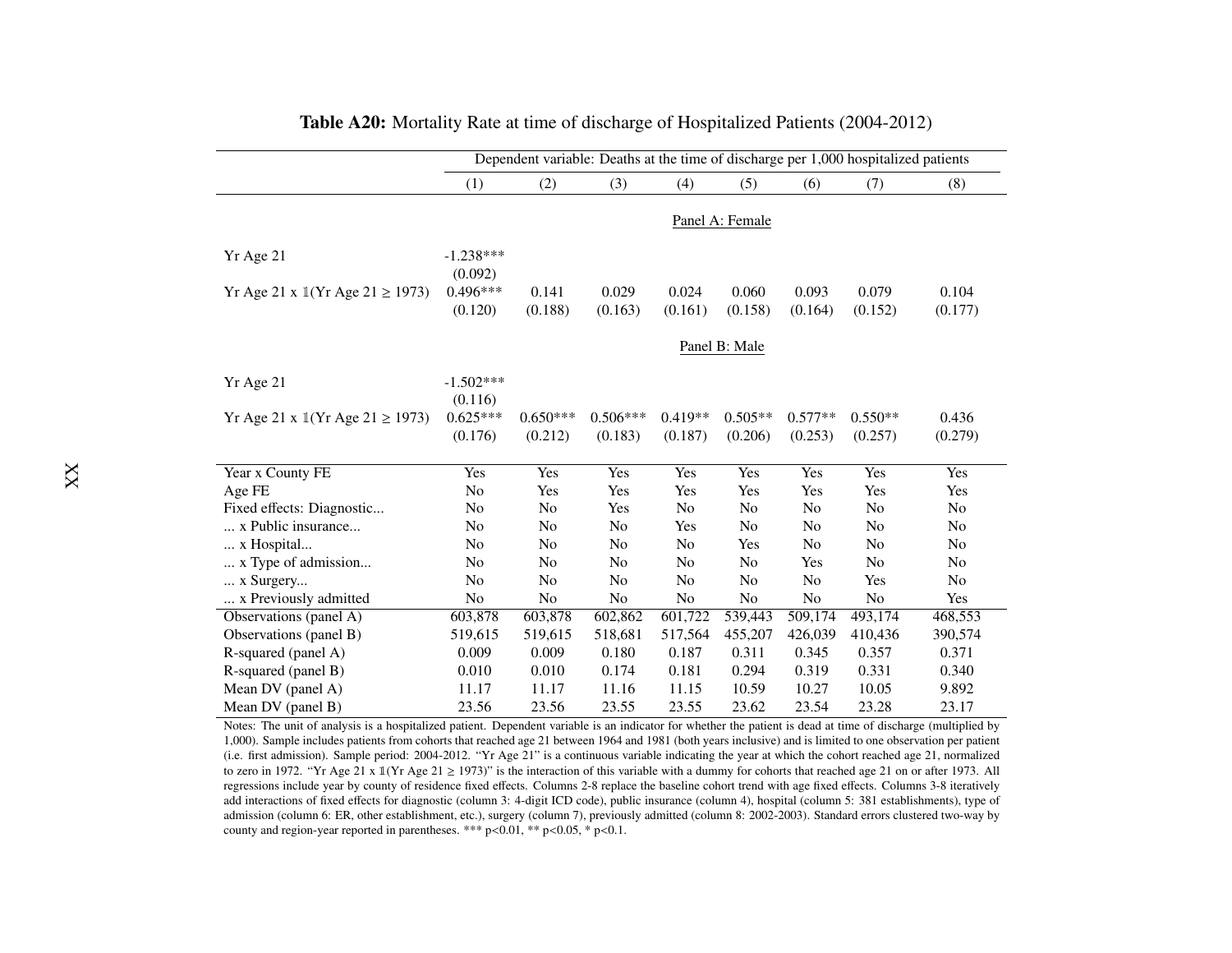**Table A20:** Mortality Rate at time of discharge of Hospitalized Patients (2004-2012)

| | Dependent variable: Deaths at the time of discharge per 1,000 hospitalized patients | | | | | | | |
|---|---|---|---|---|---|---|---|---|
| | (1) | (2) | (3) | (4) | (5) | (6) | (7) | (8) |
| | | | | Panel A: Female | | | | |
| Yr Age 21 | -1.238*** | | | | | | | |
| | (0.092) | | | | | | | |
| Yr Age 21 x $\mathbb{1}$(Yr Age 21 ≥ 1973) | 0.496*** | 0.141 | 0.029 | 0.024 | 0.060 | 0.093 | 0.079 | 0.104 |
| | (0.120) | (0.188) | (0.163) | (0.161) | (0.158) | (0.164) | (0.152) | (0.177) |
| | | | | Panel B: Male | | | | |
| Yr Age 21 | -1.502*** | | | | | | | |
| | (0.116) | | | | | | | |
| Yr Age 21 x $\mathbb{1}$(Yr Age 21 ≥ 1973) | 0.625*** | 0.650*** | 0.506*** | 0.419** | 0.505** | 0.577** | 0.550** | 0.436 |
| | (0.176) | (0.212) | (0.183) | (0.187) | (0.206) | (0.253) | (0.257) | (0.279) |
| Year x County FE | Yes | Yes | Yes | Yes | Yes | Yes | Yes | Yes |
| Age FE | No | Yes | Yes | Yes | Yes | Yes | Yes | Yes |
| Fixed effects: Diagnostic... | No | No | Yes | No | No | No | No | No |
| ... x Public insurance... | No | No | No | Yes | No | No | No | No |
| ... x Hospital... | No | No | No | No | Yes | No | No | No |
| ... x Type of admission... | No | No | No | No | No | Yes | No | No |
| ... x Surgery... | No | No | No | No | No | No | Yes | No |
| ... x Previously admitted | No | No | No | No | No | No | No | Yes |
| Observations (panel A) | 603,878 | 603,878 | 602,862 | 601,722 | 539,443 | 509,174 | 493,174 | 468,553 |
| Observations (panel B) | 519,615 | 519,615 | 518,681 | 517,564 | 455,207 | 426,039 | 410,436 | 390,574 |
| R-squared (panel A) | 0.009 | 0.009 | 0.180 | 0.187 | 0.311 | 0.345 | 0.357 | 0.371 |
| R-squared (panel B) | 0.010 | 0.010 | 0.174 | 0.181 | 0.294 | 0.319 | 0.331 | 0.340 |
| Mean DV (panel A) | 11.17 | 11.17 | 11.16 | 11.15 | 10.59 | 10.27 | 10.05 | 9.892 |
| Mean DV (panel B) | 23.56 | 23.56 | 23.55 | 23.55 | 23.62 | 23.54 | 23.28 | 23.17 |

Notes: The unit of analysis is a hospitalized patient. Dependent variable is an indicator for whether the patient is dead at time of discharge (multiplied by 1,000). Sample includes patients from cohorts that reached age 21 between 1964 and 1981 (both years inclusive) and is limited to one observation per patient (i.e. first admission). Sample period: 2004-2012. "Yr Age 21" is a continuous variable indicating the year at which the cohort reached age 21, normalized to zero in 1972. "Yr Age 21 x $\mathbb{1}$(Yr Age 21 ≥ 1973)" is the interaction of this variable with a dummy for cohorts that reached age 21 on or after 1973. All regressions include year by county of residence fixed effects. Columns 2-8 replace the baseline cohort trend with age fixed effects. Columns 3-8 iteratively add interactions of fixed effects for diagnostic (column 3: 4-digit ICD code), public insurance (column 4), hospital (column 5: 381 establishments), type of admission (column 6: ER, other establishment, etc.), surgery (column 7), previously admitted (column 8: 2002-2003). Standard errors clustered two-way by county and region-year reported in parentheses. *** p<0.01, ** p<0.05, * p<0.1.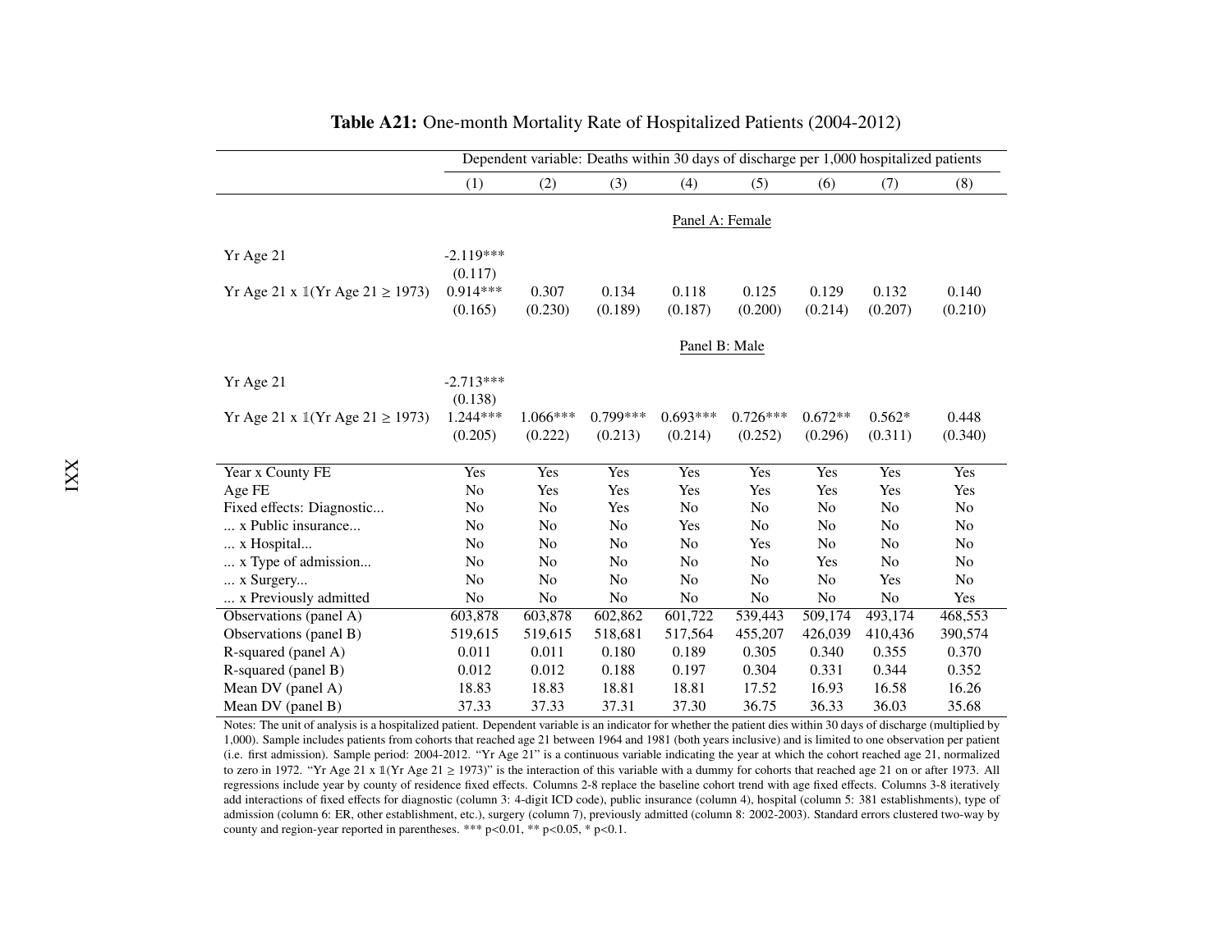**Table A21:** One-month Mortality Rate of Hospitalized Patients (2004-2012)

| | Dependent variable: Deaths within 30 days of discharge per 1,000 hospitalized patients | | | | | | | |
|---|---|---|---|---|---|---|---|---|
| | (1) | (2) | (3) | (4) | (5) | (6) | (7) | (8) |
| | | | | Panel A: Female | | | | |
| Yr Age 21 | -2.119*** | | | | | | | |
| | (0.117) | | | | | | | |
| Yr Age 21 x $\mathbb{1}$(Yr Age 21 ≥ 1973) | 0.914*** | 0.307 | 0.134 | 0.118 | 0.125 | 0.129 | 0.132 | 0.140 |
| | (0.165) | (0.230) | (0.189) | (0.187) | (0.200) | (0.214) | (0.207) | (0.210) |
| | | | | Panel B: Male | | | | |
| Yr Age 21 | -2.713*** | | | | | | | |
| | (0.138) | | | | | | | |
| Yr Age 21 x $\mathbb{1}$(Yr Age 21 ≥ 1973) | 1.244*** | 1.066*** | 0.799*** | 0.693*** | 0.726*** | 0.672** | 0.562* | 0.448 |
| | (0.205) | (0.222) | (0.213) | (0.214) | (0.252) | (0.296) | (0.311) | (0.340) |
| Year x County FE | Yes | Yes | Yes | Yes | Yes | Yes | Yes | Yes |
| Age FE | No | Yes | Yes | Yes | Yes | Yes | Yes | Yes |
| Fixed effects: Diagnostic... | No | No | Yes | No | No | No | No | No |
| ... x Public insurance... | No | No | No | Yes | No | No | No | No |
| ... x Hospital... | No | No | No | No | Yes | No | No | No |
| ... x Type of admission... | No | No | No | No | No | Yes | No | No |
| ... x Surgery... | No | No | No | No | No | No | Yes | No |
| ... x Previously admitted | No | No | No | No | No | No | No | Yes |
| Observations (panel A) | 603,878 | 603,878 | 602,862 | 601,722 | 539,443 | 509,174 | 493,174 | 468,553 |
| Observations (panel B) | 519,615 | 519,615 | 518,681 | 517,564 | 455,207 | 426,039 | 410,436 | 390,574 |
| R-squared (panel A) | 0.011 | 0.011 | 0.180 | 0.189 | 0.305 | 0.340 | 0.355 | 0.370 |
| R-squared (panel B) | 0.012 | 0.012 | 0.188 | 0.197 | 0.304 | 0.331 | 0.344 | 0.352 |
| Mean DV (panel A) | 18.83 | 18.83 | 18.81 | 18.81 | 17.52 | 16.93 | 16.58 | 16.26 |
| Mean DV (panel B) | 37.33 | 37.33 | 37.31 | 37.30 | 36.75 | 36.33 | 36.03 | 35.68 |

Notes: The unit of analysis is a hospitalized patient. Dependent variable is an indicator for whether the patient dies within 30 days of discharge (multiplied by 1,000). Sample includes patients from cohorts that reached age 21 between 1964 and 1981 (both years inclusive) and is limited to one observation per patient (i.e. first admission). Sample period: 2004-2012. "Yr Age 21" is a continuous variable indicating the year at which the cohort reached age 21, normalized to zero in 1972. "Yr Age 21 x $\mathbb{1}$(Yr Age 21 ≥ 1973)" is the interaction of this variable with a dummy for cohorts that reached age 21 on or after 1973. All regressions include year by county of residence fixed effects. Columns 2-8 replace the baseline cohort trend with age fixed effects. Columns 3-8 iteratively add interactions of fixed effects for diagnostic (column 3: 4-digit ICD code), public insurance (column 4), hospital (column 5: 381 establishments), type of admission (column 6: ER, other establishment, etc.), surgery (column 7), previously admitted (column 8: 2002-2003). Standard errors clustered two-way by county and region-year reported in parentheses. *** p<0.01, ** p<0.05, * p<0.1.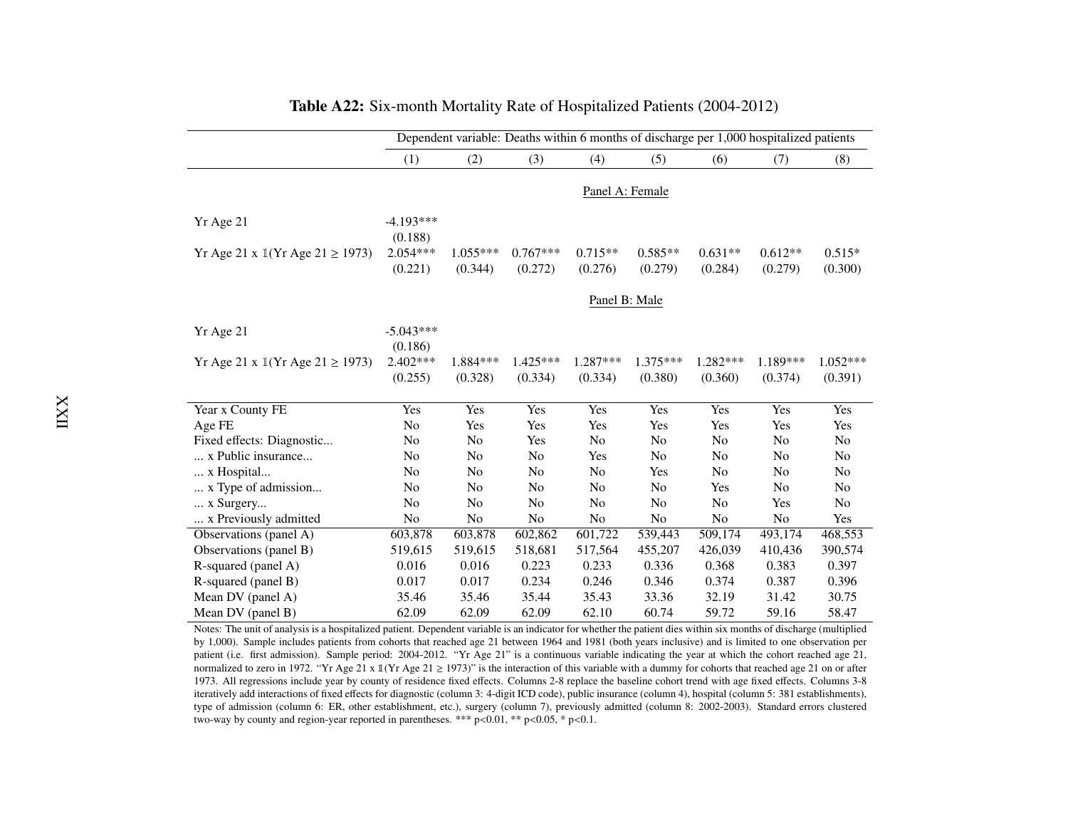**Table A22:** Six-month Mortality Rate of Hospitalized Patients (2004-2012)

| | Dependent variable: Deaths within 6 months of discharge per 1,000 hospitalized patients | | | | | | | |
|---|---|---|---|---|---|---|---|---|
| | (1) | (2) | (3) | (4) | (5) | (6) | (7) | (8) |
| | | | | Panel A: Female | | | | |
| Yr Age 21 | -4.193*** | | | | | | | |
| | (0.188) | | | | | | | |
| Yr Age 21 x 𝟙(Yr Age 21 ≥ 1973) | 2.054*** | 1.055*** | 0.767*** | 0.715** | 0.585** | 0.631** | 0.612** | 0.515* |
| | (0.221) | (0.344) | (0.272) | (0.276) | (0.279) | (0.284) | (0.279) | (0.300) |
| | | | | Panel B: Male | | | | |
| Yr Age 21 | -5.043*** | | | | | | | |
| | (0.186) | | | | | | | |
| Yr Age 21 x 𝟙(Yr Age 21 ≥ 1973) | 2.402*** | 1.884*** | 1.425*** | 1.287*** | 1.375*** | 1.282*** | 1.189*** | 1.052*** |
| | (0.255) | (0.328) | (0.334) | (0.334) | (0.380) | (0.360) | (0.374) | (0.391) |
| Year x County FE | Yes | Yes | Yes | Yes | Yes | Yes | Yes | Yes |
| Age FE | No | Yes | Yes | Yes | Yes | Yes | Yes | Yes |
| Fixed effects: Diagnostic... | No | No | Yes | No | No | No | No | No |
| ... x Public insurance... | No | No | No | Yes | No | No | No | No |
| ... x Hospital... | No | No | No | No | Yes | No | No | No |
| ... x Type of admission... | No | No | No | No | No | Yes | No | No |
| ... x Surgery... | No | No | No | No | No | No | Yes | No |
| ... x Previously admitted | No | No | No | No | No | No | No | Yes |
| Observations (panel A) | 603,878 | 603,878 | 602,862 | 601,722 | 539,443 | 509,174 | 493,174 | 468,553 |
| Observations (panel B) | 519,615 | 519,615 | 518,681 | 517,564 | 455,207 | 426,039 | 410,436 | 390,574 |
| R-squared (panel A) | 0.016 | 0.016 | 0.223 | 0.233 | 0.336 | 0.368 | 0.383 | 0.397 |
| R-squared (panel B) | 0.017 | 0.017 | 0.234 | 0.246 | 0.346 | 0.374 | 0.387 | 0.396 |
| Mean DV (panel A) | 35.46 | 35.46 | 35.44 | 35.43 | 33.36 | 32.19 | 31.42 | 30.75 |
| Mean DV (panel B) | 62.09 | 62.09 | 62.09 | 62.10 | 60.74 | 59.72 | 59.16 | 58.47 |

Notes: The unit of analysis is a hospitalized patient. Dependent variable is an indicator for whether the patient dies within six months of discharge (multiplied by 1,000). Sample includes patients from cohorts that reached age 21 between 1964 and 1981 (both years inclusive) and is limited to one observation per patient (i.e. first admission). Sample period: 2004-2012. "Yr Age 21" is a continuous variable indicating the year at which the cohort reached age 21, normalized to zero in 1972. "Yr Age 21 x 𝟙(Yr Age 21 ≥ 1973)" is the interaction of this variable with a dummy for cohorts that reached age 21 on or after 1973. All regressions include year by county of residence fixed effects. Columns 2-8 replace the baseline cohort trend with age fixed effects. Columns 3-8 iteratively add interactions of fixed effects for diagnostic (column 3: 4-digit ICD code), public insurance (column 4), hospital (column 5: 381 establishments), type of admission (column 6: ER, other establishment, etc.), surgery (column 7), previously admitted (column 8: 2002-2003). Standard errors clustered two-way by county and region-year reported in parentheses. *** $p<0.01$, ** $p<0.05$, * $p<0.1$.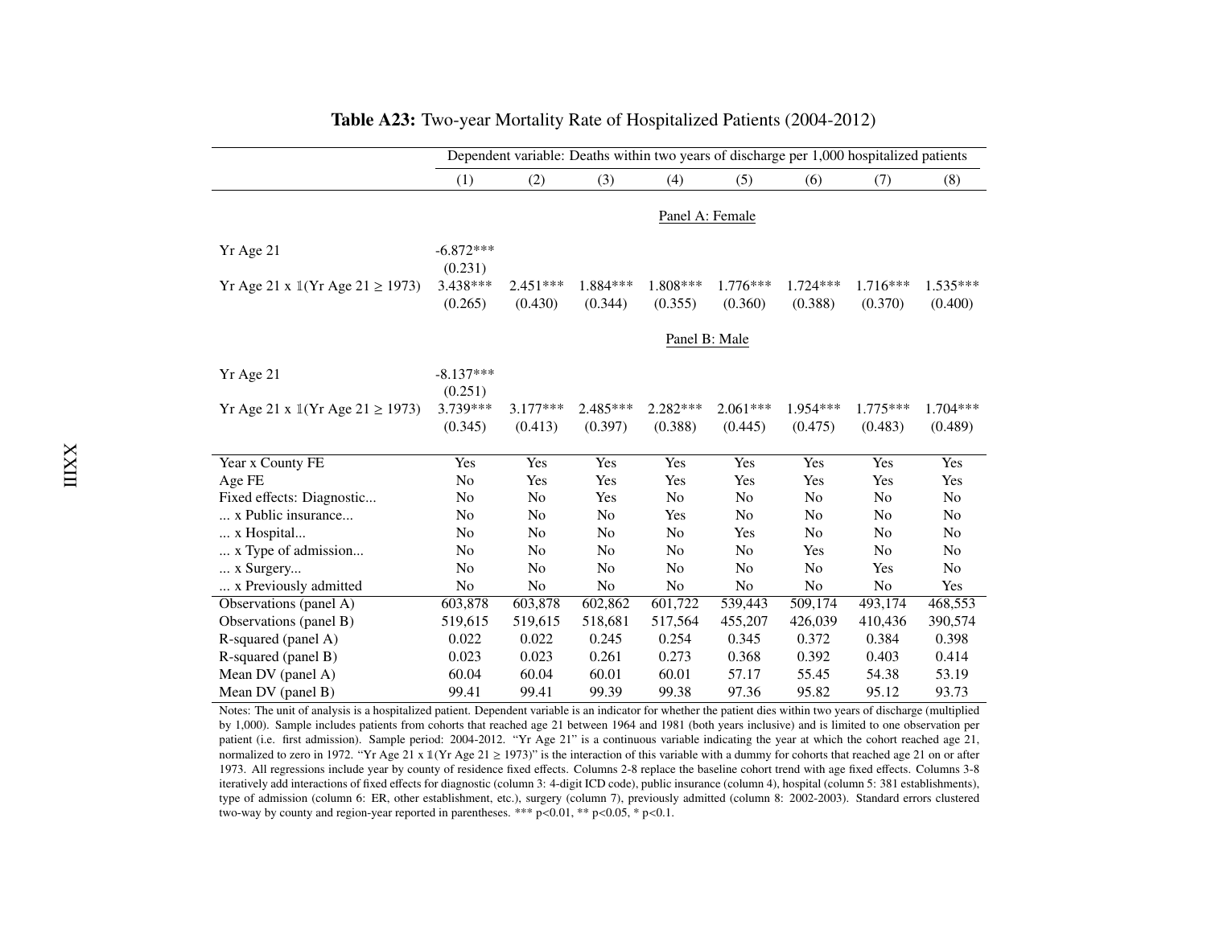**Table A23:** Two-year Mortality Rate of Hospitalized Patients (2004-2012)

| | Dependent variable: Deaths within two years of discharge per 1,000 hospitalized patients | | | | | | | |
|---|---|---|---|---|---|---|---|---|
| | (1) | (2) | (3) | (4) | (5) | (6) | (7) | (8) |
| | | | | Panel A: Female | | | | |
| Yr Age 21 | -6.872*** | | | | | | | |
| | (0.231) | | | | | | | |
| Yr Age 21 x $\mathbb{1}$(Yr Age 21 ≥ 1973) | 3.438*** | 2.451*** | 1.884*** | 1.808*** | 1.776*** | 1.724*** | 1.716*** | 1.535*** |
| | (0.265) | (0.430) | (0.344) | (0.355) | (0.360) | (0.388) | (0.370) | (0.400) |
| | | | | Panel B: Male | | | | |
| Yr Age 21 | -8.137*** | | | | | | | |
| | (0.251) | | | | | | | |
| Yr Age 21 x $\mathbb{1}$(Yr Age 21 ≥ 1973) | 3.739*** | 3.177*** | 2.485*** | 2.282*** | 2.061*** | 1.954*** | 1.775*** | 1.704*** |
| | (0.345) | (0.413) | (0.397) | (0.388) | (0.445) | (0.475) | (0.483) | (0.489) |
| Year x County FE | Yes | Yes | Yes | Yes | Yes | Yes | Yes | Yes |
| Age FE | No | Yes | Yes | Yes | Yes | Yes | Yes | Yes |
| Fixed effects: Diagnostic... | No | No | Yes | No | No | No | No | No |
| ... x Public insurance... | No | No | No | Yes | No | No | No | No |
| ... x Hospital... | No | No | No | No | Yes | No | No | No |
| ... x Type of admission... | No | No | No | No | No | Yes | No | No |
| ... x Surgery... | No | No | No | No | No | No | Yes | No |
| ... x Previously admitted | No | No | No | No | No | No | No | Yes |
| Observations (panel A) | 603,878 | 603,878 | 602,862 | 601,722 | 539,443 | 509,174 | 493,174 | 468,553 |
| Observations (panel B) | 519,615 | 519,615 | 518,681 | 517,564 | 455,207 | 426,039 | 410,436 | 390,574 |
| R-squared (panel A) | 0.022 | 0.022 | 0.245 | 0.254 | 0.345 | 0.372 | 0.384 | 0.398 |
| R-squared (panel B) | 0.023 | 0.023 | 0.261 | 0.273 | 0.368 | 0.392 | 0.403 | 0.414 |
| Mean DV (panel A) | 60.04 | 60.04 | 60.01 | 60.01 | 57.17 | 55.45 | 54.38 | 53.19 |
| Mean DV (panel B) | 99.41 | 99.41 | 99.39 | 99.38 | 97.36 | 95.82 | 95.12 | 93.73 |

Notes: The unit of analysis is a hospitalized patient. Dependent variable is an indicator for whether the patient dies within two years of discharge (multiplied by 1,000). Sample includes patients from cohorts that reached age 21 between 1964 and 1981 (both years inclusive) and is limited to one observation per patient (i.e. first admission). Sample period: 2004-2012. "Yr Age 21" is a continuous variable indicating the year at which the cohort reached age 21, normalized to zero in 1972. "Yr Age 21 x $\mathbb{1}$(Yr Age 21 ≥ 1973)" is the interaction of this variable with a dummy for cohorts that reached age 21 on or after 1973. All regressions include year by county of residence fixed effects. Columns 2-8 replace the baseline cohort trend with age fixed effects. Columns 3-8 iteratively add interactions of fixed effects for diagnostic (column 3: 4-digit ICD code), public insurance (column 4), hospital (column 5: 381 establishments), type of admission (column 6: ER, other establishment, etc.), surgery (column 7), previously admitted (column 8: 2002-2003). Standard errors clustered two-way by county and region-year reported in parentheses. *** p<0.01, ** p<0.05, * p<0.1.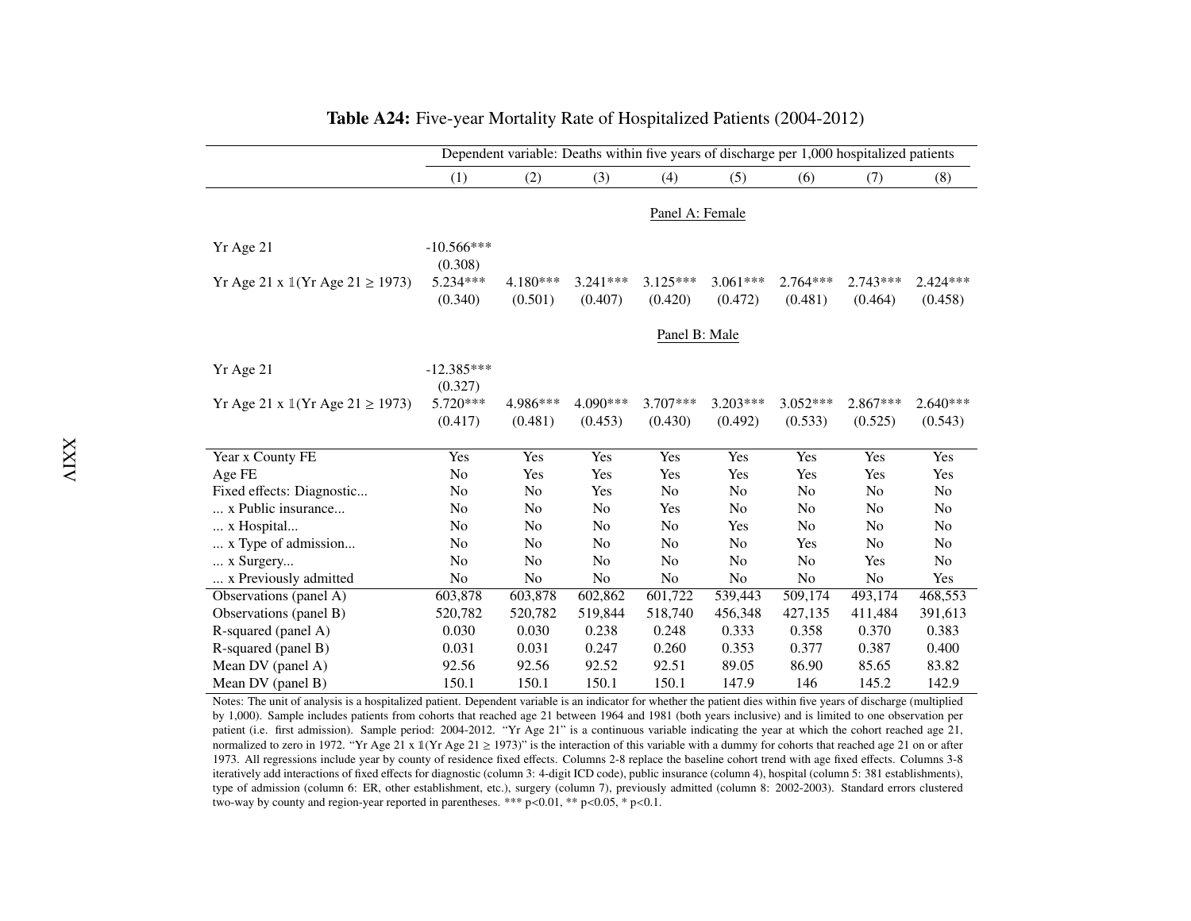**Table A24:** Five-year Mortality Rate of Hospitalized Patients (2004-2012)

| | Dependent variable: Deaths within five years of discharge per 1,000 hospitalized patients | | | | | | | |
|---|---|---|---|---|---|---|---|---|
| | (1) | (2) | (3) | (4) | (5) | (6) | (7) | (8) |
| | | | | Panel A: Female | | | | |
| Yr Age 21 | -10.566*** | | | | | | | |
| | (0.308) | | | | | | | |
| Yr Age 21 x 𝟙(Yr Age 21 ≥ 1973) | 5.234*** | 4.180*** | 3.241*** | 3.125*** | 3.061*** | 2.764*** | 2.743*** | 2.424*** |
| | (0.340) | (0.501) | (0.407) | (0.420) | (0.472) | (0.481) | (0.464) | (0.458) |
| | | | | Panel B: Male | | | | |
| Yr Age 21 | -12.385*** | | | | | | | |
| | (0.327) | | | | | | | |
| Yr Age 21 x 𝟙(Yr Age 21 ≥ 1973) | 5.720*** | 4.986*** | 4.090*** | 3.707*** | 3.203*** | 3.052*** | 2.867*** | 2.640*** |
| | (0.417) | (0.481) | (0.453) | (0.430) | (0.492) | (0.533) | (0.525) | (0.543) |
| Year x County FE | Yes | Yes | Yes | Yes | Yes | Yes | Yes | Yes |
| Age FE | No | Yes | Yes | Yes | Yes | Yes | Yes | Yes |
| Fixed effects: Diagnostic... | No | No | Yes | No | No | No | No | No |
| ... x Public insurance... | No | No | No | Yes | No | No | No | No |
| ... x Hospital... | No | No | No | No | Yes | No | No | No |
| ... x Type of admission... | No | No | No | No | No | Yes | No | No |
| ... x Surgery... | No | No | No | No | No | No | Yes | No |
| ... x Previously admitted | No | No | No | No | No | No | No | Yes |
| Observations (panel A) | 603,878 | 603,878 | 602,862 | 601,722 | 539,443 | 509,174 | 493,174 | 468,553 |
| Observations (panel B) | 520,782 | 520,782 | 519,844 | 518,740 | 456,348 | 427,135 | 411,484 | 391,613 |
| R-squared (panel A) | 0.030 | 0.030 | 0.238 | 0.248 | 0.333 | 0.358 | 0.370 | 0.383 |
| R-squared (panel B) | 0.031 | 0.031 | 0.247 | 0.260 | 0.353 | 0.377 | 0.387 | 0.400 |
| Mean DV (panel A) | 92.56 | 92.56 | 92.52 | 92.51 | 89.05 | 86.90 | 85.65 | 83.82 |
| Mean DV (panel B) | 150.1 | 150.1 | 150.1 | 150.1 | 147.9 | 146 | 145.2 | 142.9 |

Notes: The unit of analysis is a hospitalized patient. Dependent variable is an indicator for whether the patient dies within five years of discharge (multiplied by 1,000). Sample includes patients from cohorts that reached age 21 between 1964 and 1981 (both years inclusive) and is limited to one observation per patient (i.e. first admission). Sample period: 2004-2012. "Yr Age 21" is a continuous variable indicating the year at which the cohort reached age 21, normalized to zero in 1972. "Yr Age 21 x 𝟙(Yr Age 21 ≥ 1973)" is the interaction of this variable with a dummy for cohorts that reached age 21 on or after 1973. All regressions include year by county of residence fixed effects. Columns 2-8 replace the baseline cohort trend with age fixed effects. Columns 3-8 iteratively add interactions of fixed effects for diagnostic (column 3: 4-digit ICD code), public insurance (column 4), hospital (column 5: 381 establishments), type of admission (column 6: ER, other establishment, etc.), surgery (column 7), previously admitted (column 8: 2002-2003). Standard errors clustered two-way by county and region-year reported in parentheses. *** p<0.01, ** p<0.05, * p<0.1.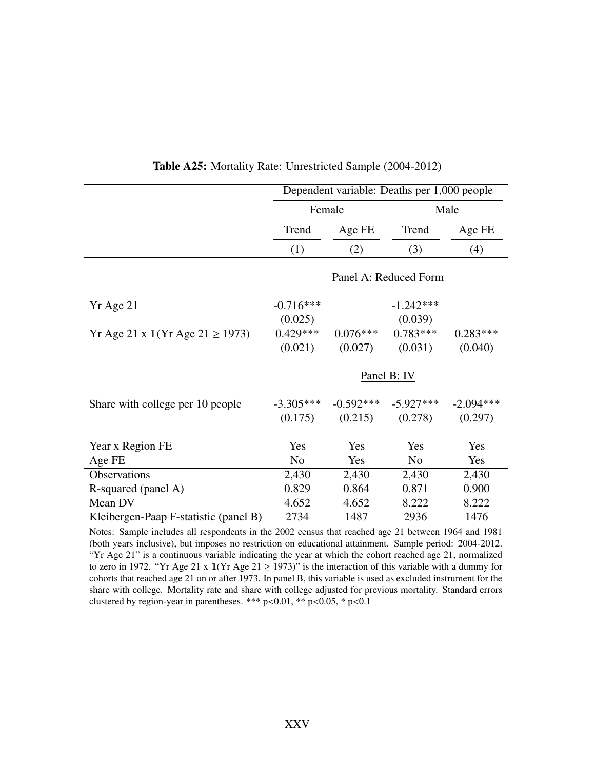**Table A25:** Mortality Rate: Unrestricted Sample (2004-2012)

| | Dependent variable: Deaths per 1,000 people | | | |
|---|---|---|---|---|
| | Female | | Male | |
| | Trend | Age FE | Trend | Age FE |
| | (1) | (2) | (3) | (4) |
| | Panel A: Reduced Form | | | |
| Yr Age 21 | -0.716*** | | -1.242*** | |
| | (0.025) | | (0.039) | |
| Yr Age 21 x $\mathbb{1}$(Yr Age 21 $\geq$ 1973) | 0.429*** | 0.076*** | 0.783*** | 0.283*** |
| | (0.021) | (0.027) | (0.031) | (0.040) |
| | Panel B: IV | | | |
| Share with college per 10 people | -3.305*** | -0.592*** | -5.927*** | -2.094*** |
| | (0.175) | (0.215) | (0.278) | (0.297) |
| Year x Region FE | Yes | Yes | Yes | Yes |
| Age FE | No | Yes | No | Yes |
| Observations | 2,430 | 2,430 | 2,430 | 2,430 |
| R-squared (panel A) | 0.829 | 0.864 | 0.871 | 0.900 |
| Mean DV | 4.652 | 4.652 | 8.222 | 8.222 |
| Kleibergen-Paap F-statistic (panel B) | 2734 | 1487 | 2936 | 1476 |

Notes: Sample includes all respondents in the 2002 census that reached age 21 between 1964 and 1981 (both years inclusive), but imposes no restriction on educational attainment. Sample period: 2004-2012. "Yr Age 21" is a continuous variable indicating the year at which the cohort reached age 21, normalized to zero in 1972. "Yr Age 21 x $\mathbb{1}$(Yr Age 21 $\geq$ 1973)" is the interaction of this variable with a dummy for cohorts that reached age 21 on or after 1973. In panel B, this variable is used as excluded instrument for the share with college. Mortality rate and share with college adjusted for previous mortality. Standard errors clustered by region-year in parentheses. *** p<0.01, ** p<0.05, * p<0.1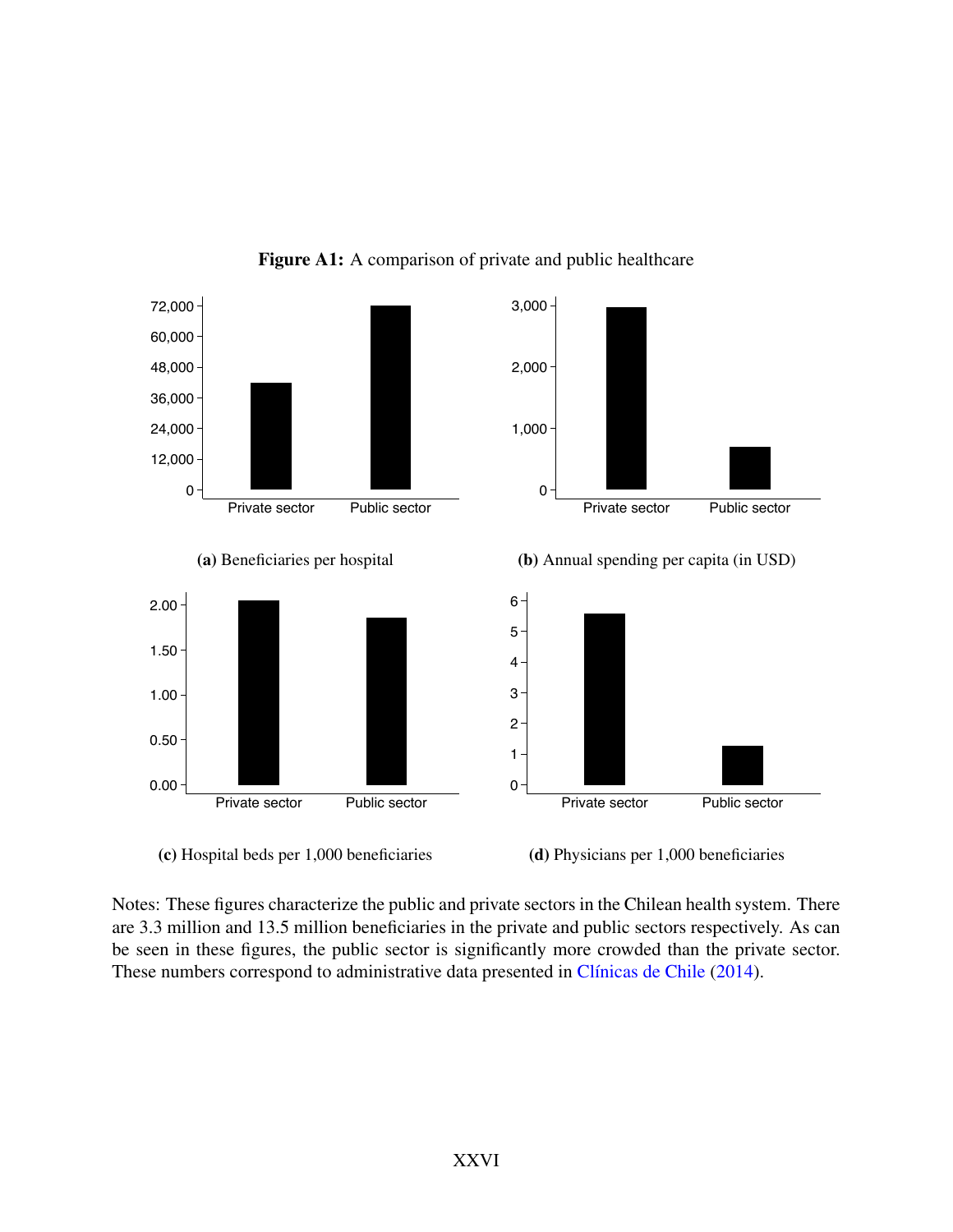**Figure A1:** A comparison of private and public healthcare

72,000
60,000
48,000
36,000
24,000
12,000
0

Private sector
Public sector

**(a)** Beneficiaries per hospital

3,000
2,000
1,000
0

Private sector
Public sector

**(b)** Annual spending per capita (in USD)

2.00
1.50
1.00
0.50
0.00

Private sector
Public sector

**(c)** Hospital beds per 1,000 beneficiaries

6
5
4
3
2
1
0

Private sector
Public sector

**(d)** Physicians per 1,000 beneficiaries

Notes: These figures characterize the public and private sectors in the Chilean health system. There are 3.3 million and 13.5 million beneficiaries in the private and public sectors respectively. As can be seen in these figures, the public sector is significantly more crowded than the private sector. These numbers correspond to administrative data presented in Clínicas de Chile (2014).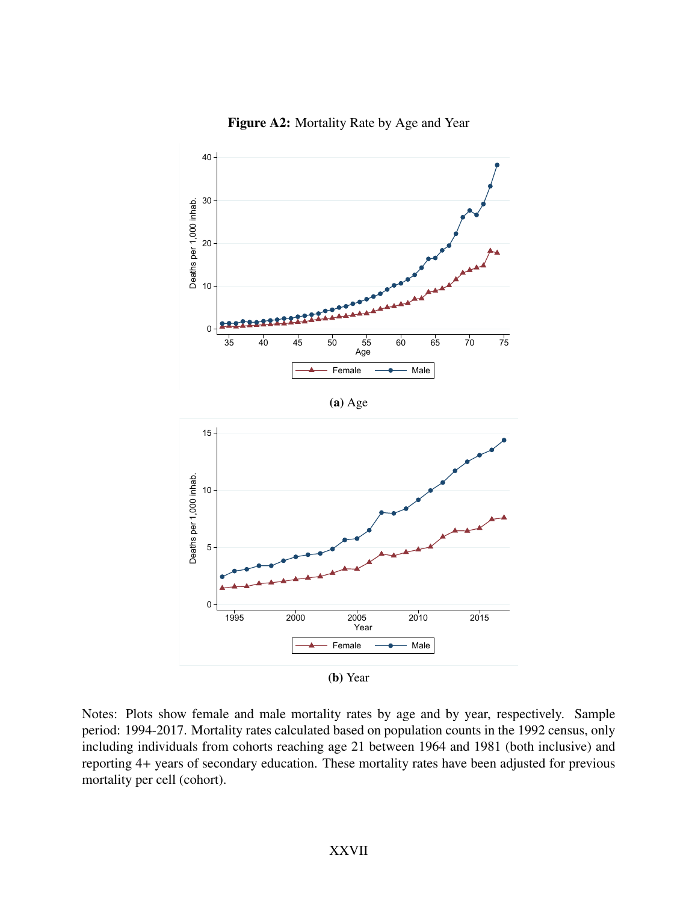**Figure A2:** Mortality Rate by Age and Year

Deaths per 1,000 inhab.

40
30
20
10
0

35 40 45 50 55 60 65 70 75

Age

Female — Male

**(a)** Age

Deaths per 1,000 inhab.

15
10
5
0

1995 2000 2005 2010 2015

Year

Female — Male

**(b)** Year

Notes: Plots show female and male mortality rates by age and by year, respectively. Sample period: 1994-2017. Mortality rates calculated based on population counts in the 1992 census, only including individuals from cohorts reaching age 21 between 1964 and 1981 (both inclusive) and reporting 4+ years of secondary education. These mortality rates have been adjusted for previous mortality per cell (cohort).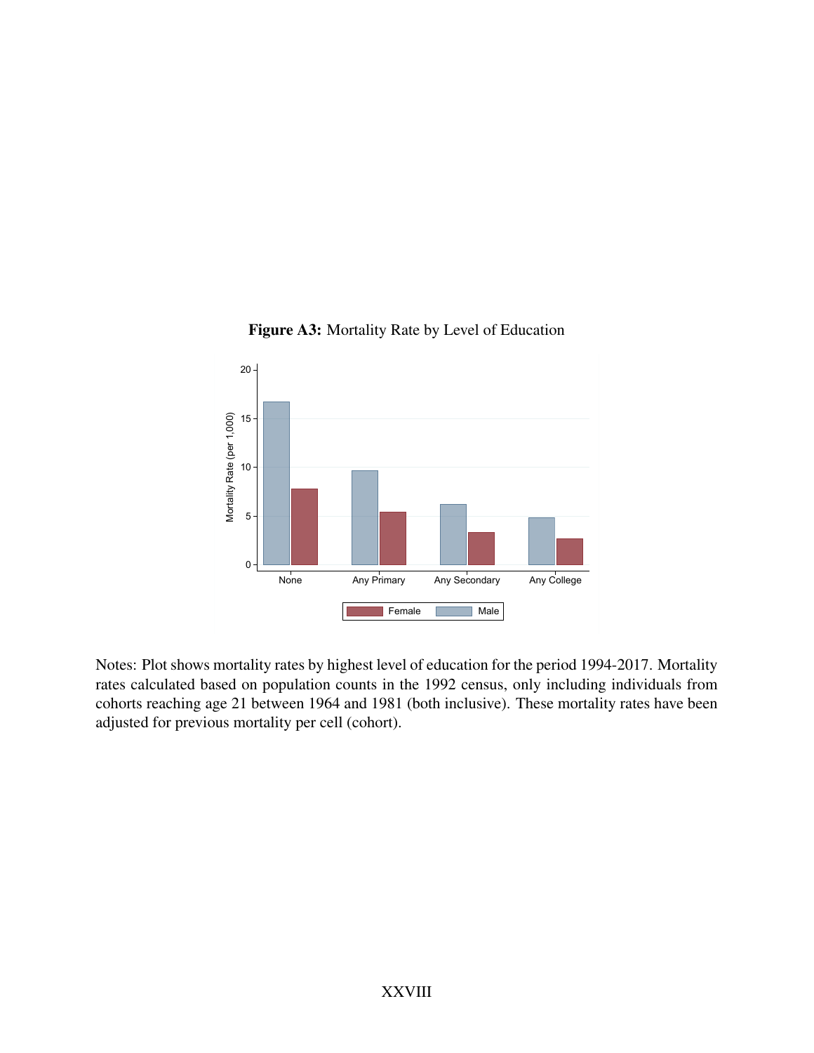**Figure A3:** Mortality Rate by Level of Education

Mortality Rate (per 1,000)

20

15

10

5

0

None

Any Primary

Any Secondary

Any College

Female

Male

Notes: Plot shows mortality rates by highest level of education for the period 1994-2017. Mortality rates calculated based on population counts in the 1992 census, only including individuals from cohorts reaching age 21 between 1964 and 1981 (both inclusive). These mortality rates have been adjusted for previous mortality per cell (cohort).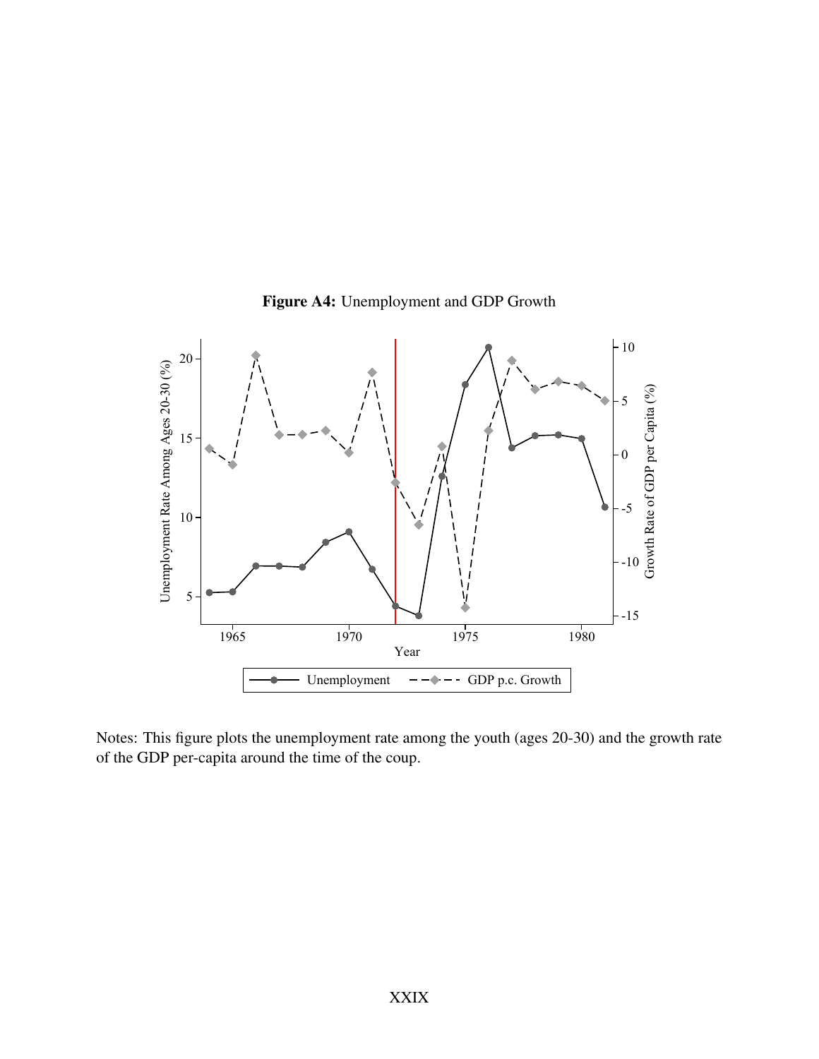**Figure A4:** Unemployment and GDP Growth

Unemployment Rate Among Ages 20-30 (%)

20

15

10

5

Growth Rate of GDP per Capita (%)

10

5

0

-5

-10

-15

1965

1970

1975

1980

Year

Unemployment

GDP p.c. Growth

Notes: This figure plots the unemployment rate among the youth (ages 20-30) and the growth rate of the GDP per-capita around the time of the coup.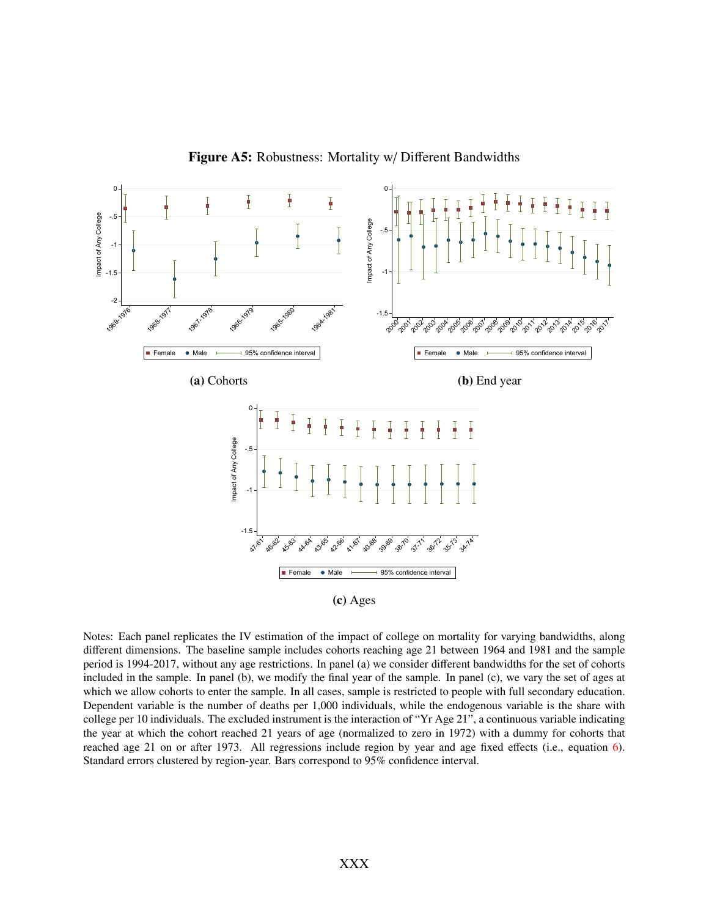**Figure A5:** Robustness: Mortality w/ Different Bandwidths

Impact of Any College

0
-.5
-1
-1.5
-2

1969-1976
1968-1977
1967-1978
1966-1979
1965-1980
1964-1981

Female
Male
95% confidence interval

**(a)** Cohorts

Impact of Any College

0
-.5
-1
-1.5

2000
2001
2002
2003
2004
2005
2006
2007
2008
2009
2010
2011
2012
2013
2014
2015
2016
2017

Female
Male
95% confidence interval

**(b)** End year

Impact of Any College

0
-.5
-1
-1.5

47-61
46-62
45-63
44-64
43-65
42-66
41-67
40-68
39-69
38-70
37-71
36-72
35-73
34-74

Female
Male
95% confidence interval

**(c)** Ages

Notes: Each panel replicates the IV estimation of the impact of college on mortality for varying bandwidths, along different dimensions. The baseline sample includes cohorts reaching age 21 between 1964 and 1981 and the sample period is 1994-2017, without any age restrictions. In panel (a) we consider different bandwidths for the set of cohorts included in the sample. In panel (b), we modify the final year of the sample. In panel (c), we vary the set of ages at which we allow cohorts to enter the sample. In all cases, sample is restricted to people with full secondary education. Dependent variable is the number of deaths per 1,000 individuals, while the endogenous variable is the share with college per 10 individuals. The excluded instrument is the interaction of "Yr Age 21", a continuous variable indicating the year at which the cohort reached 21 years of age (normalized to zero in 1972) with a dummy for cohorts that reached age 21 on or after 1973. All regressions include region by year and age fixed effects (i.e., equation 6). Standard errors clustered by region-year. Bars correspond to 95% confidence interval.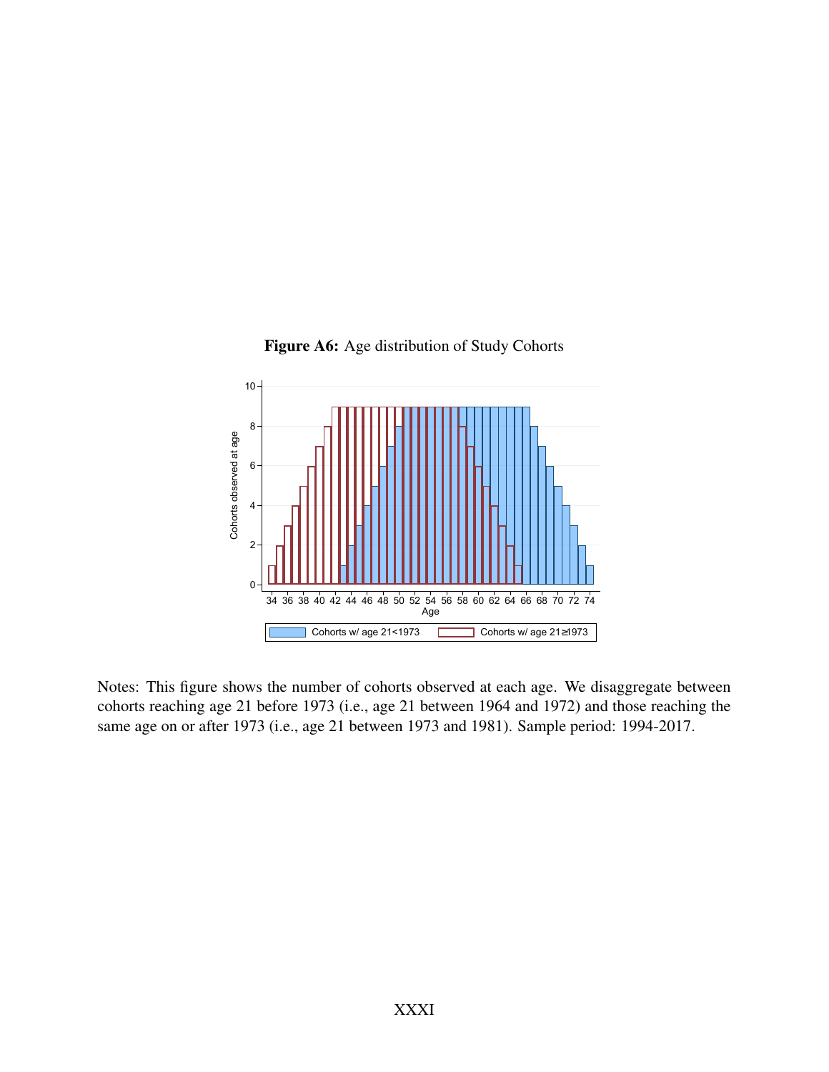**Figure A6:** Age distribution of Study Cohorts

Cohorts observed at age

10
8
6
4
2
0

34 36 38 40 42 44 46 48 50 52 54 56 58 60 62 64 66 68 70 72 74

Age

Cohorts w/ age 21<1973    Cohorts w/ age 21≥1973

Notes: This figure shows the number of cohorts observed at each age. We disaggregate between cohorts reaching age 21 before 1973 (i.e., age 21 between 1964 and 1972) and those reaching the same age on or after 1973 (i.e., age 21 between 1973 and 1981). Sample period: 1994-2017.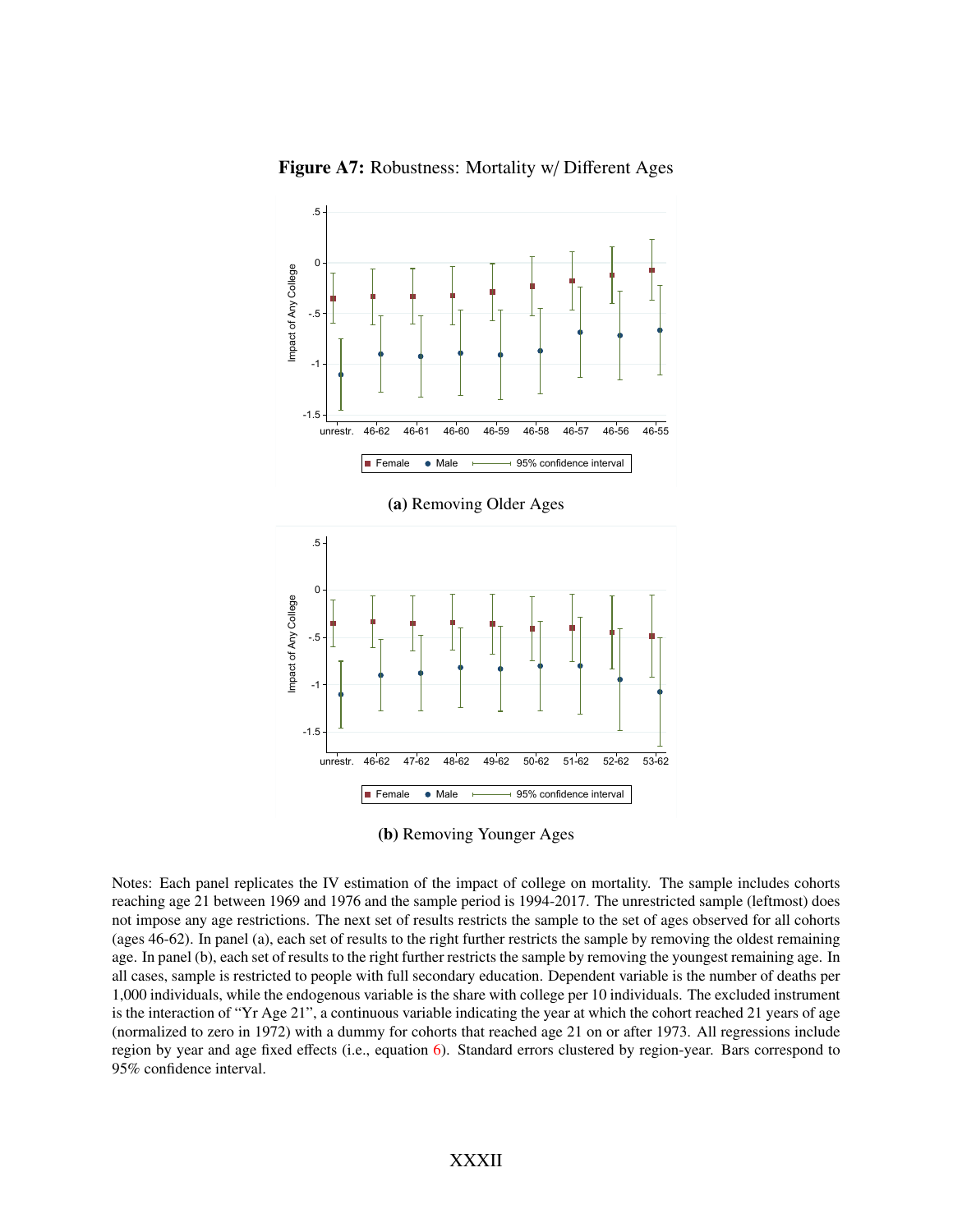**Figure A7:** Robustness: Mortality w/ Different Ages

.5
0
-.5
-1
-1.5
Impact of Any College
unrestr. 46-62 46-61 46-60 46-59 46-58 46-57 46-56 46-55
Female Male 95% confidence interval

**(a)** Removing Older Ages

.5
0
-.5
-1
-1.5
Impact of Any College
unrestr. 46-62 47-62 48-62 49-62 50-62 51-62 52-62 53-62
Female Male 95% confidence interval

**(b)** Removing Younger Ages

Notes: Each panel replicates the IV estimation of the impact of college on mortality. The sample includes cohorts reaching age 21 between 1969 and 1976 and the sample period is 1994-2017. The unrestricted sample (leftmost) does not impose any age restrictions. The next set of results restricts the sample to the set of ages observed for all cohorts (ages 46-62). In panel (a), each set of results to the right further restricts the sample by removing the oldest remaining age. In panel (b), each set of results to the right further restricts the sample by removing the youngest remaining age. In all cases, sample is restricted to people with full secondary education. Dependent variable is the number of deaths per 1,000 individuals, while the endogenous variable is the share with college per 10 individuals. The excluded instrument is the interaction of "Yr Age 21", a continuous variable indicating the year at which the cohort reached 21 years of age (normalized to zero in 1972) with a dummy for cohorts that reached age 21 on or after 1973. All regressions include region by year and age fixed effects (i.e., equation 6). Standard errors clustered by region-year. Bars correspond to 95% confidence interval.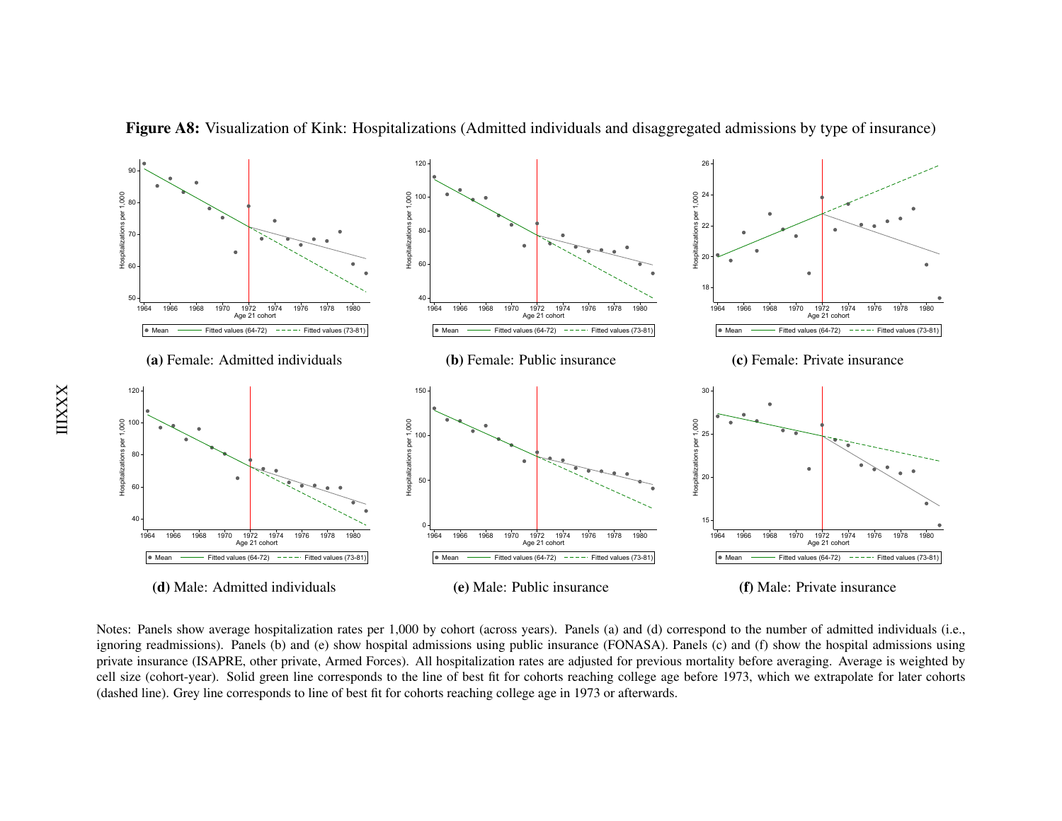**Figure A8:** Visualization of Kink: Hospitalizations (Admitted individuals and disaggregated admissions by type of insurance)

Hospitalizations per 1,000
90
80
70
60
50
1964 1966 1968 1970 1972 1974 1976 1978 1980
Age 21 cohort
Mean — Fitted values (64-72) - - - Fitted values (73-81)

**(a)** Female: Admitted individuals

Hospitalizations per 1,000
120
100
80
60
40
1964 1966 1968 1970 1972 1974 1976 1978 1980
Age 21 cohort
Mean — Fitted values (64-72) - - - Fitted values (73-81)

**(b)** Female: Public insurance

Hospitalizations per 1,000
26
24
22
20
18
1964 1966 1968 1970 1972 1974 1976 1978 1980
Age 21 cohort
Mean — Fitted values (64-72) - - - Fitted values (73-81)

**(c)** Female: Private insurance

Hospitalizations per 1,000
120
100
80
60
40
1964 1966 1968 1970 1972 1974 1976 1978 1980
Age 21 cohort
Mean — Fitted values (64-72) - - - Fitted values (73-81)

**(d)** Male: Admitted individuals

Hospitalizations per 1,000
150
100
50
0
1964 1966 1968 1970 1972 1974 1976 1978 1980
Age 21 cohort
Mean — Fitted values (64-72) - - - Fitted values (73-81)

**(e)** Male: Public insurance

Hospitalizations per 1,000
30
25
20
15
1964 1966 1968 1970 1972 1974 1976 1978 1980
Age 21 cohort
Mean — Fitted values (64-72) - - - Fitted values (73-81)

**(f)** Male: Private insurance

Notes: Panels show average hospitalization rates per 1,000 by cohort (across years). Panels (a) and (d) correspond to the number of admitted individuals (i.e., ignoring readmissions). Panels (b) and (e) show hospital admissions using public insurance (FONASA). Panels (c) and (f) show the hospital admissions using private insurance (ISAPRE, other private, Armed Forces). All hospitalization rates are adjusted for previous mortality before averaging. Average is weighted by cell size (cohort-year). Solid green line corresponds to the line of best fit for cohorts reaching college age before 1973, which we extrapolate for later cohorts (dashed line). Grey line corresponds to line of best fit for cohorts reaching college age in 1973 or afterwards.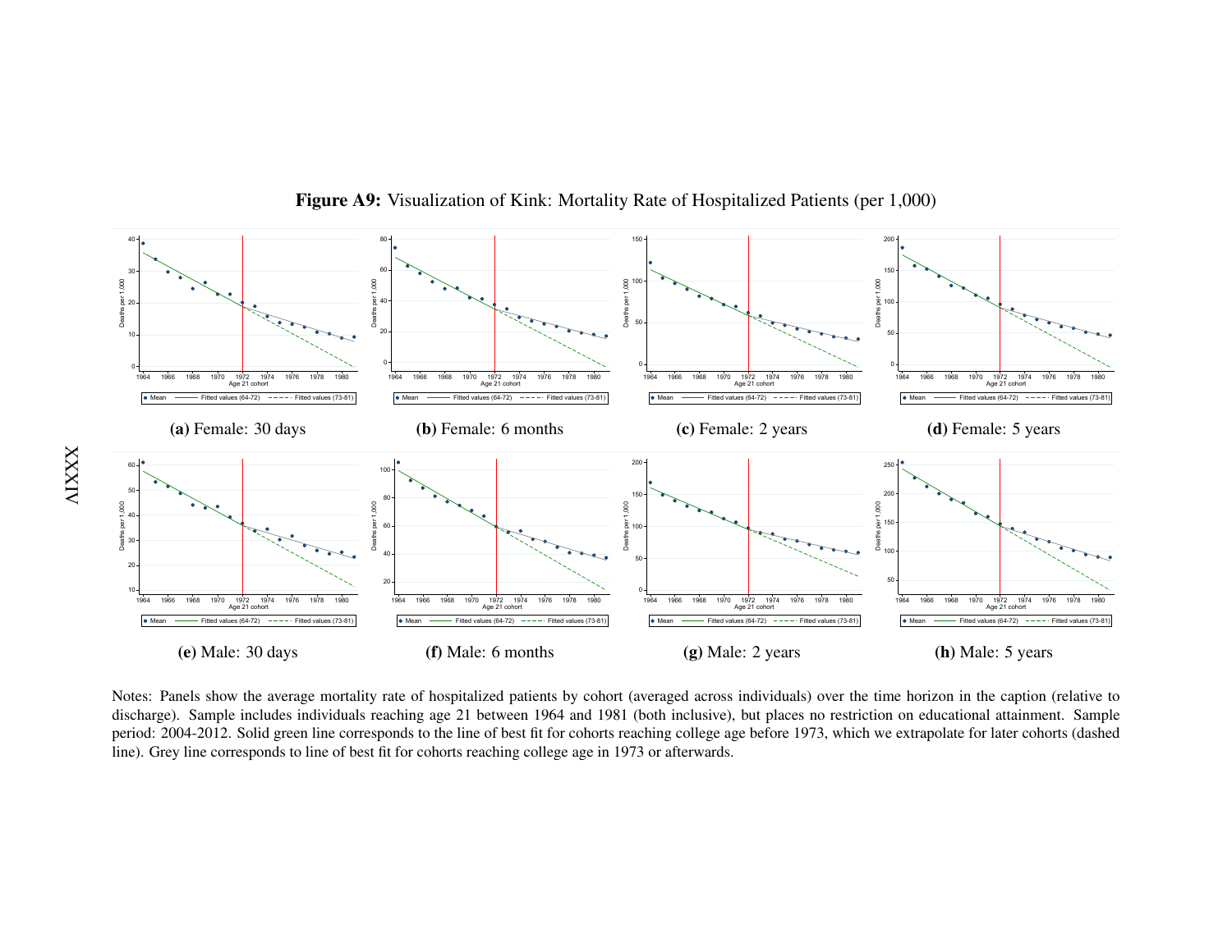**Figure A9:** Visualization of Kink: Mortality Rate of Hospitalized Patients (per 1,000)

Deaths per 1,000
Age 21 cohort
1964 1966 1968 1970 1972 1974 1976 1978 1980
Mean — Fitted values (64-72) - - - Fitted values (73-81)

**(a)** Female: 30 days

**(b)** Female: 6 months

**(c)** Female: 2 years

**(d)** Female: 5 years

**(e)** Male: 30 days

**(f)** Male: 6 months

**(g)** Male: 2 years

**(h)** Male: 5 years

Notes: Panels show the average mortality rate of hospitalized patients by cohort (averaged across individuals) over the time horizon in the caption (relative to discharge). Sample includes individuals reaching age 21 between 1964 and 1981 (both inclusive), but places no restriction on educational attainment. Sample period: 2004-2012. Solid green line corresponds to the line of best fit for cohorts reaching college age before 1973, which we extrapolate for later cohorts (dashed line). Grey line corresponds to line of best fit for cohorts reaching college age in 1973 or afterwards.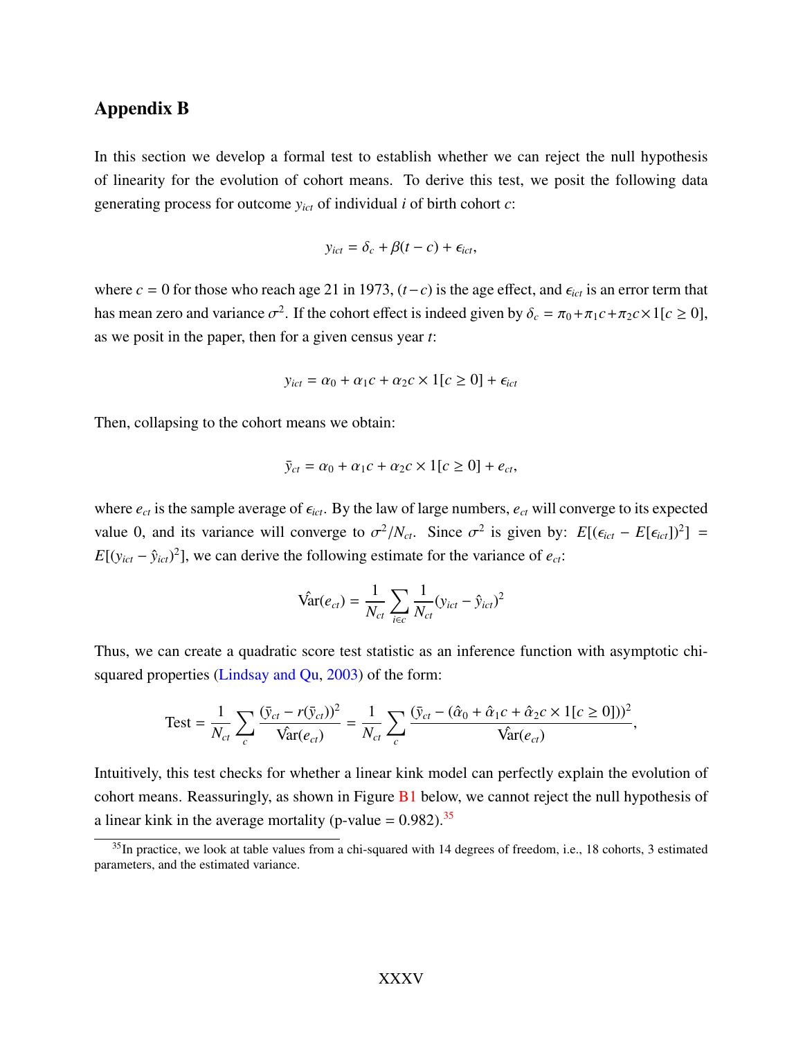## Appendix B

In this section we develop a formal test to establish whether we can reject the null hypothesis of linearity for the evolution of cohort means. To derive this test, we posit the following data generating process for outcome $y_{ict}$ of individual $i$ of birth cohort $c$:

$$y_{ict} = \delta_c + \beta(t-c) + \epsilon_{ict},$$

where $c = 0$ for those who reach age 21 in 1973, $(t-c)$ is the age effect, and $\epsilon_{ict}$ is an error term that has mean zero and variance $\sigma^2$. If the cohort effect is indeed given by $\delta_c = \pi_0 + \pi_1 c + \pi_2 c \times 1[c \geq 0]$, as we posit in the paper, then for a given census year $t$:

$$y_{ict} = \alpha_0 + \alpha_1 c + \alpha_2 c \times 1[c \geq 0] + \epsilon_{ict}$$

Then, collapsing to the cohort means we obtain:

$$\bar{y}_{ct} = \alpha_0 + \alpha_1 c + \alpha_2 c \times 1[c \geq 0] + e_{ct},$$

where $e_{ct}$ is the sample average of $\epsilon_{ict}$. By the law of large numbers, $e_{ct}$ will converge to its expected value 0, and its variance will converge to $\sigma^2/N_{ct}$. Since $\sigma^2$ is given by: $E[(\epsilon_{ict} - E[\epsilon_{ict}])^2] = E[(y_{ict} - \hat{y}_{ict})^2]$, we can derive the following estimate for the variance of $e_{ct}$:

$$\hat{\text{Var}}(e_{ct}) = \frac{1}{N_{ct}} \sum_{i \in c} \frac{1}{N_{ct}} (y_{ict} - \hat{y}_{ict})^2$$

Thus, we can create a quadratic score test statistic as an inference function with asymptotic chi-squared properties (Lindsay and Qu, 2003) of the form:

$$\text{Test} = \frac{1}{N_{ct}} \sum_{c} \frac{(\bar{y}_{ct} - r(\bar{y}_{ct}))^2}{\hat{\text{Var}}(e_{ct})} = \frac{1}{N_{ct}} \sum_{c} \frac{(\bar{y}_{ct} - (\hat{\alpha}_0 + \hat{\alpha}_1 c + \hat{\alpha}_2 c \times 1[c \geq 0]))^2}{\hat{\text{Var}}(e_{ct})},$$

Intuitively, this test checks for whether a linear kink model can perfectly explain the evolution of cohort means. Reassuringly, as shown in Figure B1 below, we cannot reject the null hypothesis of a linear kink in the average mortality (p-value = 0.982).[35]

[35] In practice, we look at table values from a chi-squared with 14 degrees of freedom, i.e., 18 cohorts, 3 estimated parameters, and the estimated variance.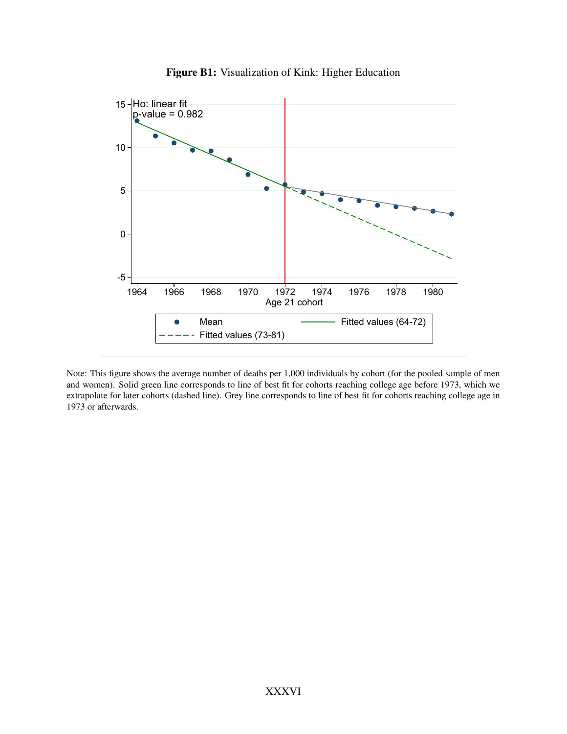**Figure B1:** Visualization of Kink: Higher Education

Ho: linear fit
p-value = 0.982

15
10
5
0
-5

1964 1966 1968 1970 1972 1974 1976 1978 1980

Age 21 cohort

Mean
Fitted values (64-72)
Fitted values (73-81)

Note: This figure shows the average number of deaths per 1,000 individuals by cohort (for the pooled sample of men and women). Solid green line corresponds to line of best fit for cohorts reaching college age before 1973, which we extrapolate for later cohorts (dashed line). Grey line corresponds to line of best fit for cohorts reaching college age in 1973 or afterwards.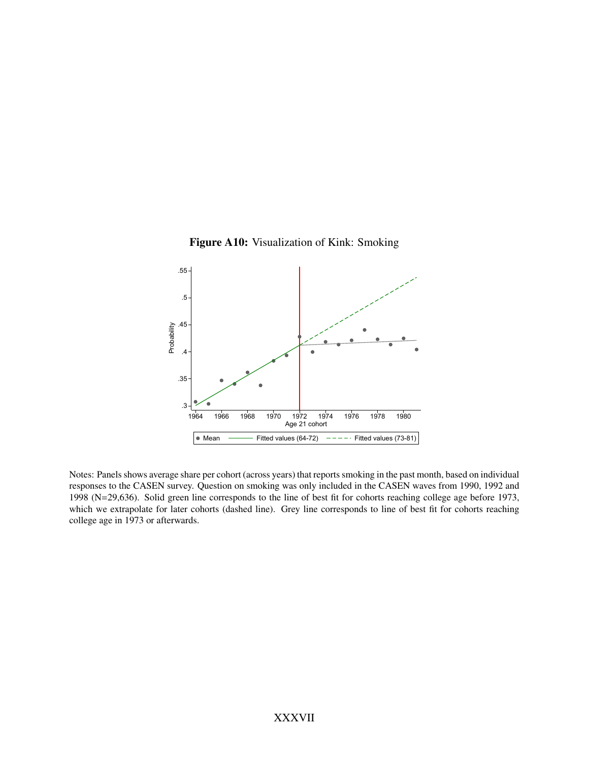**Figure A10:** Visualization of Kink: Smoking

.55
.5
.45
.4
.35
.3
Probability
1964 1966 1968 1970 1972 1974 1976 1978 1980
Age 21 cohort
Mean
Fitted values (64-72)
Fitted values (73-81)

Notes: Panels shows average share per cohort (across years) that reports smoking in the past month, based on individual responses to the CASEN survey. Question on smoking was only included in the CASEN waves from 1990, 1992 and 1998 (N=29,636). Solid green line corresponds to the line of best fit for cohorts reaching college age before 1973, which we extrapolate for later cohorts (dashed line). Grey line corresponds to line of best fit for cohorts reaching college age in 1973 or afterwards.